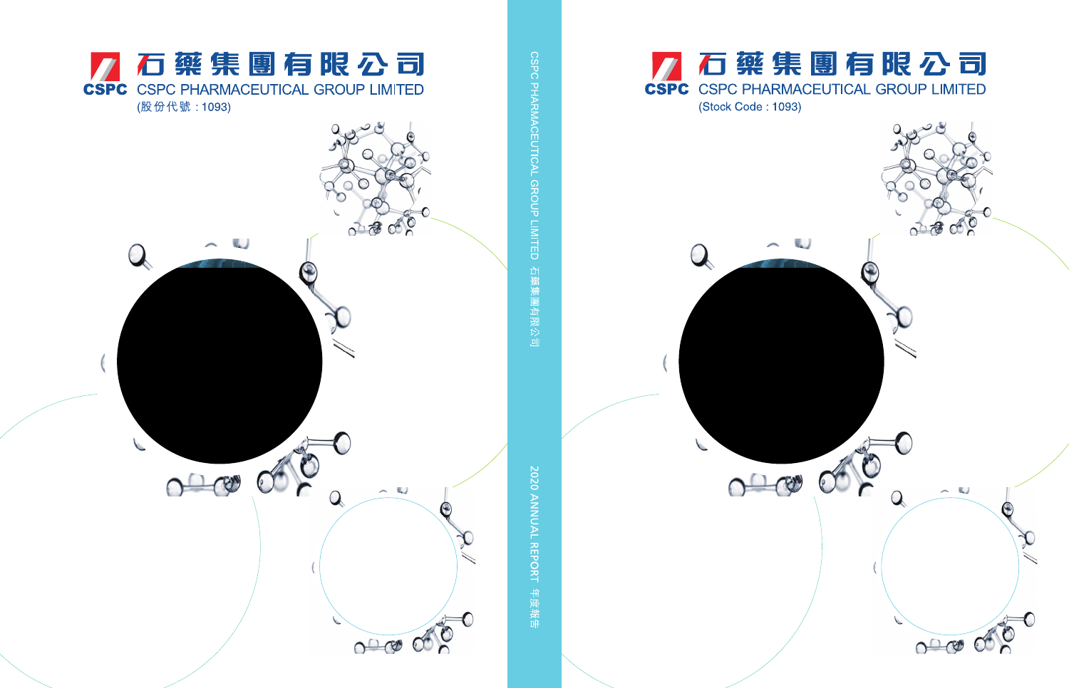# 石藥集團有限公司

CSPC

CSPC PHARMACEUTICAL GROUP LIMITED

(股份代號 : 1093)

CSPC PHARMACEUTICAL GROUP LIMITED 石藥集團有限公司

2020 ANNUAL REPORT 年度報告

# 石藥集團有限公司

CSPC

CSPC PHARMACEUTICAL GROUP LIMITED

(Stock Code : 1093)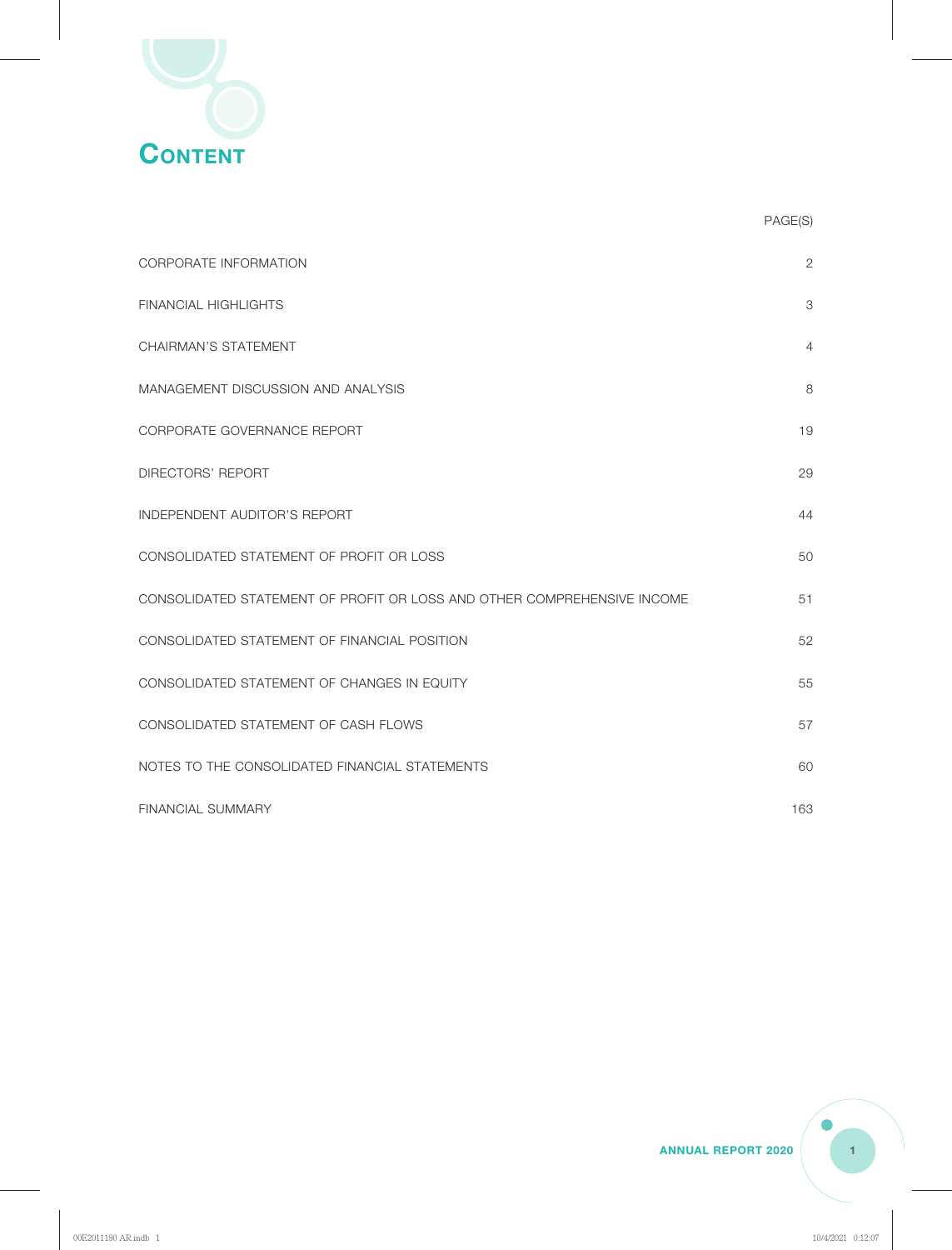# CONTENT

| | PAGE(S) |
|---|---|
| CORPORATE INFORMATION | 2 |
| FINANCIAL HIGHLIGHTS | 3 |
| CHAIRMAN'S STATEMENT | 4 |
| MANAGEMENT DISCUSSION AND ANALYSIS | 8 |
| CORPORATE GOVERNANCE REPORT | 19 |
| DIRECTORS' REPORT | 29 |
| INDEPENDENT AUDITOR'S REPORT | 44 |
| CONSOLIDATED STATEMENT OF PROFIT OR LOSS | 50 |
| CONSOLIDATED STATEMENT OF PROFIT OR LOSS AND OTHER COMPREHENSIVE INCOME | 51 |
| CONSOLIDATED STATEMENT OF FINANCIAL POSITION | 52 |
| CONSOLIDATED STATEMENT OF CHANGES IN EQUITY | 55 |
| CONSOLIDATED STATEMENT OF CASH FLOWS | 57 |
| NOTES TO THE CONSOLIDATED FINANCIAL STATEMENTS | 60 |
| FINANCIAL SUMMARY | 163 |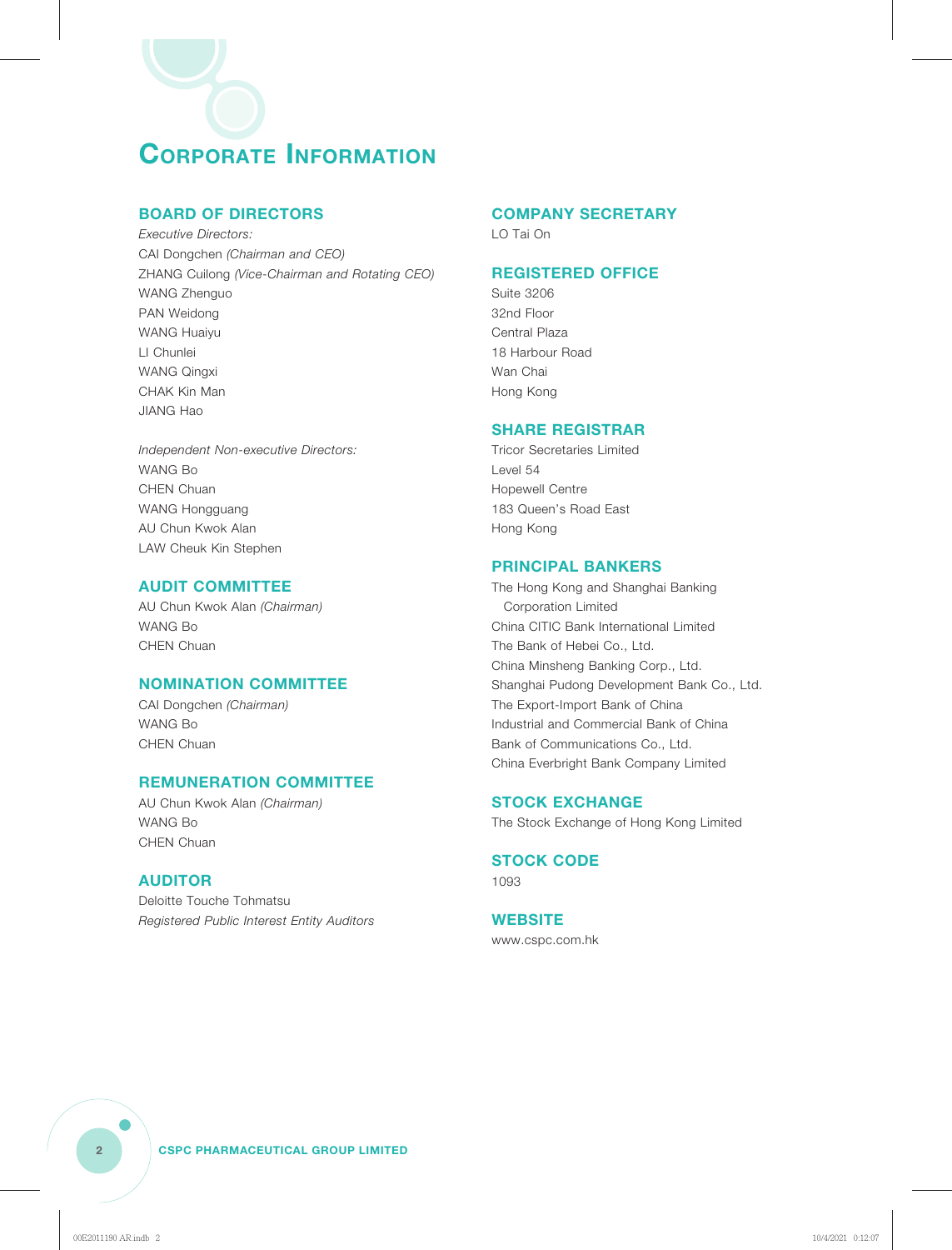# Corporate Information

## BOARD OF DIRECTORS

*Executive Directors:*
CAI Dongchen *(Chairman and CEO)*
ZHANG Cuilong *(Vice-Chairman and Rotating CEO)*
WANG Zhenguo
PAN Weidong
WANG Huaiyu
LI Chunlei
WANG Qingxi
CHAK Kin Man
JIANG Hao

*Independent Non-executive Directors:*
WANG Bo
CHEN Chuan
WANG Hongguang
AU Chun Kwok Alan
LAW Cheuk Kin Stephen

## AUDIT COMMITTEE

AU Chun Kwok Alan *(Chairman)*
WANG Bo
CHEN Chuan

## NOMINATION COMMITTEE

CAI Dongchen *(Chairman)*
WANG Bo
CHEN Chuan

## REMUNERATION COMMITTEE

AU Chun Kwok Alan *(Chairman)*
WANG Bo
CHEN Chuan

## AUDITOR

Deloitte Touche Tohmatsu
*Registered Public Interest Entity Auditors*

## COMPANY SECRETARY

LO Tai On

## REGISTERED OFFICE

Suite 3206
32nd Floor
Central Plaza
18 Harbour Road
Wan Chai
Hong Kong

## SHARE REGISTRAR

Tricor Secretaries Limited
Level 54
Hopewell Centre
183 Queen's Road East
Hong Kong

## PRINCIPAL BANKERS

The Hong Kong and Shanghai Banking Corporation Limited
China CITIC Bank International Limited
The Bank of Hebei Co., Ltd.
China Minsheng Banking Corp., Ltd.
Shanghai Pudong Development Bank Co., Ltd.
The Export-Import Bank of China
Industrial and Commercial Bank of China
Bank of Communications Co., Ltd.
China Everbright Bank Company Limited

## STOCK EXCHANGE

The Stock Exchange of Hong Kong Limited

## STOCK CODE

1093

## WEBSITE

www.cspc.com.hk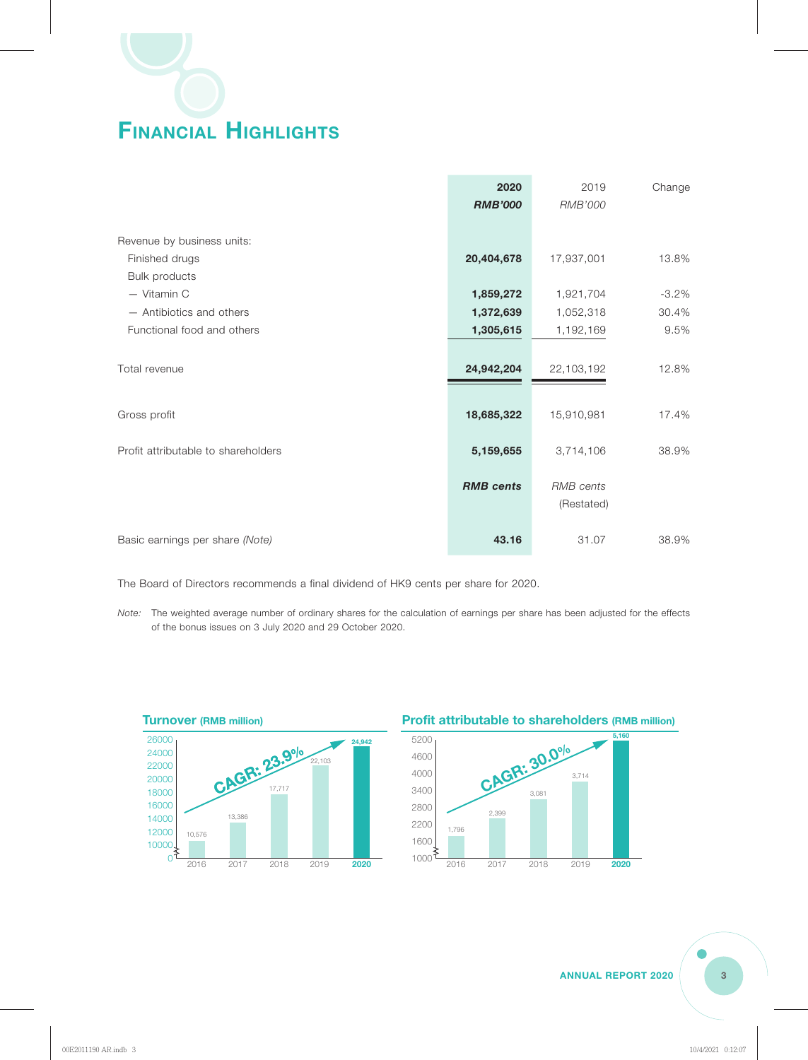# Financial Highlights

| | **2020** | 2019 | Change |
|---|---|---|---|
| | ***RMB'000*** | *RMB'000* | |
| Revenue by business units: | | | |
| Finished drugs | **20,404,678** | 17,937,001 | 13.8% |
| Bulk products | | | |
| — Vitamin C | **1,859,272** | 1,921,704 | -3.2% |
| — Antibiotics and others | **1,372,639** | 1,052,318 | 30.4% |
| Functional food and others | **1,305,615** | 1,192,169 | 9.5% |
| Total revenue | **24,942,204** | 22,103,192 | 12.8% |
| Gross profit | **18,685,322** | 15,910,981 | 17.4% |
| Profit attributable to shareholders | **5,159,655** | 3,714,106 | 38.9% |
| | ***RMB cents*** | *RMB cents* (Restated) | |
| Basic earnings per share *(Note)* | **43.16** | 31.07 | 38.9% |

The Board of Directors recommends a final dividend of HK9 cents per share for 2020.

*Note:* The weighted average number of ordinary shares for the calculation of earnings per share has been adjusted for the effects of the bonus issues on 3 July 2020 and 29 October 2020.

**Turnover (RMB million)**

CAGR: 23.9%

| 2016 | 2017 | 2018 | 2019 | 2020 |
|---|---|---|---|---|
| 10,576 | 13,386 | 17,717 | 22,103 | 24,942 |

**Profit attributable to shareholders (RMB million)**

CAGR: 30.0%

| 2016 | 2017 | 2018 | 2019 | 2020 |
|---|---|---|---|---|
| 1,796 | 2,399 | 3,081 | 3,714 | 5,160 |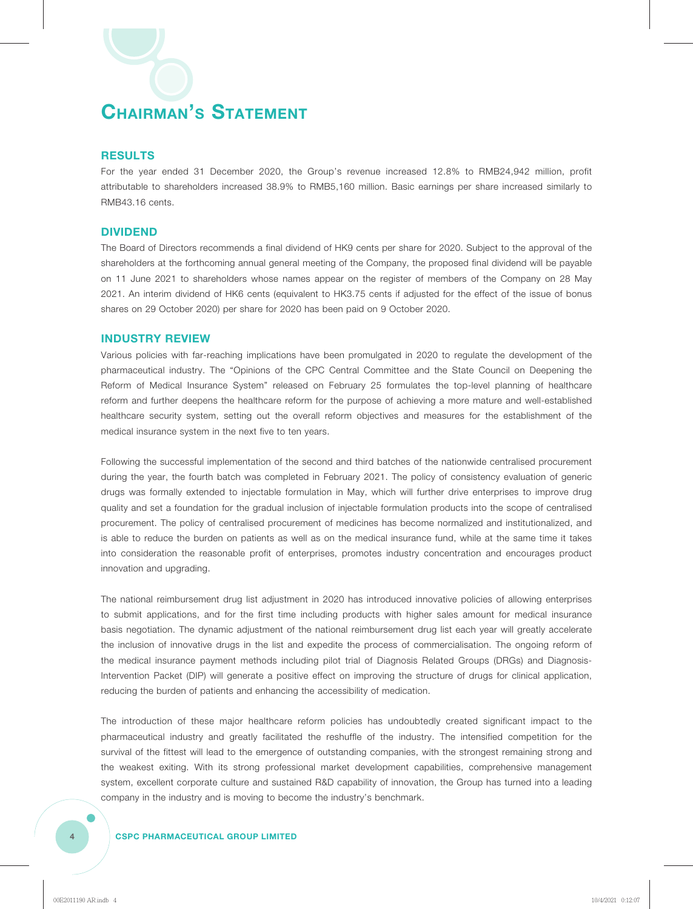# CHAIRMAN'S STATEMENT

## RESULTS

For the year ended 31 December 2020, the Group's revenue increased 12.8% to RMB24,942 million, profit attributable to shareholders increased 38.9% to RMB5,160 million. Basic earnings per share increased similarly to RMB43.16 cents.

## DIVIDEND

The Board of Directors recommends a final dividend of HK9 cents per share for 2020. Subject to the approval of the shareholders at the forthcoming annual general meeting of the Company, the proposed final dividend will be payable on 11 June 2021 to shareholders whose names appear on the register of members of the Company on 28 May 2021. An interim dividend of HK6 cents (equivalent to HK3.75 cents if adjusted for the effect of the issue of bonus shares on 29 October 2020) per share for 2020 has been paid on 9 October 2020.

## INDUSTRY REVIEW

Various policies with far-reaching implications have been promulgated in 2020 to regulate the development of the pharmaceutical industry. The "Opinions of the CPC Central Committee and the State Council on Deepening the Reform of Medical Insurance System" released on February 25 formulates the top-level planning of healthcare reform and further deepens the healthcare reform for the purpose of achieving a more mature and well-established healthcare security system, setting out the overall reform objectives and measures for the establishment of the medical insurance system in the next five to ten years.

Following the successful implementation of the second and third batches of the nationwide centralised procurement during the year, the fourth batch was completed in February 2021. The policy of consistency evaluation of generic drugs was formally extended to injectable formulation in May, which will further drive enterprises to improve drug quality and set a foundation for the gradual inclusion of injectable formulation products into the scope of centralised procurement. The policy of centralised procurement of medicines has become normalized and institutionalized, and is able to reduce the burden on patients as well as on the medical insurance fund, while at the same time it takes into consideration the reasonable profit of enterprises, promotes industry concentration and encourages product innovation and upgrading.

The national reimbursement drug list adjustment in 2020 has introduced innovative policies of allowing enterprises to submit applications, and for the first time including products with higher sales amount for medical insurance basis negotiation. The dynamic adjustment of the national reimbursement drug list each year will greatly accelerate the inclusion of innovative drugs in the list and expedite the process of commercialisation. The ongoing reform of the medical insurance payment methods including pilot trial of Diagnosis Related Groups (DRGs) and Diagnosis-Intervention Packet (DIP) will generate a positive effect on improving the structure of drugs for clinical application, reducing the burden of patients and enhancing the accessibility of medication.

The introduction of these major healthcare reform policies has undoubtedly created significant impact to the pharmaceutical industry and greatly facilitated the reshuffle of the industry. The intensified competition for the survival of the fittest will lead to the emergence of outstanding companies, with the strongest remaining strong and the weakest exiting. With its strong professional market development capabilities, comprehensive management system, excellent corporate culture and sustained R&D capability of innovation, the Group has turned into a leading company in the industry and is moving to become the industry's benchmark.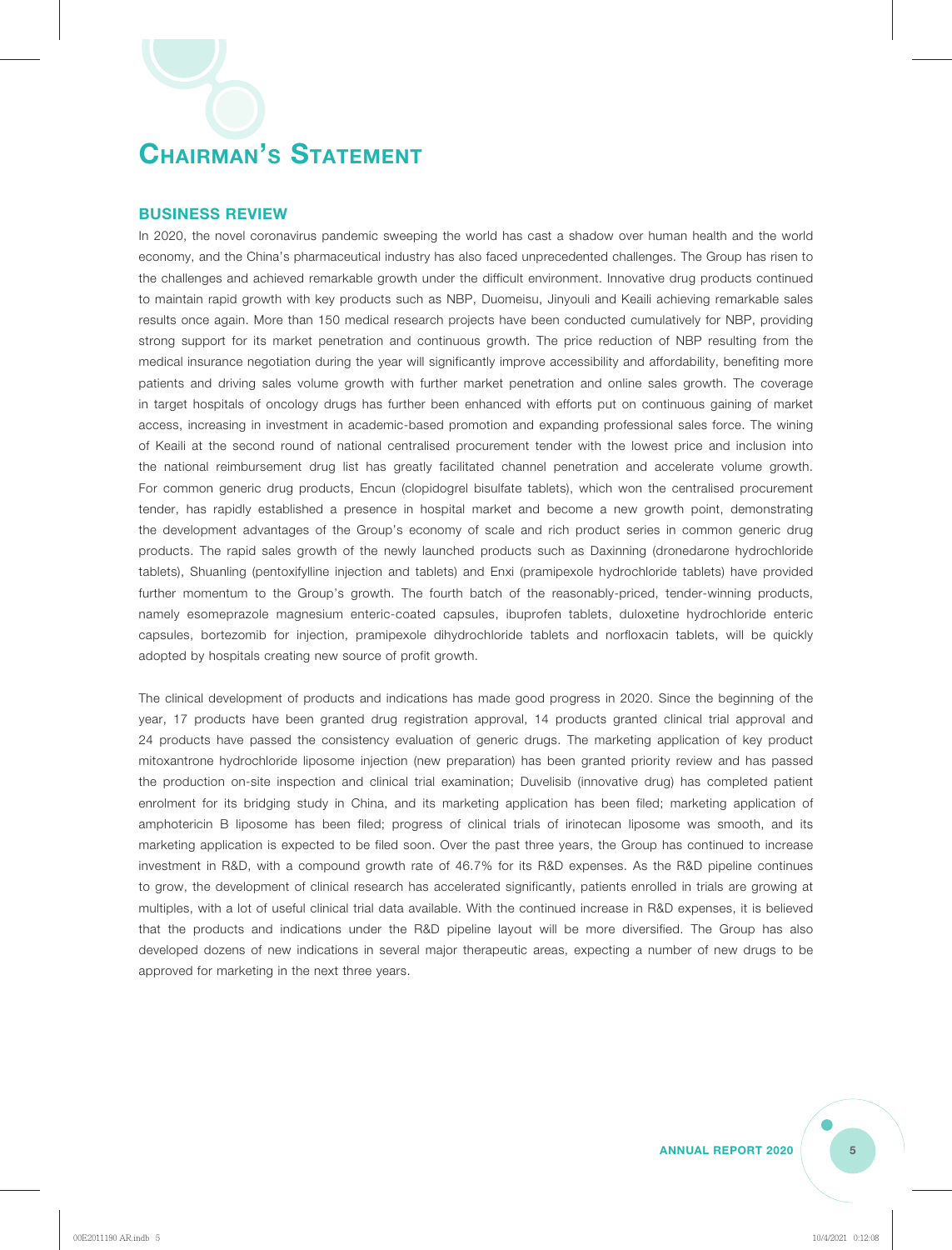# Chairman's Statement

## BUSINESS REVIEW

In 2020, the novel coronavirus pandemic sweeping the world has cast a shadow over human health and the world economy, and the China's pharmaceutical industry has also faced unprecedented challenges. The Group has risen to the challenges and achieved remarkable growth under the difficult environment. Innovative drug products continued to maintain rapid growth with key products such as NBP, Duomeisu, Jinyouli and Keaili achieving remarkable sales results once again. More than 150 medical research projects have been conducted cumulatively for NBP, providing strong support for its market penetration and continuous growth. The price reduction of NBP resulting from the medical insurance negotiation during the year will significantly improve accessibility and affordability, benefiting more patients and driving sales volume growth with further market penetration and online sales growth. The coverage in target hospitals of oncology drugs has further been enhanced with efforts put on continuous gaining of market access, increasing in investment in academic-based promotion and expanding professional sales force. The wining of Keaili at the second round of national centralised procurement tender with the lowest price and inclusion into the national reimbursement drug list has greatly facilitated channel penetration and accelerate volume growth. For common generic drug products, Encun (clopidogrel bisulfate tablets), which won the centralised procurement tender, has rapidly established a presence in hospital market and become a new growth point, demonstrating the development advantages of the Group's economy of scale and rich product series in common generic drug products. The rapid sales growth of the newly launched products such as Daxinning (dronedarone hydrochloride tablets), Shuanling (pentoxifylline injection and tablets) and Enxi (pramipexole hydrochloride tablets) have provided further momentum to the Group's growth. The fourth batch of the reasonably-priced, tender-winning products, namely esomeprazole magnesium enteric-coated capsules, ibuprofen tablets, duloxetine hydrochloride enteric capsules, bortezomib for injection, pramipexole dihydrochloride tablets and norfloxacin tablets, will be quickly adopted by hospitals creating new source of profit growth.

The clinical development of products and indications has made good progress in 2020. Since the beginning of the year, 17 products have been granted drug registration approval, 14 products granted clinical trial approval and 24 products have passed the consistency evaluation of generic drugs. The marketing application of key product mitoxantrone hydrochloride liposome injection (new preparation) has been granted priority review and has passed the production on-site inspection and clinical trial examination; Duvelisib (innovative drug) has completed patient enrolment for its bridging study in China, and its marketing application has been filed; marketing application of amphotericin B liposome has been filed; progress of clinical trials of irinotecan liposome was smooth, and its marketing application is expected to be filed soon. Over the past three years, the Group has continued to increase investment in R&D, with a compound growth rate of 46.7% for its R&D expenses. As the R&D pipeline continues to grow, the development of clinical research has accelerated significantly, patients enrolled in trials are growing at multiples, with a lot of useful clinical trial data available. With the continued increase in R&D expenses, it is believed that the products and indications under the R&D pipeline layout will be more diversified. The Group has also developed dozens of new indications in several major therapeutic areas, expecting a number of new drugs to be approved for marketing in the next three years.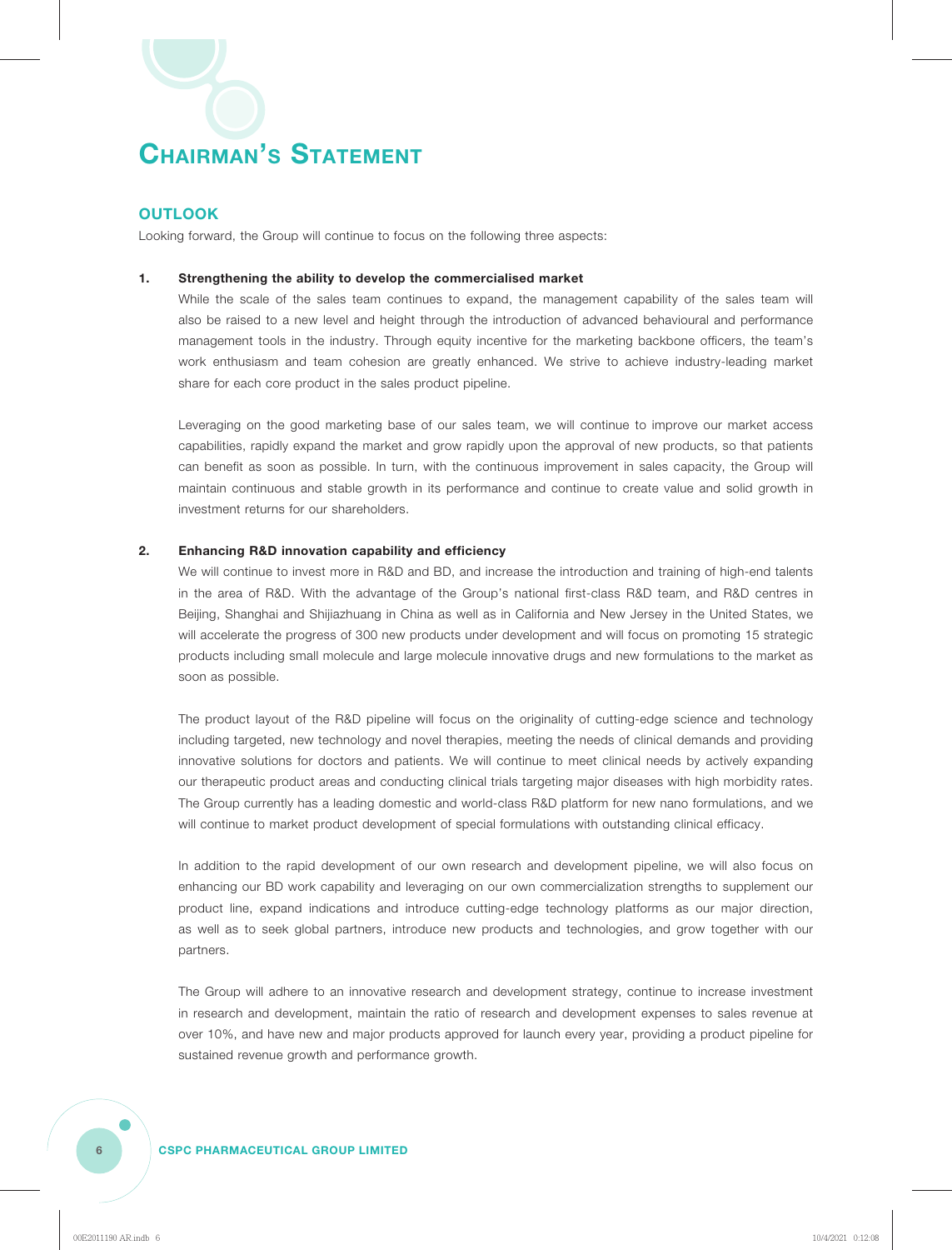# Chairman's Statement

## OUTLOOK

Looking forward, the Group will continue to focus on the following three aspects:

1. **Strengthening the ability to develop the commercialised market**

   While the scale of the sales team continues to expand, the management capability of the sales team will also be raised to a new level and height through the introduction of advanced behavioural and performance management tools in the industry. Through equity incentive for the marketing backbone officers, the team's work enthusiasm and team cohesion are greatly enhanced. We strive to achieve industry-leading market share for each core product in the sales product pipeline.

   Leveraging on the good marketing base of our sales team, we will continue to improve our market access capabilities, rapidly expand the market and grow rapidly upon the approval of new products, so that patients can benefit as soon as possible. In turn, with the continuous improvement in sales capacity, the Group will maintain continuous and stable growth in its performance and continue to create value and solid growth in investment returns for our shareholders.

2. **Enhancing R&D innovation capability and efficiency**

   We will continue to invest more in R&D and BD, and increase the introduction and training of high-end talents in the area of R&D. With the advantage of the Group's national first-class R&D team, and R&D centres in Beijing, Shanghai and Shijiazhuang in China as well as in California and New Jersey in the United States, we will accelerate the progress of 300 new products under development and will focus on promoting 15 strategic products including small molecule and large molecule innovative drugs and new formulations to the market as soon as possible.

   The product layout of the R&D pipeline will focus on the originality of cutting-edge science and technology including targeted, new technology and novel therapies, meeting the needs of clinical demands and providing innovative solutions for doctors and patients. We will continue to meet clinical needs by actively expanding our therapeutic product areas and conducting clinical trials targeting major diseases with high morbidity rates. The Group currently has a leading domestic and world-class R&D platform for new nano formulations, and we will continue to market product development of special formulations with outstanding clinical efficacy.

   In addition to the rapid development of our own research and development pipeline, we will also focus on enhancing our BD work capability and leveraging on our own commercialization strengths to supplement our product line, expand indications and introduce cutting-edge technology platforms as our major direction, as well as to seek global partners, introduce new products and technologies, and grow together with our partners.

   The Group will adhere to an innovative research and development strategy, continue to increase investment in research and development, maintain the ratio of research and development expenses to sales revenue at over 10%, and have new and major products approved for launch every year, providing a product pipeline for sustained revenue growth and performance growth.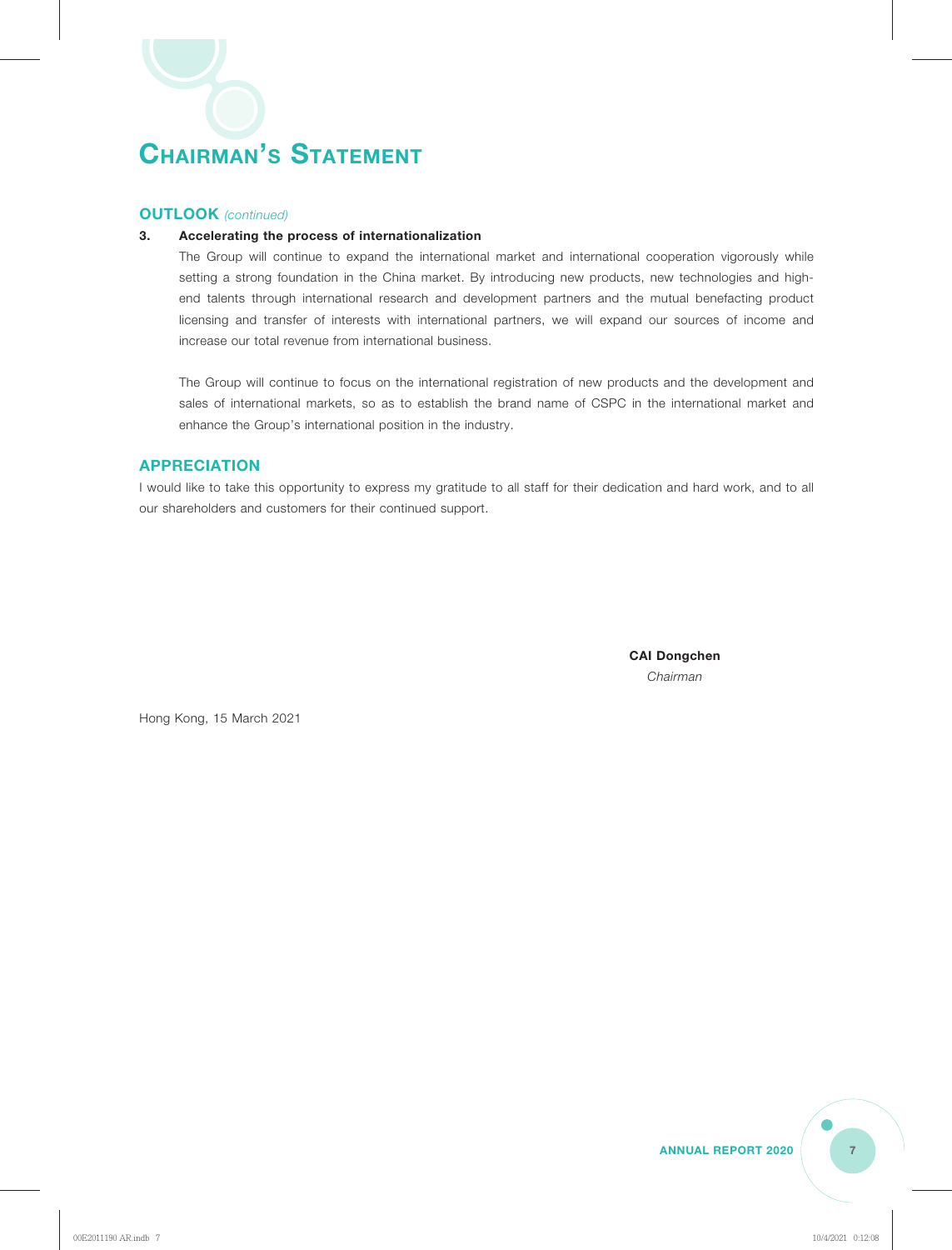# CHAIRMAN'S STATEMENT

## OUTLOOK *(continued)*

**3. Accelerating the process of internationalization**

The Group will continue to expand the international market and international cooperation vigorously while setting a strong foundation in the China market. By introducing new products, new technologies and high-end talents through international research and development partners and the mutual benefacting product licensing and transfer of interests with international partners, we will expand our sources of income and increase our total revenue from international business.

The Group will continue to focus on the international registration of new products and the development and sales of international markets, so as to establish the brand name of CSPC in the international market and enhance the Group's international position in the industry.

## APPRECIATION

I would like to take this opportunity to express my gratitude to all staff for their dedication and hard work, and to all our shareholders and customers for their continued support.

**CAI Dongchen**
*Chairman*

Hong Kong, 15 March 2021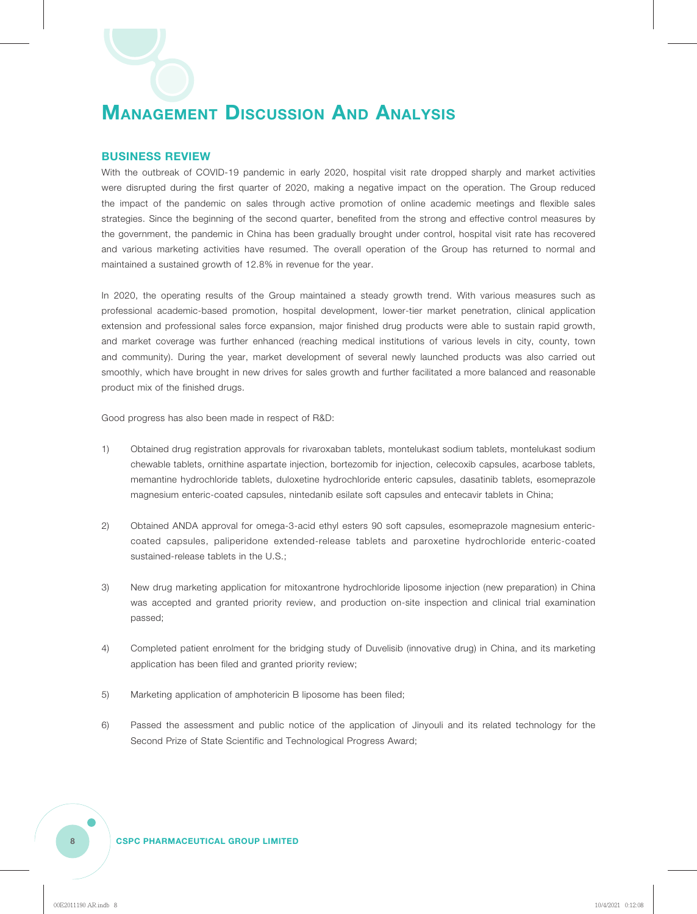# Management Discussion And Analysis

## BUSINESS REVIEW

With the outbreak of COVID-19 pandemic in early 2020, hospital visit rate dropped sharply and market activities were disrupted during the first quarter of 2020, making a negative impact on the operation. The Group reduced the impact of the pandemic on sales through active promotion of online academic meetings and flexible sales strategies. Since the beginning of the second quarter, benefited from the strong and effective control measures by the government, the pandemic in China has been gradually brought under control, hospital visit rate has recovered and various marketing activities have resumed. The overall operation of the Group has returned to normal and maintained a sustained growth of 12.8% in revenue for the year.

In 2020, the operating results of the Group maintained a steady growth trend. With various measures such as professional academic-based promotion, hospital development, lower-tier market penetration, clinical application extension and professional sales force expansion, major finished drug products were able to sustain rapid growth, and market coverage was further enhanced (reaching medical institutions of various levels in city, county, town and community). During the year, market development of several newly launched products was also carried out smoothly, which have brought in new drives for sales growth and further facilitated a more balanced and reasonable product mix of the finished drugs.

Good progress has also been made in respect of R&D:

1) Obtained drug registration approvals for rivaroxaban tablets, montelukast sodium tablets, montelukast sodium chewable tablets, ornithine aspartate injection, bortezomib for injection, celecoxib capsules, acarbose tablets, memantine hydrochloride tablets, duloxetine hydrochloride enteric capsules, dasatinib tablets, esomeprazole magnesium enteric-coated capsules, nintedanib esilate soft capsules and entecavir tablets in China;

2) Obtained ANDA approval for omega-3-acid ethyl esters 90 soft capsules, esomeprazole magnesium enteric-coated capsules, paliperidone extended-release tablets and paroxetine hydrochloride enteric-coated sustained-release tablets in the U.S.;

3) New drug marketing application for mitoxantrone hydrochloride liposome injection (new preparation) in China was accepted and granted priority review, and production on-site inspection and clinical trial examination passed;

4) Completed patient enrolment for the bridging study of Duvelisib (innovative drug) in China, and its marketing application has been filed and granted priority review;

5) Marketing application of amphotericin B liposome has been filed;

6) Passed the assessment and public notice of the application of Jinyouli and its related technology for the Second Prize of State Scientific and Technological Progress Award;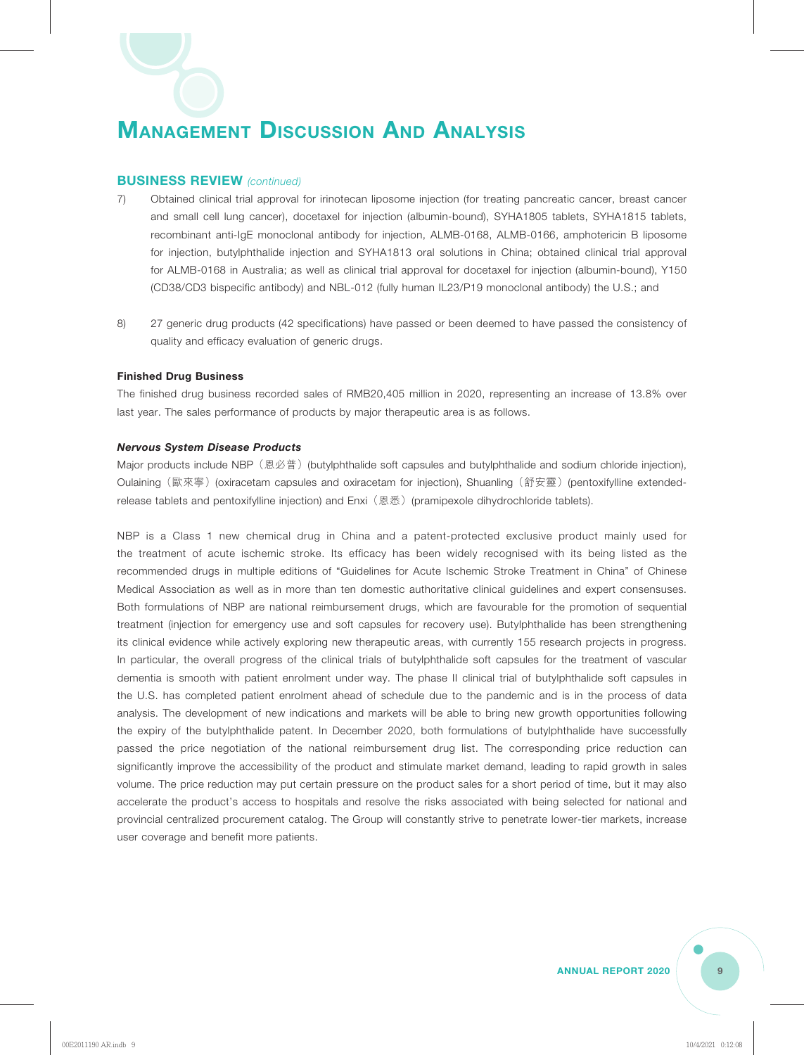# Management Discussion And Analysis

## BUSINESS REVIEW *(continued)*

7) Obtained clinical trial approval for irinotecan liposome injection (for treating pancreatic cancer, breast cancer and small cell lung cancer), docetaxel for injection (albumin-bound), SYHA1805 tablets, SYHA1815 tablets, recombinant anti-IgE monoclonal antibody for injection, ALMB-0168, ALMB-0166, amphotericin B liposome for injection, butylphthalide injection and SYHA1813 oral solutions in China; obtained clinical trial approval for ALMB-0168 in Australia; as well as clinical trial approval for docetaxel for injection (albumin-bound), Y150 (CD38/CD3 bispecific antibody) and NBL-012 (fully human IL23/P19 monoclonal antibody) the U.S.; and

8) 27 generic drug products (42 specifications) have passed or been deemed to have passed the consistency of quality and efficacy evaluation of generic drugs.

**Finished Drug Business**

The finished drug business recorded sales of RMB20,405 million in 2020, representing an increase of 13.8% over last year. The sales performance of products by major therapeutic area is as follows.

***Nervous System Disease Products***

Major products include NBP（恩必普）(butylphthalide soft capsules and butylphthalide and sodium chloride injection), Oulaining（歐來寧）(oxiracetam capsules and oxiracetam for injection), Shuanling（舒安靈）(pentoxifylline extended-release tablets and pentoxifylline injection) and Enxi（恩悉）(pramipexole dihydrochloride tablets).

NBP is a Class 1 new chemical drug in China and a patent-protected exclusive product mainly used for the treatment of acute ischemic stroke. Its efficacy has been widely recognised with its being listed as the recommended drugs in multiple editions of "Guidelines for Acute Ischemic Stroke Treatment in China" of Chinese Medical Association as well as in more than ten domestic authoritative clinical guidelines and expert consensuses. Both formulations of NBP are national reimbursement drugs, which are favourable for the promotion of sequential treatment (injection for emergency use and soft capsules for recovery use). Butylphthalide has been strengthening its clinical evidence while actively exploring new therapeutic areas, with currently 155 research projects in progress. In particular, the overall progress of the clinical trials of butylphthalide soft capsules for the treatment of vascular dementia is smooth with patient enrolment under way. The phase II clinical trial of butylphthalide soft capsules in the U.S. has completed patient enrolment ahead of schedule due to the pandemic and is in the process of data analysis. The development of new indications and markets will be able to bring new growth opportunities following the expiry of the butylphthalide patent. In December 2020, both formulations of butylphthalide have successfully passed the price negotiation of the national reimbursement drug list. The corresponding price reduction can significantly improve the accessibility of the product and stimulate market demand, leading to rapid growth in sales volume. The price reduction may put certain pressure on the product sales for a short period of time, but it may also accelerate the product's access to hospitals and resolve the risks associated with being selected for national and provincial centralized procurement catalog. The Group will constantly strive to penetrate lower-tier markets, increase user coverage and benefit more patients.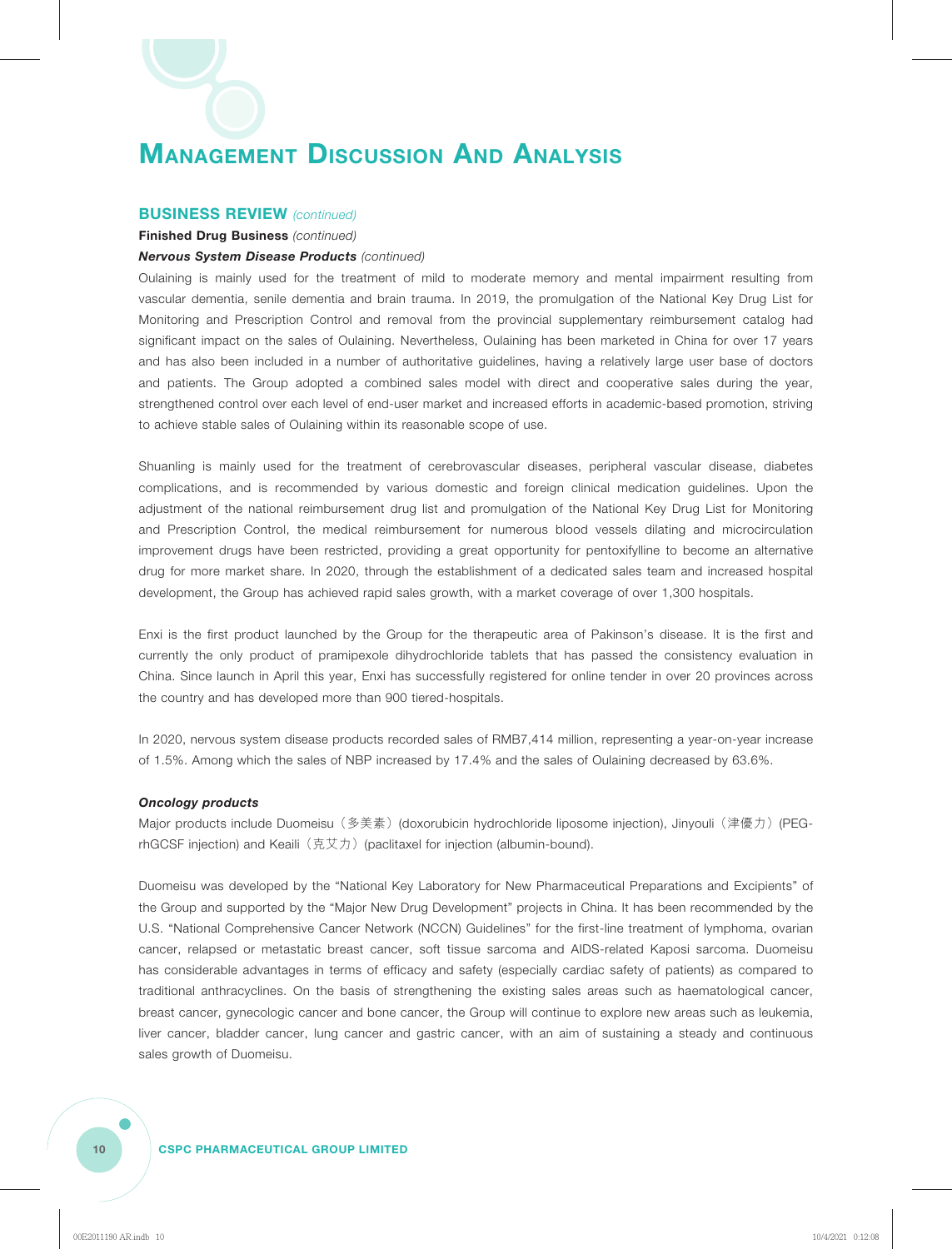# Management Discussion And Analysis

## BUSINESS REVIEW *(continued)*

**Finished Drug Business** *(continued)*

***Nervous System Disease Products*** *(continued)*

Oulaining is mainly used for the treatment of mild to moderate memory and mental impairment resulting from vascular dementia, senile dementia and brain trauma. In 2019, the promulgation of the National Key Drug List for Monitoring and Prescription Control and removal from the provincial supplementary reimbursement catalog had significant impact on the sales of Oulaining. Nevertheless, Oulaining has been marketed in China for over 17 years and has also been included in a number of authoritative guidelines, having a relatively large user base of doctors and patients. The Group adopted a combined sales model with direct and cooperative sales during the year, strengthened control over each level of end-user market and increased efforts in academic-based promotion, striving to achieve stable sales of Oulaining within its reasonable scope of use.

Shuanling is mainly used for the treatment of cerebrovascular diseases, peripheral vascular disease, diabetes complications, and is recommended by various domestic and foreign clinical medication guidelines. Upon the adjustment of the national reimbursement drug list and promulgation of the National Key Drug List for Monitoring and Prescription Control, the medical reimbursement for numerous blood vessels dilating and microcirculation improvement drugs have been restricted, providing a great opportunity for pentoxifylline to become an alternative drug for more market share. In 2020, through the establishment of a dedicated sales team and increased hospital development, the Group has achieved rapid sales growth, with a market coverage of over 1,300 hospitals.

Enxi is the first product launched by the Group for the therapeutic area of Pakinson's disease. It is the first and currently the only product of pramipexole dihydrochloride tablets that has passed the consistency evaluation in China. Since launch in April this year, Enxi has successfully registered for online tender in over 20 provinces across the country and has developed more than 900 tiered-hospitals.

In 2020, nervous system disease products recorded sales of RMB7,414 million, representing a year-on-year increase of 1.5%. Among which the sales of NBP increased by 17.4% and the sales of Oulaining decreased by 63.6%.

***Oncology products***

Major products include Duomeisu（多美素）(doxorubicin hydrochloride liposome injection), Jinyouli（津優力）(PEG-rhGCSF injection) and Keaili（克艾力）(paclitaxel for injection (albumin-bound).

Duomeisu was developed by the "National Key Laboratory for New Pharmaceutical Preparations and Excipients" of the Group and supported by the "Major New Drug Development" projects in China. It has been recommended by the U.S. "National Comprehensive Cancer Network (NCCN) Guidelines" for the first-line treatment of lymphoma, ovarian cancer, relapsed or metastatic breast cancer, soft tissue sarcoma and AIDS-related Kaposi sarcoma. Duomeisu has considerable advantages in terms of efficacy and safety (especially cardiac safety of patients) as compared to traditional anthracyclines. On the basis of strengthening the existing sales areas such as haematological cancer, breast cancer, gynecologic cancer and bone cancer, the Group will continue to explore new areas such as leukemia, liver cancer, bladder cancer, lung cancer and gastric cancer, with an aim of sustaining a steady and continuous sales growth of Duomeisu.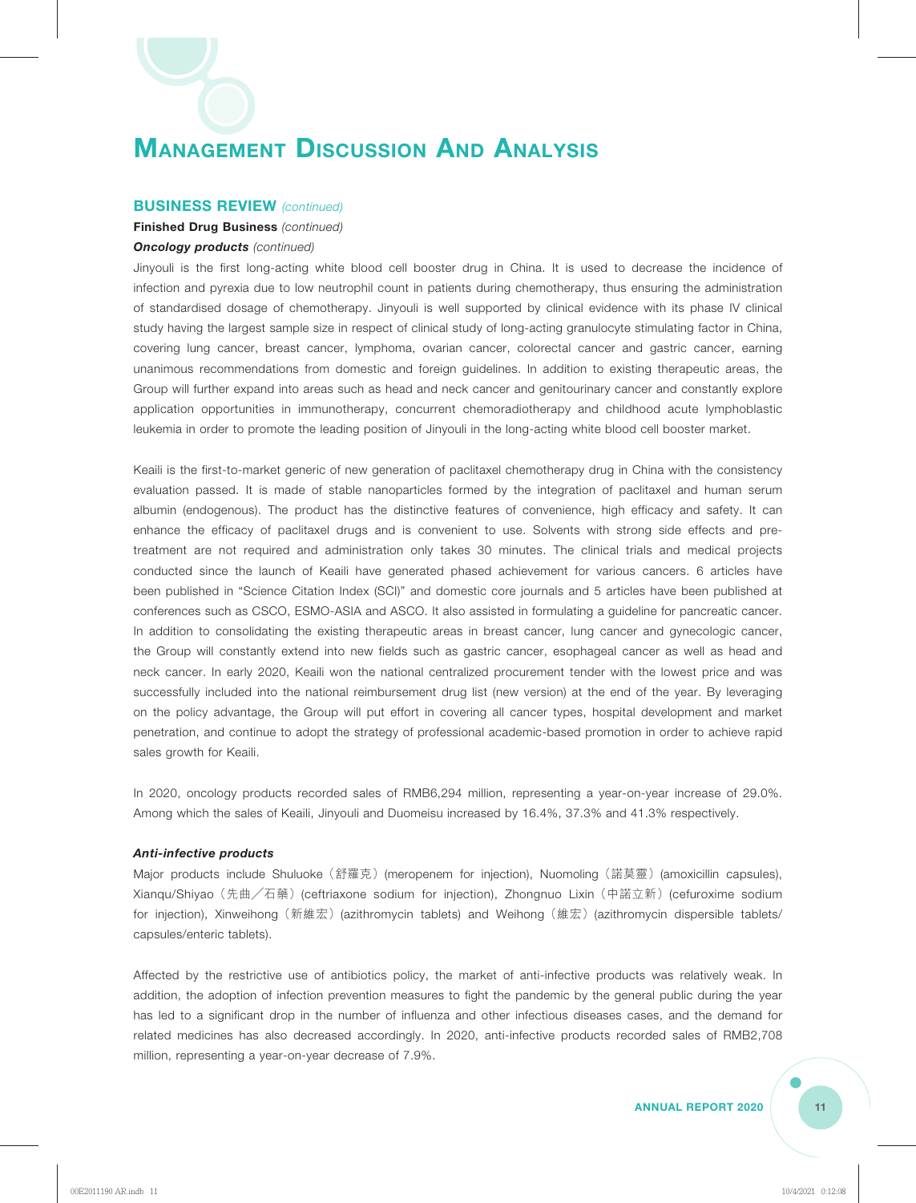# Management Discussion And Analysis

## BUSINESS REVIEW *(continued)*

**Finished Drug Business** *(continued)*

***Oncology products*** *(continued)*

Jinyouli is the first long-acting white blood cell booster drug in China. It is used to decrease the incidence of infection and pyrexia due to low neutrophil count in patients during chemotherapy, thus ensuring the administration of standardised dosage of chemotherapy. Jinyouli is well supported by clinical evidence with its phase IV clinical study having the largest sample size in respect of clinical study of long-acting granulocyte stimulating factor in China, covering lung cancer, breast cancer, lymphoma, ovarian cancer, colorectal cancer and gastric cancer, earning unanimous recommendations from domestic and foreign guidelines. In addition to existing therapeutic areas, the Group will further expand into areas such as head and neck cancer and genitourinary cancer and constantly explore application opportunities in immunotherapy, concurrent chemoradiotherapy and childhood acute lymphoblastic leukemia in order to promote the leading position of Jinyouli in the long-acting white blood cell booster market.

Keaili is the first-to-market generic of new generation of paclitaxel chemotherapy drug in China with the consistency evaluation passed. It is made of stable nanoparticles formed by the integration of paclitaxel and human serum albumin (endogenous). The product has the distinctive features of convenience, high efficacy and safety. It can enhance the efficacy of paclitaxel drugs and is convenient to use. Solvents with strong side effects and pre-treatment are not required and administration only takes 30 minutes. The clinical trials and medical projects conducted since the launch of Keaili have generated phased achievement for various cancers. 6 articles have been published in "Science Citation Index (SCI)" and domestic core journals and 5 articles have been published at conferences such as CSCO, ESMO-ASIA and ASCO. It also assisted in formulating a guideline for pancreatic cancer. In addition to consolidating the existing therapeutic areas in breast cancer, lung cancer and gynecologic cancer, the Group will constantly extend into new fields such as gastric cancer, esophageal cancer as well as head and neck cancer. In early 2020, Keaili won the national centralized procurement tender with the lowest price and was successfully included into the national reimbursement drug list (new version) at the end of the year. By leveraging on the policy advantage, the Group will put effort in covering all cancer types, hospital development and market penetration, and continue to adopt the strategy of professional academic-based promotion in order to achieve rapid sales growth for Keaili.

In 2020, oncology products recorded sales of RMB6,294 million, representing a year-on-year increase of 29.0%. Among which the sales of Keaili, Jinyouli and Duomeisu increased by 16.4%, 37.3% and 41.3% respectively.

***Anti-infective products***

Major products include Shuluoke（舒羅克）(meropenem for injection), Nuomoling（諾莫靈）(amoxicillin capsules), Xianqu/Shiyao（先曲／石藥）(ceftriaxone sodium for injection), Zhongnuo Lixin（中諾立新）(cefuroxime sodium for injection), Xinweihong（新維宏）(azithromycin tablets) and Weihong（維宏）(azithromycin dispersible tablets/capsules/enteric tablets).

Affected by the restrictive use of antibiotics policy, the market of anti-infective products was relatively weak. In addition, the adoption of infection prevention measures to fight the pandemic by the general public during the year has led to a significant drop in the number of influenza and other infectious diseases cases, and the demand for related medicines has also decreased accordingly. In 2020, anti-infective products recorded sales of RMB2,708 million, representing a year-on-year decrease of 7.9%.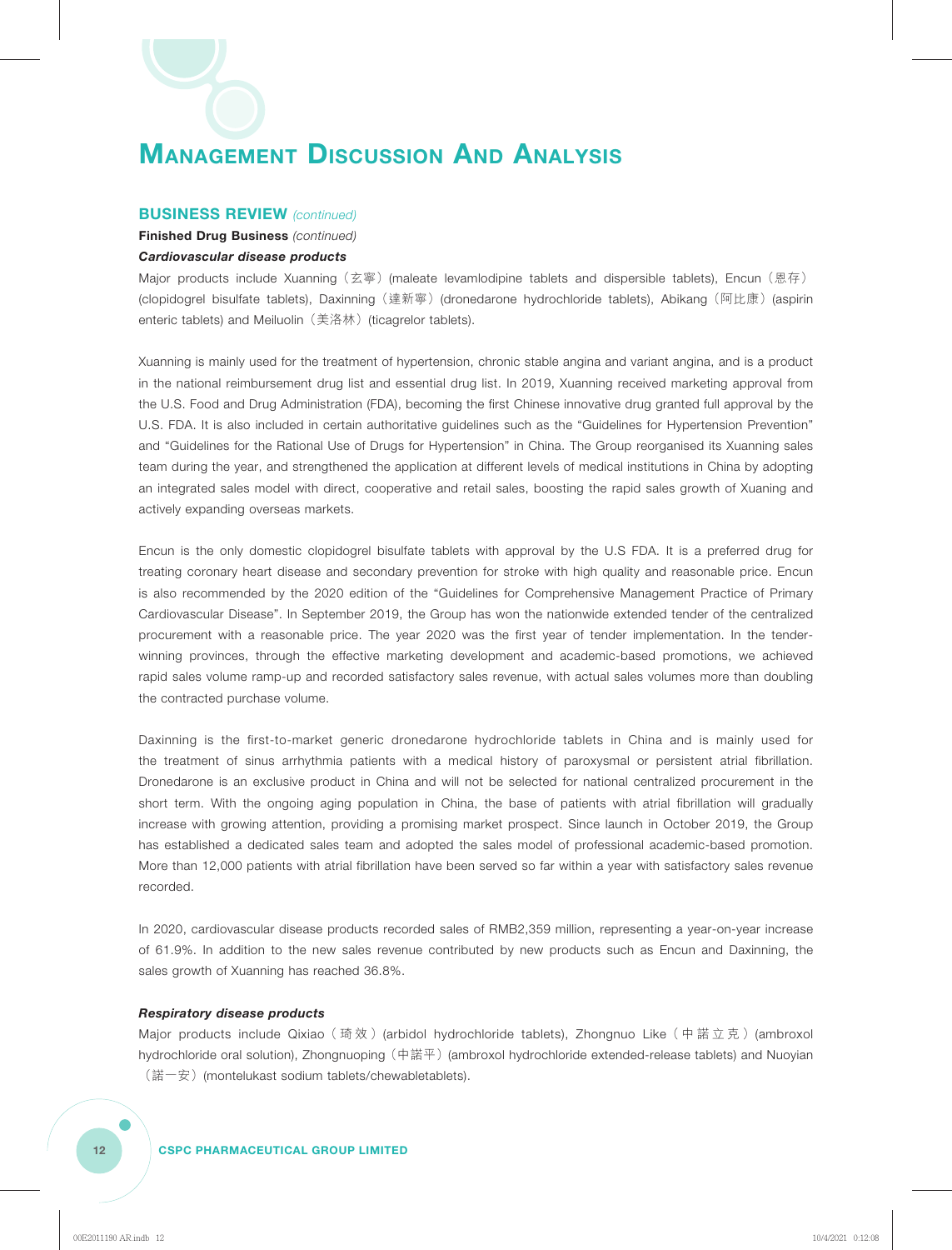# Management Discussion And Analysis

## BUSINESS REVIEW *(continued)*

**Finished Drug Business** *(continued)*

***Cardiovascular disease products***

Major products include Xuanning（玄寧）(maleate levamlodipine tablets and dispersible tablets), Encun（恩存）(clopidogrel bisulfate tablets), Daxinning（達新寧）(dronedarone hydrochloride tablets), Abikang（阿比康）(aspirin enteric tablets) and Meiluolin（美洛林）(ticagrelor tablets).

Xuanning is mainly used for the treatment of hypertension, chronic stable angina and variant angina, and is a product in the national reimbursement drug list and essential drug list. In 2019, Xuanning received marketing approval from the U.S. Food and Drug Administration (FDA), becoming the first Chinese innovative drug granted full approval by the U.S. FDA. It is also included in certain authoritative guidelines such as the "Guidelines for Hypertension Prevention" and "Guidelines for the Rational Use of Drugs for Hypertension" in China. The Group reorganised its Xuanning sales team during the year, and strengthened the application at different levels of medical institutions in China by adopting an integrated sales model with direct, cooperative and retail sales, boosting the rapid sales growth of Xuaning and actively expanding overseas markets.

Encun is the only domestic clopidogrel bisulfate tablets with approval by the U.S FDA. It is a preferred drug for treating coronary heart disease and secondary prevention for stroke with high quality and reasonable price. Encun is also recommended by the 2020 edition of the "Guidelines for Comprehensive Management Practice of Primary Cardiovascular Disease". In September 2019, the Group has won the nationwide extended tender of the centralized procurement with a reasonable price. The year 2020 was the first year of tender implementation. In the tender-winning provinces, through the effective marketing development and academic-based promotions, we achieved rapid sales volume ramp-up and recorded satisfactory sales revenue, with actual sales volumes more than doubling the contracted purchase volume.

Daxinning is the first-to-market generic dronedarone hydrochloride tablets in China and is mainly used for the treatment of sinus arrhythmia patients with a medical history of paroxysmal or persistent atrial fibrillation. Dronedarone is an exclusive product in China and will not be selected for national centralized procurement in the short term. With the ongoing aging population in China, the base of patients with atrial fibrillation will gradually increase with growing attention, providing a promising market prospect. Since launch in October 2019, the Group has established a dedicated sales team and adopted the sales model of professional academic-based promotion. More than 12,000 patients with atrial fibrillation have been served so far within a year with satisfactory sales revenue recorded.

In 2020, cardiovascular disease products recorded sales of RMB2,359 million, representing a year-on-year increase of 61.9%. In addition to the new sales revenue contributed by new products such as Encun and Daxinning, the sales growth of Xuanning has reached 36.8%.

***Respiratory disease products***

Major products include Qixiao（琦效）(arbidol hydrochloride tablets), Zhongnuo Like（中諾立克）(ambroxol hydrochloride oral solution), Zhongnuoping（中諾平）(ambroxol hydrochloride extended-release tablets) and Nuoyian（諾一安）(montelukast sodium tablets/chewabletablets).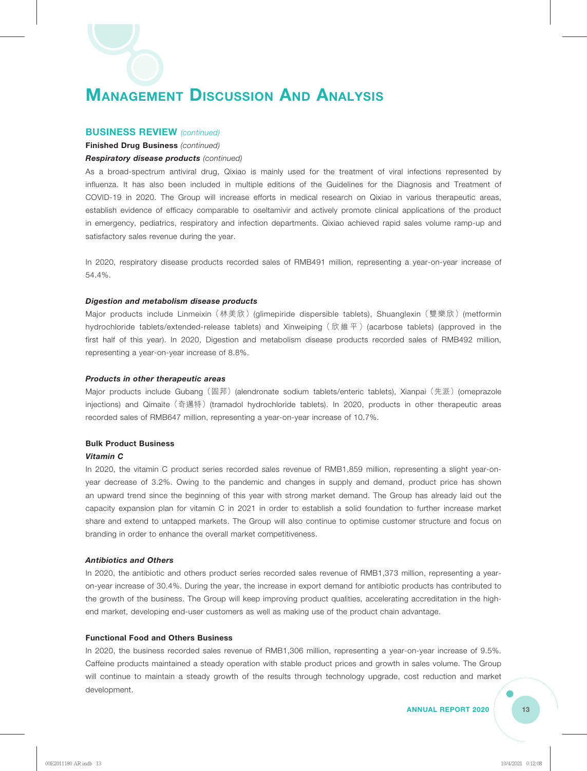# Management Discussion And Analysis

## BUSINESS REVIEW *(continued)*

**Finished Drug Business** *(continued)*

***Respiratory disease products*** *(continued)*

As a broad-spectrum antiviral drug, Qixiao is mainly used for the treatment of viral infections represented by influenza. It has also been included in multiple editions of the Guidelines for the Diagnosis and Treatment of COVID-19 in 2020. The Group will increase efforts in medical research on Qixiao in various therapeutic areas, establish evidence of efficacy comparable to oseltamivir and actively promote clinical applications of the product in emergency, pediatrics, respiratory and infection departments. Qixiao achieved rapid sales volume ramp-up and satisfactory sales revenue during the year.

In 2020, respiratory disease products recorded sales of RMB491 million, representing a year-on-year increase of 54.4%.

***Digestion and metabolism disease products***

Major products include Linmeixin（林美欣）(glimepiride dispersible tablets), Shuanglexin（雙樂欣）(metformin hydrochloride tablets/extended-release tablets) and Xinweiping（欣維平）(acarbose tablets) (approved in the first half of this year). In 2020, Digestion and metabolism disease products recorded sales of RMB492 million, representing a year-on-year increase of 8.8%.

***Products in other therapeutic areas***

Major products include Gubang（固邦）(alendronate sodium tablets/enteric tablets), Xianpai（先派）(omeprazole injections) and Qimaite（奇邁特）(tramadol hydrochloride tablets). In 2020, products in other therapeutic areas recorded sales of RMB647 million, representing a year-on-year increase of 10.7%.

**Bulk Product Business**

***Vitamin C***

In 2020, the vitamin C product series recorded sales revenue of RMB1,859 million, representing a slight year-on-year decrease of 3.2%. Owing to the pandemic and changes in supply and demand, product price has shown an upward trend since the beginning of this year with strong market demand. The Group has already laid out the capacity expansion plan for vitamin C in 2021 in order to establish a solid foundation to further increase market share and extend to untapped markets. The Group will also continue to optimise customer structure and focus on branding in order to enhance the overall market competitiveness.

***Antibiotics and Others***

In 2020, the antibiotic and others product series recorded sales revenue of RMB1,373 million, representing a year-on-year increase of 30.4%. During the year, the increase in export demand for antibiotic products has contributed to the growth of the business. The Group will keep improving product qualities, accelerating accreditation in the high-end market, developing end-user customers as well as making use of the product chain advantage.

**Functional Food and Others Business**

In 2020, the business recorded sales revenue of RMB1,306 million, representing a year-on-year increase of 9.5%. Caffeine products maintained a steady operation with stable product prices and growth in sales volume. The Group will continue to maintain a steady growth of the results through technology upgrade, cost reduction and market development.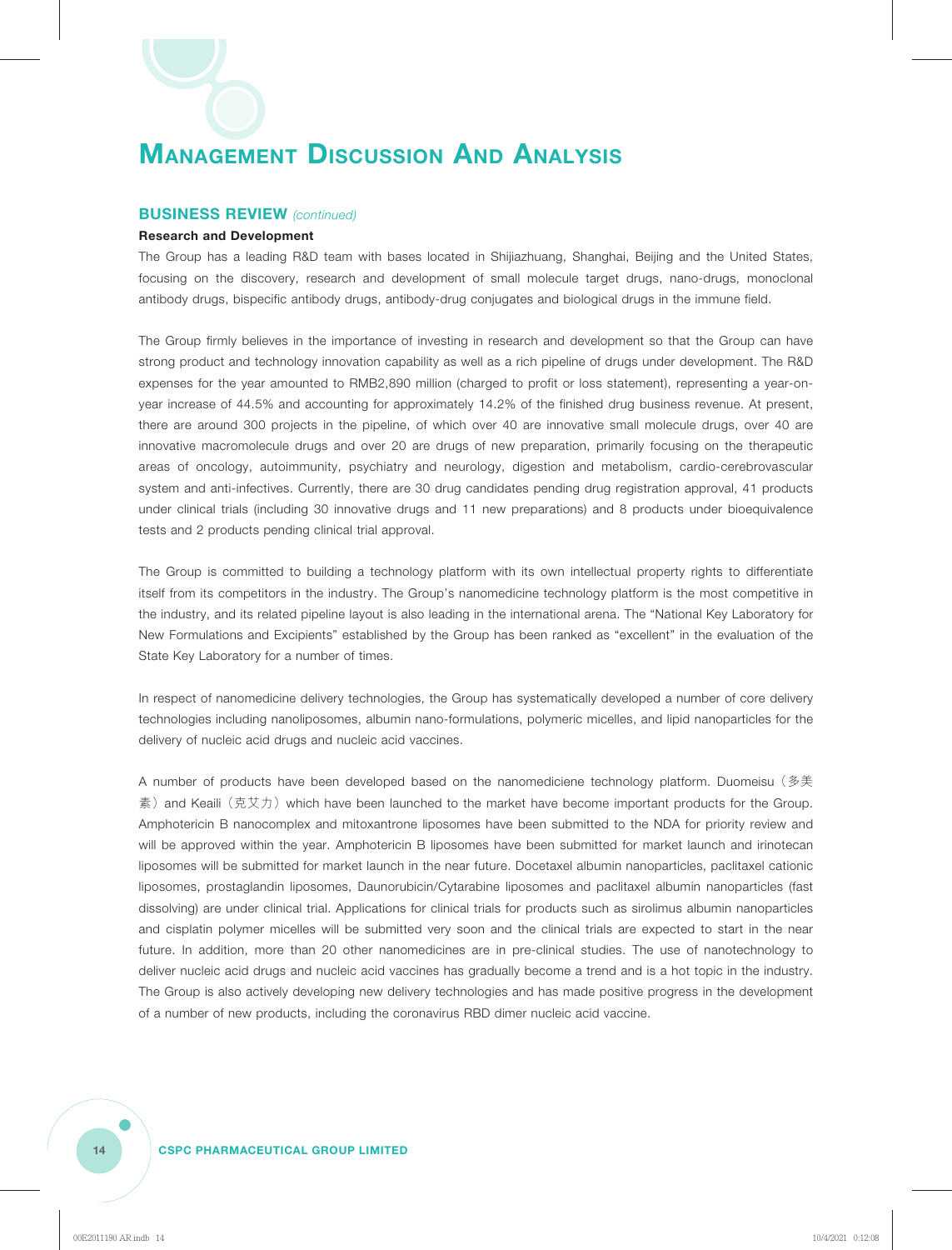# Management Discussion And Analysis

## BUSINESS REVIEW *(continued)*

### Research and Development

The Group has a leading R&D team with bases located in Shijiazhuang, Shanghai, Beijing and the United States, focusing on the discovery, research and development of small molecule target drugs, nano-drugs, monoclonal antibody drugs, bispecific antibody drugs, antibody-drug conjugates and biological drugs in the immune field.

The Group firmly believes in the importance of investing in research and development so that the Group can have strong product and technology innovation capability as well as a rich pipeline of drugs under development. The R&D expenses for the year amounted to RMB2,890 million (charged to profit or loss statement), representing a year-on-year increase of 44.5% and accounting for approximately 14.2% of the finished drug business revenue. At present, there are around 300 projects in the pipeline, of which over 40 are innovative small molecule drugs, over 40 are innovative macromolecule drugs and over 20 are drugs of new preparation, primarily focusing on the therapeutic areas of oncology, autoimmunity, psychiatry and neurology, digestion and metabolism, cardio-cerebrovascular system and anti-infectives. Currently, there are 30 drug candidates pending drug registration approval, 41 products under clinical trials (including 30 innovative drugs and 11 new preparations) and 8 products under bioequivalence tests and 2 products pending clinical trial approval.

The Group is committed to building a technology platform with its own intellectual property rights to differentiate itself from its competitors in the industry. The Group's nanomedicine technology platform is the most competitive in the industry, and its related pipeline layout is also leading in the international arena. The "National Key Laboratory for New Formulations and Excipients" established by the Group has been ranked as "excellent" in the evaluation of the State Key Laboratory for a number of times.

In respect of nanomedicine delivery technologies, the Group has systematically developed a number of core delivery technologies including nanoliposomes, albumin nano-formulations, polymeric micelles, and lipid nanoparticles for the delivery of nucleic acid drugs and nucleic acid vaccines.

A number of products have been developed based on the nanomediciene technology platform. Duomeisu（多美素）and Keaili（克艾力）which have been launched to the market have become important products for the Group. Amphotericin B nanocomplex and mitoxantrone liposomes have been submitted to the NDA for priority review and will be approved within the year. Amphotericin B liposomes have been submitted for market launch and irinotecan liposomes will be submitted for market launch in the near future. Docetaxel albumin nanoparticles, paclitaxel cationic liposomes, prostaglandin liposomes, Daunorubicin/Cytarabine liposomes and paclitaxel albumin nanoparticles (fast dissolving) are under clinical trial. Applications for clinical trials for products such as sirolimus albumin nanoparticles and cisplatin polymer micelles will be submitted very soon and the clinical trials are expected to start in the near future. In addition, more than 20 other nanomedicines are in pre-clinical studies. The use of nanotechnology to deliver nucleic acid drugs and nucleic acid vaccines has gradually become a trend and is a hot topic in the industry. The Group is also actively developing new delivery technologies and has made positive progress in the development of a number of new products, including the coronavirus RBD dimer nucleic acid vaccine.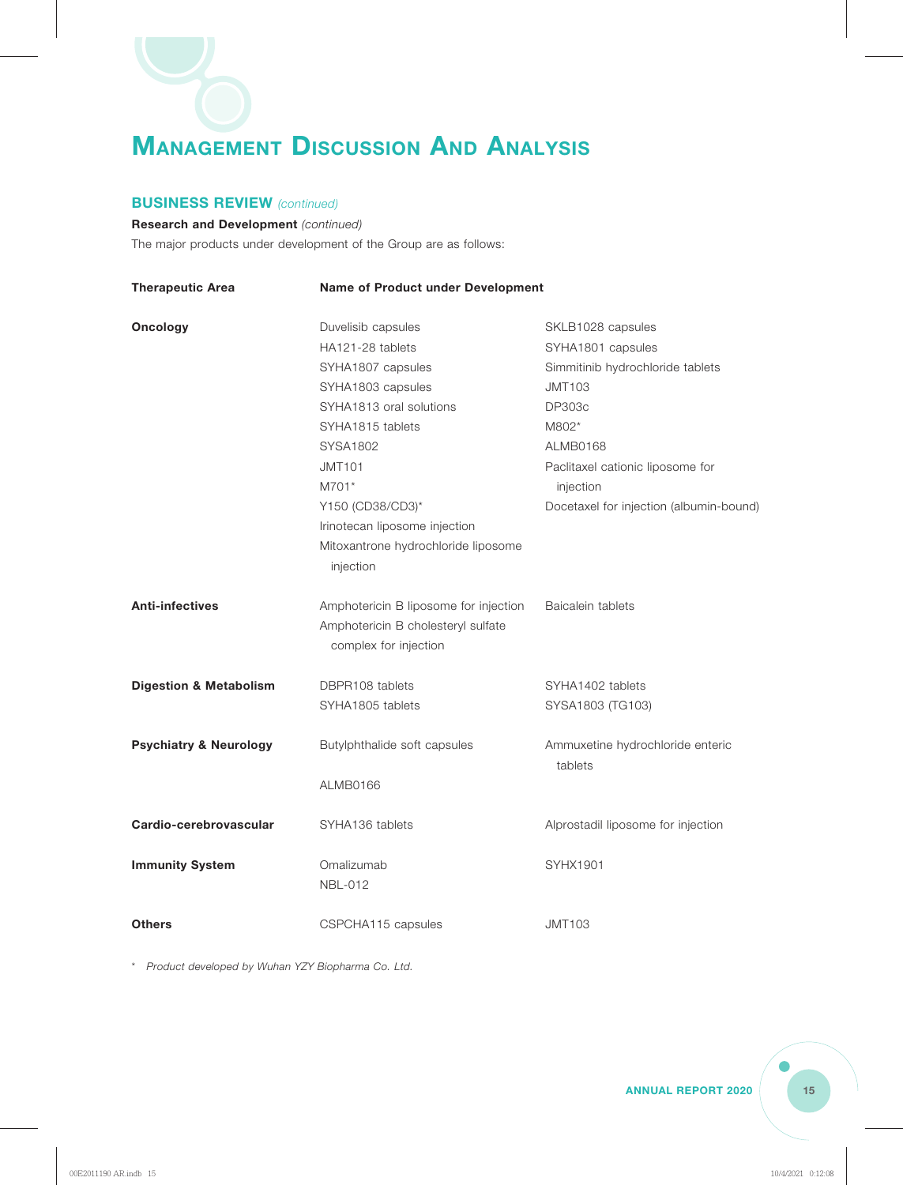# Management Discussion And Analysis

## BUSINESS REVIEW *(continued)*

**Research and Development** *(continued)*

The major products under development of the Group are as follows:

| Therapeutic Area | Name of Product under Development | |
|---|---|---|
| **Oncology** | Duvelisib capsules<br>HA121-28 tablets<br>SYHA1807 capsules<br>SYHA1803 capsules<br>SYHA1813 oral solutions<br>SYHA1815 tablets<br>SYSA1802<br>JMT101<br>M701*<br>Y150 (CD38/CD3)*<br>Irinotecan liposome injection<br>Mitoxantrone hydrochloride liposome injection | SKLB1028 capsules<br>SYHA1801 capsules<br>Simmitinib hydrochloride tablets<br>JMT103<br>DP303c<br>M802*<br>ALMB0168<br>Paclitaxel cationic liposome for injection<br>Docetaxel for injection (albumin-bound) |
| **Anti-infectives** | Amphotericin B liposome for injection<br>Amphotericin B cholesteryl sulfate complex for injection | Baicalein tablets |
| **Digestion & Metabolism** | DBPR108 tablets<br>SYHA1805 tablets | SYHA1402 tablets<br>SYSA1803 (TG103) |
| **Psychiatry & Neurology** | Butylphthalide soft capsules<br>ALMB0166 | Ammuxetine hydrochloride enteric tablets |
| **Cardio-cerebrovascular** | SYHA136 tablets | Alprostadil liposome for injection |
| **Immunity System** | Omalizumab<br>NBL-012 | SYHX1901 |
| **Others** | CSPCHA115 capsules | JMT103 |

\* *Product developed by Wuhan YZY Biopharma Co. Ltd.*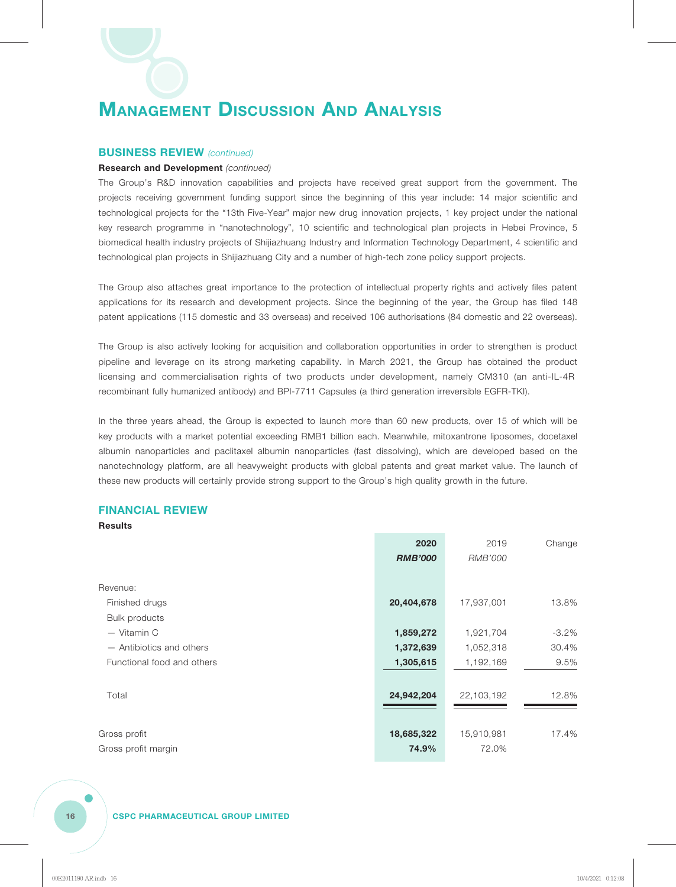# Management Discussion And Analysis

## BUSINESS REVIEW *(continued)*

**Research and Development** *(continued)*

The Group's R&D innovation capabilities and projects have received great support from the government. The projects receiving government funding support since the beginning of this year include: 14 major scientific and technological projects for the "13th Five-Year" major new drug innovation projects, 1 key project under the national key research programme in "nanotechnology", 10 scientific and technological plan projects in Hebei Province, 5 biomedical health industry projects of Shijiazhuang Industry and Information Technology Department, 4 scientific and technological plan projects in Shijiazhuang City and a number of high-tech zone policy support projects.

The Group also attaches great importance to the protection of intellectual property rights and actively files patent applications for its research and development projects. Since the beginning of the year, the Group has filed 148 patent applications (115 domestic and 33 overseas) and received 106 authorisations (84 domestic and 22 overseas).

The Group is also actively looking for acquisition and collaboration opportunities in order to strengthen is product pipeline and leverage on its strong marketing capability. In March 2021, the Group has obtained the product licensing and commercialisation rights of two products under development, namely CM310 (an anti-IL-4R recombinant fully humanized antibody) and BPI-7711 Capsules (a third generation irreversible EGFR-TKI).

In the three years ahead, the Group is expected to launch more than 60 new products, over 15 of which will be key products with a market potential exceeding RMB1 billion each. Meanwhile, mitoxantrone liposomes, docetaxel albumin nanoparticles and paclitaxel albumin nanoparticles (fast dissolving), which are developed based on the nanotechnology platform, are all heavyweight products with global patents and great market value. The launch of these new products will certainly provide strong support to the Group's high quality growth in the future.

## FINANCIAL REVIEW

**Results**

| | **2020** | 2019 | Change |
|---|---|---|---|
| | ***RMB'000*** | *RMB'000* | |
| Revenue: | | | |
| Finished drugs | **20,404,678** | 17,937,001 | 13.8% |
| Bulk products | | | |
| — Vitamin C | **1,859,272** | 1,921,704 | -3.2% |
| — Antibiotics and others | **1,372,639** | 1,052,318 | 30.4% |
| Functional food and others | **1,305,615** | 1,192,169 | 9.5% |
| Total | **24,942,204** | 22,103,192 | 12.8% |
| Gross profit | **18,685,322** | 15,910,981 | 17.4% |
| Gross profit margin | **74.9%** | 72.0% | |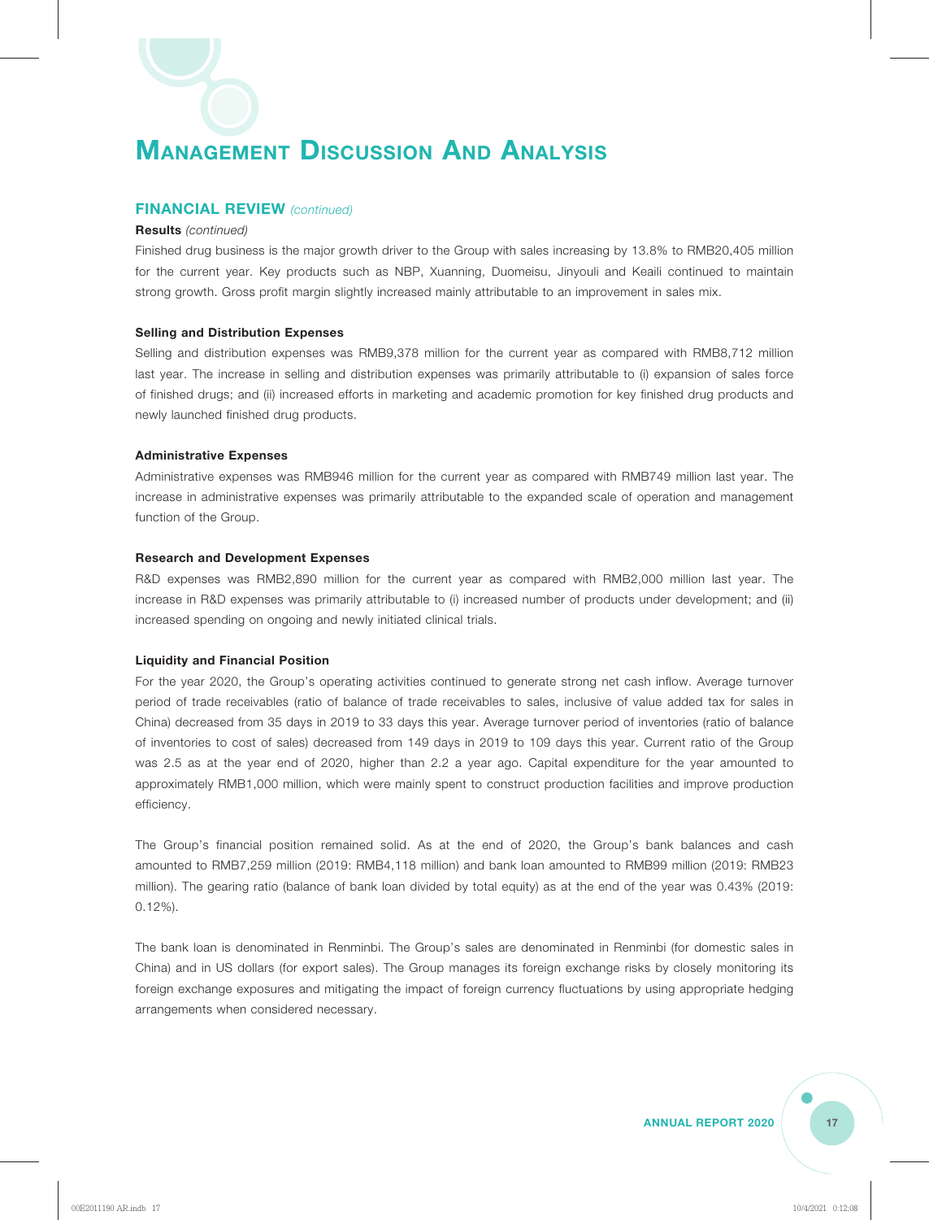# Management Discussion And Analysis

## FINANCIAL REVIEW *(continued)*

### Results *(continued)*

Finished drug business is the major growth driver to the Group with sales increasing by 13.8% to RMB20,405 million for the current year. Key products such as NBP, Xuanning, Duomeisu, Jinyouli and Keaili continued to maintain strong growth. Gross profit margin slightly increased mainly attributable to an improvement in sales mix.

### Selling and Distribution Expenses

Selling and distribution expenses was RMB9,378 million for the current year as compared with RMB8,712 million last year. The increase in selling and distribution expenses was primarily attributable to (i) expansion of sales force of finished drugs; and (ii) increased efforts in marketing and academic promotion for key finished drug products and newly launched finished drug products.

### Administrative Expenses

Administrative expenses was RMB946 million for the current year as compared with RMB749 million last year. The increase in administrative expenses was primarily attributable to the expanded scale of operation and management function of the Group.

### Research and Development Expenses

R&D expenses was RMB2,890 million for the current year as compared with RMB2,000 million last year. The increase in R&D expenses was primarily attributable to (i) increased number of products under development; and (ii) increased spending on ongoing and newly initiated clinical trials.

### Liquidity and Financial Position

For the year 2020, the Group's operating activities continued to generate strong net cash inflow. Average turnover period of trade receivables (ratio of balance of trade receivables to sales, inclusive of value added tax for sales in China) decreased from 35 days in 2019 to 33 days this year. Average turnover period of inventories (ratio of balance of inventories to cost of sales) decreased from 149 days in 2019 to 109 days this year. Current ratio of the Group was 2.5 as at the year end of 2020, higher than 2.2 a year ago. Capital expenditure for the year amounted to approximately RMB1,000 million, which were mainly spent to construct production facilities and improve production efficiency.

The Group's financial position remained solid. As at the end of 2020, the Group's bank balances and cash amounted to RMB7,259 million (2019: RMB4,118 million) and bank loan amounted to RMB99 million (2019: RMB23 million). The gearing ratio (balance of bank loan divided by total equity) as at the end of the year was 0.43% (2019: 0.12%).

The bank loan is denominated in Renminbi. The Group's sales are denominated in Renminbi (for domestic sales in China) and in US dollars (for export sales). The Group manages its foreign exchange risks by closely monitoring its foreign exchange exposures and mitigating the impact of foreign currency fluctuations by using appropriate hedging arrangements when considered necessary.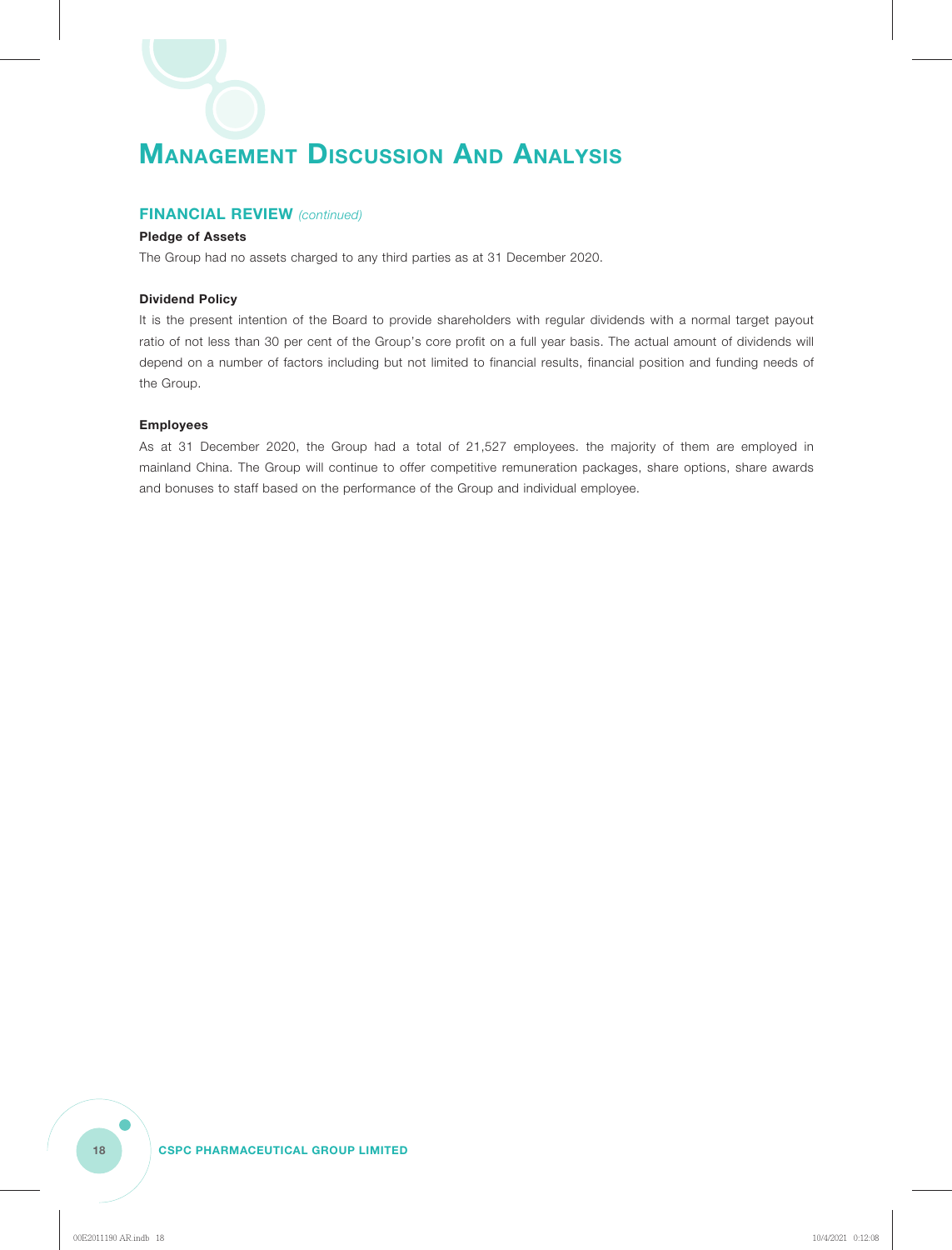# Management Discussion And Analysis

## FINANCIAL REVIEW *(continued)*

### Pledge of Assets

The Group had no assets charged to any third parties as at 31 December 2020.

### Dividend Policy

It is the present intention of the Board to provide shareholders with regular dividends with a normal target payout ratio of not less than 30 per cent of the Group's core profit on a full year basis. The actual amount of dividends will depend on a number of factors including but not limited to financial results, financial position and funding needs of the Group.

### Employees

As at 31 December 2020, the Group had a total of 21,527 employees. the majority of them are employed in mainland China. The Group will continue to offer competitive remuneration packages, share options, share awards and bonuses to staff based on the performance of the Group and individual employee.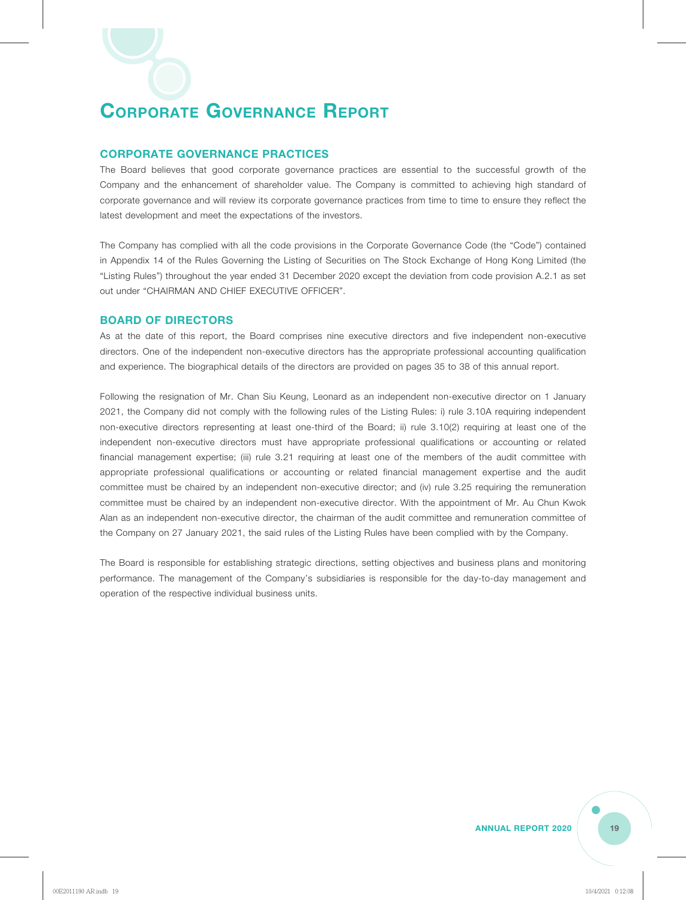# CORPORATE GOVERNANCE REPORT

## CORPORATE GOVERNANCE PRACTICES

The Board believes that good corporate governance practices are essential to the successful growth of the Company and the enhancement of shareholder value. The Company is committed to achieving high standard of corporate governance and will review its corporate governance practices from time to time to ensure they reflect the latest development and meet the expectations of the investors.

The Company has complied with all the code provisions in the Corporate Governance Code (the "Code") contained in Appendix 14 of the Rules Governing the Listing of Securities on The Stock Exchange of Hong Kong Limited (the "Listing Rules") throughout the year ended 31 December 2020 except the deviation from code provision A.2.1 as set out under "CHAIRMAN AND CHIEF EXECUTIVE OFFICER".

## BOARD OF DIRECTORS

As at the date of this report, the Board comprises nine executive directors and five independent non-executive directors. One of the independent non-executive directors has the appropriate professional accounting qualification and experience. The biographical details of the directors are provided on pages 35 to 38 of this annual report.

Following the resignation of Mr. Chan Siu Keung, Leonard as an independent non-executive director on 1 January 2021, the Company did not comply with the following rules of the Listing Rules: i) rule 3.10A requiring independent non-executive directors representing at least one-third of the Board; ii) rule 3.10(2) requiring at least one of the independent non-executive directors must have appropriate professional qualifications or accounting or related financial management expertise; (iii) rule 3.21 requiring at least one of the members of the audit committee with appropriate professional qualifications or accounting or related financial management expertise and the audit committee must be chaired by an independent non-executive director; and (iv) rule 3.25 requiring the remuneration committee must be chaired by an independent non-executive director. With the appointment of Mr. Au Chun Kwok Alan as an independent non-executive director, the chairman of the audit committee and remuneration committee of the Company on 27 January 2021, the said rules of the Listing Rules have been complied with by the Company.

The Board is responsible for establishing strategic directions, setting objectives and business plans and monitoring performance. The management of the Company's subsidiaries is responsible for the day-to-day management and operation of the respective individual business units.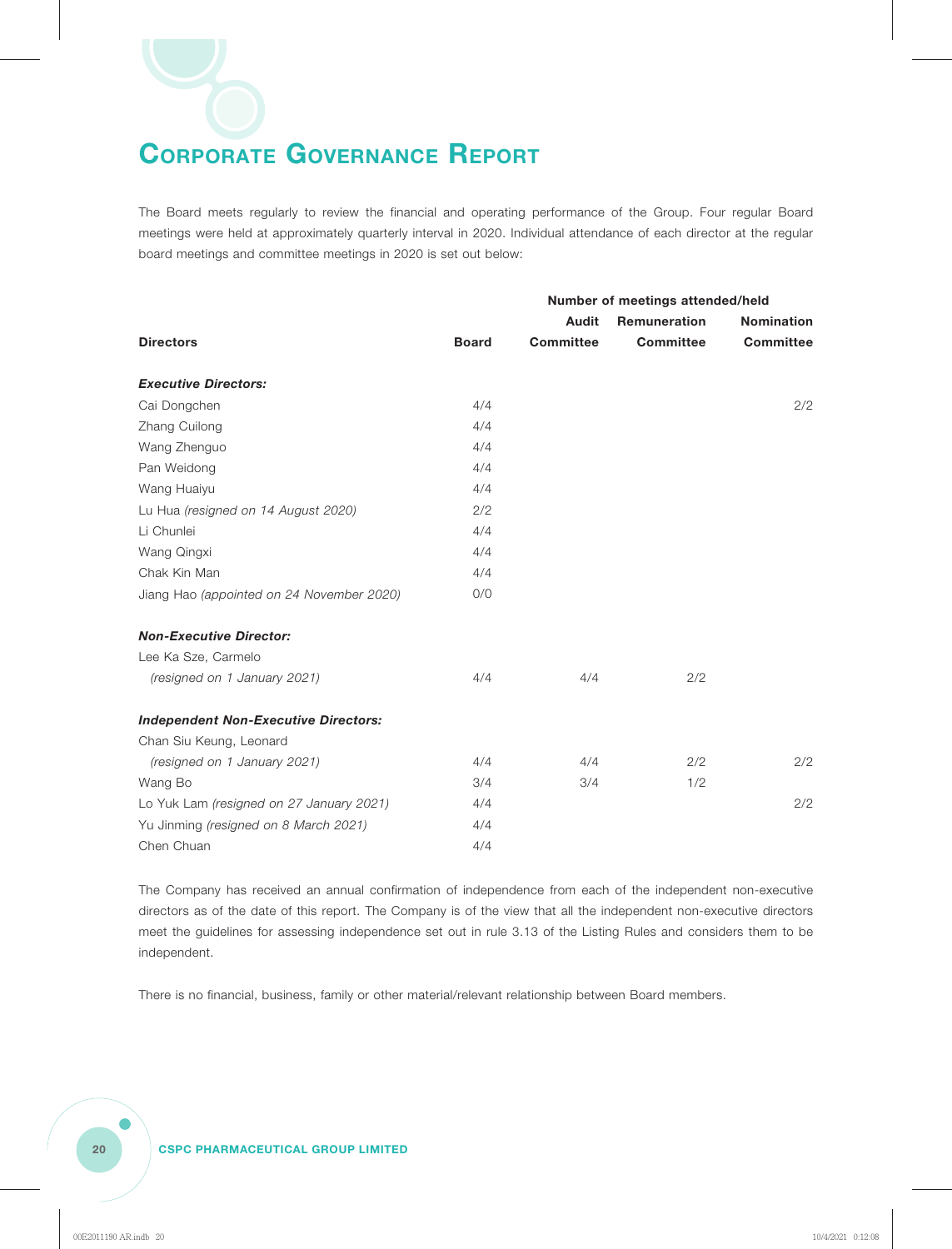# Corporate Governance Report

The Board meets regularly to review the financial and operating performance of the Group. Four regular Board meetings were held at approximately quarterly interval in 2020. Individual attendance of each director at the regular board meetings and committee meetings in 2020 is set out below:

| Directors | Board | Number of meetings attended/held Audit Committee | Remuneration Committee | Nomination Committee |
|---|---|---|---|---|
| ***Executive Directors:*** | | | | |
| Cai Dongchen | 4/4 | | | 2/2 |
| Zhang Cuilong | 4/4 | | | |
| Wang Zhenguo | 4/4 | | | |
| Pan Weidong | 4/4 | | | |
| Wang Huaiyu | 4/4 | | | |
| Lu Hua *(resigned on 14 August 2020)* | 2/2 | | | |
| Li Chunlei | 4/4 | | | |
| Wang Qingxi | 4/4 | | | |
| Chak Kin Man | 4/4 | | | |
| Jiang Hao *(appointed on 24 November 2020)* | 0/0 | | | |
| ***Non-Executive Director:*** | | | | |
| Lee Ka Sze, Carmelo *(resigned on 1 January 2021)* | 4/4 | 4/4 | 2/2 | |
| ***Independent Non-Executive Directors:*** | | | | |
| Chan Siu Keung, Leonard *(resigned on 1 January 2021)* | 4/4 | 4/4 | 2/2 | 2/2 |
| Wang Bo | 3/4 | 3/4 | 1/2 | |
| Lo Yuk Lam *(resigned on 27 January 2021)* | 4/4 | | | 2/2 |
| Yu Jinming *(resigned on 8 March 2021)* | 4/4 | | | |
| Chen Chuan | 4/4 | | | |

The Company has received an annual confirmation of independence from each of the independent non-executive directors as of the date of this report. The Company is of the view that all the independent non-executive directors meet the guidelines for assessing independence set out in rule 3.13 of the Listing Rules and considers them to be independent.

There is no financial, business, family or other material/relevant relationship between Board members.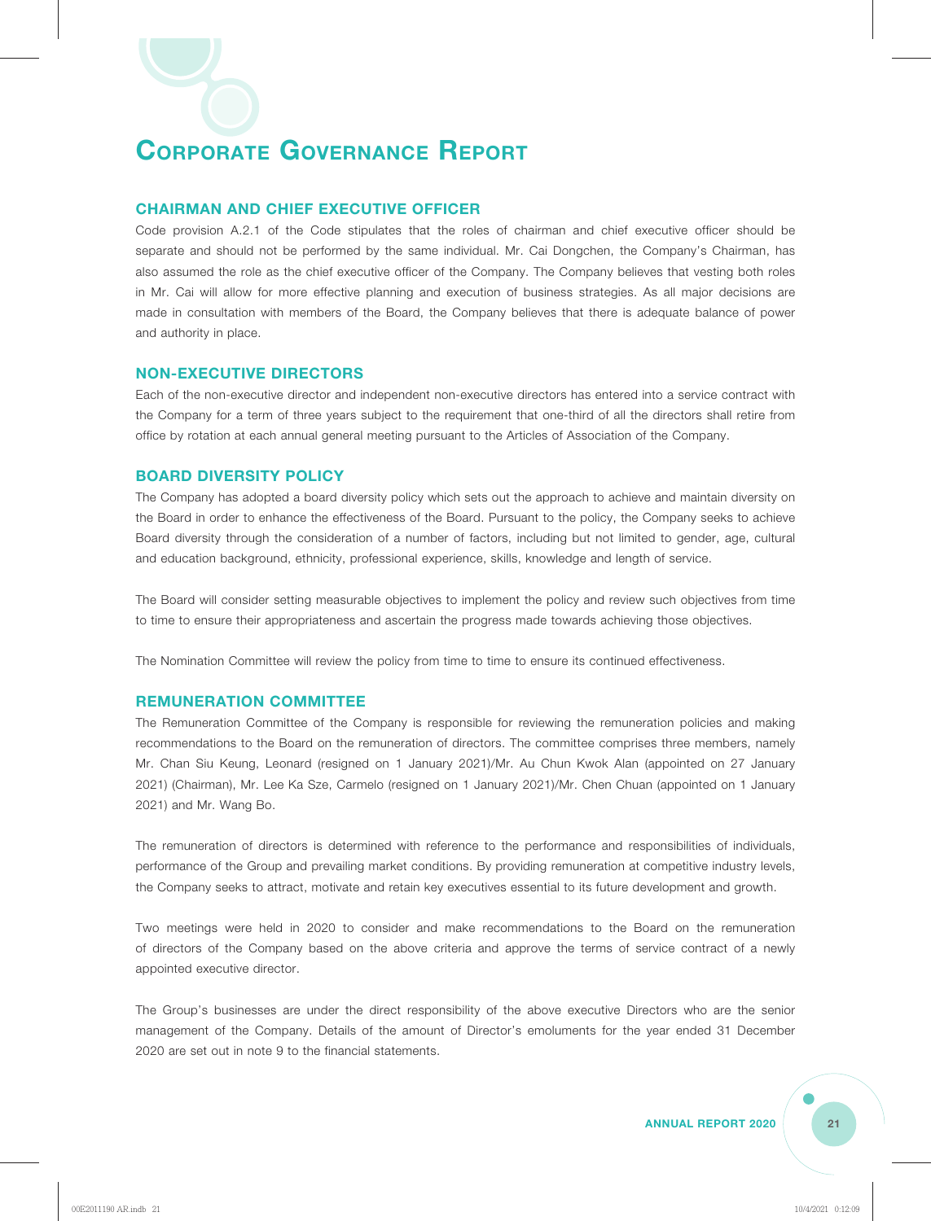# Corporate Governance Report

## CHAIRMAN AND CHIEF EXECUTIVE OFFICER

Code provision A.2.1 of the Code stipulates that the roles of chairman and chief executive officer should be separate and should not be performed by the same individual. Mr. Cai Dongchen, the Company's Chairman, has also assumed the role as the chief executive officer of the Company. The Company believes that vesting both roles in Mr. Cai will allow for more effective planning and execution of business strategies. As all major decisions are made in consultation with members of the Board, the Company believes that there is adequate balance of power and authority in place.

## NON-EXECUTIVE DIRECTORS

Each of the non-executive director and independent non-executive directors has entered into a service contract with the Company for a term of three years subject to the requirement that one-third of all the directors shall retire from office by rotation at each annual general meeting pursuant to the Articles of Association of the Company.

## BOARD DIVERSITY POLICY

The Company has adopted a board diversity policy which sets out the approach to achieve and maintain diversity on the Board in order to enhance the effectiveness of the Board. Pursuant to the policy, the Company seeks to achieve Board diversity through the consideration of a number of factors, including but not limited to gender, age, cultural and education background, ethnicity, professional experience, skills, knowledge and length of service.

The Board will consider setting measurable objectives to implement the policy and review such objectives from time to time to ensure their appropriateness and ascertain the progress made towards achieving those objectives.

The Nomination Committee will review the policy from time to time to ensure its continued effectiveness.

## REMUNERATION COMMITTEE

The Remuneration Committee of the Company is responsible for reviewing the remuneration policies and making recommendations to the Board on the remuneration of directors. The committee comprises three members, namely Mr. Chan Siu Keung, Leonard (resigned on 1 January 2021)/Mr. Au Chun Kwok Alan (appointed on 27 January 2021) (Chairman), Mr. Lee Ka Sze, Carmelo (resigned on 1 January 2021)/Mr. Chen Chuan (appointed on 1 January 2021) and Mr. Wang Bo.

The remuneration of directors is determined with reference to the performance and responsibilities of individuals, performance of the Group and prevailing market conditions. By providing remuneration at competitive industry levels, the Company seeks to attract, motivate and retain key executives essential to its future development and growth.

Two meetings were held in 2020 to consider and make recommendations to the Board on the remuneration of directors of the Company based on the above criteria and approve the terms of service contract of a newly appointed executive director.

The Group's businesses are under the direct responsibility of the above executive Directors who are the senior management of the Company. Details of the amount of Director's emoluments for the year ended 31 December 2020 are set out in note 9 to the financial statements.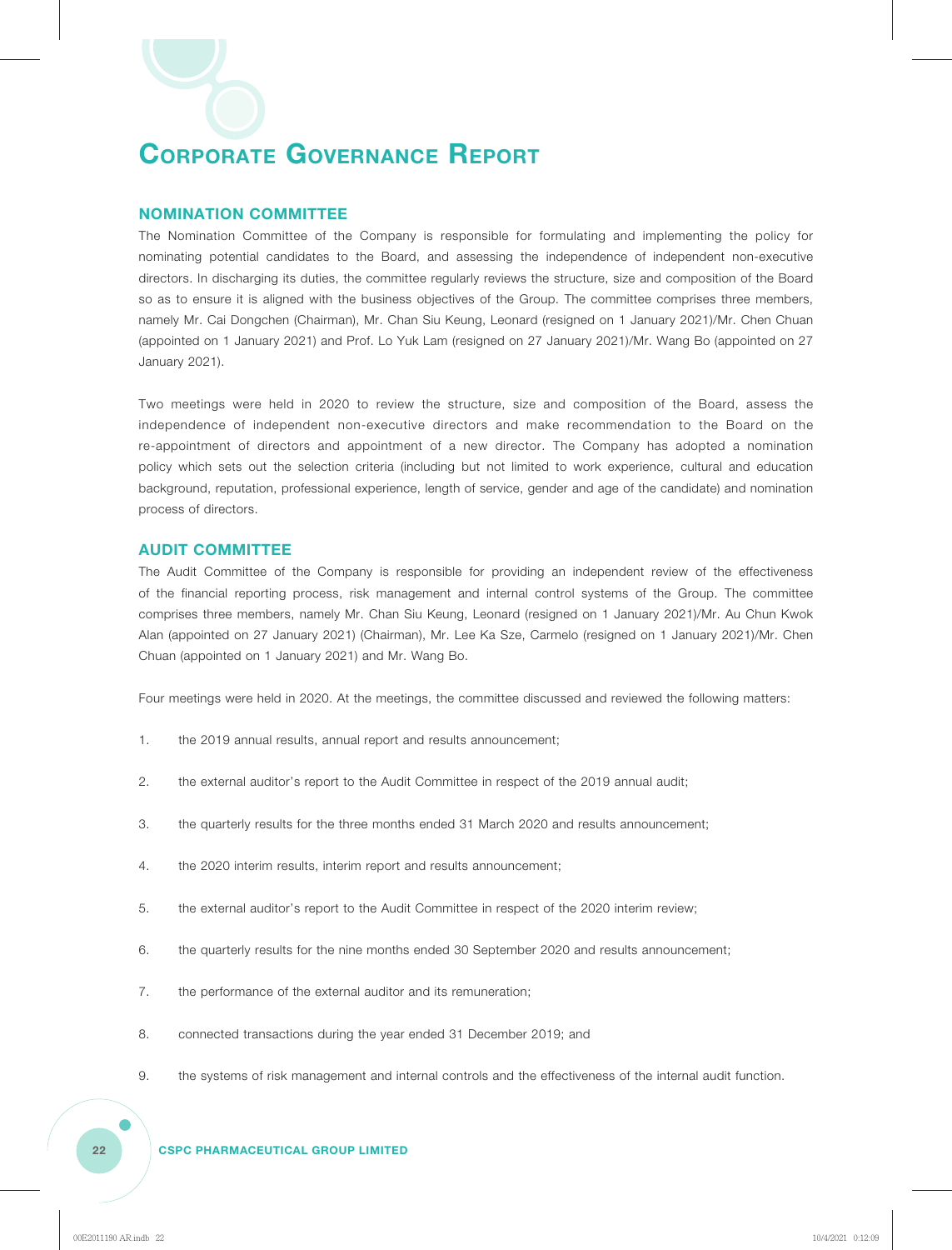# Corporate Governance Report

## NOMINATION COMMITTEE

The Nomination Committee of the Company is responsible for formulating and implementing the policy for nominating potential candidates to the Board, and assessing the independence of independent non-executive directors. In discharging its duties, the committee regularly reviews the structure, size and composition of the Board so as to ensure it is aligned with the business objectives of the Group. The committee comprises three members, namely Mr. Cai Dongchen (Chairman), Mr. Chan Siu Keung, Leonard (resigned on 1 January 2021)/Mr. Chen Chuan (appointed on 1 January 2021) and Prof. Lo Yuk Lam (resigned on 27 January 2021)/Mr. Wang Bo (appointed on 27 January 2021).

Two meetings were held in 2020 to review the structure, size and composition of the Board, assess the independence of independent non-executive directors and make recommendation to the Board on the re-appointment of directors and appointment of a new director. The Company has adopted a nomination policy which sets out the selection criteria (including but not limited to work experience, cultural and education background, reputation, professional experience, length of service, gender and age of the candidate) and nomination process of directors.

## AUDIT COMMITTEE

The Audit Committee of the Company is responsible for providing an independent review of the effectiveness of the financial reporting process, risk management and internal control systems of the Group. The committee comprises three members, namely Mr. Chan Siu Keung, Leonard (resigned on 1 January 2021)/Mr. Au Chun Kwok Alan (appointed on 27 January 2021) (Chairman), Mr. Lee Ka Sze, Carmelo (resigned on 1 January 2021)/Mr. Chen Chuan (appointed on 1 January 2021) and Mr. Wang Bo.

Four meetings were held in 2020. At the meetings, the committee discussed and reviewed the following matters:

1. the 2019 annual results, annual report and results announcement;
2. the external auditor's report to the Audit Committee in respect of the 2019 annual audit;
3. the quarterly results for the three months ended 31 March 2020 and results announcement;
4. the 2020 interim results, interim report and results announcement;
5. the external auditor's report to the Audit Committee in respect of the 2020 interim review;
6. the quarterly results for the nine months ended 30 September 2020 and results announcement;
7. the performance of the external auditor and its remuneration;
8. connected transactions during the year ended 31 December 2019; and
9. the systems of risk management and internal controls and the effectiveness of the internal audit function.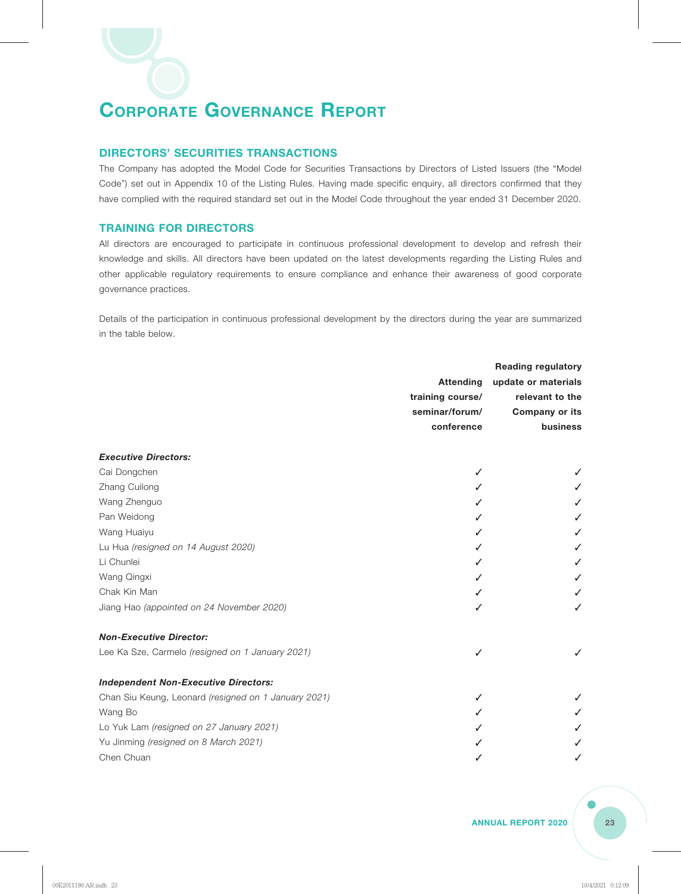# Corporate Governance Report

## DIRECTORS' SECURITIES TRANSACTIONS

The Company has adopted the Model Code for Securities Transactions by Directors of Listed Issuers (the "Model Code") set out in Appendix 10 of the Listing Rules. Having made specific enquiry, all directors confirmed that they have complied with the required standard set out in the Model Code throughout the year ended 31 December 2020.

## TRAINING FOR DIRECTORS

All directors are encouraged to participate in continuous professional development to develop and refresh their knowledge and skills. All directors have been updated on the latest developments regarding the Listing Rules and other applicable regulatory requirements to ensure compliance and enhance their awareness of good corporate governance practices.

Details of the participation in continuous professional development by the directors during the year are summarized in the table below.

| | Attending training course/ seminar/forum/ conference | Reading regulatory update or materials relevant to the Company or its business |
|---|---|---|
| ***Executive Directors:*** | | |
| Cai Dongchen | ✓ | ✓ |
| Zhang Cuilong | ✓ | ✓ |
| Wang Zhenguo | ✓ | ✓ |
| Pan Weidong | ✓ | ✓ |
| Wang Huaiyu | ✓ | ✓ |
| Lu Hua *(resigned on 14 August 2020)* | ✓ | ✓ |
| Li Chunlei | ✓ | ✓ |
| Wang Qingxi | ✓ | ✓ |
| Chak Kin Man | ✓ | ✓ |
| Jiang Hao *(appointed on 24 November 2020)* | ✓ | ✓ |
| ***Non-Executive Director:*** | | |
| Lee Ka Sze, Carmelo *(resigned on 1 January 2021)* | ✓ | ✓ |
| ***Independent Non-Executive Directors:*** | | |
| Chan Siu Keung, Leonard *(resigned on 1 January 2021)* | ✓ | ✓ |
| Wang Bo | ✓ | ✓ |
| Lo Yuk Lam *(resigned on 27 January 2021)* | ✓ | ✓ |
| Yu Jinming *(resigned on 8 March 2021)* | ✓ | ✓ |
| Chen Chuan | ✓ | ✓ |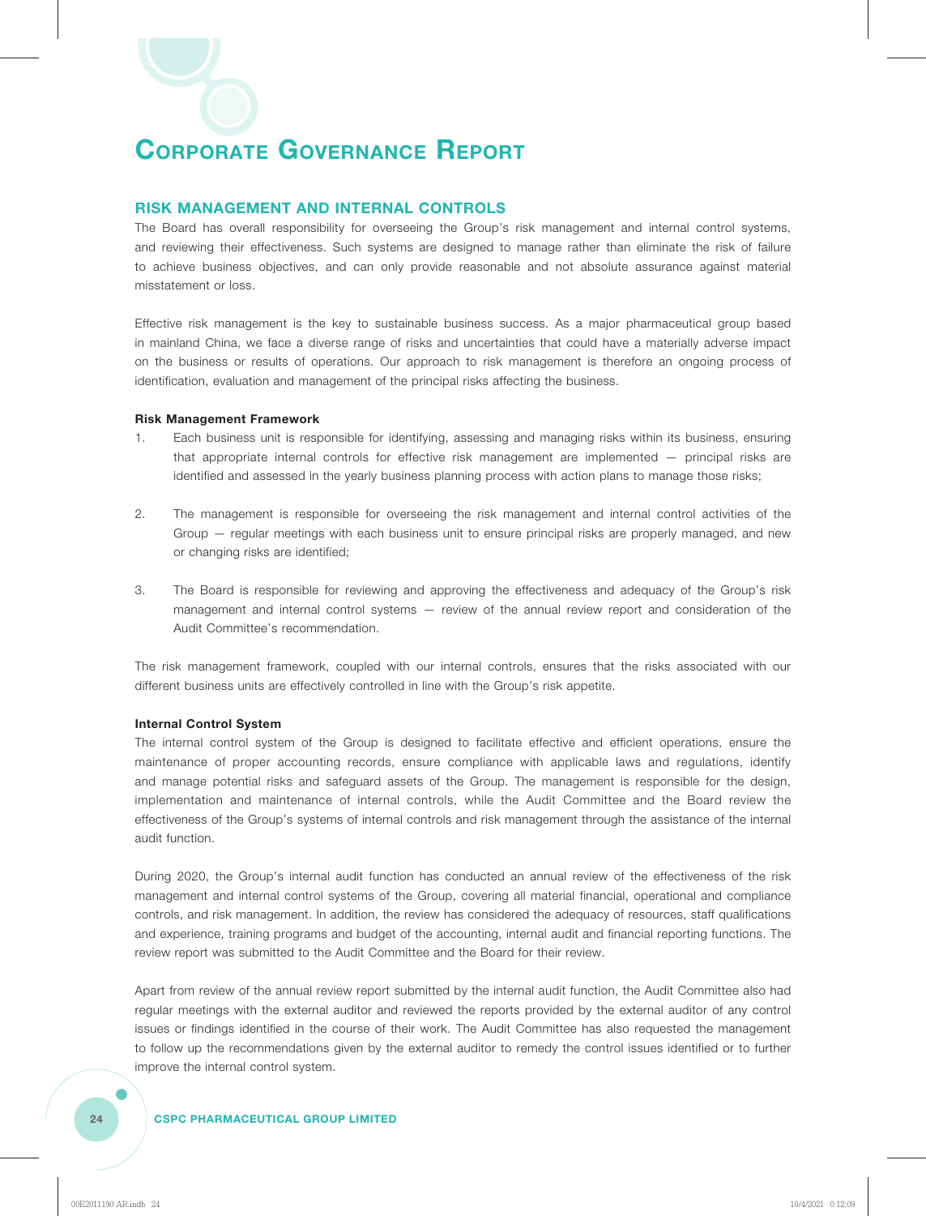# Corporate Governance Report

## RISK MANAGEMENT AND INTERNAL CONTROLS

The Board has overall responsibility for overseeing the Group's risk management and internal control systems, and reviewing their effectiveness. Such systems are designed to manage rather than eliminate the risk of failure to achieve business objectives, and can only provide reasonable and not absolute assurance against material misstatement or loss.

Effective risk management is the key to sustainable business success. As a major pharmaceutical group based in mainland China, we face a diverse range of risks and uncertainties that could have a materially adverse impact on the business or results of operations. Our approach to risk management is therefore an ongoing process of identification, evaluation and management of the principal risks affecting the business.

### Risk Management Framework

1. Each business unit is responsible for identifying, assessing and managing risks within its business, ensuring that appropriate internal controls for effective risk management are implemented — principal risks are identified and assessed in the yearly business planning process with action plans to manage those risks;

2. The management is responsible for overseeing the risk management and internal control activities of the Group — regular meetings with each business unit to ensure principal risks are properly managed, and new or changing risks are identified;

3. The Board is responsible for reviewing and approving the effectiveness and adequacy of the Group's risk management and internal control systems — review of the annual review report and consideration of the Audit Committee's recommendation.

The risk management framework, coupled with our internal controls, ensures that the risks associated with our different business units are effectively controlled in line with the Group's risk appetite.

### Internal Control System

The internal control system of the Group is designed to facilitate effective and efficient operations, ensure the maintenance of proper accounting records, ensure compliance with applicable laws and regulations, identify and manage potential risks and safeguard assets of the Group. The management is responsible for the design, implementation and maintenance of internal controls, while the Audit Committee and the Board review the effectiveness of the Group's systems of internal controls and risk management through the assistance of the internal audit function.

During 2020, the Group's internal audit function has conducted an annual review of the effectiveness of the risk management and internal control systems of the Group, covering all material financial, operational and compliance controls, and risk management. In addition, the review has considered the adequacy of resources, staff qualifications and experience, training programs and budget of the accounting, internal audit and financial reporting functions. The review report was submitted to the Audit Committee and the Board for their review.

Apart from review of the annual review report submitted by the internal audit function, the Audit Committee also had regular meetings with the external auditor and reviewed the reports provided by the external auditor of any control issues or findings identified in the course of their work. The Audit Committee has also requested the management to follow up the recommendations given by the external auditor to remedy the control issues identified or to further improve the internal control system.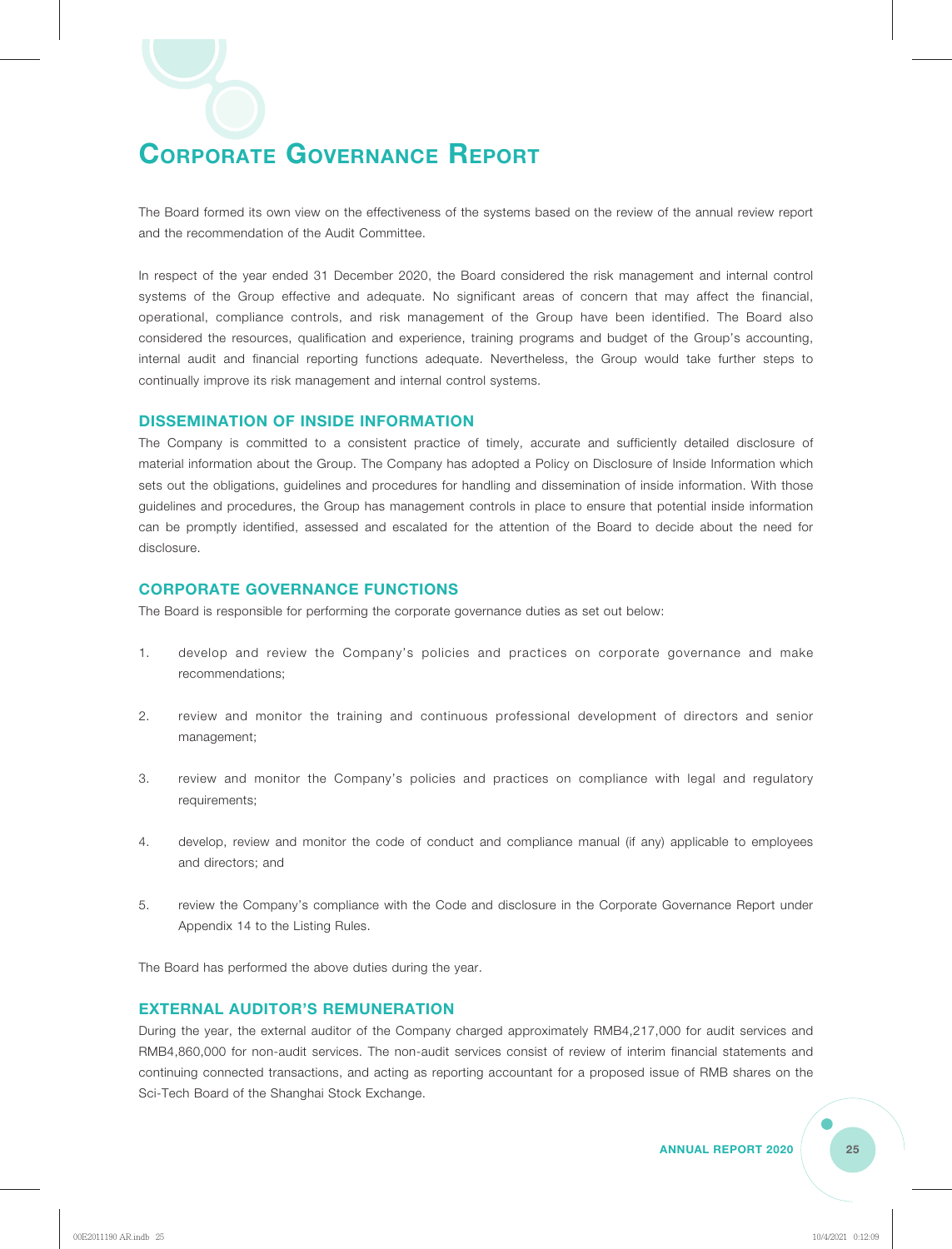The Board formed its own view on the effectiveness of the systems based on the review of the annual review report and the recommendation of the Audit Committee.

In respect of the year ended 31 December 2020, the Board considered the risk management and internal control systems of the Group effective and adequate. No significant areas of concern that may affect the financial, operational, compliance controls, and risk management of the Group have been identified. The Board also considered the resources, qualification and experience, training programs and budget of the Group's accounting, internal audit and financial reporting functions adequate. Nevertheless, the Group would take further steps to continually improve its risk management and internal control systems.

## DISSEMINATION OF INSIDE INFORMATION

The Company is committed to a consistent practice of timely, accurate and sufficiently detailed disclosure of material information about the Group. The Company has adopted a Policy on Disclosure of Inside Information which sets out the obligations, guidelines and procedures for handling and dissemination of inside information. With those guidelines and procedures, the Group has management controls in place to ensure that potential inside information can be promptly identified, assessed and escalated for the attention of the Board to decide about the need for disclosure.

## CORPORATE GOVERNANCE FUNCTIONS

The Board is responsible for performing the corporate governance duties as set out below:

1. develop and review the Company's policies and practices on corporate governance and make recommendations;

2. review and monitor the training and continuous professional development of directors and senior management;

3. review and monitor the Company's policies and practices on compliance with legal and regulatory requirements;

4. develop, review and monitor the code of conduct and compliance manual (if any) applicable to employees and directors; and

5. review the Company's compliance with the Code and disclosure in the Corporate Governance Report under Appendix 14 to the Listing Rules.

The Board has performed the above duties during the year.

## EXTERNAL AUDITOR'S REMUNERATION

During the year, the external auditor of the Company charged approximately RMB4,217,000 for audit services and RMB4,860,000 for non-audit services. The non-audit services consist of review of interim financial statements and continuing connected transactions, and acting as reporting accountant for a proposed issue of RMB shares on the Sci-Tech Board of the Shanghai Stock Exchange.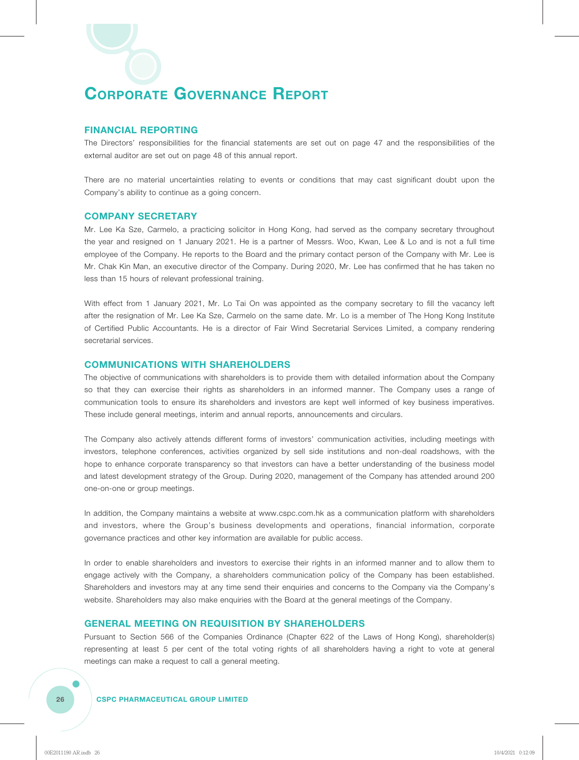# Corporate Governance Report

## FINANCIAL REPORTING

The Directors' responsibilities for the financial statements are set out on page 47 and the responsibilities of the external auditor are set out on page 48 of this annual report.

There are no material uncertainties relating to events or conditions that may cast significant doubt upon the Company's ability to continue as a going concern.

## COMPANY SECRETARY

Mr. Lee Ka Sze, Carmelo, a practicing solicitor in Hong Kong, had served as the company secretary throughout the year and resigned on 1 January 2021. He is a partner of Messrs. Woo, Kwan, Lee & Lo and is not a full time employee of the Company. He reports to the Board and the primary contact person of the Company with Mr. Lee is Mr. Chak Kin Man, an executive director of the Company. During 2020, Mr. Lee has confirmed that he has taken no less than 15 hours of relevant professional training.

With effect from 1 January 2021, Mr. Lo Tai On was appointed as the company secretary to fill the vacancy left after the resignation of Mr. Lee Ka Sze, Carmelo on the same date. Mr. Lo is a member of The Hong Kong Institute of Certified Public Accountants. He is a director of Fair Wind Secretarial Services Limited, a company rendering secretarial services.

## COMMUNICATIONS WITH SHAREHOLDERS

The objective of communications with shareholders is to provide them with detailed information about the Company so that they can exercise their rights as shareholders in an informed manner. The Company uses a range of communication tools to ensure its shareholders and investors are kept well informed of key business imperatives. These include general meetings, interim and annual reports, announcements and circulars.

The Company also actively attends different forms of investors' communication activities, including meetings with investors, telephone conferences, activities organized by sell side institutions and non-deal roadshows, with the hope to enhance corporate transparency so that investors can have a better understanding of the business model and latest development strategy of the Group. During 2020, management of the Company has attended around 200 one-on-one or group meetings.

In addition, the Company maintains a website at www.cspc.com.hk as a communication platform with shareholders and investors, where the Group's business developments and operations, financial information, corporate governance practices and other key information are available for public access.

In order to enable shareholders and investors to exercise their rights in an informed manner and to allow them to engage actively with the Company, a shareholders communication policy of the Company has been established. Shareholders and investors may at any time send their enquiries and concerns to the Company via the Company's website. Shareholders may also make enquiries with the Board at the general meetings of the Company.

## GENERAL MEETING ON REQUISITION BY SHAREHOLDERS

Pursuant to Section 566 of the Companies Ordinance (Chapter 622 of the Laws of Hong Kong), shareholder(s) representing at least 5 per cent of the total voting rights of all shareholders having a right to vote at general meetings can make a request to call a general meeting.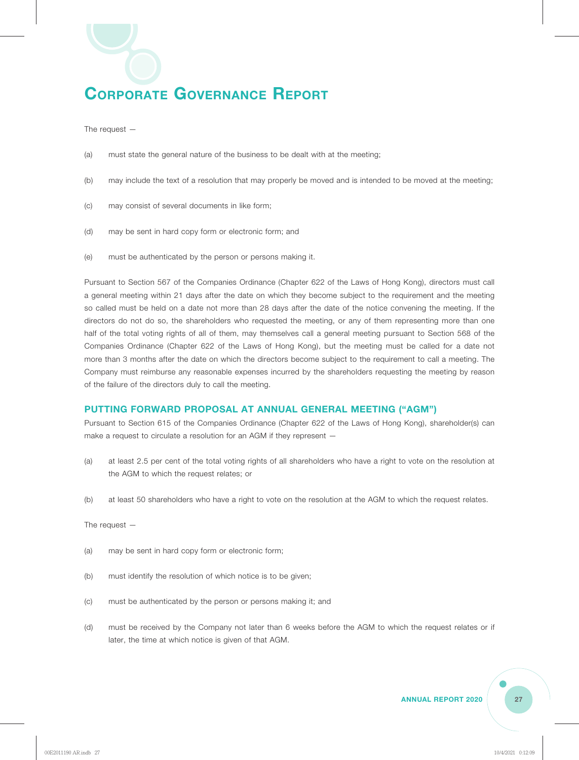The request —

(a) must state the general nature of the business to be dealt with at the meeting;

(b) may include the text of a resolution that may properly be moved and is intended to be moved at the meeting;

(c) may consist of several documents in like form;

(d) may be sent in hard copy form or electronic form; and

(e) must be authenticated by the person or persons making it.

Pursuant to Section 567 of the Companies Ordinance (Chapter 622 of the Laws of Hong Kong), directors must call a general meeting within 21 days after the date on which they become subject to the requirement and the meeting so called must be held on a date not more than 28 days after the date of the notice convening the meeting. If the directors do not do so, the shareholders who requested the meeting, or any of them representing more than one half of the total voting rights of all of them, may themselves call a general meeting pursuant to Section 568 of the Companies Ordinance (Chapter 622 of the Laws of Hong Kong), but the meeting must be called for a date not more than 3 months after the date on which the directors become subject to the requirement to call a meeting. The Company must reimburse any reasonable expenses incurred by the shareholders requesting the meeting by reason of the failure of the directors duly to call the meeting.

## PUTTING FORWARD PROPOSAL AT ANNUAL GENERAL MEETING ("AGM")

Pursuant to Section 615 of the Companies Ordinance (Chapter 622 of the Laws of Hong Kong), shareholder(s) can make a request to circulate a resolution for an AGM if they represent —

(a) at least 2.5 per cent of the total voting rights of all shareholders who have a right to vote on the resolution at the AGM to which the request relates; or

(b) at least 50 shareholders who have a right to vote on the resolution at the AGM to which the request relates.

The request —

(a) may be sent in hard copy form or electronic form;

(b) must identify the resolution of which notice is to be given;

(c) must be authenticated by the person or persons making it; and

(d) must be received by the Company not later than 6 weeks before the AGM to which the request relates or if later, the time at which notice is given of that AGM.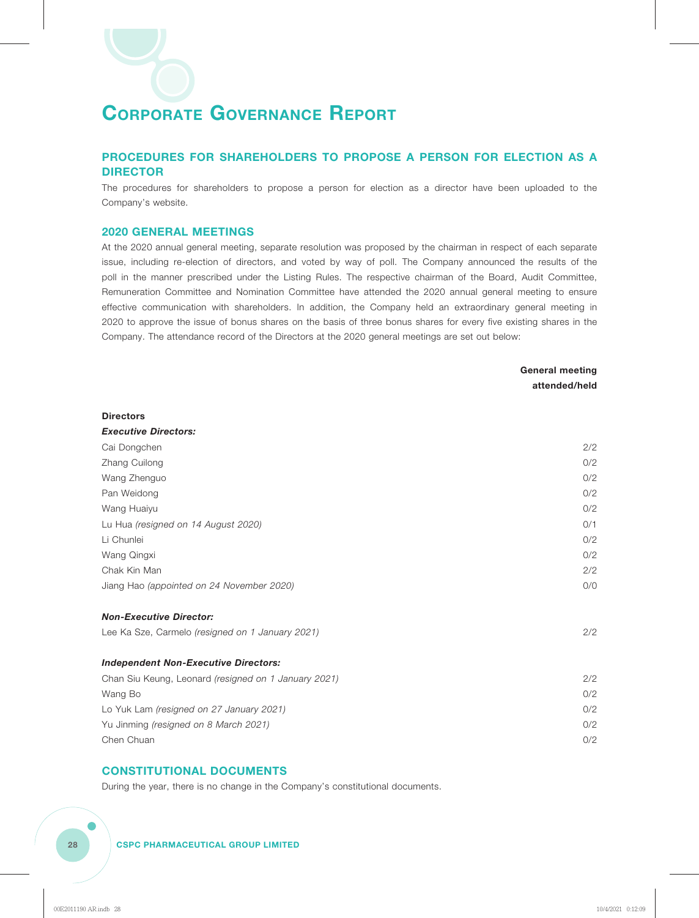# Corporate Governance Report

## PROCEDURES FOR SHAREHOLDERS TO PROPOSE A PERSON FOR ELECTION AS A DIRECTOR

The procedures for shareholders to propose a person for election as a director have been uploaded to the Company's website.

## 2020 GENERAL MEETINGS

At the 2020 annual general meeting, separate resolution was proposed by the chairman in respect of each separate issue, including re-election of directors, and voted by way of poll. The Company announced the results of the poll in the manner prescribed under the Listing Rules. The respective chairman of the Board, Audit Committee, Remuneration Committee and Nomination Committee have attended the 2020 annual general meeting to ensure effective communication with shareholders. In addition, the Company held an extraordinary general meeting in 2020 to approve the issue of bonus shares on the basis of three bonus shares for every five existing shares in the Company. The attendance record of the Directors at the 2020 general meetings are set out below:

| | **General meeting attended/held** |
|---|---|
| **Directors** | |
| ***Executive Directors:*** | |
| Cai Dongchen | 2/2 |
| Zhang Cuilong | 0/2 |
| Wang Zhenguo | 0/2 |
| Pan Weidong | 0/2 |
| Wang Huaiyu | 0/2 |
| Lu Hua *(resigned on 14 August 2020)* | 0/1 |
| Li Chunlei | 0/2 |
| Wang Qingxi | 0/2 |
| Chak Kin Man | 2/2 |
| Jiang Hao *(appointed on 24 November 2020)* | 0/0 |
| ***Non-Executive Director:*** | |
| Lee Ka Sze, Carmelo *(resigned on 1 January 2021)* | 2/2 |
| ***Independent Non-Executive Directors:*** | |
| Chan Siu Keung, Leonard *(resigned on 1 January 2021)* | 2/2 |
| Wang Bo | 0/2 |
| Lo Yuk Lam *(resigned on 27 January 2021)* | 0/2 |
| Yu Jinming *(resigned on 8 March 2021)* | 0/2 |
| Chen Chuan | 0/2 |

## CONSTITUTIONAL DOCUMENTS

During the year, there is no change in the Company's constitutional documents.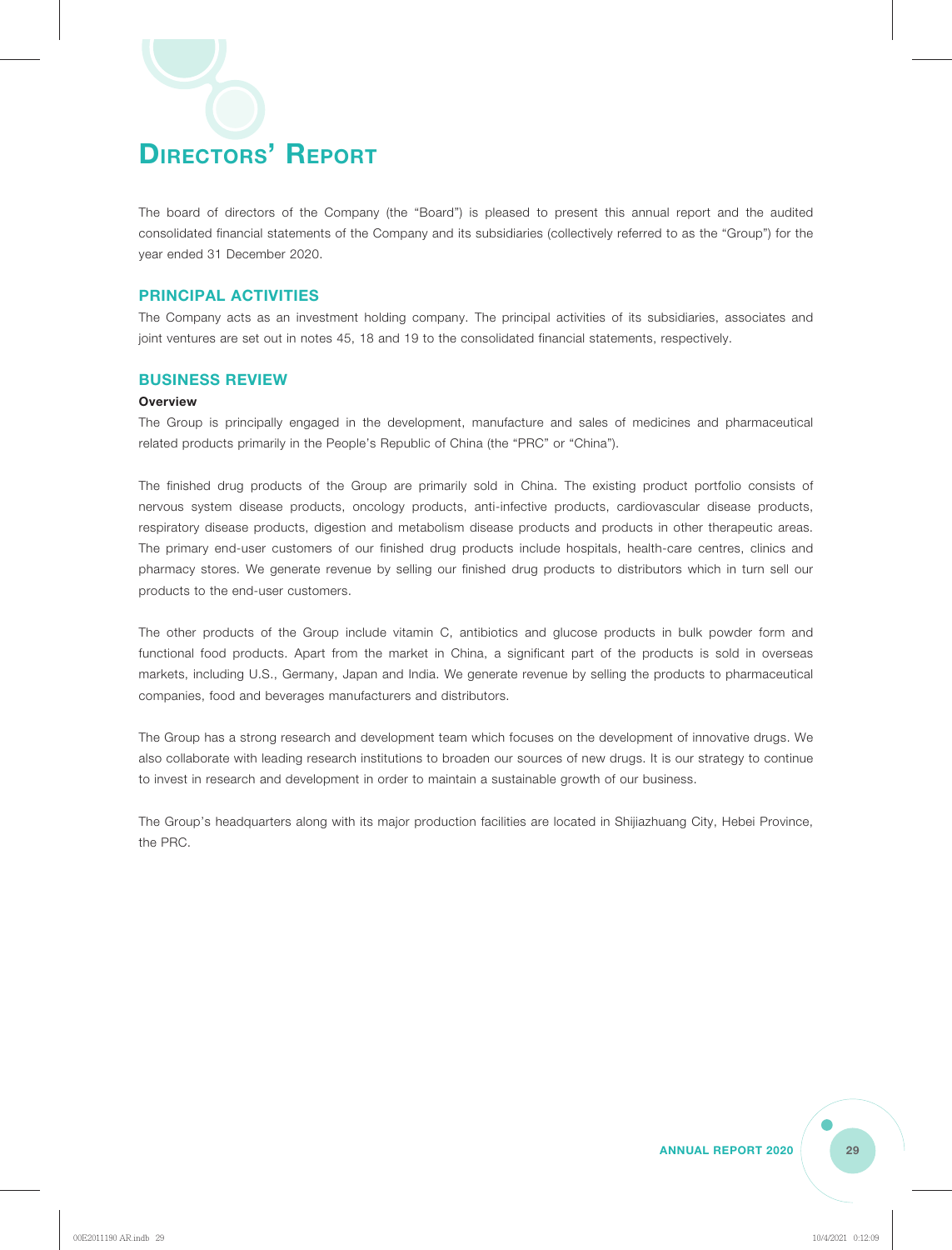# DIRECTORS' REPORT

The board of directors of the Company (the "Board") is pleased to present this annual report and the audited consolidated financial statements of the Company and its subsidiaries (collectively referred to as the "Group") for the year ended 31 December 2020.

## PRINCIPAL ACTIVITIES

The Company acts as an investment holding company. The principal activities of its subsidiaries, associates and joint ventures are set out in notes 45, 18 and 19 to the consolidated financial statements, respectively.

## BUSINESS REVIEW

### Overview

The Group is principally engaged in the development, manufacture and sales of medicines and pharmaceutical related products primarily in the People's Republic of China (the "PRC" or "China").

The finished drug products of the Group are primarily sold in China. The existing product portfolio consists of nervous system disease products, oncology products, anti-infective products, cardiovascular disease products, respiratory disease products, digestion and metabolism disease products and products in other therapeutic areas. The primary end-user customers of our finished drug products include hospitals, health-care centres, clinics and pharmacy stores. We generate revenue by selling our finished drug products to distributors which in turn sell our products to the end-user customers.

The other products of the Group include vitamin C, antibiotics and glucose products in bulk powder form and functional food products. Apart from the market in China, a significant part of the products is sold in overseas markets, including U.S., Germany, Japan and India. We generate revenue by selling the products to pharmaceutical companies, food and beverages manufacturers and distributors.

The Group has a strong research and development team which focuses on the development of innovative drugs. We also collaborate with leading research institutions to broaden our sources of new drugs. It is our strategy to continue to invest in research and development in order to maintain a sustainable growth of our business.

The Group's headquarters along with its major production facilities are located in Shijiazhuang City, Hebei Province, the PRC.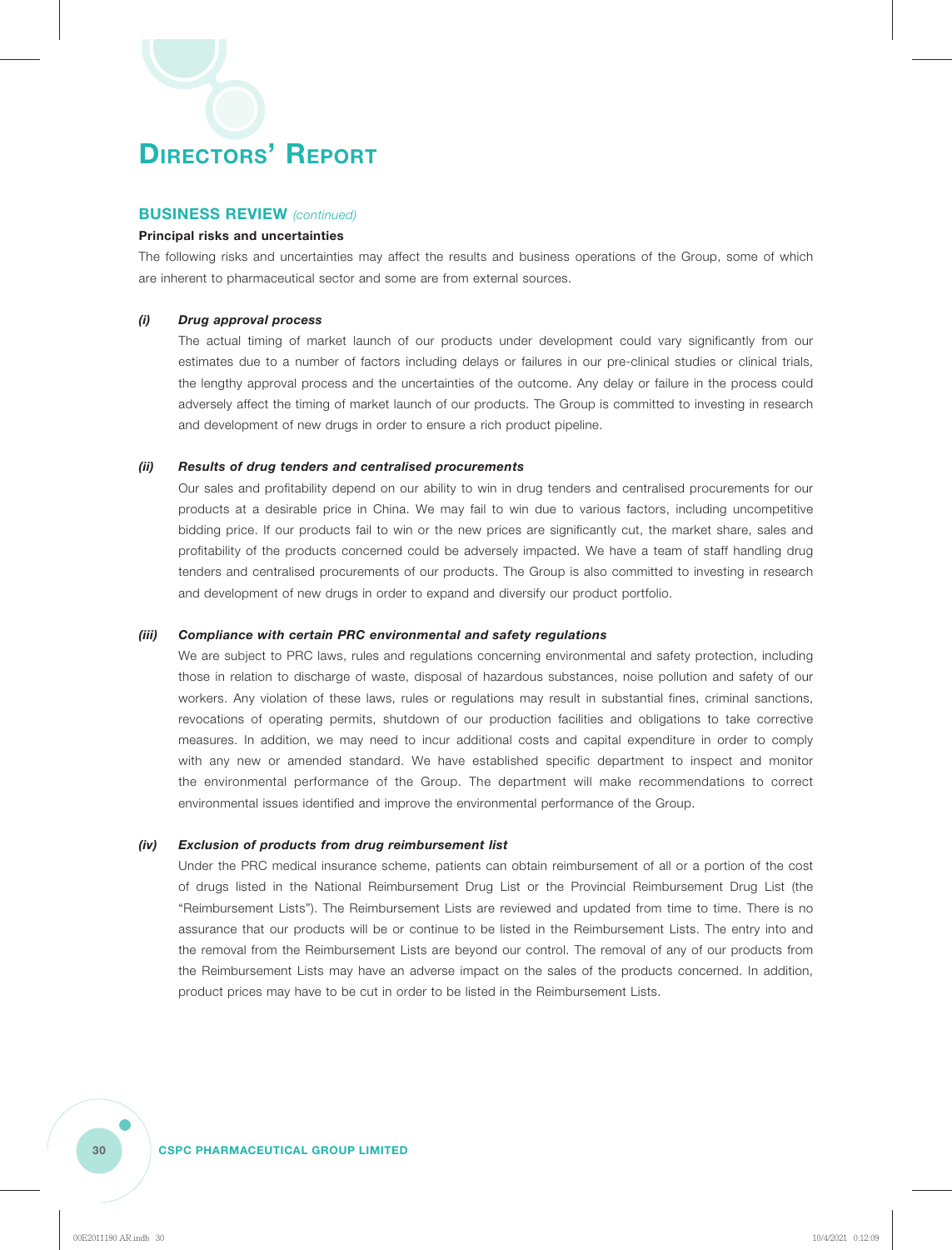# DIRECTORS' REPORT

## BUSINESS REVIEW *(continued)*

### Principal risks and uncertainties

The following risks and uncertainties may affect the results and business operations of the Group, some of which are inherent to pharmaceutical sector and some are from external sources.

***(i) Drug approval process***

The actual timing of market launch of our products under development could vary significantly from our estimates due to a number of factors including delays or failures in our pre-clinical studies or clinical trials, the lengthy approval process and the uncertainties of the outcome. Any delay or failure in the process could adversely affect the timing of market launch of our products. The Group is committed to investing in research and development of new drugs in order to ensure a rich product pipeline.

***(ii) Results of drug tenders and centralised procurements***

Our sales and profitability depend on our ability to win in drug tenders and centralised procurements for our products at a desirable price in China. We may fail to win due to various factors, including uncompetitive bidding price. If our products fail to win or the new prices are significantly cut, the market share, sales and profitability of the products concerned could be adversely impacted. We have a team of staff handling drug tenders and centralised procurements of our products. The Group is also committed to investing in research and development of new drugs in order to expand and diversify our product portfolio.

***(iii) Compliance with certain PRC environmental and safety regulations***

We are subject to PRC laws, rules and regulations concerning environmental and safety protection, including those in relation to discharge of waste, disposal of hazardous substances, noise pollution and safety of our workers. Any violation of these laws, rules or regulations may result in substantial fines, criminal sanctions, revocations of operating permits, shutdown of our production facilities and obligations to take corrective measures. In addition, we may need to incur additional costs and capital expenditure in order to comply with any new or amended standard. We have established specific department to inspect and monitor the environmental performance of the Group. The department will make recommendations to correct environmental issues identified and improve the environmental performance of the Group.

***(iv) Exclusion of products from drug reimbursement list***

Under the PRC medical insurance scheme, patients can obtain reimbursement of all or a portion of the cost of drugs listed in the National Reimbursement Drug List or the Provincial Reimbursement Drug List (the "Reimbursement Lists"). The Reimbursement Lists are reviewed and updated from time to time. There is no assurance that our products will be or continue to be listed in the Reimbursement Lists. The entry into and the removal from the Reimbursement Lists are beyond our control. The removal of any of our products from the Reimbursement Lists may have an adverse impact on the sales of the products concerned. In addition, product prices may have to be cut in order to be listed in the Reimbursement Lists.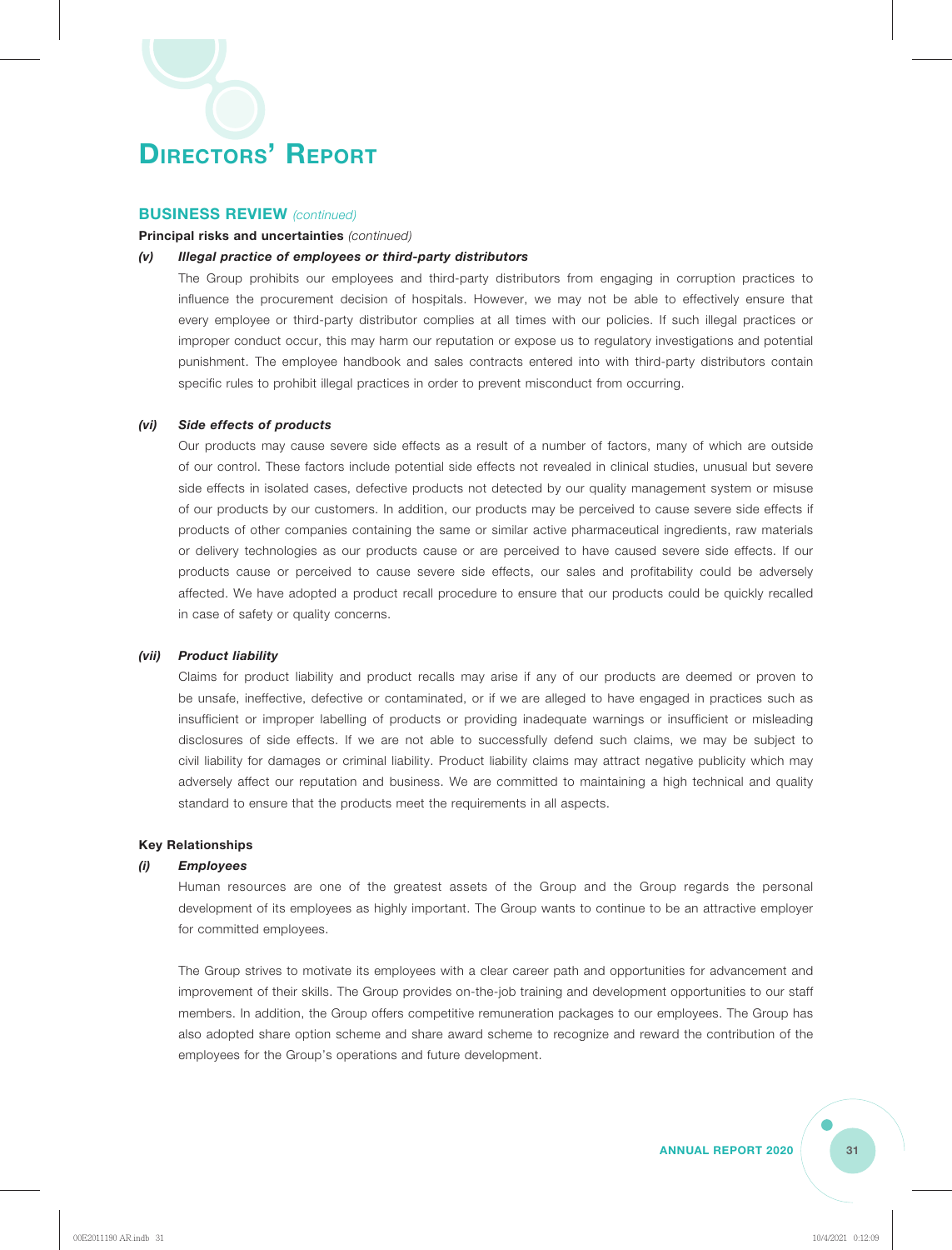# DIRECTORS' REPORT

## BUSINESS REVIEW *(continued)*

**Principal risks and uncertainties** *(continued)*

***(v) Illegal practice of employees or third-party distributors***

The Group prohibits our employees and third-party distributors from engaging in corruption practices to influence the procurement decision of hospitals. However, we may not be able to effectively ensure that every employee or third-party distributor complies at all times with our policies. If such illegal practices or improper conduct occur, this may harm our reputation or expose us to regulatory investigations and potential punishment. The employee handbook and sales contracts entered into with third-party distributors contain specific rules to prohibit illegal practices in order to prevent misconduct from occurring.

***(vi) Side effects of products***

Our products may cause severe side effects as a result of a number of factors, many of which are outside of our control. These factors include potential side effects not revealed in clinical studies, unusual but severe side effects in isolated cases, defective products not detected by our quality management system or misuse of our products by our customers. In addition, our products may be perceived to cause severe side effects if products of other companies containing the same or similar active pharmaceutical ingredients, raw materials or delivery technologies as our products cause or are perceived to have caused severe side effects. If our products cause or perceived to cause severe side effects, our sales and profitability could be adversely affected. We have adopted a product recall procedure to ensure that our products could be quickly recalled in case of safety or quality concerns.

***(vii) Product liability***

Claims for product liability and product recalls may arise if any of our products are deemed or proven to be unsafe, ineffective, defective or contaminated, or if we are alleged to have engaged in practices such as insufficient or improper labelling of products or providing inadequate warnings or insufficient or misleading disclosures of side effects. If we are not able to successfully defend such claims, we may be subject to civil liability for damages or criminal liability. Product liability claims may attract negative publicity which may adversely affect our reputation and business. We are committed to maintaining a high technical and quality standard to ensure that the products meet the requirements in all aspects.

**Key Relationships**

***(i) Employees***

Human resources are one of the greatest assets of the Group and the Group regards the personal development of its employees as highly important. The Group wants to continue to be an attractive employer for committed employees.

The Group strives to motivate its employees with a clear career path and opportunities for advancement and improvement of their skills. The Group provides on-the-job training and development opportunities to our staff members. In addition, the Group offers competitive remuneration packages to our employees. The Group has also adopted share option scheme and share award scheme to recognize and reward the contribution of the employees for the Group's operations and future development.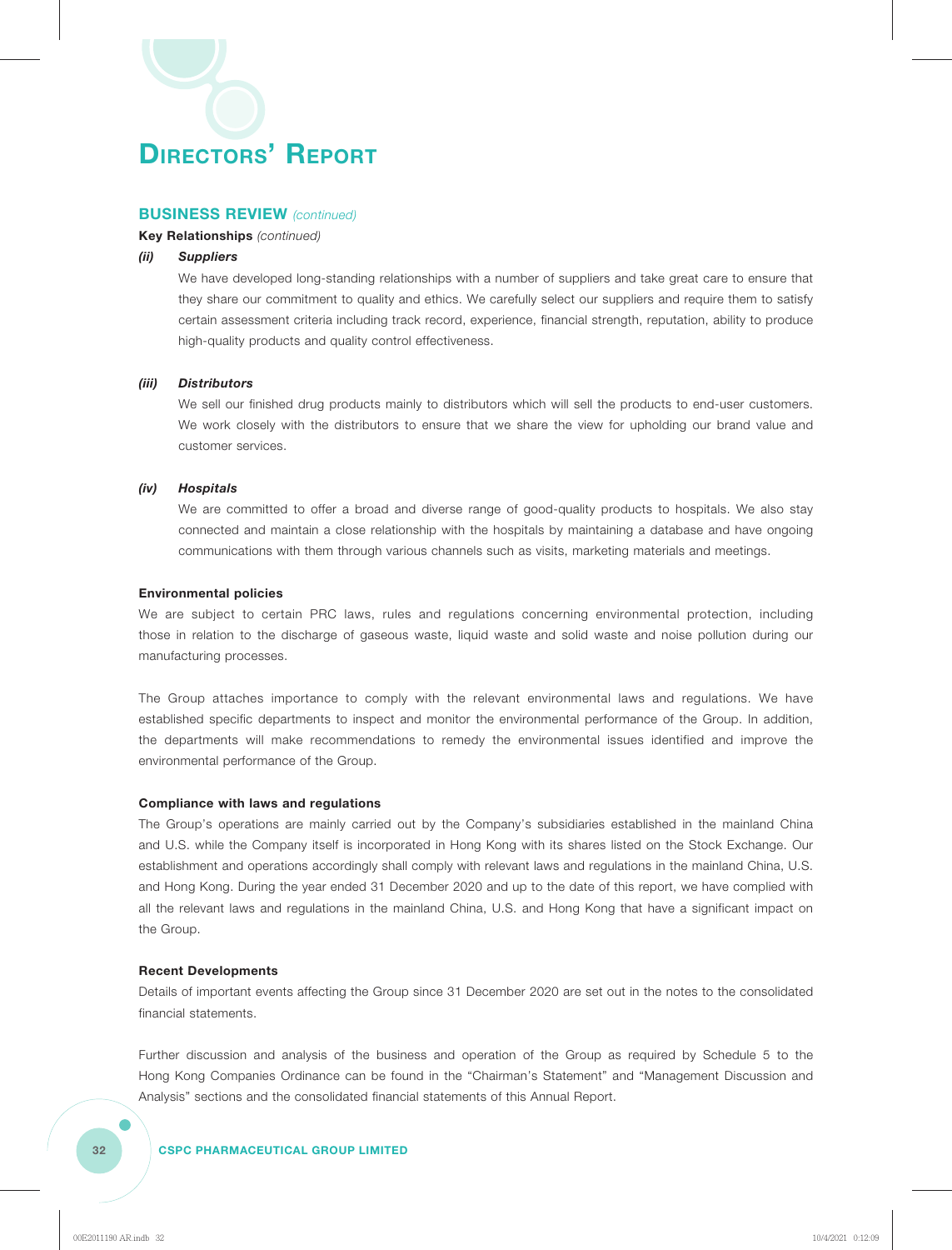# DIRECTORS' REPORT

## BUSINESS REVIEW *(continued)*

**Key Relationships** *(continued)*

***(ii) Suppliers***

We have developed long-standing relationships with a number of suppliers and take great care to ensure that they share our commitment to quality and ethics. We carefully select our suppliers and require them to satisfy certain assessment criteria including track record, experience, financial strength, reputation, ability to produce high-quality products and quality control effectiveness.

***(iii) Distributors***

We sell our finished drug products mainly to distributors which will sell the products to end-user customers. We work closely with the distributors to ensure that we share the view for upholding our brand value and customer services.

***(iv) Hospitals***

We are committed to offer a broad and diverse range of good-quality products to hospitals. We also stay connected and maintain a close relationship with the hospitals by maintaining a database and have ongoing communications with them through various channels such as visits, marketing materials and meetings.

**Environmental policies**

We are subject to certain PRC laws, rules and regulations concerning environmental protection, including those in relation to the discharge of gaseous waste, liquid waste and solid waste and noise pollution during our manufacturing processes.

The Group attaches importance to comply with the relevant environmental laws and regulations. We have established specific departments to inspect and monitor the environmental performance of the Group. In addition, the departments will make recommendations to remedy the environmental issues identified and improve the environmental performance of the Group.

**Compliance with laws and regulations**

The Group's operations are mainly carried out by the Company's subsidiaries established in the mainland China and U.S. while the Company itself is incorporated in Hong Kong with its shares listed on the Stock Exchange. Our establishment and operations accordingly shall comply with relevant laws and regulations in the mainland China, U.S. and Hong Kong. During the year ended 31 December 2020 and up to the date of this report, we have complied with all the relevant laws and regulations in the mainland China, U.S. and Hong Kong that have a significant impact on the Group.

**Recent Developments**

Details of important events affecting the Group since 31 December 2020 are set out in the notes to the consolidated financial statements.

Further discussion and analysis of the business and operation of the Group as required by Schedule 5 to the Hong Kong Companies Ordinance can be found in the "Chairman's Statement" and "Management Discussion and Analysis" sections and the consolidated financial statements of this Annual Report.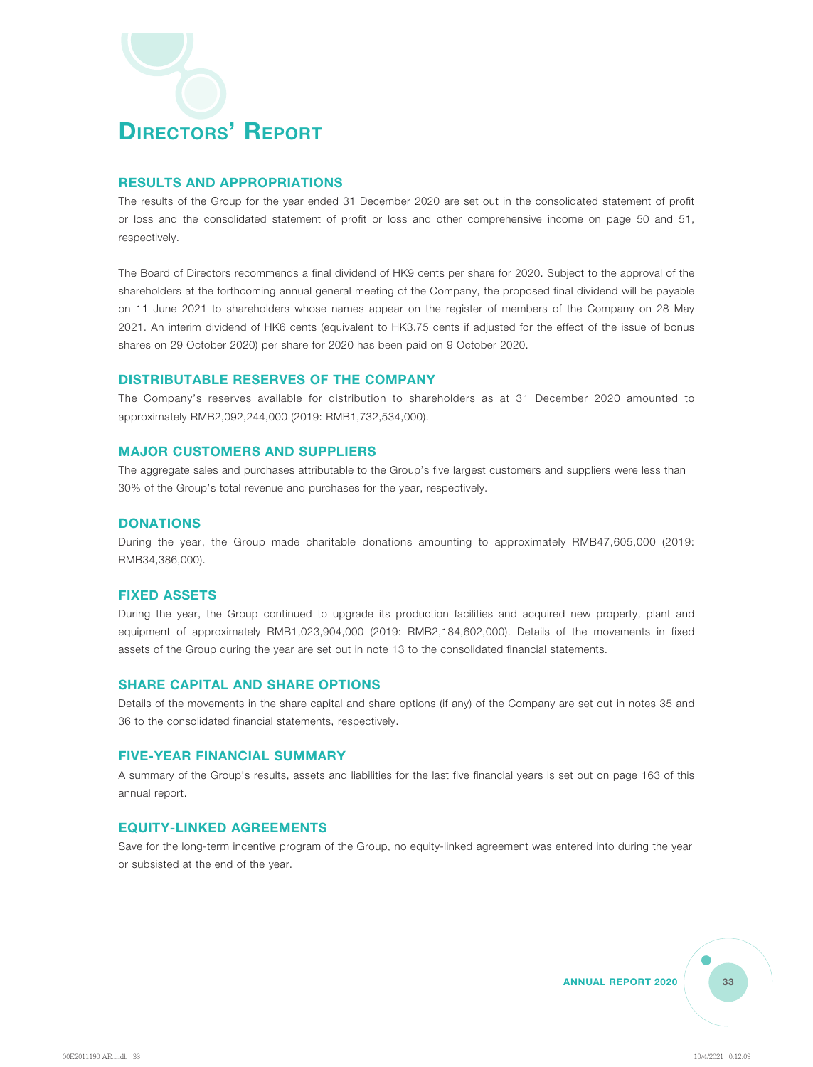# Directors' Report

## RESULTS AND APPROPRIATIONS

The results of the Group for the year ended 31 December 2020 are set out in the consolidated statement of profit or loss and the consolidated statement of profit or loss and other comprehensive income on page 50 and 51, respectively.

The Board of Directors recommends a final dividend of HK9 cents per share for 2020. Subject to the approval of the shareholders at the forthcoming annual general meeting of the Company, the proposed final dividend will be payable on 11 June 2021 to shareholders whose names appear on the register of members of the Company on 28 May 2021. An interim dividend of HK6 cents (equivalent to HK3.75 cents if adjusted for the effect of the issue of bonus shares on 29 October 2020) per share for 2020 has been paid on 9 October 2020.

## DISTRIBUTABLE RESERVES OF THE COMPANY

The Company's reserves available for distribution to shareholders as at 31 December 2020 amounted to approximately RMB2,092,244,000 (2019: RMB1,732,534,000).

## MAJOR CUSTOMERS AND SUPPLIERS

The aggregate sales and purchases attributable to the Group's five largest customers and suppliers were less than 30% of the Group's total revenue and purchases for the year, respectively.

## DONATIONS

During the year, the Group made charitable donations amounting to approximately RMB47,605,000 (2019: RMB34,386,000).

## FIXED ASSETS

During the year, the Group continued to upgrade its production facilities and acquired new property, plant and equipment of approximately RMB1,023,904,000 (2019: RMB2,184,602,000). Details of the movements in fixed assets of the Group during the year are set out in note 13 to the consolidated financial statements.

## SHARE CAPITAL AND SHARE OPTIONS

Details of the movements in the share capital and share options (if any) of the Company are set out in notes 35 and 36 to the consolidated financial statements, respectively.

## FIVE-YEAR FINANCIAL SUMMARY

A summary of the Group's results, assets and liabilities for the last five financial years is set out on page 163 of this annual report.

## EQUITY-LINKED AGREEMENTS

Save for the long-term incentive program of the Group, no equity-linked agreement was entered into during the year or subsisted at the end of the year.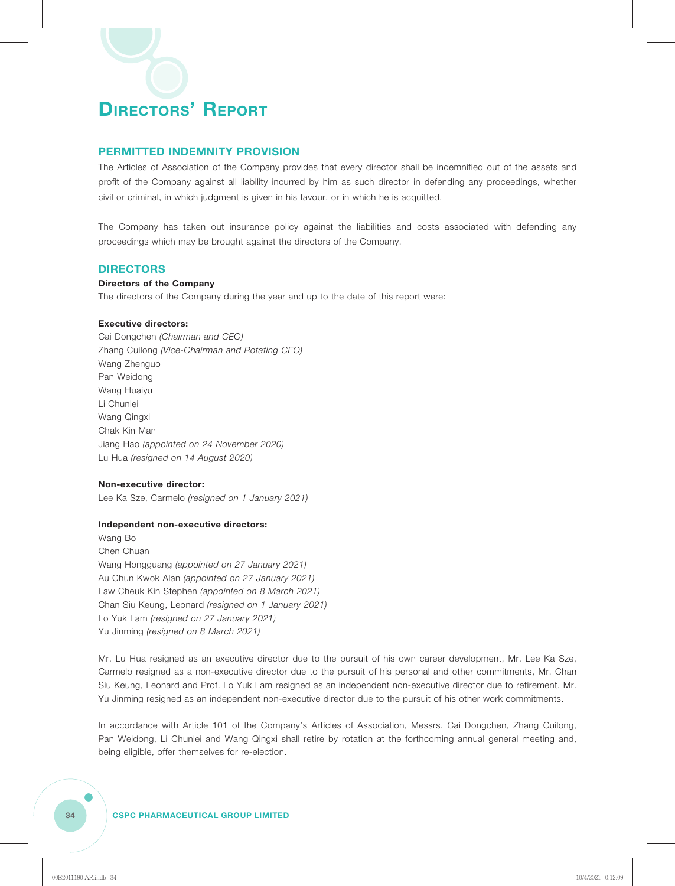# Directors' Report

## PERMITTED INDEMNITY PROVISION

The Articles of Association of the Company provides that every director shall be indemnified out of the assets and profit of the Company against all liability incurred by him as such director in defending any proceedings, whether civil or criminal, in which judgment is given in his favour, or in which he is acquitted.

The Company has taken out insurance policy against the liabilities and costs associated with defending any proceedings which may be brought against the directors of the Company.

## DIRECTORS

### Directors of the Company

The directors of the Company during the year and up to the date of this report were:

**Executive directors:**

Cai Dongchen *(Chairman and CEO)*
Zhang Cuilong *(Vice-Chairman and Rotating CEO)*
Wang Zhenguo
Pan Weidong
Wang Huaiyu
Li Chunlei
Wang Qingxi
Chak Kin Man
Jiang Hao *(appointed on 24 November 2020)*
Lu Hua *(resigned on 14 August 2020)*

**Non-executive director:**

Lee Ka Sze, Carmelo *(resigned on 1 January 2021)*

**Independent non-executive directors:**

Wang Bo
Chen Chuan
Wang Hongguang *(appointed on 27 January 2021)*
Au Chun Kwok Alan *(appointed on 27 January 2021)*
Law Cheuk Kin Stephen *(appointed on 8 March 2021)*
Chan Siu Keung, Leonard *(resigned on 1 January 2021)*
Lo Yuk Lam *(resigned on 27 January 2021)*
Yu Jinming *(resigned on 8 March 2021)*

Mr. Lu Hua resigned as an executive director due to the pursuit of his own career development, Mr. Lee Ka Sze, Carmelo resigned as a non-executive director due to the pursuit of his personal and other commitments, Mr. Chan Siu Keung, Leonard and Prof. Lo Yuk Lam resigned as an independent non-executive director due to retirement. Mr. Yu Jinming resigned as an independent non-executive director due to the pursuit of his other work commitments.

In accordance with Article 101 of the Company's Articles of Association, Messrs. Cai Dongchen, Zhang Cuilong, Pan Weidong, Li Chunlei and Wang Qingxi shall retire by rotation at the forthcoming annual general meeting and, being eligible, offer themselves for re-election.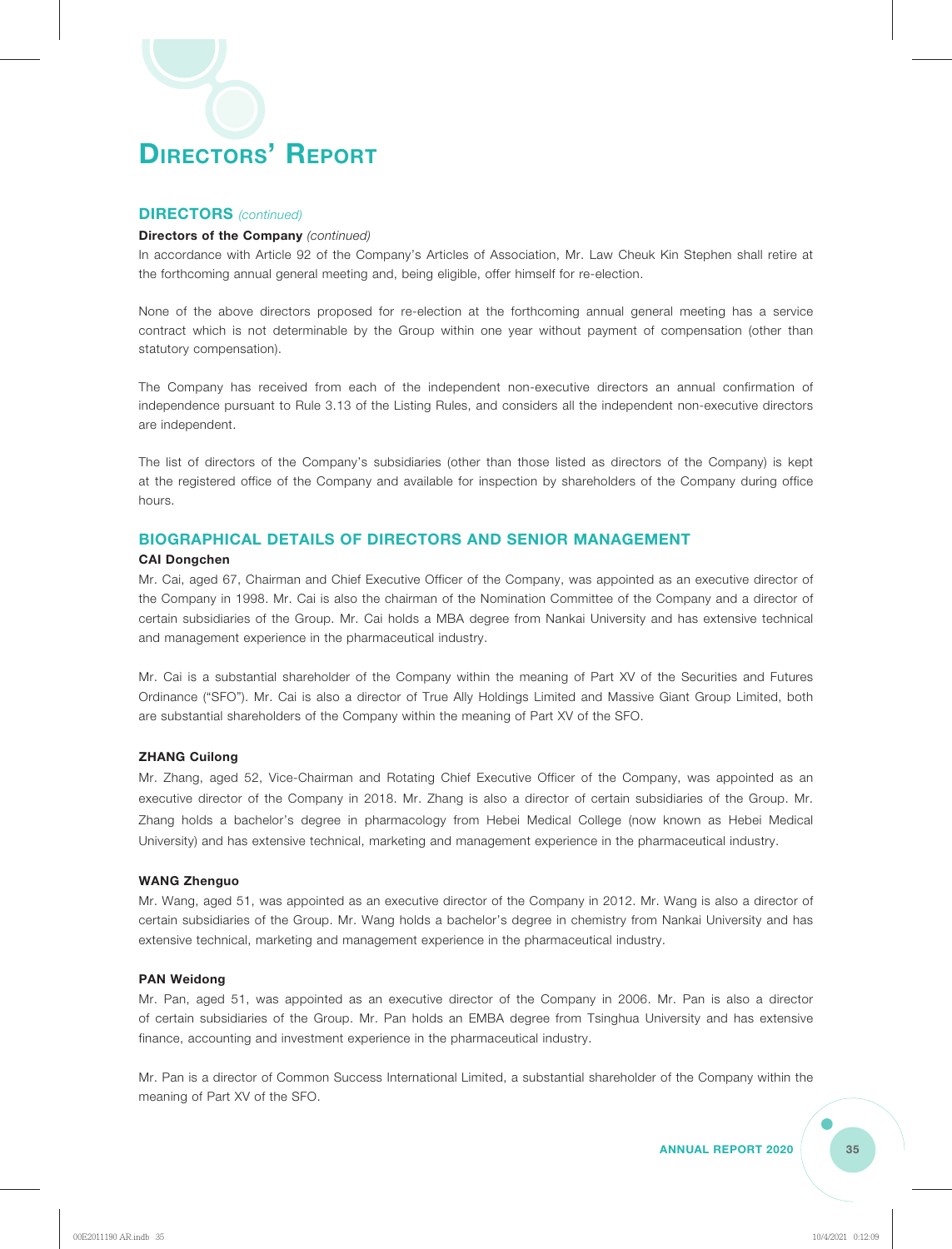# DIRECTORS' REPORT

## DIRECTORS *(continued)*

**Directors of the Company** *(continued)*

In accordance with Article 92 of the Company's Articles of Association, Mr. Law Cheuk Kin Stephen shall retire at the forthcoming annual general meeting and, being eligible, offer himself for re-election.

None of the above directors proposed for re-election at the forthcoming annual general meeting has a service contract which is not determinable by the Group within one year without payment of compensation (other than statutory compensation).

The Company has received from each of the independent non-executive directors an annual confirmation of independence pursuant to Rule 3.13 of the Listing Rules, and considers all the independent non-executive directors are independent.

The list of directors of the Company's subsidiaries (other than those listed as directors of the Company) is kept at the registered office of the Company and available for inspection by shareholders of the Company during office hours.

## BIOGRAPHICAL DETAILS OF DIRECTORS AND SENIOR MANAGEMENT

**CAI Dongchen**

Mr. Cai, aged 67, Chairman and Chief Executive Officer of the Company, was appointed as an executive director of the Company in 1998. Mr. Cai is also the chairman of the Nomination Committee of the Company and a director of certain subsidiaries of the Group. Mr. Cai holds a MBA degree from Nankai University and has extensive technical and management experience in the pharmaceutical industry.

Mr. Cai is a substantial shareholder of the Company within the meaning of Part XV of the Securities and Futures Ordinance ("SFO"). Mr. Cai is also a director of True Ally Holdings Limited and Massive Giant Group Limited, both are substantial shareholders of the Company within the meaning of Part XV of the SFO.

**ZHANG Cuilong**

Mr. Zhang, aged 52, Vice-Chairman and Rotating Chief Executive Officer of the Company, was appointed as an executive director of the Company in 2018. Mr. Zhang is also a director of certain subsidiaries of the Group. Mr. Zhang holds a bachelor's degree in pharmacology from Hebei Medical College (now known as Hebei Medical University) and has extensive technical, marketing and management experience in the pharmaceutical industry.

**WANG Zhenguo**

Mr. Wang, aged 51, was appointed as an executive director of the Company in 2012. Mr. Wang is also a director of certain subsidiaries of the Group. Mr. Wang holds a bachelor's degree in chemistry from Nankai University and has extensive technical, marketing and management experience in the pharmaceutical industry.

**PAN Weidong**

Mr. Pan, aged 51, was appointed as an executive director of the Company in 2006. Mr. Pan is also a director of certain subsidiaries of the Group. Mr. Pan holds an EMBA degree from Tsinghua University and has extensive finance, accounting and investment experience in the pharmaceutical industry.

Mr. Pan is a director of Common Success International Limited, a substantial shareholder of the Company within the meaning of Part XV of the SFO.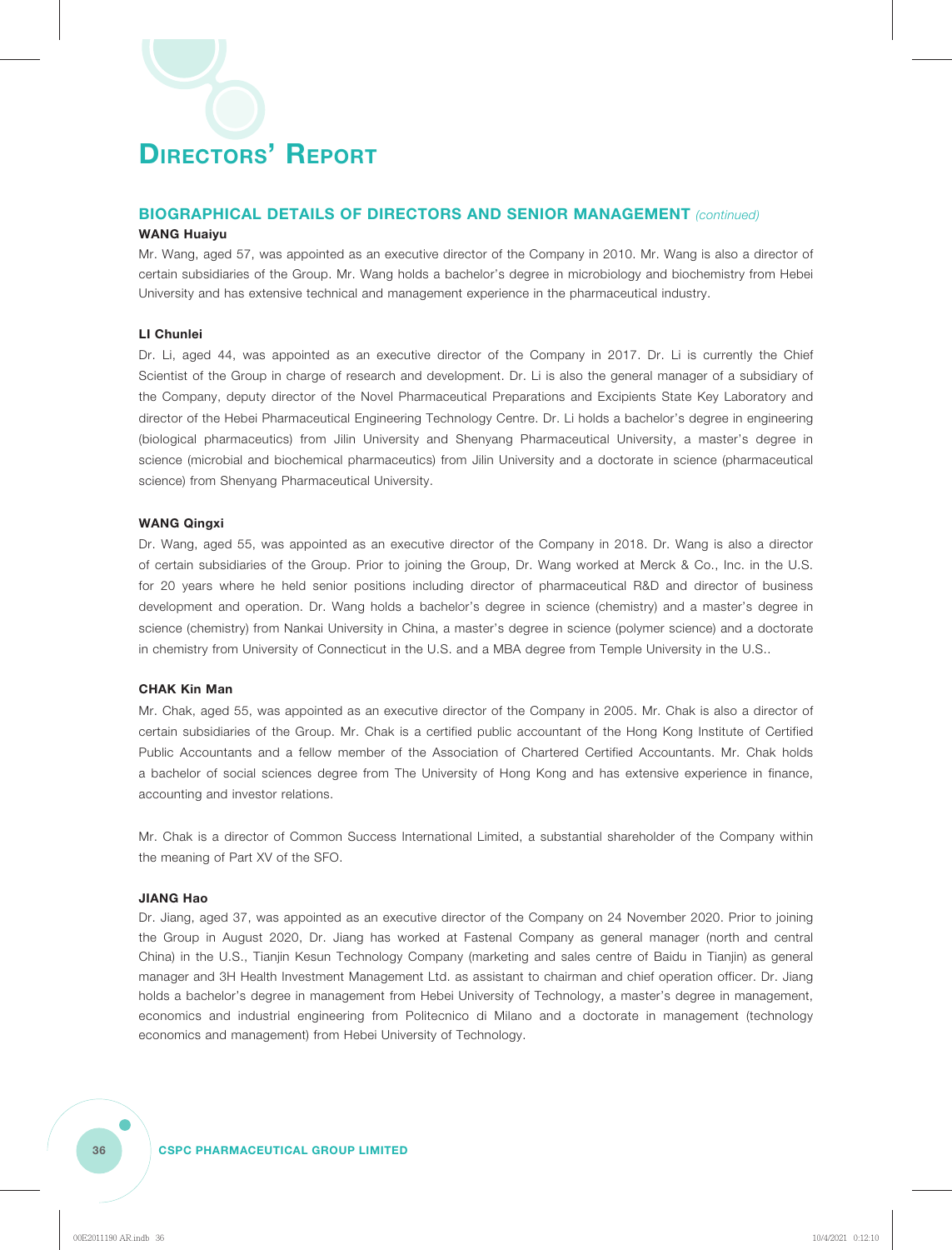# DIRECTORS' REPORT

## BIOGRAPHICAL DETAILS OF DIRECTORS AND SENIOR MANAGEMENT *(continued)*

**WANG Huaiyu**

Mr. Wang, aged 57, was appointed as an executive director of the Company in 2010. Mr. Wang is also a director of certain subsidiaries of the Group. Mr. Wang holds a bachelor's degree in microbiology and biochemistry from Hebei University and has extensive technical and management experience in the pharmaceutical industry.

**LI Chunlei**

Dr. Li, aged 44, was appointed as an executive director of the Company in 2017. Dr. Li is currently the Chief Scientist of the Group in charge of research and development. Dr. Li is also the general manager of a subsidiary of the Company, deputy director of the Novel Pharmaceutical Preparations and Excipients State Key Laboratory and director of the Hebei Pharmaceutical Engineering Technology Centre. Dr. Li holds a bachelor's degree in engineering (biological pharmaceutics) from Jilin University and Shenyang Pharmaceutical University, a master's degree in science (microbial and biochemical pharmaceutics) from Jilin University and a doctorate in science (pharmaceutical science) from Shenyang Pharmaceutical University.

**WANG Qingxi**

Dr. Wang, aged 55, was appointed as an executive director of the Company in 2018. Dr. Wang is also a director of certain subsidiaries of the Group. Prior to joining the Group, Dr. Wang worked at Merck & Co., Inc. in the U.S. for 20 years where he held senior positions including director of pharmaceutical R&D and director of business development and operation. Dr. Wang holds a bachelor's degree in science (chemistry) and a master's degree in science (chemistry) from Nankai University in China, a master's degree in science (polymer science) and a doctorate in chemistry from University of Connecticut in the U.S. and a MBA degree from Temple University in the U.S..

**CHAK Kin Man**

Mr. Chak, aged 55, was appointed as an executive director of the Company in 2005. Mr. Chak is also a director of certain subsidiaries of the Group. Mr. Chak is a certified public accountant of the Hong Kong Institute of Certified Public Accountants and a fellow member of the Association of Chartered Certified Accountants. Mr. Chak holds a bachelor of social sciences degree from The University of Hong Kong and has extensive experience in finance, accounting and investor relations.

Mr. Chak is a director of Common Success International Limited, a substantial shareholder of the Company within the meaning of Part XV of the SFO.

**JIANG Hao**

Dr. Jiang, aged 37, was appointed as an executive director of the Company on 24 November 2020. Prior to joining the Group in August 2020, Dr. Jiang has worked at Fastenal Company as general manager (north and central China) in the U.S., Tianjin Kesun Technology Company (marketing and sales centre of Baidu in Tianjin) as general manager and 3H Health Investment Management Ltd. as assistant to chairman and chief operation officer. Dr. Jiang holds a bachelor's degree in management from Hebei University of Technology, a master's degree in management, economics and industrial engineering from Politecnico di Milano and a doctorate in management (technology economics and management) from Hebei University of Technology.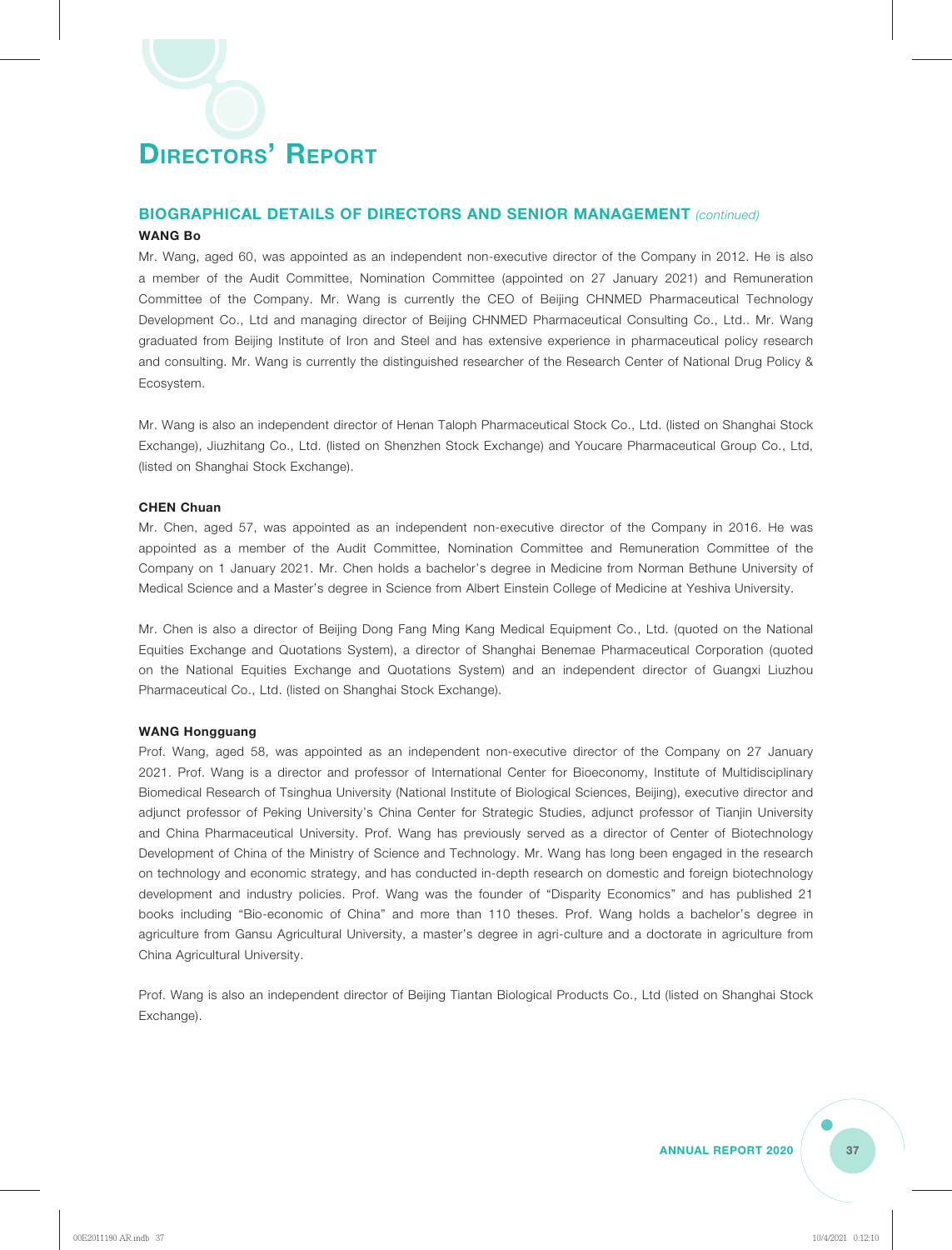# Directors' Report

## BIOGRAPHICAL DETAILS OF DIRECTORS AND SENIOR MANAGEMENT *(continued)*

**WANG Bo**

Mr. Wang, aged 60, was appointed as an independent non-executive director of the Company in 2012. He is also a member of the Audit Committee, Nomination Committee (appointed on 27 January 2021) and Remuneration Committee of the Company. Mr. Wang is currently the CEO of Beijing CHNMED Pharmaceutical Technology Development Co., Ltd and managing director of Beijing CHNMED Pharmaceutical Consulting Co., Ltd.. Mr. Wang graduated from Beijing Institute of Iron and Steel and has extensive experience in pharmaceutical policy research and consulting. Mr. Wang is currently the distinguished researcher of the Research Center of National Drug Policy & Ecosystem.

Mr. Wang is also an independent director of Henan Taloph Pharmaceutical Stock Co., Ltd. (listed on Shanghai Stock Exchange), Jiuzhitang Co., Ltd. (listed on Shenzhen Stock Exchange) and Youcare Pharmaceutical Group Co., Ltd, (listed on Shanghai Stock Exchange).

**CHEN Chuan**

Mr. Chen, aged 57, was appointed as an independent non-executive director of the Company in 2016. He was appointed as a member of the Audit Committee, Nomination Committee and Remuneration Committee of the Company on 1 January 2021. Mr. Chen holds a bachelor's degree in Medicine from Norman Bethune University of Medical Science and a Master's degree in Science from Albert Einstein College of Medicine at Yeshiva University.

Mr. Chen is also a director of Beijing Dong Fang Ming Kang Medical Equipment Co., Ltd. (quoted on the National Equities Exchange and Quotations System), a director of Shanghai Benemae Pharmaceutical Corporation (quoted on the National Equities Exchange and Quotations System) and an independent director of Guangxi Liuzhou Pharmaceutical Co., Ltd. (listed on Shanghai Stock Exchange).

**WANG Hongguang**

Prof. Wang, aged 58, was appointed as an independent non-executive director of the Company on 27 January 2021. Prof. Wang is a director and professor of International Center for Bioeconomy, Institute of Multidisciplinary Biomedical Research of Tsinghua University (National Institute of Biological Sciences, Beijing), executive director and adjunct professor of Peking University's China Center for Strategic Studies, adjunct professor of Tianjin University and China Pharmaceutical University. Prof. Wang has previously served as a director of Center of Biotechnology Development of China of the Ministry of Science and Technology. Mr. Wang has long been engaged in the research on technology and economic strategy, and has conducted in-depth research on domestic and foreign biotechnology development and industry policies. Prof. Wang was the founder of "Disparity Economics" and has published 21 books including "Bio-economic of China" and more than 110 theses. Prof. Wang holds a bachelor's degree in agriculture from Gansu Agricultural University, a master's degree in agri-culture and a doctorate in agriculture from China Agricultural University.

Prof. Wang is also an independent director of Beijing Tiantan Biological Products Co., Ltd (listed on Shanghai Stock Exchange).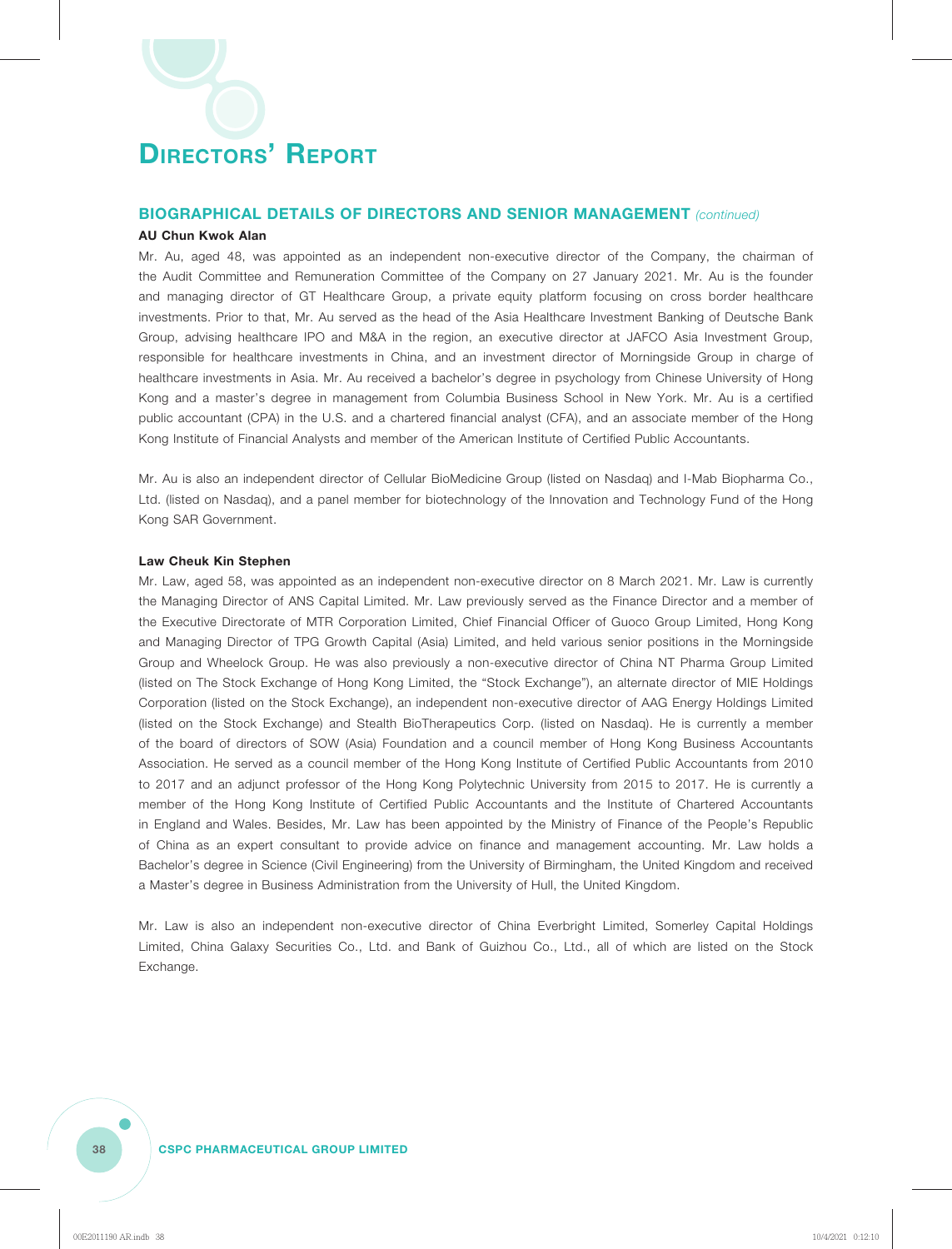# Directors' Report

## BIOGRAPHICAL DETAILS OF DIRECTORS AND SENIOR MANAGEMENT *(continued)*

**AU Chun Kwok Alan**

Mr. Au, aged 48, was appointed as an independent non-executive director of the Company, the chairman of the Audit Committee and Remuneration Committee of the Company on 27 January 2021. Mr. Au is the founder and managing director of GT Healthcare Group, a private equity platform focusing on cross border healthcare investments. Prior to that, Mr. Au served as the head of the Asia Healthcare Investment Banking of Deutsche Bank Group, advising healthcare IPO and M&A in the region, an executive director at JAFCO Asia Investment Group, responsible for healthcare investments in China, and an investment director of Morningside Group in charge of healthcare investments in Asia. Mr. Au received a bachelor's degree in psychology from Chinese University of Hong Kong and a master's degree in management from Columbia Business School in New York. Mr. Au is a certified public accountant (CPA) in the U.S. and a chartered financial analyst (CFA), and an associate member of the Hong Kong Institute of Financial Analysts and member of the American Institute of Certified Public Accountants.

Mr. Au is also an independent director of Cellular BioMedicine Group (listed on Nasdaq) and I-Mab Biopharma Co., Ltd. (listed on Nasdaq), and a panel member for biotechnology of the Innovation and Technology Fund of the Hong Kong SAR Government.

**Law Cheuk Kin Stephen**

Mr. Law, aged 58, was appointed as an independent non-executive director on 8 March 2021. Mr. Law is currently the Managing Director of ANS Capital Limited. Mr. Law previously served as the Finance Director and a member of the Executive Directorate of MTR Corporation Limited, Chief Financial Officer of Guoco Group Limited, Hong Kong and Managing Director of TPG Growth Capital (Asia) Limited, and held various senior positions in the Morningside Group and Wheelock Group. He was also previously a non-executive director of China NT Pharma Group Limited (listed on The Stock Exchange of Hong Kong Limited, the "Stock Exchange"), an alternate director of MIE Holdings Corporation (listed on the Stock Exchange), an independent non-executive director of AAG Energy Holdings Limited (listed on the Stock Exchange) and Stealth BioTherapeutics Corp. (listed on Nasdaq). He is currently a member of the board of directors of SOW (Asia) Foundation and a council member of Hong Kong Business Accountants Association. He served as a council member of the Hong Kong Institute of Certified Public Accountants from 2010 to 2017 and an adjunct professor of the Hong Kong Polytechnic University from 2015 to 2017. He is currently a member of the Hong Kong Institute of Certified Public Accountants and the Institute of Chartered Accountants in England and Wales. Besides, Mr. Law has been appointed by the Ministry of Finance of the People's Republic of China as an expert consultant to provide advice on finance and management accounting. Mr. Law holds a Bachelor's degree in Science (Civil Engineering) from the University of Birmingham, the United Kingdom and received a Master's degree in Business Administration from the University of Hull, the United Kingdom.

Mr. Law is also an independent non-executive director of China Everbright Limited, Somerley Capital Holdings Limited, China Galaxy Securities Co., Ltd. and Bank of Guizhou Co., Ltd., all of which are listed on the Stock Exchange.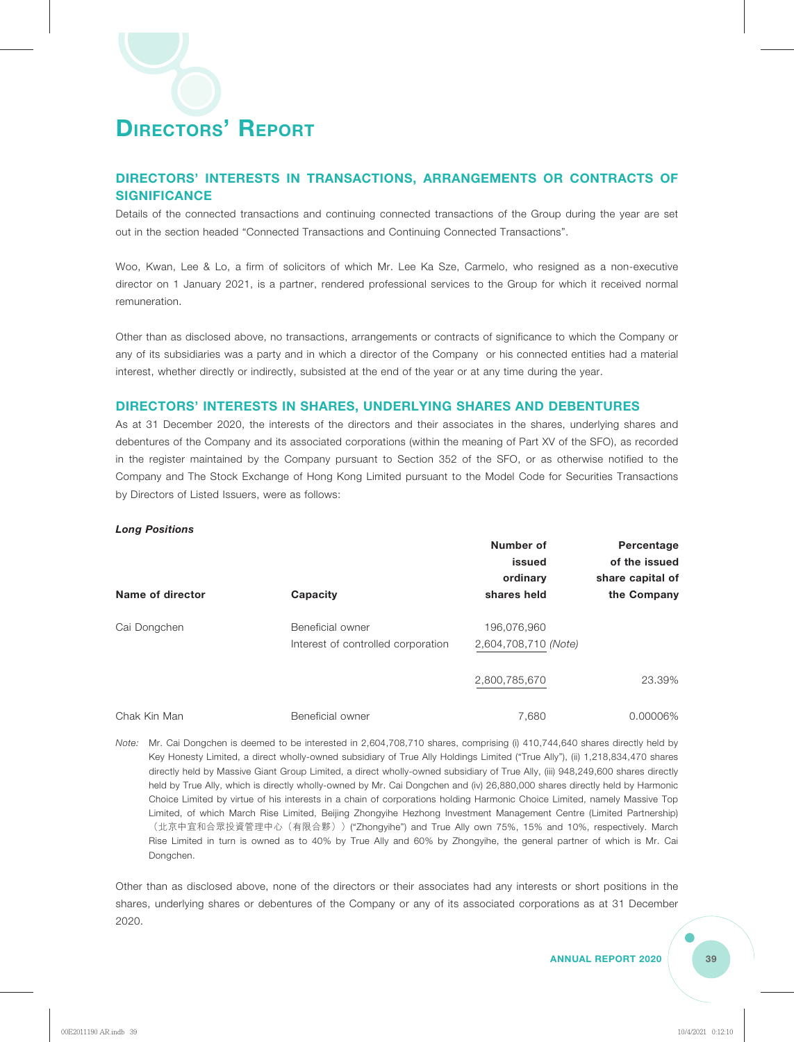# DIRECTORS' REPORT

## DIRECTORS' INTERESTS IN TRANSACTIONS, ARRANGEMENTS OR CONTRACTS OF SIGNIFICANCE

Details of the connected transactions and continuing connected transactions of the Group during the year are set out in the section headed "Connected Transactions and Continuing Connected Transactions".

Woo, Kwan, Lee & Lo, a firm of solicitors of which Mr. Lee Ka Sze, Carmelo, who resigned as a non-executive director on 1 January 2021, is a partner, rendered professional services to the Group for which it received normal remuneration.

Other than as disclosed above, no transactions, arrangements or contracts of significance to which the Company or any of its subsidiaries was a party and in which a director of the Company or his connected entities had a material interest, whether directly or indirectly, subsisted at the end of the year or at any time during the year.

## DIRECTORS' INTERESTS IN SHARES, UNDERLYING SHARES AND DEBENTURES

As at 31 December 2020, the interests of the directors and their associates in the shares, underlying shares and debentures of the Company and its associated corporations (within the meaning of Part XV of the SFO), as recorded in the register maintained by the Company pursuant to Section 352 of the SFO, or as otherwise notified to the Company and The Stock Exchange of Hong Kong Limited pursuant to the Model Code for Securities Transactions by Directors of Listed Issuers, were as follows:

***Long Positions***

| Name of director | Capacity | Number of issued ordinary shares held | Percentage of the issued share capital of the Company |
|---|---|---|---|
| Cai Dongchen | Beneficial owner | 196,076,960 | |
| | Interest of controlled corporation | 2,604,708,710 *(Note)* | |
| | | 2,800,785,670 | 23.39% |
| Chak Kin Man | Beneficial owner | 7,680 | 0.00006% |

*Note:* Mr. Cai Dongchen is deemed to be interested in 2,604,708,710 shares, comprising (i) 410,744,640 shares directly held by Key Honesty Limited, a direct wholly-owned subsidiary of True Ally Holdings Limited ("True Ally"), (ii) 1,218,834,470 shares directly held by Massive Giant Group Limited, a direct wholly-owned subsidiary of True Ally, (iii) 948,249,600 shares directly held by True Ally, which is directly wholly-owned by Mr. Cai Dongchen and (iv) 26,880,000 shares directly held by Harmonic Choice Limited by virtue of his interests in a chain of corporations holding Harmonic Choice Limited, namely Massive Top Limited, of which March Rise Limited, Beijing Zhongyihe Hezhong Investment Management Centre (Limited Partnership)（北京中宜和合眾投資管理中心（有限合夥））("Zhongyihe") and True Ally own 75%, 15% and 10%, respectively. March Rise Limited in turn is owned as to 40% by True Ally and 60% by Zhongyihe, the general partner of which is Mr. Cai Dongchen.

Other than as disclosed above, none of the directors or their associates had any interests or short positions in the shares, underlying shares or debentures of the Company or any of its associated corporations as at 31 December 2020.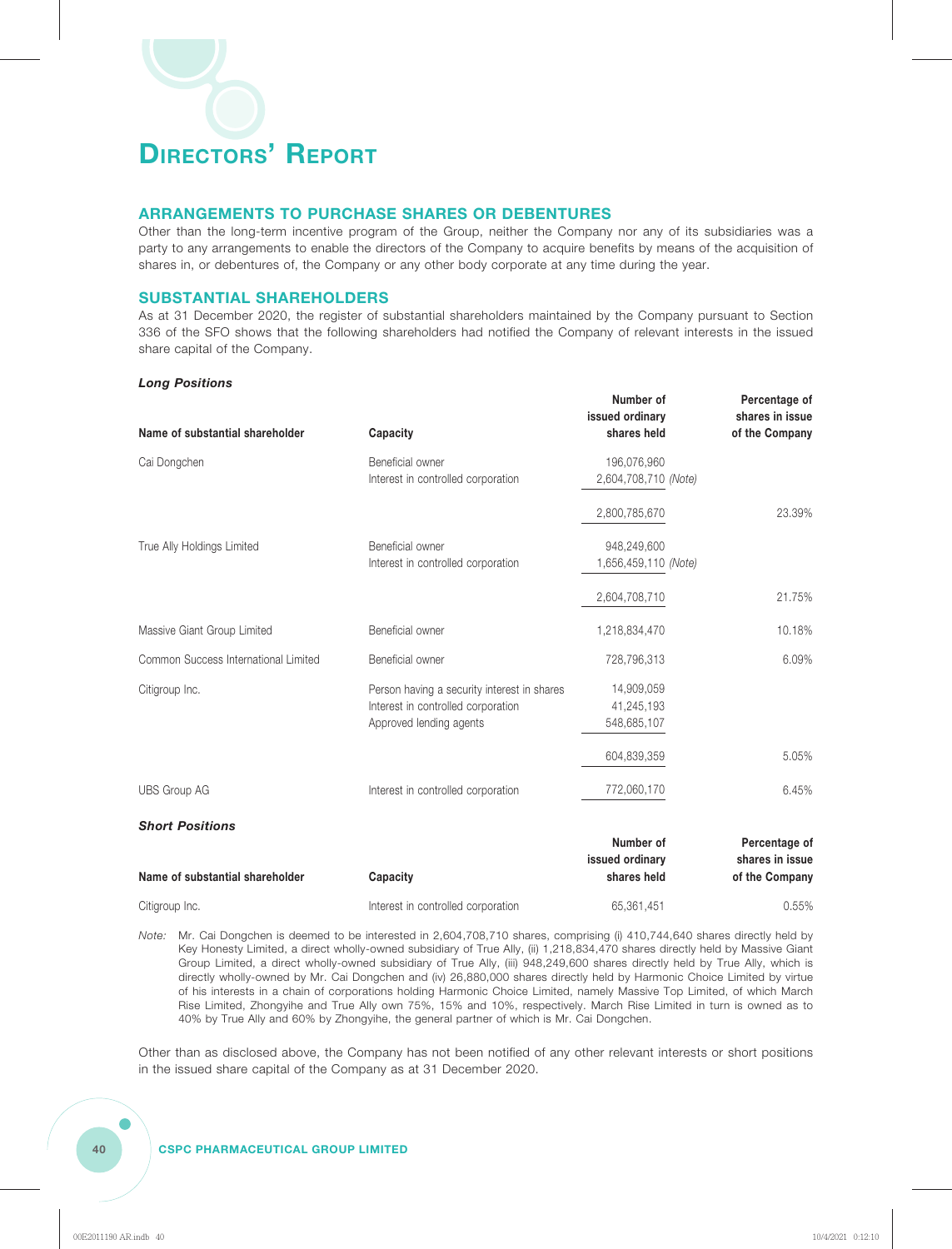# DIRECTORS' REPORT

## ARRANGEMENTS TO PURCHASE SHARES OR DEBENTURES

Other than the long-term incentive program of the Group, neither the Company nor any of its subsidiaries was a party to any arrangements to enable the directors of the Company to acquire benefits by means of the acquisition of shares in, or debentures of, the Company or any other body corporate at any time during the year.

## SUBSTANTIAL SHAREHOLDERS

As at 31 December 2020, the register of substantial shareholders maintained by the Company pursuant to Section 336 of the SFO shows that the following shareholders had notified the Company of relevant interests in the issued share capital of the Company.

***Long Positions***

| Name of substantial shareholder | Capacity | Number of issued ordinary shares held | Percentage of shares in issue of the Company |
|---|---|---|---|
| Cai Dongchen | Beneficial owner | 196,076,960 | |
| | Interest in controlled corporation | 2,604,708,710 *(Note)* | |
| | | 2,800,785,670 | 23.39% |
| True Ally Holdings Limited | Beneficial owner | 948,249,600 | |
| | Interest in controlled corporation | 1,656,459,110 *(Note)* | |
| | | 2,604,708,710 | 21.75% |
| Massive Giant Group Limited | Beneficial owner | 1,218,834,470 | 10.18% |
| Common Success International Limited | Beneficial owner | 728,796,313 | 6.09% |
| Citigroup Inc. | Person having a security interest in shares | 14,909,059 | |
| | Interest in controlled corporation | 41,245,193 | |
| | Approved lending agents | 548,685,107 | |
| | | 604,839,359 | 5.05% |
| UBS Group AG | Interest in controlled corporation | 772,060,170 | 6.45% |

***Short Positions***

| Name of substantial shareholder | Capacity | Number of issued ordinary shares held | Percentage of shares in issue of the Company |
|---|---|---|---|
| Citigroup Inc. | Interest in controlled corporation | 65,361,451 | 0.55% |

*Note:* Mr. Cai Dongchen is deemed to be interested in 2,604,708,710 shares, comprising (i) 410,744,640 shares directly held by Key Honesty Limited, a direct wholly-owned subsidiary of True Ally, (ii) 1,218,834,470 shares directly held by Massive Giant Group Limited, a direct wholly-owned subsidiary of True Ally, (iii) 948,249,600 shares directly held by True Ally, which is directly wholly-owned by Mr. Cai Dongchen and (iv) 26,880,000 shares directly held by Harmonic Choice Limited by virtue of his interests in a chain of corporations holding Harmonic Choice Limited, namely Massive Top Limited, of which March Rise Limited, Zhongyihe and True Ally own 75%, 15% and 10%, respectively. March Rise Limited in turn is owned as to 40% by True Ally and 60% by Zhongyihe, the general partner of which is Mr. Cai Dongchen.

Other than as disclosed above, the Company has not been notified of any other relevant interests or short positions in the issued share capital of the Company as at 31 December 2020.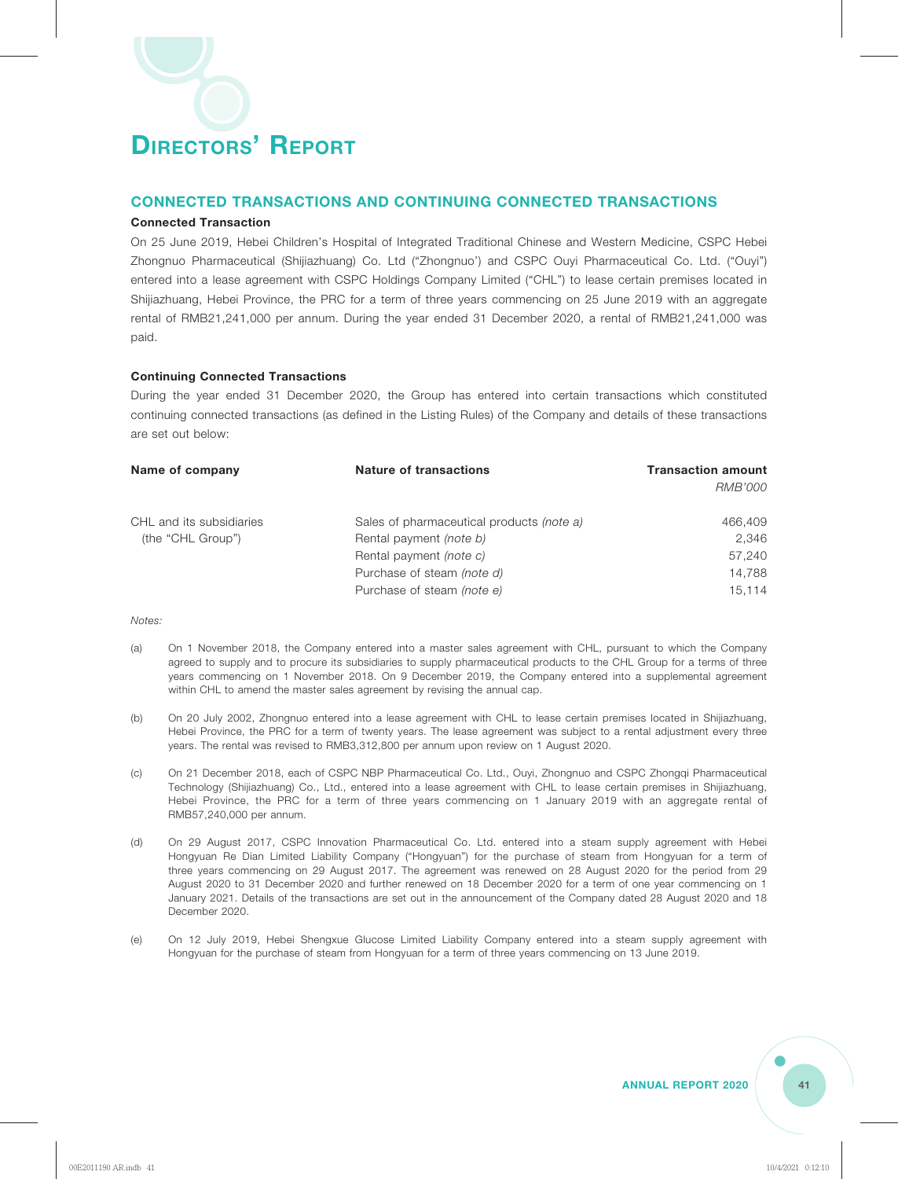# DIRECTORS' REPORT

## CONNECTED TRANSACTIONS AND CONTINUING CONNECTED TRANSACTIONS

### Connected Transaction

On 25 June 2019, Hebei Children's Hospital of Integrated Traditional Chinese and Western Medicine, CSPC Hebei Zhongnuo Pharmaceutical (Shijiazhuang) Co. Ltd ("Zhongnuo') and CSPC Ouyi Pharmaceutical Co. Ltd. ("Ouyi") entered into a lease agreement with CSPC Holdings Company Limited ("CHL") to lease certain premises located in Shijiazhuang, Hebei Province, the PRC for a term of three years commencing on 25 June 2019 with an aggregate rental of RMB21,241,000 per annum. During the year ended 31 December 2020, a rental of RMB21,241,000 was paid.

### Continuing Connected Transactions

During the year ended 31 December 2020, the Group has entered into certain transactions which constituted continuing connected transactions (as defined in the Listing Rules) of the Company and details of these transactions are set out below:

| Name of company | Nature of transactions | Transaction amount |
|---|---|---|
| | | *RMB'000* |
| CHL and its subsidiaries (the "CHL Group") | Sales of pharmaceutical products *(note a)* | 466,409 |
| | Rental payment *(note b)* | 2,346 |
| | Rental payment *(note c)* | 57,240 |
| | Purchase of steam *(note d)* | 14,788 |
| | Purchase of steam *(note e)* | 15,114 |

*Notes:*

(a) On 1 November 2018, the Company entered into a master sales agreement with CHL, pursuant to which the Company agreed to supply and to procure its subsidiaries to supply pharmaceutical products to the CHL Group for a terms of three years commencing on 1 November 2018. On 9 December 2019, the Company entered into a supplemental agreement within CHL to amend the master sales agreement by revising the annual cap.

(b) On 20 July 2002, Zhongnuo entered into a lease agreement with CHL to lease certain premises located in Shijiazhuang, Hebei Province, the PRC for a term of twenty years. The lease agreement was subject to a rental adjustment every three years. The rental was revised to RMB3,312,800 per annum upon review on 1 August 2020.

(c) On 21 December 2018, each of CSPC NBP Pharmaceutical Co. Ltd., Ouyi, Zhongnuo and CSPC Zhongqi Pharmaceutical Technology (Shijiazhuang) Co., Ltd., entered into a lease agreement with CHL to lease certain premises in Shijiazhuang, Hebei Province, the PRC for a term of three years commencing on 1 January 2019 with an aggregate rental of RMB57,240,000 per annum.

(d) On 29 August 2017, CSPC Innovation Pharmaceutical Co. Ltd. entered into a steam supply agreement with Hebei Hongyuan Re Dian Limited Liability Company ("Hongyuan") for the purchase of steam from Hongyuan for a term of three years commencing on 29 August 2017. The agreement was renewed on 28 August 2020 for the period from 29 August 2020 to 31 December 2020 and further renewed on 18 December 2020 for a term of one year commencing on 1 January 2021. Details of the transactions are set out in the announcement of the Company dated 28 August 2020 and 18 December 2020.

(e) On 12 July 2019, Hebei Shengxue Glucose Limited Liability Company entered into a steam supply agreement with Hongyuan for the purchase of steam from Hongyuan for a term of three years commencing on 13 June 2019.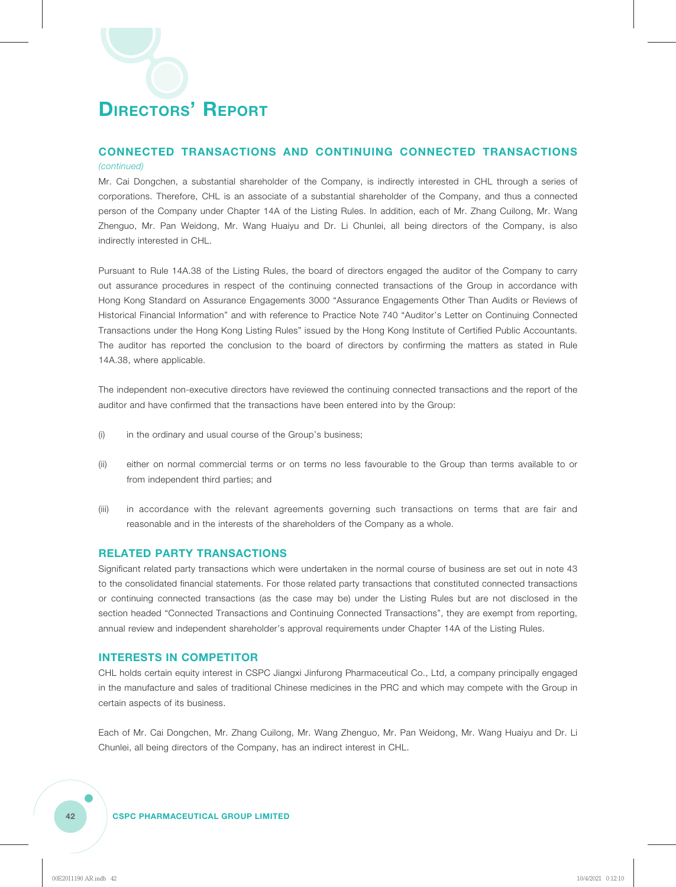## CONNECTED TRANSACTIONS AND CONTINUING CONNECTED TRANSACTIONS

*(continued)*

Mr. Cai Dongchen, a substantial shareholder of the Company, is indirectly interested in CHL through a series of corporations. Therefore, CHL is an associate of a substantial shareholder of the Company, and thus a connected person of the Company under Chapter 14A of the Listing Rules. In addition, each of Mr. Zhang Cuilong, Mr. Wang Zhenguo, Mr. Pan Weidong, Mr. Wang Huaiyu and Dr. Li Chunlei, all being directors of the Company, is also indirectly interested in CHL.

Pursuant to Rule 14A.38 of the Listing Rules, the board of directors engaged the auditor of the Company to carry out assurance procedures in respect of the continuing connected transactions of the Group in accordance with Hong Kong Standard on Assurance Engagements 3000 "Assurance Engagements Other Than Audits or Reviews of Historical Financial Information" and with reference to Practice Note 740 "Auditor's Letter on Continuing Connected Transactions under the Hong Kong Listing Rules" issued by the Hong Kong Institute of Certified Public Accountants. The auditor has reported the conclusion to the board of directors by confirming the matters as stated in Rule 14A.38, where applicable.

The independent non-executive directors have reviewed the continuing connected transactions and the report of the auditor and have confirmed that the transactions have been entered into by the Group:

(i) in the ordinary and usual course of the Group's business;

(ii) either on normal commercial terms or on terms no less favourable to the Group than terms available to or from independent third parties; and

(iii) in accordance with the relevant agreements governing such transactions on terms that are fair and reasonable and in the interests of the shareholders of the Company as a whole.

## RELATED PARTY TRANSACTIONS

Significant related party transactions which were undertaken in the normal course of business are set out in note 43 to the consolidated financial statements. For those related party transactions that constituted connected transactions or continuing connected transactions (as the case may be) under the Listing Rules but are not disclosed in the section headed "Connected Transactions and Continuing Connected Transactions", they are exempt from reporting, annual review and independent shareholder's approval requirements under Chapter 14A of the Listing Rules.

## INTERESTS IN COMPETITOR

CHL holds certain equity interest in CSPC Jiangxi Jinfurong Pharmaceutical Co., Ltd, a company principally engaged in the manufacture and sales of traditional Chinese medicines in the PRC and which may compete with the Group in certain aspects of its business.

Each of Mr. Cai Dongchen, Mr. Zhang Cuilong, Mr. Wang Zhenguo, Mr. Pan Weidong, Mr. Wang Huaiyu and Dr. Li Chunlei, all being directors of the Company, has an indirect interest in CHL.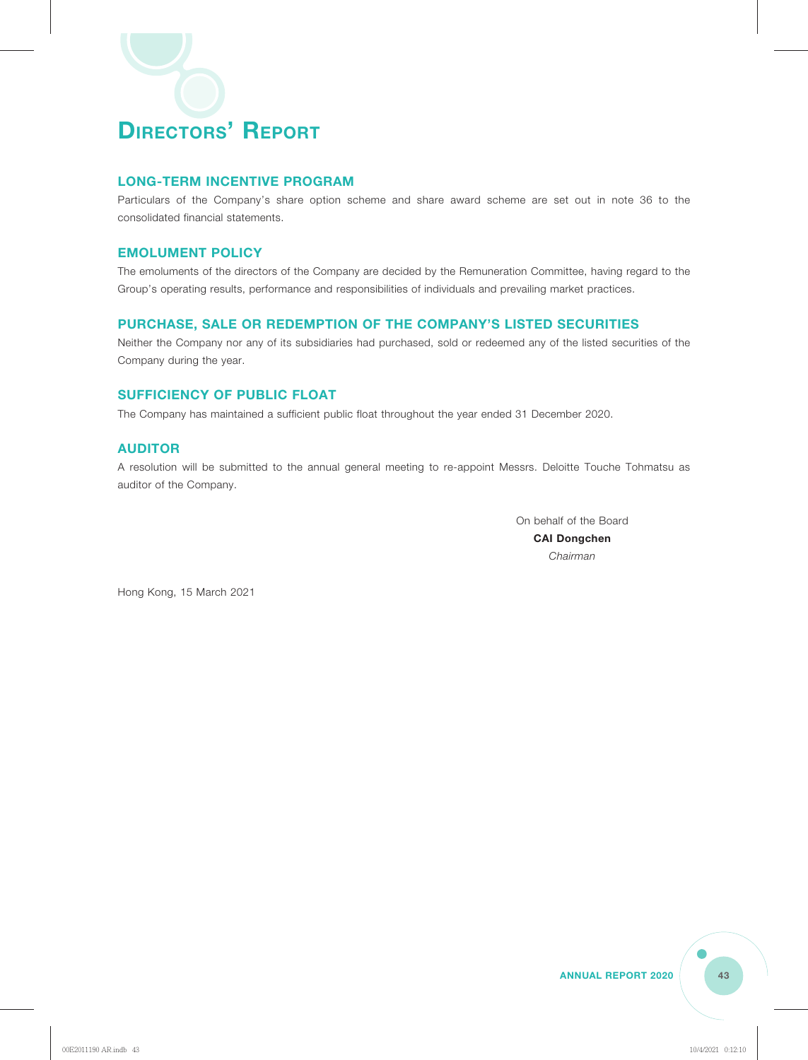# DIRECTORS' REPORT

## LONG-TERM INCENTIVE PROGRAM

Particulars of the Company's share option scheme and share award scheme are set out in note 36 to the consolidated financial statements.

## EMOLUMENT POLICY

The emoluments of the directors of the Company are decided by the Remuneration Committee, having regard to the Group's operating results, performance and responsibilities of individuals and prevailing market practices.

## PURCHASE, SALE OR REDEMPTION OF THE COMPANY'S LISTED SECURITIES

Neither the Company nor any of its subsidiaries had purchased, sold or redeemed any of the listed securities of the Company during the year.

## SUFFICIENCY OF PUBLIC FLOAT

The Company has maintained a sufficient public float throughout the year ended 31 December 2020.

## AUDITOR

A resolution will be submitted to the annual general meeting to re-appoint Messrs. Deloitte Touche Tohmatsu as auditor of the Company.

On behalf of the Board
**CAI Dongchen**
*Chairman*

Hong Kong, 15 March 2021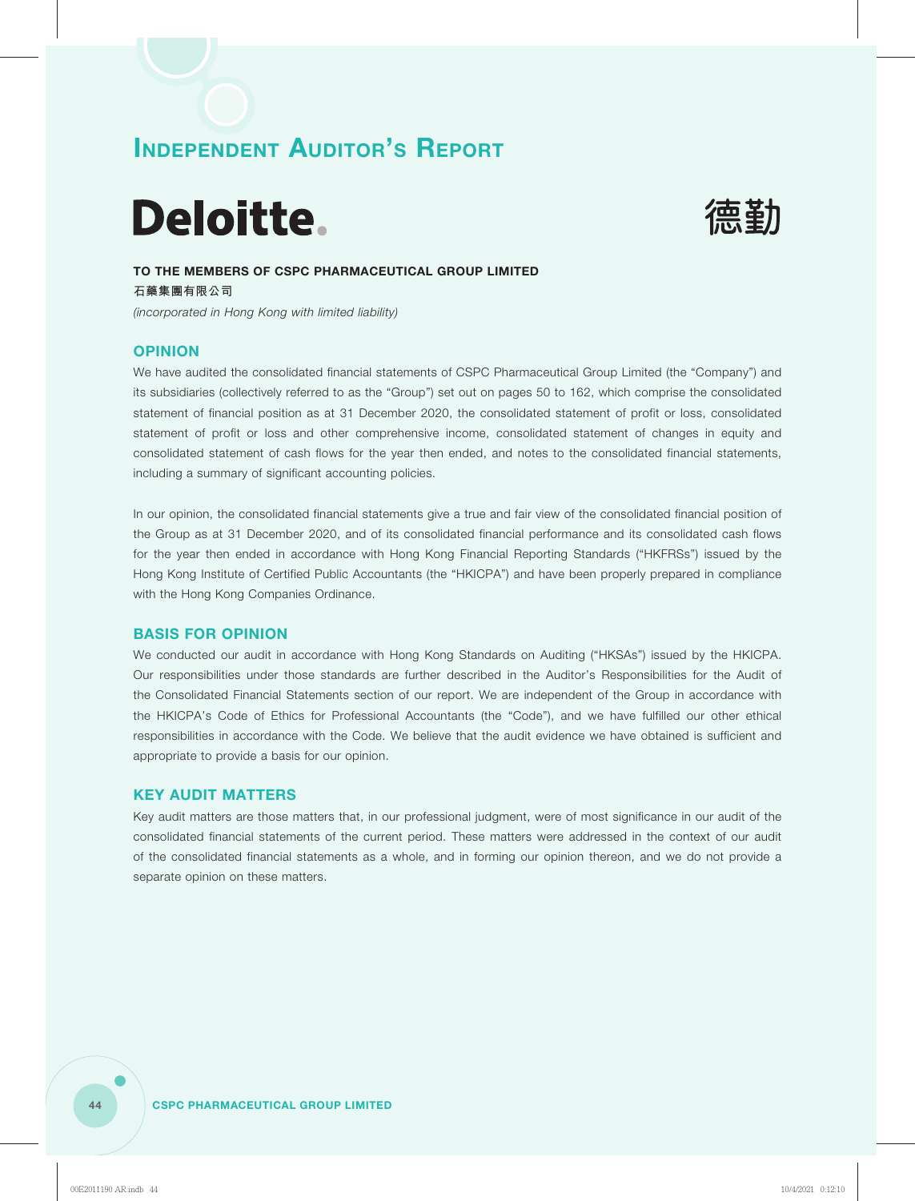# Independent Auditor's Report

Deloitte. 德勤

**TO THE MEMBERS OF CSPC PHARMACEUTICAL GROUP LIMITED**

**石藥集團有限公司**

*(incorporated in Hong Kong with limited liability)*

## OPINION

We have audited the consolidated financial statements of CSPC Pharmaceutical Group Limited (the "Company") and its subsidiaries (collectively referred to as the "Group") set out on pages 50 to 162, which comprise the consolidated statement of financial position as at 31 December 2020, the consolidated statement of profit or loss, consolidated statement of profit or loss and other comprehensive income, consolidated statement of changes in equity and consolidated statement of cash flows for the year then ended, and notes to the consolidated financial statements, including a summary of significant accounting policies.

In our opinion, the consolidated financial statements give a true and fair view of the consolidated financial position of the Group as at 31 December 2020, and of its consolidated financial performance and its consolidated cash flows for the year then ended in accordance with Hong Kong Financial Reporting Standards ("HKFRSs") issued by the Hong Kong Institute of Certified Public Accountants (the "HKICPA") and have been properly prepared in compliance with the Hong Kong Companies Ordinance.

## BASIS FOR OPINION

We conducted our audit in accordance with Hong Kong Standards on Auditing ("HKSAs") issued by the HKICPA. Our responsibilities under those standards are further described in the Auditor's Responsibilities for the Audit of the Consolidated Financial Statements section of our report. We are independent of the Group in accordance with the HKICPA's Code of Ethics for Professional Accountants (the "Code"), and we have fulfilled our other ethical responsibilities in accordance with the Code. We believe that the audit evidence we have obtained is sufficient and appropriate to provide a basis for our opinion.

## KEY AUDIT MATTERS

Key audit matters are those matters that, in our professional judgment, were of most significance in our audit of the consolidated financial statements of the current period. These matters were addressed in the context of our audit of the consolidated financial statements as a whole, and in forming our opinion thereon, and we do not provide a separate opinion on these matters.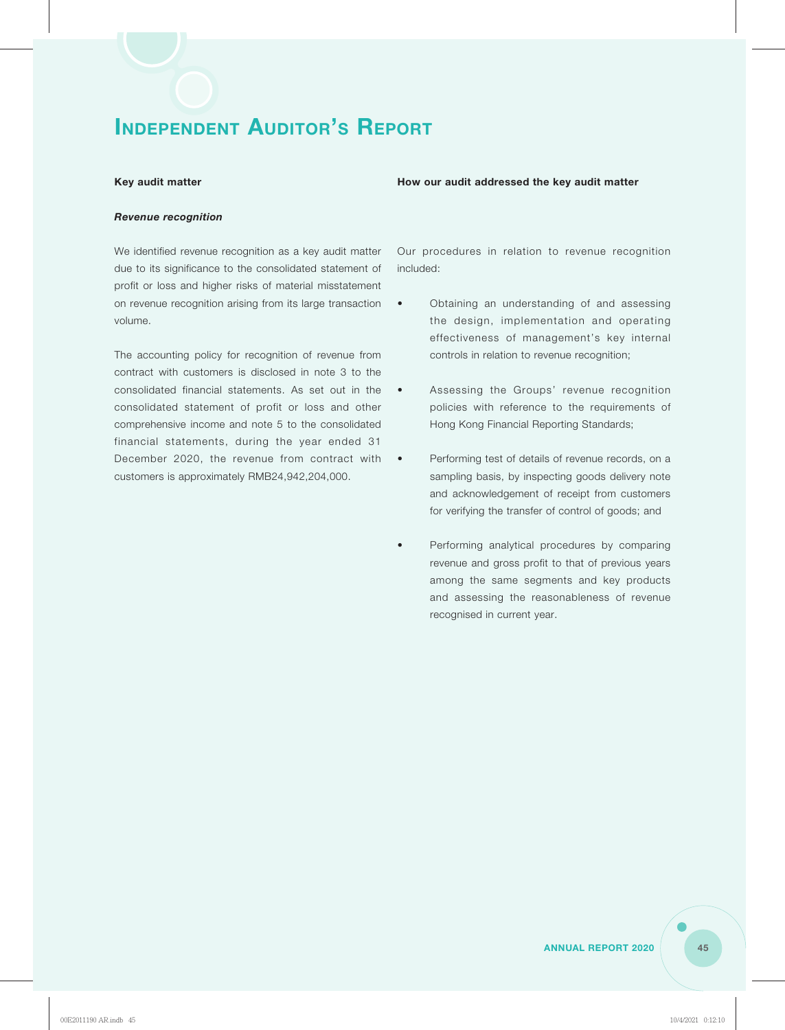# Independent Auditor's Report

| Key audit matter | How our audit addressed the key audit matter |
|---|---|
| ***Revenue recognition*** | |
| We identified revenue recognition as a key audit matter due to its significance to the consolidated statement of profit or loss and higher risks of material misstatement on revenue recognition arising from its large transaction volume.<br><br>The accounting policy for recognition of revenue from contract with customers is disclosed in note 3 to the consolidated financial statements. As set out in the consolidated statement of profit or loss and other comprehensive income and note 5 to the consolidated financial statements, during the year ended 31 December 2020, the revenue from contract with customers is approximately RMB24,942,204,000. | Our procedures in relation to revenue recognition included:<br><br>• Obtaining an understanding of and assessing the design, implementation and operating effectiveness of management's key internal controls in relation to revenue recognition;<br><br>• Assessing the Groups' revenue recognition policies with reference to the requirements of Hong Kong Financial Reporting Standards;<br><br>• Performing test of details of revenue records, on a sampling basis, by inspecting goods delivery note and acknowledgement of receipt from customers for verifying the transfer of control of goods; and<br><br>• Performing analytical procedures by comparing revenue and gross profit to that of previous years among the same segments and key products and assessing the reasonableness of revenue recognised in current year. |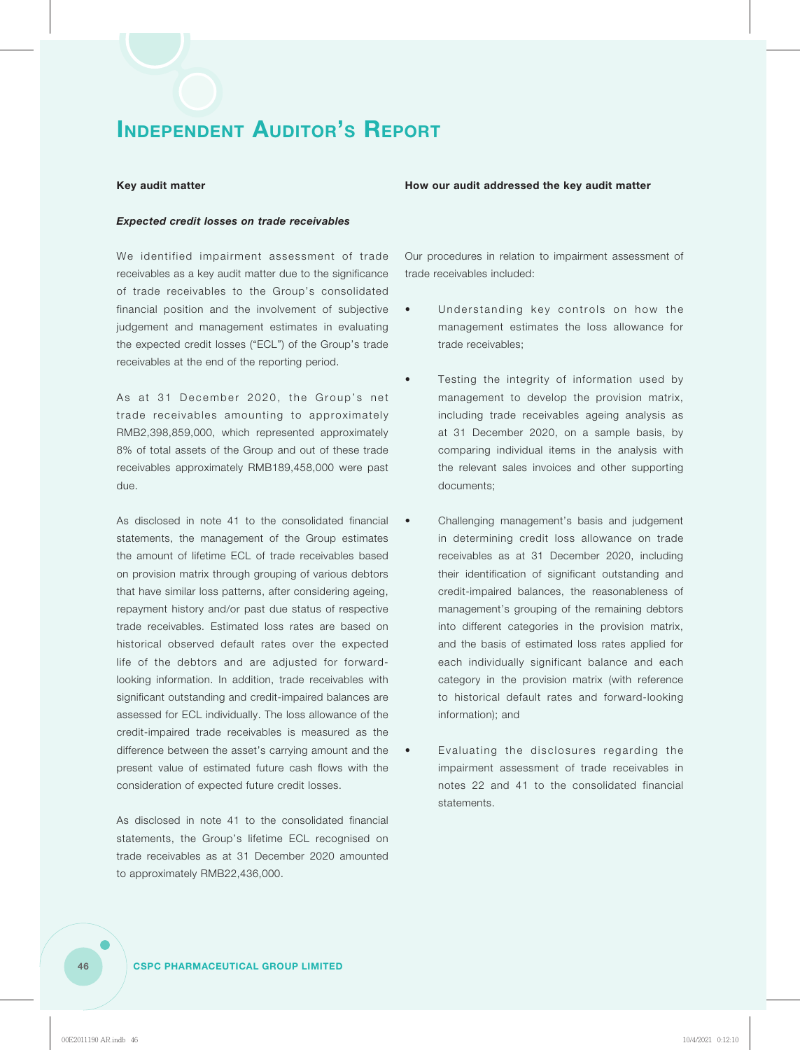# Independent Auditor's Report

| Key audit matter | How our audit addressed the key audit matter |
|---|---|
| ***Expected credit losses on trade receivables*** | |
| We identified impairment assessment of trade receivables as a key audit matter due to the significance of trade receivables to the Group's consolidated financial position and the involvement of subjective judgement and management estimates in evaluating the expected credit losses ("ECL") of the Group's trade receivables at the end of the reporting period.<br><br>As at 31 December 2020, the Group's net trade receivables amounting to approximately RMB2,398,859,000, which represented approximately 8% of total assets of the Group and out of these trade receivables approximately RMB189,458,000 were past due.<br><br>As disclosed in note 41 to the consolidated financial statements, the management of the Group estimates the amount of lifetime ECL of trade receivables based on provision matrix through grouping of various debtors that have similar loss patterns, after considering ageing, repayment history and/or past due status of respective trade receivables. Estimated loss rates are based on historical observed default rates over the expected life of the debtors and are adjusted for forward-looking information. In addition, trade receivables with significant outstanding and credit-impaired balances are assessed for ECL individually. The loss allowance of the credit-impaired trade receivables is measured as the difference between the asset's carrying amount and the present value of estimated future cash flows with the consideration of expected future credit losses.<br><br>As disclosed in note 41 to the consolidated financial statements, the Group's lifetime ECL recognised on trade receivables as at 31 December 2020 amounted to approximately RMB22,436,000. | Our procedures in relation to impairment assessment of trade receivables included:<br><br>• Understanding key controls on how the management estimates the loss allowance for trade receivables;<br><br>• Testing the integrity of information used by management to develop the provision matrix, including trade receivables ageing analysis as at 31 December 2020, on a sample basis, by comparing individual items in the analysis with the relevant sales invoices and other supporting documents;<br><br>• Challenging management's basis and judgement in determining credit loss allowance on trade receivables as at 31 December 2020, including their identification of significant outstanding and credit-impaired balances, the reasonableness of management's grouping of the remaining debtors into different categories in the provision matrix, and the basis of estimated loss rates applied for each individually significant balance and each category in the provision matrix (with reference to historical default rates and forward-looking information); and<br><br>• Evaluating the disclosures regarding the impairment assessment of trade receivables in notes 22 and 41 to the consolidated financial statements. |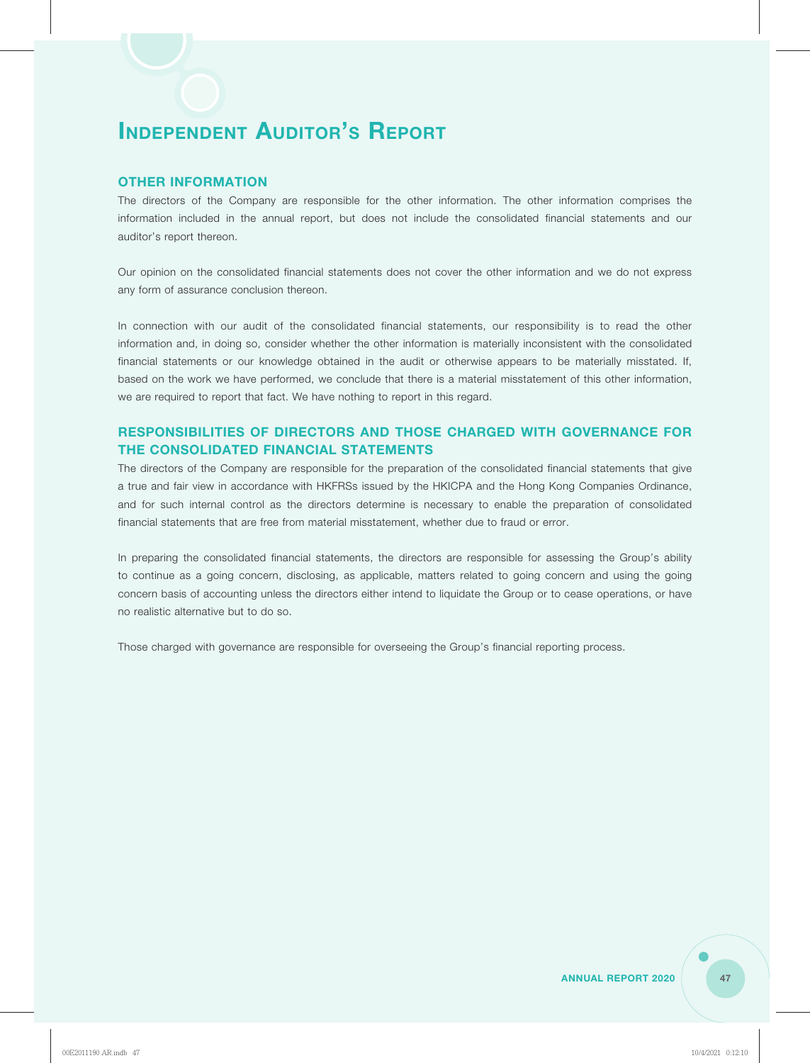# Independent Auditor's Report

## OTHER INFORMATION

The directors of the Company are responsible for the other information. The other information comprises the information included in the annual report, but does not include the consolidated financial statements and our auditor's report thereon.

Our opinion on the consolidated financial statements does not cover the other information and we do not express any form of assurance conclusion thereon.

In connection with our audit of the consolidated financial statements, our responsibility is to read the other information and, in doing so, consider whether the other information is materially inconsistent with the consolidated financial statements or our knowledge obtained in the audit or otherwise appears to be materially misstated. If, based on the work we have performed, we conclude that there is a material misstatement of this other information, we are required to report that fact. We have nothing to report in this regard.

## RESPONSIBILITIES OF DIRECTORS AND THOSE CHARGED WITH GOVERNANCE FOR THE CONSOLIDATED FINANCIAL STATEMENTS

The directors of the Company are responsible for the preparation of the consolidated financial statements that give a true and fair view in accordance with HKFRSs issued by the HKICPA and the Hong Kong Companies Ordinance, and for such internal control as the directors determine is necessary to enable the preparation of consolidated financial statements that are free from material misstatement, whether due to fraud or error.

In preparing the consolidated financial statements, the directors are responsible for assessing the Group's ability to continue as a going concern, disclosing, as applicable, matters related to going concern and using the going concern basis of accounting unless the directors either intend to liquidate the Group or to cease operations, or have no realistic alternative but to do so.

Those charged with governance are responsible for overseeing the Group's financial reporting process.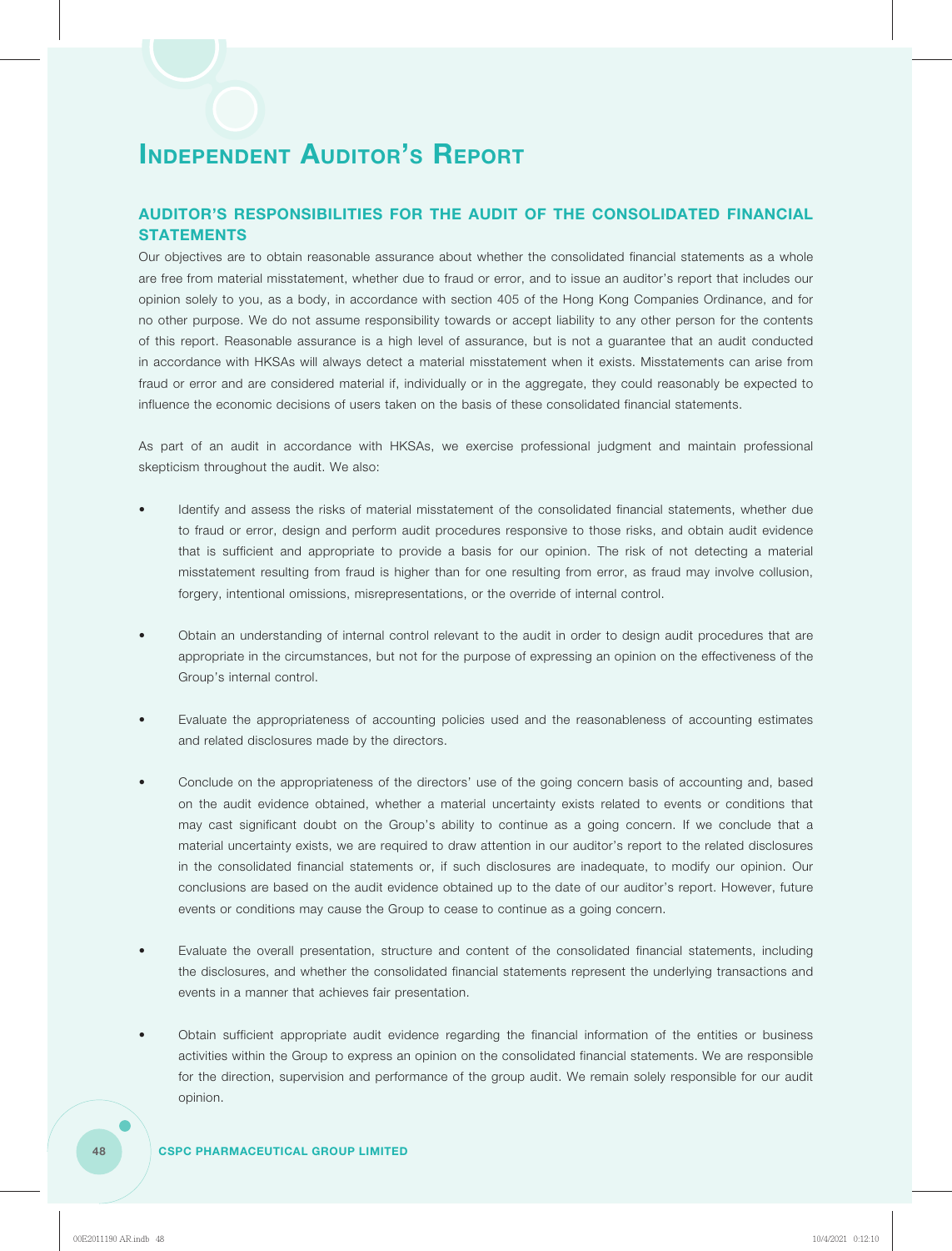# INDEPENDENT AUDITOR'S REPORT

## AUDITOR'S RESPONSIBILITIES FOR THE AUDIT OF THE CONSOLIDATED FINANCIAL STATEMENTS

Our objectives are to obtain reasonable assurance about whether the consolidated financial statements as a whole are free from material misstatement, whether due to fraud or error, and to issue an auditor's report that includes our opinion solely to you, as a body, in accordance with section 405 of the Hong Kong Companies Ordinance, and for no other purpose. We do not assume responsibility towards or accept liability to any other person for the contents of this report. Reasonable assurance is a high level of assurance, but is not a guarantee that an audit conducted in accordance with HKSAs will always detect a material misstatement when it exists. Misstatements can arise from fraud or error and are considered material if, individually or in the aggregate, they could reasonably be expected to influence the economic decisions of users taken on the basis of these consolidated financial statements.

As part of an audit in accordance with HKSAs, we exercise professional judgment and maintain professional skepticism throughout the audit. We also:

- Identify and assess the risks of material misstatement of the consolidated financial statements, whether due to fraud or error, design and perform audit procedures responsive to those risks, and obtain audit evidence that is sufficient and appropriate to provide a basis for our opinion. The risk of not detecting a material misstatement resulting from fraud is higher than for one resulting from error, as fraud may involve collusion, forgery, intentional omissions, misrepresentations, or the override of internal control.

- Obtain an understanding of internal control relevant to the audit in order to design audit procedures that are appropriate in the circumstances, but not for the purpose of expressing an opinion on the effectiveness of the Group's internal control.

- Evaluate the appropriateness of accounting policies used and the reasonableness of accounting estimates and related disclosures made by the directors.

- Conclude on the appropriateness of the directors' use of the going concern basis of accounting and, based on the audit evidence obtained, whether a material uncertainty exists related to events or conditions that may cast significant doubt on the Group's ability to continue as a going concern. If we conclude that a material uncertainty exists, we are required to draw attention in our auditor's report to the related disclosures in the consolidated financial statements or, if such disclosures are inadequate, to modify our opinion. Our conclusions are based on the audit evidence obtained up to the date of our auditor's report. However, future events or conditions may cause the Group to cease to continue as a going concern.

- Evaluate the overall presentation, structure and content of the consolidated financial statements, including the disclosures, and whether the consolidated financial statements represent the underlying transactions and events in a manner that achieves fair presentation.

- Obtain sufficient appropriate audit evidence regarding the financial information of the entities or business activities within the Group to express an opinion on the consolidated financial statements. We are responsible for the direction, supervision and performance of the group audit. We remain solely responsible for our audit opinion.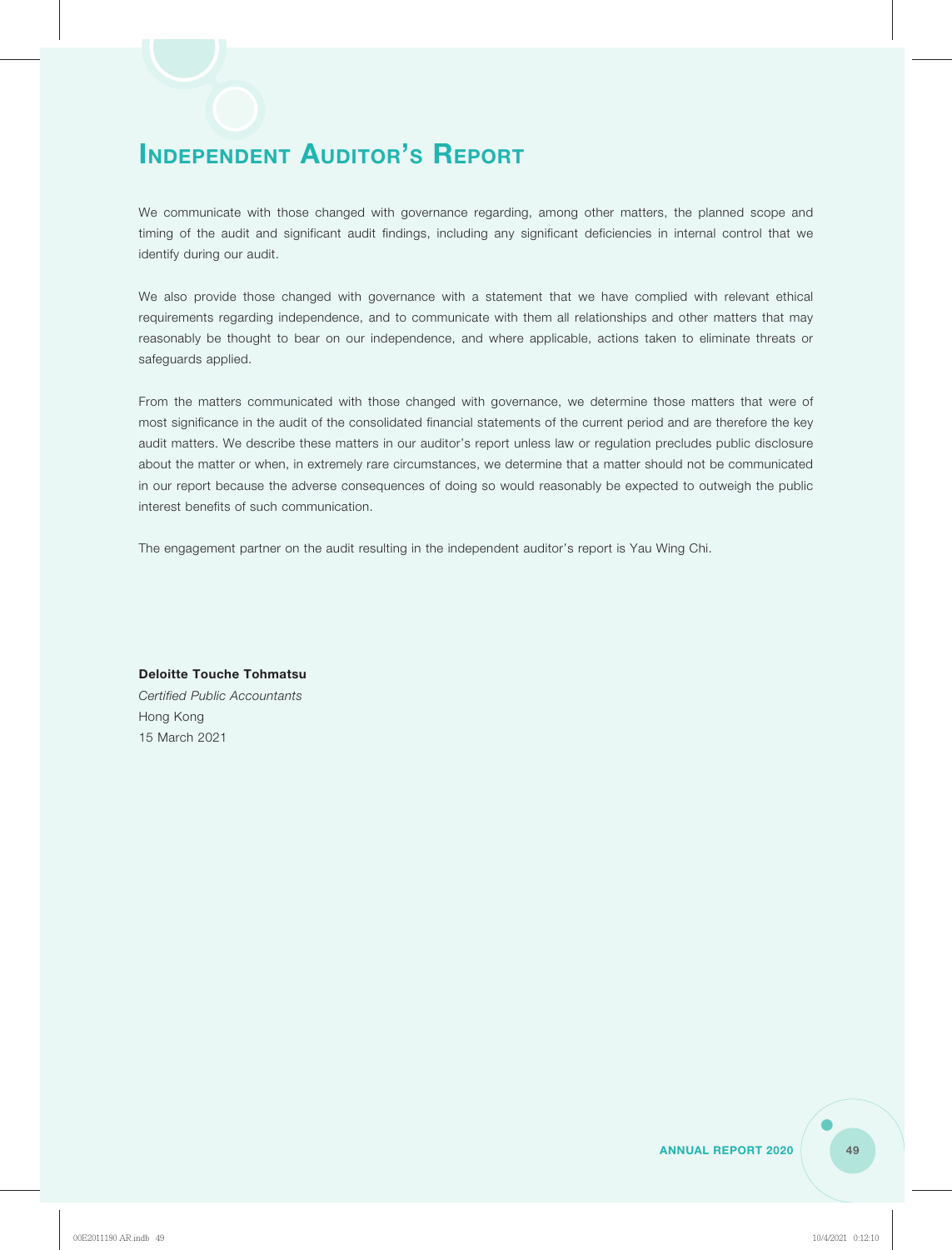# Independent Auditor's Report

We communicate with those changed with governance regarding, among other matters, the planned scope and timing of the audit and significant audit findings, including any significant deficiencies in internal control that we identify during our audit.

We also provide those changed with governance with a statement that we have complied with relevant ethical requirements regarding independence, and to communicate with them all relationships and other matters that may reasonably be thought to bear on our independence, and where applicable, actions taken to eliminate threats or safeguards applied.

From the matters communicated with those changed with governance, we determine those matters that were of most significance in the audit of the consolidated financial statements of the current period and are therefore the key audit matters. We describe these matters in our auditor's report unless law or regulation precludes public disclosure about the matter or when, in extremely rare circumstances, we determine that a matter should not be communicated in our report because the adverse consequences of doing so would reasonably be expected to outweigh the public interest benefits of such communication.

The engagement partner on the audit resulting in the independent auditor's report is Yau Wing Chi.

**Deloitte Touche Tohmatsu**
*Certified Public Accountants*
Hong Kong
15 March 2021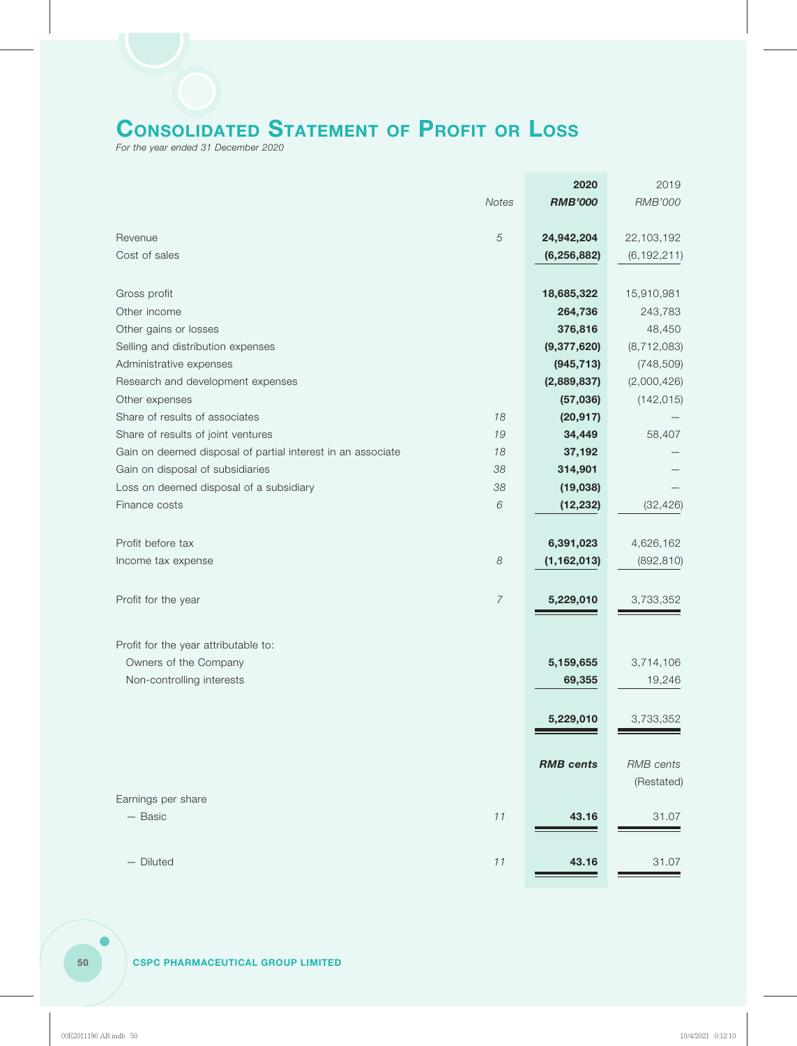# Consolidated Statement of Profit or Loss

*For the year ended 31 December 2020*

| | Notes | 2020 RMB'000 | 2019 RMB'000 |
|---|---|---|---|
| Revenue | 5 | **24,942,204** | 22,103,192 |
| Cost of sales | | **(6,256,882)** | (6,192,211) |
| Gross profit | | **18,685,322** | 15,910,981 |
| Other income | | **264,736** | 243,783 |
| Other gains or losses | | **376,816** | 48,450 |
| Selling and distribution expenses | | **(9,377,620)** | (8,712,083) |
| Administrative expenses | | **(945,713)** | (748,509) |
| Research and development expenses | | **(2,889,837)** | (2,000,426) |
| Other expenses | | **(57,036)** | (142,015) |
| Share of results of associates | 18 | **(20,917)** | — |
| Share of results of joint ventures | 19 | **34,449** | 58,407 |
| Gain on deemed disposal of partial interest in an associate | 18 | **37,192** | — |
| Gain on disposal of subsidiaries | 38 | **314,901** | — |
| Loss on deemed disposal of a subsidiary | 38 | **(19,038)** | — |
| Finance costs | 6 | **(12,232)** | (32,426) |
| Profit before tax | | **6,391,023** | 4,626,162 |
| Income tax expense | 8 | **(1,162,013)** | (892,810) |
| Profit for the year | 7 | **5,229,010** | 3,733,352 |
| Profit for the year attributable to: | | | |
| Owners of the Company | | **5,159,655** | 3,714,106 |
| Non-controlling interests | | **69,355** | 19,246 |
| | | **5,229,010** | 3,733,352 |
| | | ***RMB cents*** | *RMB cents* (Restated) |
| Earnings per share | | | |
| — Basic | 11 | **43.16** | 31.07 |
| — Diluted | 11 | **43.16** | 31.07 |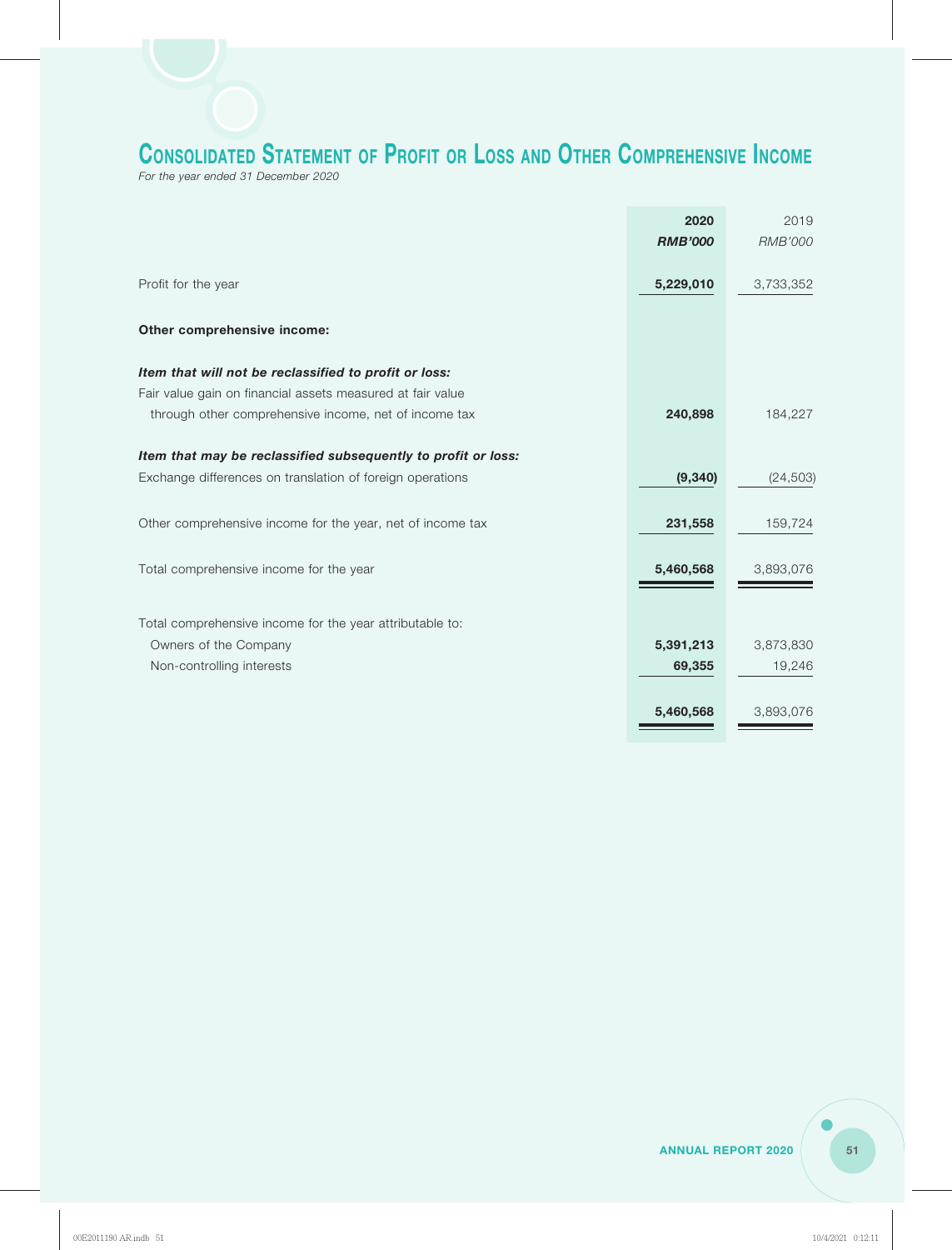# Consolidated Statement of Profit or Loss and Other Comprehensive Income

*For the year ended 31 December 2020*

| | **2020** | 2019 |
|---|---|---|
| | ***RMB'000*** | *RMB'000* |
| Profit for the year | **5,229,010** | 3,733,352 |
| **Other comprehensive income:** | | |
| ***Item that will not be reclassified to profit or loss:*** | | |
| Fair value gain on financial assets measured at fair value through other comprehensive income, net of income tax | **240,898** | 184,227 |
| ***Item that may be reclassified subsequently to profit or loss:*** | | |
| Exchange differences on translation of foreign operations | **(9,340)** | (24,503) |
| Other comprehensive income for the year, net of income tax | **231,558** | 159,724 |
| Total comprehensive income for the year | **5,460,568** | 3,893,076 |
| Total comprehensive income for the year attributable to: | | |
| Owners of the Company | **5,391,213** | 3,873,830 |
| Non-controlling interests | **69,355** | 19,246 |
| | **5,460,568** | 3,893,076 |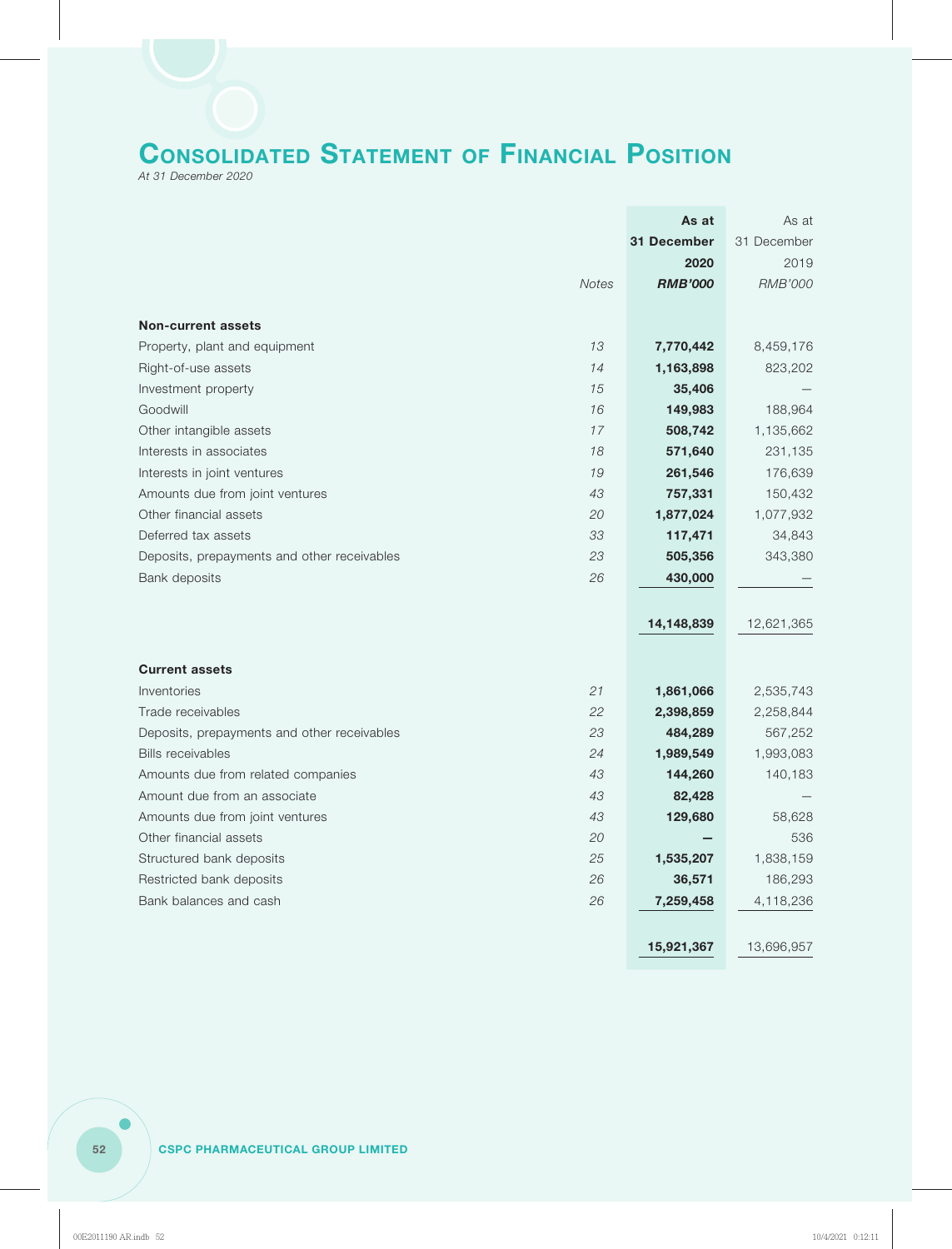# CONSOLIDATED STATEMENT OF FINANCIAL POSITION

*At 31 December 2020*

| | Notes | As at 31 December 2020 RMB'000 | As at 31 December 2019 RMB'000 |
|---|---|---|---|
| **Non-current assets** | | | |
| Property, plant and equipment | 13 | **7,770,442** | 8,459,176 |
| Right-of-use assets | 14 | **1,163,898** | 823,202 |
| Investment property | 15 | **35,406** | — |
| Goodwill | 16 | **149,983** | 188,964 |
| Other intangible assets | 17 | **508,742** | 1,135,662 |
| Interests in associates | 18 | **571,640** | 231,135 |
| Interests in joint ventures | 19 | **261,546** | 176,639 |
| Amounts due from joint ventures | 43 | **757,331** | 150,432 |
| Other financial assets | 20 | **1,877,024** | 1,077,932 |
| Deferred tax assets | 33 | **117,471** | 34,843 |
| Deposits, prepayments and other receivables | 23 | **505,356** | 343,380 |
| Bank deposits | 26 | **430,000** | — |
| | | **14,148,839** | 12,621,365 |
| **Current assets** | | | |
| Inventories | 21 | **1,861,066** | 2,535,743 |
| Trade receivables | 22 | **2,398,859** | 2,258,844 |
| Deposits, prepayments and other receivables | 23 | **484,289** | 567,252 |
| Bills receivables | 24 | **1,989,549** | 1,993,083 |
| Amounts due from related companies | 43 | **144,260** | 140,183 |
| Amount due from an associate | 43 | **82,428** | — |
| Amounts due from joint ventures | 43 | **129,680** | 58,628 |
| Other financial assets | 20 | **—** | 536 |
| Structured bank deposits | 25 | **1,535,207** | 1,838,159 |
| Restricted bank deposits | 26 | **36,571** | 186,293 |
| Bank balances and cash | 26 | **7,259,458** | 4,118,236 |
| | | **15,921,367** | 13,696,957 |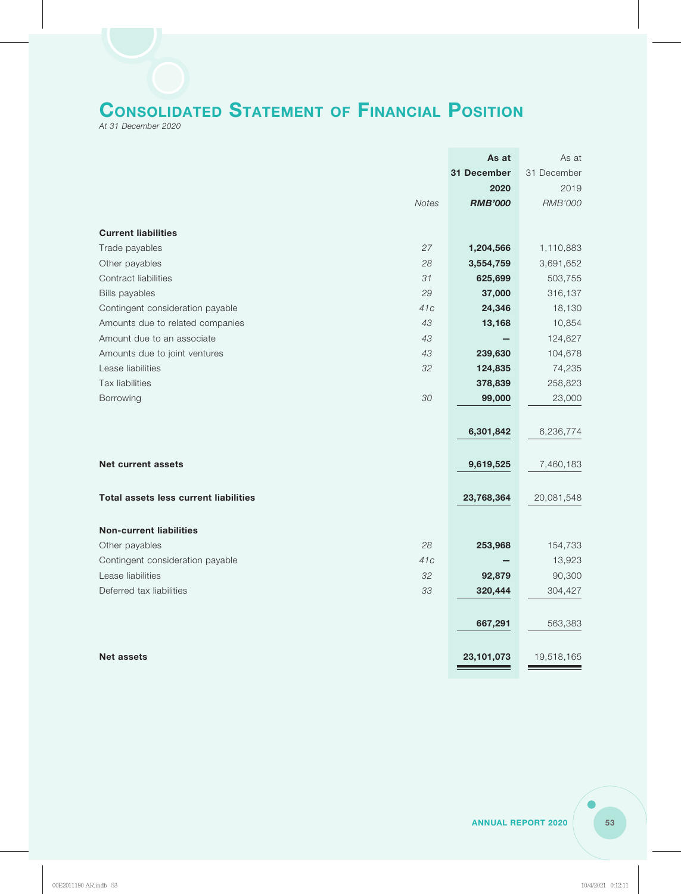# Consolidated Statement of Financial Position

*At 31 December 2020*

| | Notes | As at 31 December 2020 RMB'000 | As at 31 December 2019 RMB'000 |
|---|---|---|---|
| **Current liabilities** | | | |
| Trade payables | 27 | **1,204,566** | 1,110,883 |
| Other payables | 28 | **3,554,759** | 3,691,652 |
| Contract liabilities | 31 | **625,699** | 503,755 |
| Bills payables | 29 | **37,000** | 316,137 |
| Contingent consideration payable | 41c | **24,346** | 18,130 |
| Amounts due to related companies | 43 | **13,168** | 10,854 |
| Amount due to an associate | 43 | **–** | 124,627 |
| Amounts due to joint ventures | 43 | **239,630** | 104,678 |
| Lease liabilities | 32 | **124,835** | 74,235 |
| Tax liabilities | | **378,839** | 258,823 |
| Borrowing | 30 | **99,000** | 23,000 |
| | | **6,301,842** | 6,236,774 |
| **Net current assets** | | **9,619,525** | 7,460,183 |
| **Total assets less current liabilities** | | **23,768,364** | 20,081,548 |
| **Non-current liabilities** | | | |
| Other payables | 28 | **253,968** | 154,733 |
| Contingent consideration payable | 41c | **–** | 13,923 |
| Lease liabilities | 32 | **92,879** | 90,300 |
| Deferred tax liabilities | 33 | **320,444** | 304,427 |
| | | **667,291** | 563,383 |
| **Net assets** | | **23,101,073** | 19,518,165 |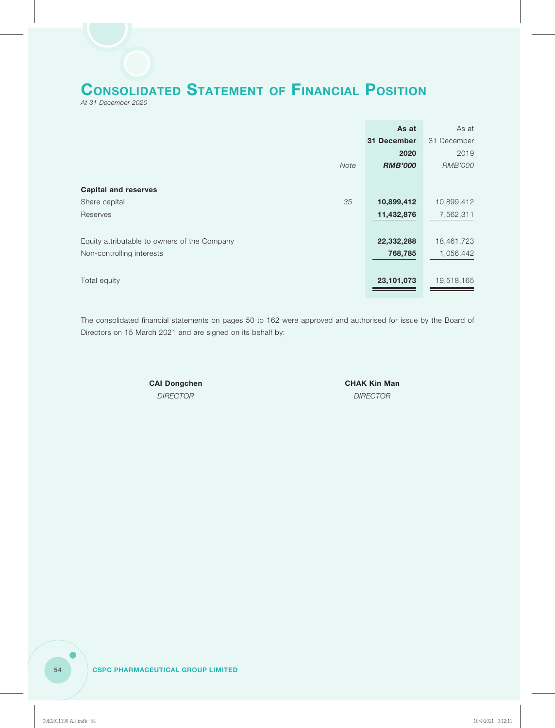# Consolidated Statement of Financial Position

*At 31 December 2020*

| | Note | As at 31 December 2020 RMB'000 | As at 31 December 2019 RMB'000 |
|---|---|---|---|
| **Capital and reserves** | | | |
| Share capital | 35 | **10,899,412** | 10,899,412 |
| Reserves | | **11,432,876** | 7,562,311 |
| Equity attributable to owners of the Company | | **22,332,288** | 18,461,723 |
| Non-controlling interests | | **768,785** | 1,056,442 |
| Total equity | | **23,101,073** | 19,518,165 |

The consolidated financial statements on pages 50 to 162 were approved and authorised for issue by the Board of Directors on 15 March 2021 and are signed on its behalf by:

**CAI Dongchen**
*DIRECTOR*

**CHAK Kin Man**
*DIRECTOR*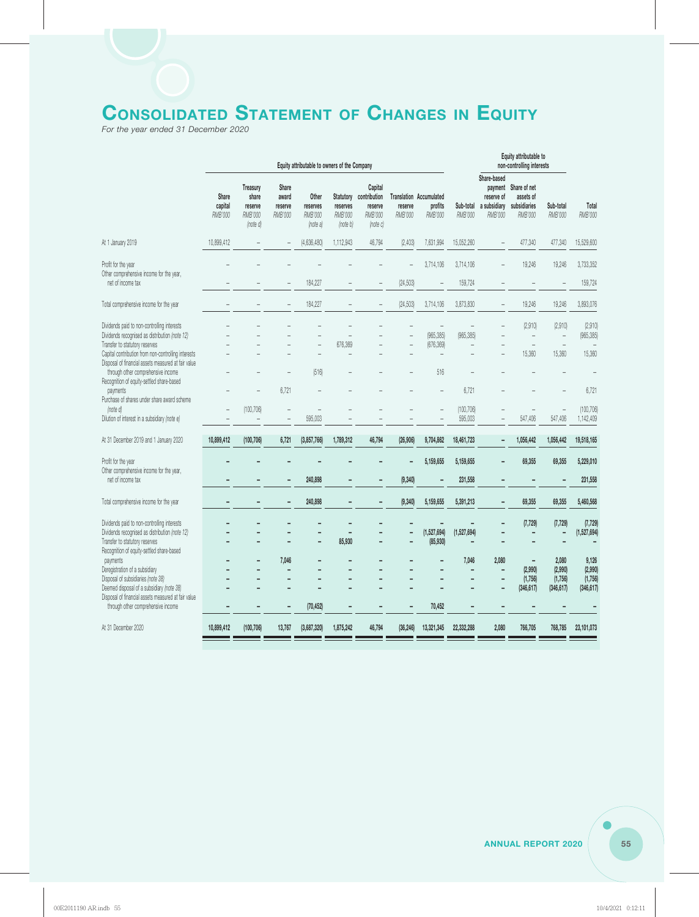# Consolidated Statement of Changes in Equity

*For the year ended 31 December 2020*

| | Equity attributable to owners of the Company | | | | | | | | | Equity attributable to non-controlling interests | | | |
|---|---|---|---|---|---|---|---|---|---|---|---|---|---|
| | Share capital RMB'000 | Treasury share reserve RMB'000 (note d) | Share award reserve RMB'000 | Other reserves RMB'000 (note a) | Statutory reserves RMB'000 (note b) | Capital contribution reserve RMB'000 (note c) | Translation reserve RMB'000 | Accumulated profits RMB'000 | Sub-total RMB'000 | Share-based payment reserve of a subsidiary RMB'000 | Share of net assets of subsidiaries RMB'000 | Sub-total RMB'000 | Total RMB'000 |
| At 1 January 2019 | 10,899,412 | – | – | (4,636,480) | 1,112,943 | 46,794 | (2,403) | 7,631,994 | 15,052,260 | – | 477,340 | 477,340 | 15,529,600 |
| Profit for the year | – | – | – | – | – | – | – | 3,714,106 | 3,714,106 | – | 19,246 | 19,246 | 3,733,352 |
| Other comprehensive income for the year, net of income tax | – | – | – | 184,227 | – | – | (24,503) | – | 159,724 | – | – | – | 159,724 |
| Total comprehensive income for the year | – | – | – | 184,227 | – | – | (24,503) | 3,714,106 | 3,873,830 | – | 19,246 | 19,246 | 3,893,076 |
| Dividends paid to non-controlling interests | – | – | – | – | – | – | – | – | – | – | (2,910) | (2,910) | (2,910) |
| Dividends recognised as distribution (note 12) | – | – | – | – | – | – | – | (965,385) | (965,385) | – | – | – | (965,385) |
| Transfer to statutory reserves | – | – | – | – | 676,369 | – | – | (676,369) | – | – | – | – | – |
| Capital contribution from non-controlling interests | – | – | – | – | – | – | – | – | – | – | 15,360 | 15,360 | 15,360 |
| Disposal of financial assets measured at fair value through other comprehensive income | – | – | – | (516) | – | – | – | 516 | – | – | – | – | – |
| Recognition of equity-settled share-based payments | – | – | 6,721 | – | – | – | – | – | 6,721 | – | – | – | 6,721 |
| Purchase of shares under share award scheme (note d) | – | (100,706) | – | – | – | – | – | – | (100,706) | – | – | – | (100,706) |
| Dilution of interest in a subsidiary (note e) | – | – | – | 595,003 | – | – | – | – | 595,003 | – | 547,406 | 547,406 | 1,142,409 |
| **At 31 December 2019 and 1 January 2020** | **10,899,412** | **(100,706)** | **6,721** | **(3,857,766)** | **1,789,312** | **46,794** | **(26,906)** | **9,704,862** | **18,461,723** | **–** | **1,056,442** | **1,056,442** | **19,518,165** |
| Profit for the year | **–** | **–** | **–** | **–** | **–** | **–** | **–** | **5,159,655** | **5,159,655** | **–** | **69,355** | **69,355** | **5,229,010** |
| Other comprehensive income for the year, net of income tax | **–** | **–** | **–** | **240,898** | **–** | **–** | **(9,340)** | **–** | **231,558** | **–** | **–** | **–** | **231,558** |
| Total comprehensive income for the year | **–** | **–** | **–** | **240,898** | **–** | **–** | **(9,340)** | **5,159,655** | **5,391,213** | **–** | **69,355** | **69,355** | **5,460,568** |
| Dividends paid to non-controlling interests | **–** | **–** | **–** | **–** | **–** | **–** | **–** | **–** | **–** | **–** | **(7,729)** | **(7,729)** | **(7,729)** |
| Dividends recognised as distribution (note 12) | **–** | **–** | **–** | **–** | **–** | **–** | **–** | **(1,527,694)** | **(1,527,694)** | **–** | **–** | **–** | **(1,527,694)** |
| Transfer to statutory reserves | **–** | **–** | **–** | **–** | **85,930** | **–** | **–** | **(85,930)** | **–** | **–** | **–** | **–** | **–** |
| Recognition of equity-settled share-based payments | **–** | **–** | **7,046** | **–** | **–** | **–** | **–** | **–** | **7,046** | **2,080** | **–** | **2,080** | **9,126** |
| Deregistration of a subsidiary | **–** | **–** | **–** | **–** | **–** | **–** | **–** | **–** | **–** | **–** | **(2,990)** | **(2,990)** | **(2,990)** |
| Disposal of subsidiaries (note 38) | **–** | **–** | **–** | **–** | **–** | **–** | **–** | **–** | **–** | **–** | **(1,756)** | **(1,756)** | **(1,756)** |
| Deemed disposal of a subsidiary (note 38) | **–** | **–** | **–** | **–** | **–** | **–** | **–** | **–** | **–** | **–** | **(346,617)** | **(346,617)** | **(346,617)** |
| Disposal of financial assets measured at fair value through other comprehensive income | **–** | **–** | **–** | **(70,452)** | **–** | **–** | **–** | **70,452** | **–** | **–** | **–** | **–** | **–** |
| **At 31 December 2020** | **10,899,412** | **(100,706)** | **13,767** | **(3,687,320)** | **1,875,242** | **46,794** | **(36,246)** | **13,321,345** | **22,332,288** | **2,080** | **766,705** | **768,785** | **23,101,073** |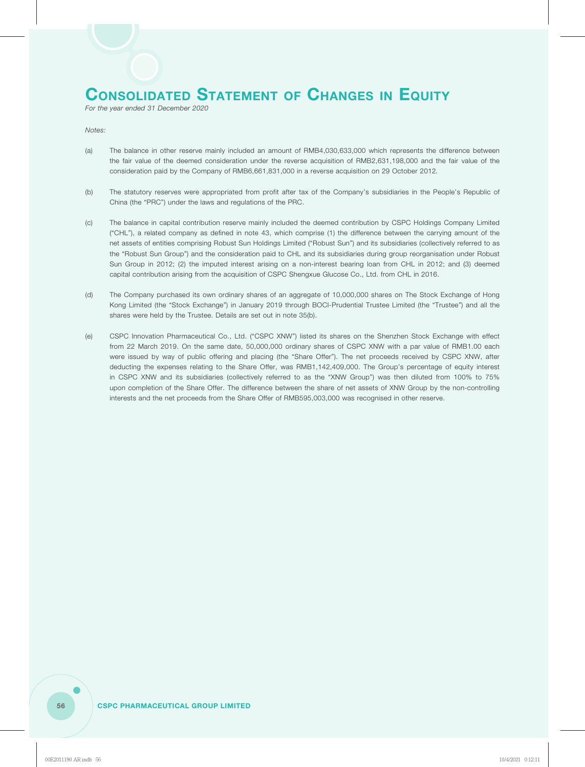# Consolidated Statement of Changes in Equity

*For the year ended 31 December 2020*

*Notes:*

(a) The balance in other reserve mainly included an amount of RMB4,030,633,000 which represents the difference between the fair value of the deemed consideration under the reverse acquisition of RMB2,631,198,000 and the fair value of the consideration paid by the Company of RMB6,661,831,000 in a reverse acquisition on 29 October 2012.

(b) The statutory reserves were appropriated from profit after tax of the Company's subsidiaries in the People's Republic of China (the "PRC") under the laws and regulations of the PRC.

(c) The balance in capital contribution reserve mainly included the deemed contribution by CSPC Holdings Company Limited ("CHL"), a related company as defined in note 43, which comprise (1) the difference between the carrying amount of the net assets of entities comprising Robust Sun Holdings Limited ("Robust Sun") and its subsidiaries (collectively referred to as the "Robust Sun Group") and the consideration paid to CHL and its subsidiaries during group reorganisation under Robust Sun Group in 2012; (2) the imputed interest arising on a non-interest bearing loan from CHL in 2012; and (3) deemed capital contribution arising from the acquisition of CSPC Shengxue Glucose Co., Ltd. from CHL in 2016.

(d) The Company purchased its own ordinary shares of an aggregate of 10,000,000 shares on The Stock Exchange of Hong Kong Limited (the "Stock Exchange") in January 2019 through BOCI-Prudential Trustee Limited (the "Trustee") and all the shares were held by the Trustee. Details are set out in note 35(b).

(e) CSPC Innovation Pharmaceutical Co., Ltd. ("CSPC XNW") listed its shares on the Shenzhen Stock Exchange with effect from 22 March 2019. On the same date, 50,000,000 ordinary shares of CSPC XNW with a par value of RMB1.00 each were issued by way of public offering and placing (the "Share Offer"). The net proceeds received by CSPC XNW, after deducting the expenses relating to the Share Offer, was RMB1,142,409,000. The Group's percentage of equity interest in CSPC XNW and its subsidiaries (collectively referred to as the "XNW Group") was then diluted from 100% to 75% upon completion of the Share Offer. The difference between the share of net assets of XNW Group by the non-controlling interests and the net proceeds from the Share Offer of RMB595,003,000 was recognised in other reserve.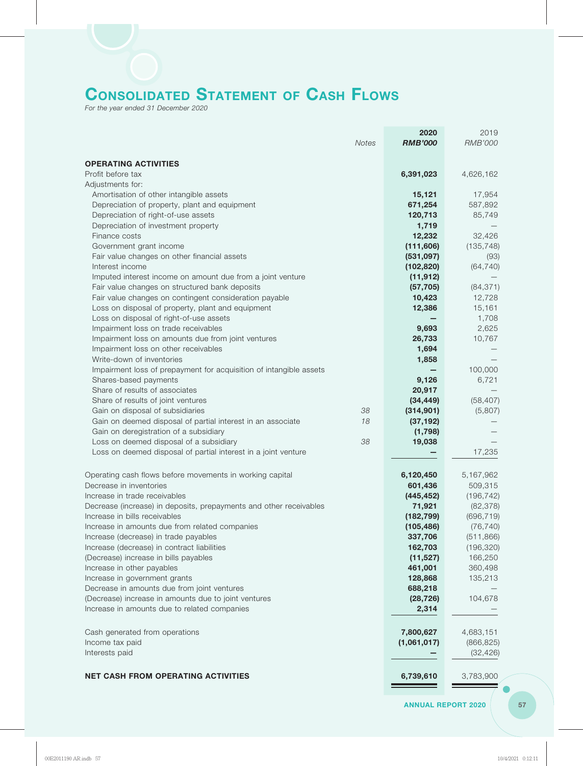# Consolidated Statement of Cash Flows

*For the year ended 31 December 2020*

| | Notes | 2020 RMB'000 | 2019 RMB'000 |
|---|---|---|---|
| **OPERATING ACTIVITIES** | | | |
| Profit before tax | | **6,391,023** | 4,626,162 |
| Adjustments for: | | | |
| Amortisation of other intangible assets | | **15,121** | 17,954 |
| Depreciation of property, plant and equipment | | **671,254** | 587,892 |
| Depreciation of right-of-use assets | | **120,713** | 85,749 |
| Depreciation of investment property | | **1,719** | – |
| Finance costs | | **12,232** | 32,426 |
| Government grant income | | **(111,606)** | (135,748) |
| Fair value changes on other financial assets | | **(531,097)** | (93) |
| Interest income | | **(102,820)** | (64,740) |
| Imputed interest income on amount due from a joint venture | | **(11,912)** | – |
| Fair value changes on structured bank deposits | | **(57,705)** | (84,371) |
| Fair value changes on contingent consideration payable | | **10,423** | 12,728 |
| Loss on disposal of property, plant and equipment | | **12,386** | 15,161 |
| Loss on disposal of right-of-use assets | | **–** | 1,708 |
| Impairment loss on trade receivables | | **9,693** | 2,625 |
| Impairment loss on amounts due from joint ventures | | **26,733** | 10,767 |
| Impairment loss on other receivables | | **1,694** | – |
| Write-down of inventories | | **1,858** | – |
| Impairment loss of prepayment for acquisition of intangible assets | | **–** | 100,000 |
| Shares-based payments | | **9,126** | 6,721 |
| Share of results of associates | | **20,917** | – |
| Share of results of joint ventures | | **(34,449)** | (58,407) |
| Gain on disposal of subsidiaries | 38 | **(314,901)** | (5,807) |
| Gain on deemed disposal of partial interest in an associate | 18 | **(37,192)** | – |
| Gain on deregistration of a subsidiary | | **(1,798)** | – |
| Loss on deemed disposal of a subsidiary | 38 | **19,038** | – |
| Loss on deemed disposal of partial interest in a joint venture | | **–** | 17,235 |
| Operating cash flows before movements in working capital | | **6,120,450** | 5,167,962 |
| Decrease in inventories | | **601,436** | 509,315 |
| Increase in trade receivables | | **(445,452)** | (196,742) |
| Decrease (increase) in deposits, prepayments and other receivables | | **71,921** | (82,378) |
| Increase in bills receivables | | **(182,799)** | (696,719) |
| Increase in amounts due from related companies | | **(105,486)** | (76,740) |
| Increase (decrease) in trade payables | | **337,706** | (511,866) |
| Increase (decrease) in contract liabilities | | **162,703** | (196,320) |
| (Decrease) increase in bills payables | | **(11,527)** | 166,250 |
| Increase in other payables | | **461,001** | 360,498 |
| Increase in government grants | | **128,868** | 135,213 |
| Decrease in amounts due from joint ventures | | **688,218** | – |
| (Decrease) increase in amounts due to joint ventures | | **(28,726)** | 104,678 |
| Increase in amounts due to related companies | | **2,314** | – |
| Cash generated from operations | | **7,800,627** | 4,683,151 |
| Income tax paid | | **(1,061,017)** | (866,825) |
| Interests paid | | **–** | (32,426) |
| **NET CASH FROM OPERATING ACTIVITIES** | | **6,739,610** | 3,783,900 |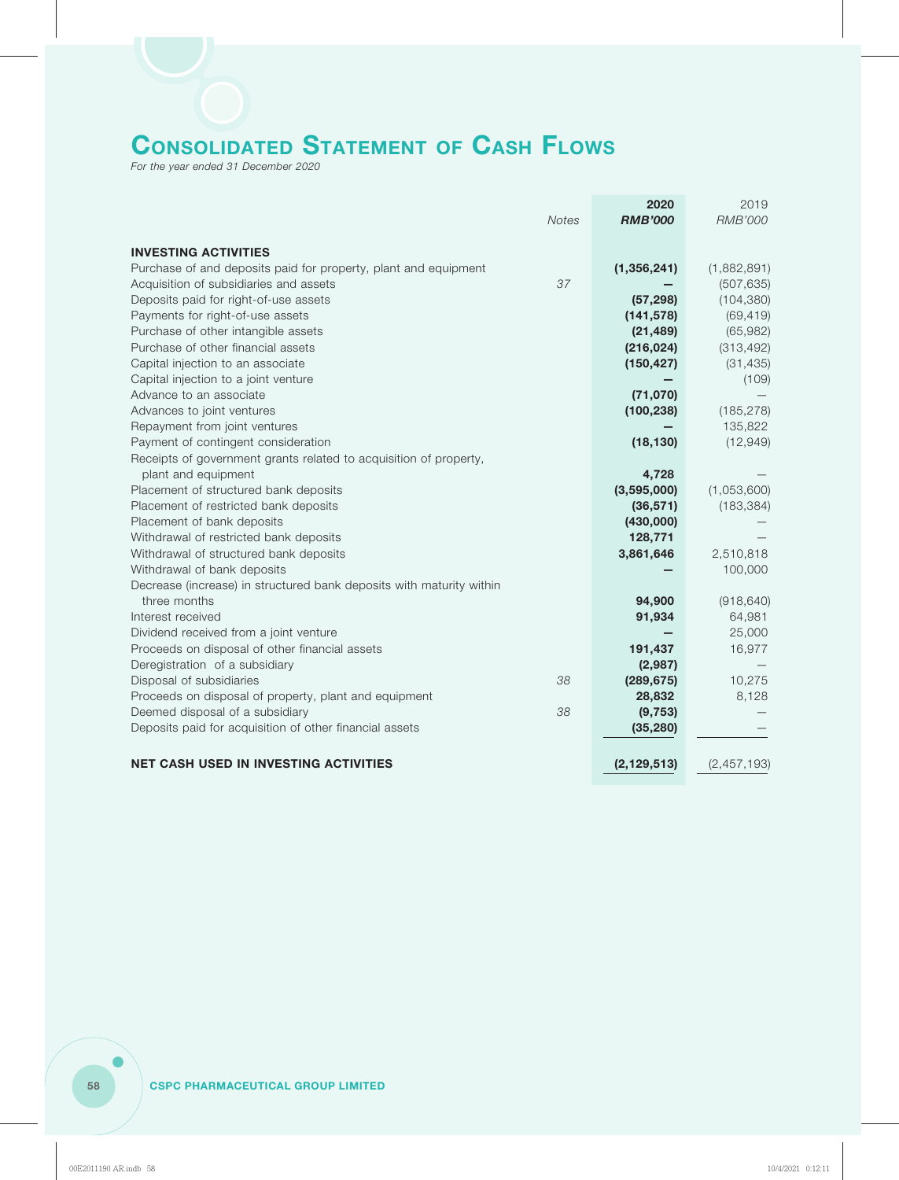# CONSOLIDATED STATEMENT OF CASH FLOWS

*For the year ended 31 December 2020*

| | *Notes* | **2020** **RMB'000** | 2019 RMB'000 |
|---|---|---|---|
| **INVESTING ACTIVITIES** | | | |
| Purchase of and deposits paid for property, plant and equipment | | **(1,356,241)** | (1,882,891) |
| Acquisition of subsidiaries and assets | *37* | **–** | (507,635) |
| Deposits paid for right-of-use assets | | **(57,298)** | (104,380) |
| Payments for right-of-use assets | | **(141,578)** | (69,419) |
| Purchase of other intangible assets | | **(21,489)** | (65,982) |
| Purchase of other financial assets | | **(216,024)** | (313,492) |
| Capital injection to an associate | | **(150,427)** | (31,435) |
| Capital injection to a joint venture | | **–** | (109) |
| Advance to an associate | | **(71,070)** | – |
| Advances to joint ventures | | **(100,238)** | (185,278) |
| Repayment from joint ventures | | **–** | 135,822 |
| Payment of contingent consideration | | **(18,130)** | (12,949) |
| Receipts of government grants related to acquisition of property, plant and equipment | | **4,728** | – |
| Placement of structured bank deposits | | **(3,595,000)** | (1,053,600) |
| Placement of restricted bank deposits | | **(36,571)** | (183,384) |
| Placement of bank deposits | | **(430,000)** | – |
| Withdrawal of restricted bank deposits | | **128,771** | – |
| Withdrawal of structured bank deposits | | **3,861,646** | 2,510,818 |
| Withdrawal of bank deposits | | **–** | 100,000 |
| Decrease (increase) in structured bank deposits with maturity within three months | | **94,900** | (918,640) |
| Interest received | | **91,934** | 64,981 |
| Dividend received from a joint venture | | **–** | 25,000 |
| Proceeds on disposal of other financial assets | | **191,437** | 16,977 |
| Deregistration of a subsidiary | | **(2,987)** | – |
| Disposal of subsidiaries | *38* | **(289,675)** | 10,275 |
| Proceeds on disposal of property, plant and equipment | | **28,832** | 8,128 |
| Deemed disposal of a subsidiary | *38* | **(9,753)** | – |
| Deposits paid for acquisition of other financial assets | | **(35,280)** | – |
| **NET CASH USED IN INVESTING ACTIVITIES** | | **(2,129,513)** | (2,457,193) |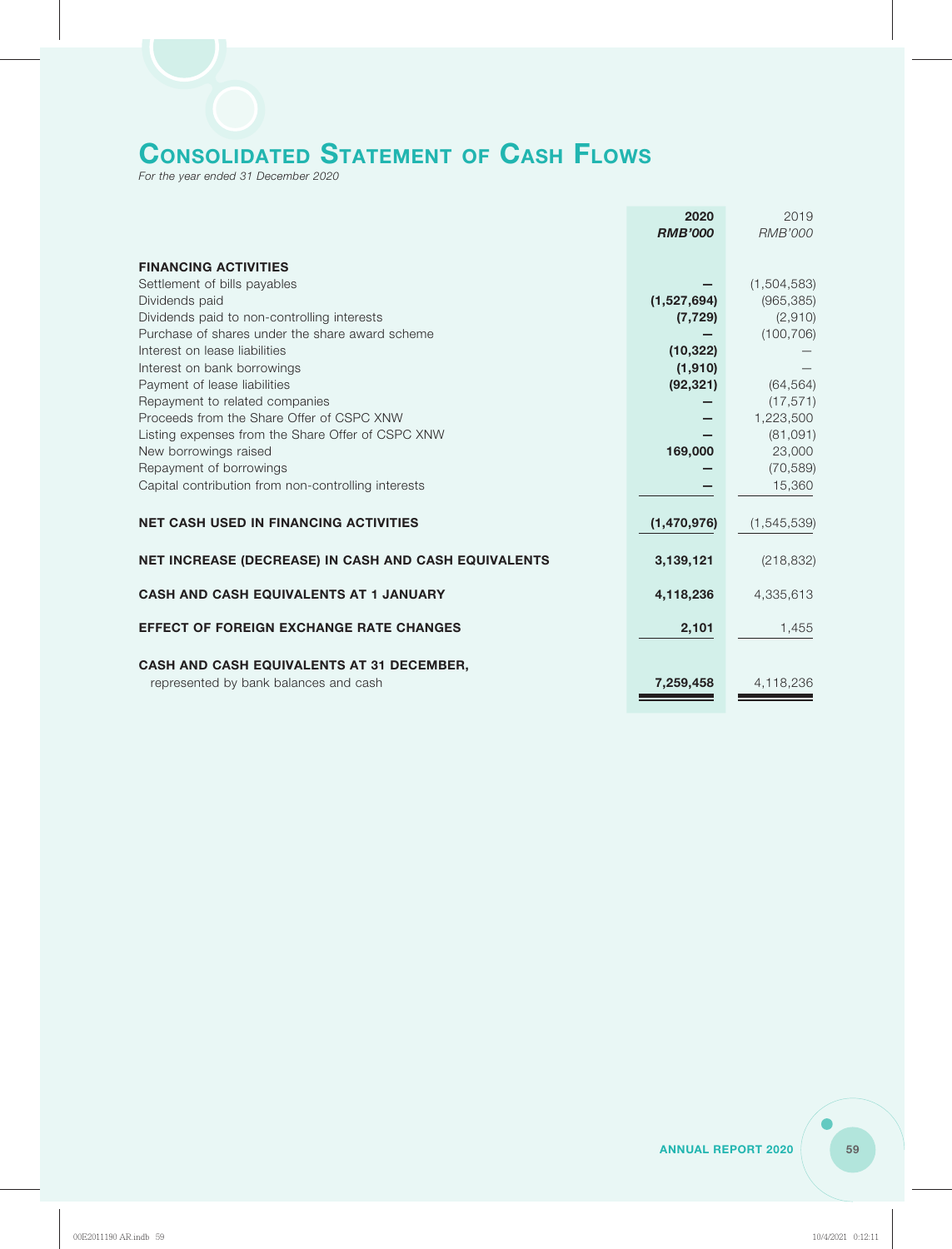# CONSOLIDATED STATEMENT OF CASH FLOWS

*For the year ended 31 December 2020*

| | 2020<br>*RMB'000* | 2019<br>*RMB'000* |
|---|---|---|
| **FINANCING ACTIVITIES** | | |
| Settlement of bills payables | – | (1,504,583) |
| Dividends paid | (1,527,694) | (965,385) |
| Dividends paid to non-controlling interests | (7,729) | (2,910) |
| Purchase of shares under the share award scheme | – | (100,706) |
| Interest on lease liabilities | (10,322) | – |
| Interest on bank borrowings | (1,910) | – |
| Payment of lease liabilities | (92,321) | (64,564) |
| Repayment to related companies | – | (17,571) |
| Proceeds from the Share Offer of CSPC XNW | – | 1,223,500 |
| Listing expenses from the Share Offer of CSPC XNW | – | (81,091) |
| New borrowings raised | 169,000 | 23,000 |
| Repayment of borrowings | – | (70,589) |
| Capital contribution from non-controlling interests | – | 15,360 |
| **NET CASH USED IN FINANCING ACTIVITIES** | (1,470,976) | (1,545,539) |
| **NET INCREASE (DECREASE) IN CASH AND CASH EQUIVALENTS** | 3,139,121 | (218,832) |
| **CASH AND CASH EQUIVALENTS AT 1 JANUARY** | 4,118,236 | 4,335,613 |
| **EFFECT OF FOREIGN EXCHANGE RATE CHANGES** | 2,101 | 1,455 |
| **CASH AND CASH EQUIVALENTS AT 31 DECEMBER,**<br>represented by bank balances and cash | 7,259,458 | 4,118,236 |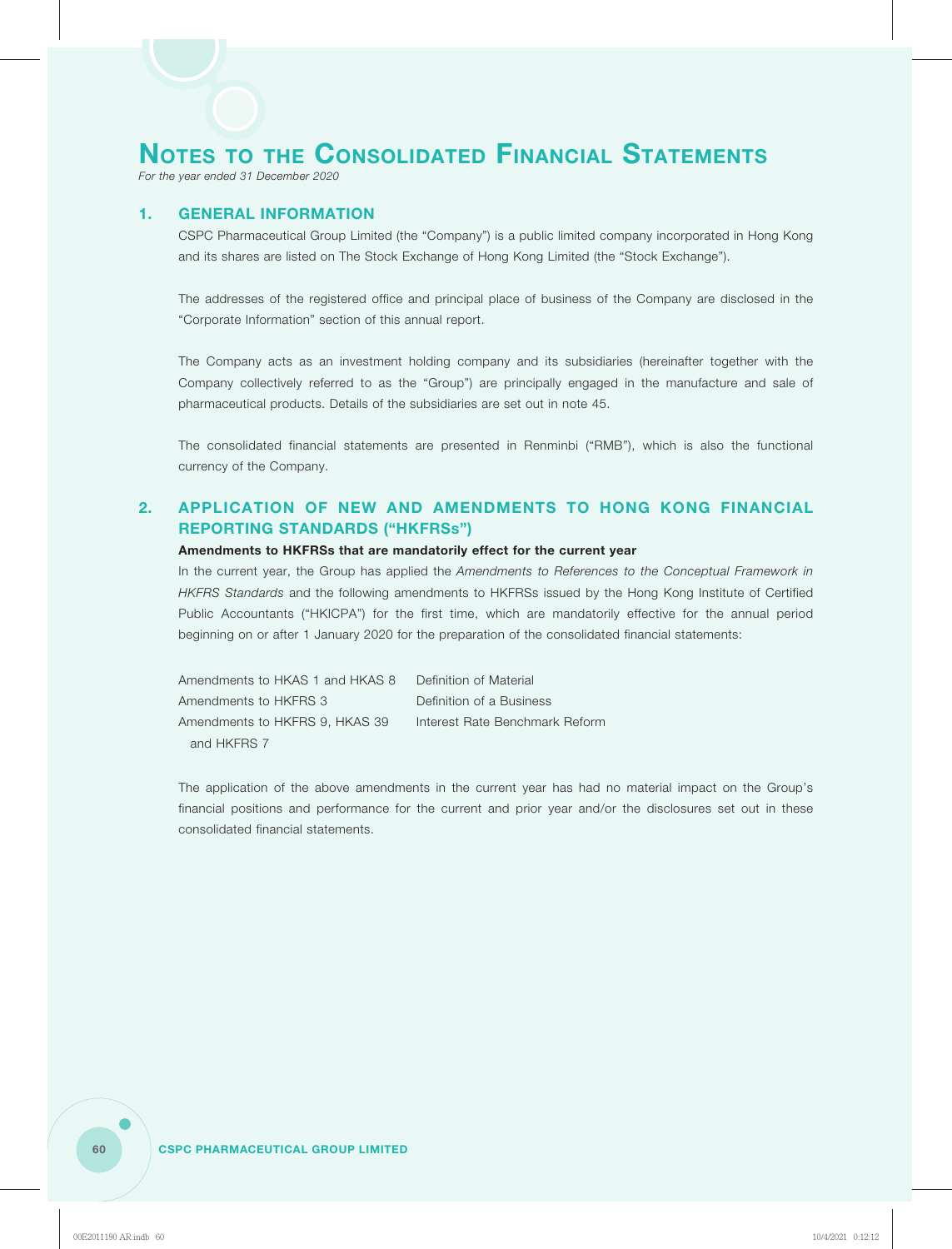# Notes to the Consolidated Financial Statements

*For the year ended 31 December 2020*

## 1. GENERAL INFORMATION

CSPC Pharmaceutical Group Limited (the "Company") is a public limited company incorporated in Hong Kong and its shares are listed on The Stock Exchange of Hong Kong Limited (the "Stock Exchange").

The addresses of the registered office and principal place of business of the Company are disclosed in the "Corporate Information" section of this annual report.

The Company acts as an investment holding company and its subsidiaries (hereinafter together with the Company collectively referred to as the "Group") are principally engaged in the manufacture and sale of pharmaceutical products. Details of the subsidiaries are set out in note 45.

The consolidated financial statements are presented in Renminbi ("RMB"), which is also the functional currency of the Company.

## 2. APPLICATION OF NEW AND AMENDMENTS TO HONG KONG FINANCIAL REPORTING STANDARDS ("HKFRSs")

**Amendments to HKFRSs that are mandatorily effect for the current year**

In the current year, the Group has applied the *Amendments to References to the Conceptual Framework in HKFRS Standards* and the following amendments to HKFRSs issued by the Hong Kong Institute of Certified Public Accountants ("HKICPA") for the first time, which are mandatorily effective for the annual period beginning on or after 1 January 2020 for the preparation of the consolidated financial statements:

| | |
|---|---|
| Amendments to HKAS 1 and HKAS 8 | Definition of Material |
| Amendments to HKFRS 3 | Definition of a Business |
| Amendments to HKFRS 9, HKAS 39 and HKFRS 7 | Interest Rate Benchmark Reform |

The application of the above amendments in the current year has had no material impact on the Group's financial positions and performance for the current and prior year and/or the disclosures set out in these consolidated financial statements.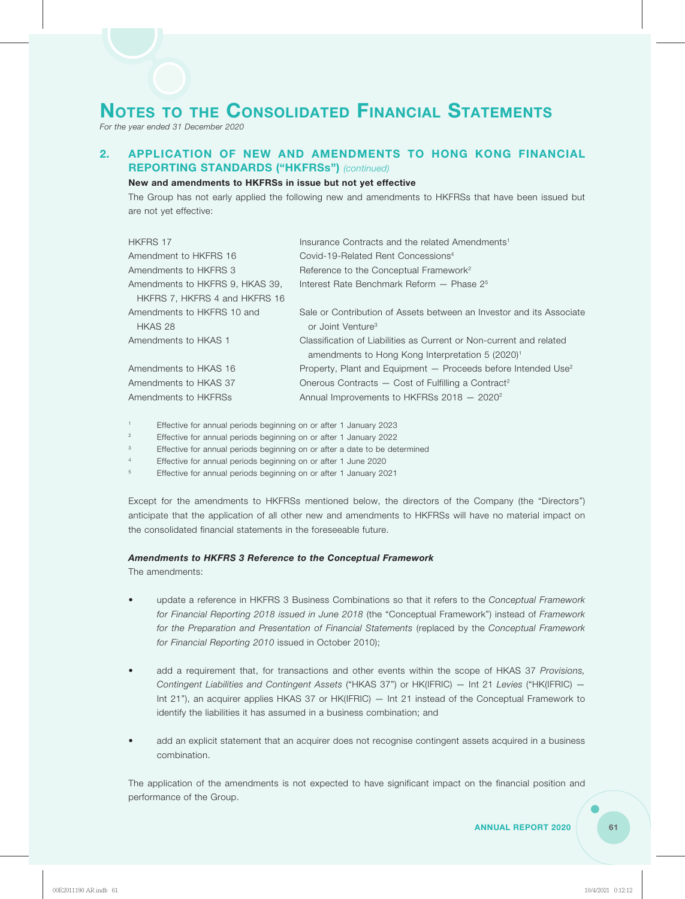# NOTES TO THE CONSOLIDATED FINANCIAL STATEMENTS

*For the year ended 31 December 2020*

## 2. APPLICATION OF NEW AND AMENDMENTS TO HONG KONG FINANCIAL REPORTING STANDARDS ("HKFRSs") *(continued)*

**New and amendments to HKFRSs in issue but not yet effective**

The Group has not early applied the following new and amendments to HKFRSs that have been issued but are not yet effective:

| | |
|---|---|
| HKFRS 17 | Insurance Contracts and the related Amendments[1] |
| Amendment to HKFRS 16 | Covid-19-Related Rent Concessions[4] |
| Amendments to HKFRS 3 | Reference to the Conceptual Framework[2] |
| Amendments to HKFRS 9, HKAS 39, HKFRS 7, HKFRS 4 and HKFRS 16 | Interest Rate Benchmark Reform — Phase 2[5] |
| Amendments to HKFRS 10 and HKAS 28 | Sale or Contribution of Assets between an Investor and its Associate or Joint Venture[3] |
| Amendments to HKAS 1 | Classification of Liabilities as Current or Non-current and related amendments to Hong Kong Interpretation 5 (2020)[1] |
| Amendments to HKAS 16 | Property, Plant and Equipment — Proceeds before Intended Use[2] |
| Amendments to HKAS 37 | Onerous Contracts — Cost of Fulfilling a Contract[2] |
| Amendments to HKFRSs | Annual Improvements to HKFRSs 2018 — 2020[2] |

[1] Effective for annual periods beginning on or after 1 January 2023

[2] Effective for annual periods beginning on or after 1 January 2022

[3] Effective for annual periods beginning on or after a date to be determined

[4] Effective for annual periods beginning on or after 1 June 2020

[5] Effective for annual periods beginning on or after 1 January 2021

Except for the amendments to HKFRSs mentioned below, the directors of the Company (the "Directors") anticipate that the application of all other new and amendments to HKFRSs will have no material impact on the consolidated financial statements in the foreseeable future.

***Amendments to HKFRS 3 Reference to the Conceptual Framework***

The amendments:

- update a reference in HKFRS 3 Business Combinations so that it refers to the *Conceptual Framework for Financial Reporting 2018 issued in June 2018* (the "Conceptual Framework") instead of *Framework for the Preparation and Presentation of Financial Statements* (replaced by the *Conceptual Framework for Financial Reporting 2010* issued in October 2010);

- add a requirement that, for transactions and other events within the scope of HKAS 37 *Provisions, Contingent Liabilities and Contingent Assets* ("HKAS 37") or HK(IFRIC) — Int 21 *Levies* ("HK(IFRIC) — Int 21"), an acquirer applies HKAS 37 or HK(IFRIC) — Int 21 instead of the Conceptual Framework to identify the liabilities it has assumed in a business combination; and

- add an explicit statement that an acquirer does not recognise contingent assets acquired in a business combination.

The application of the amendments is not expected to have significant impact on the financial position and performance of the Group.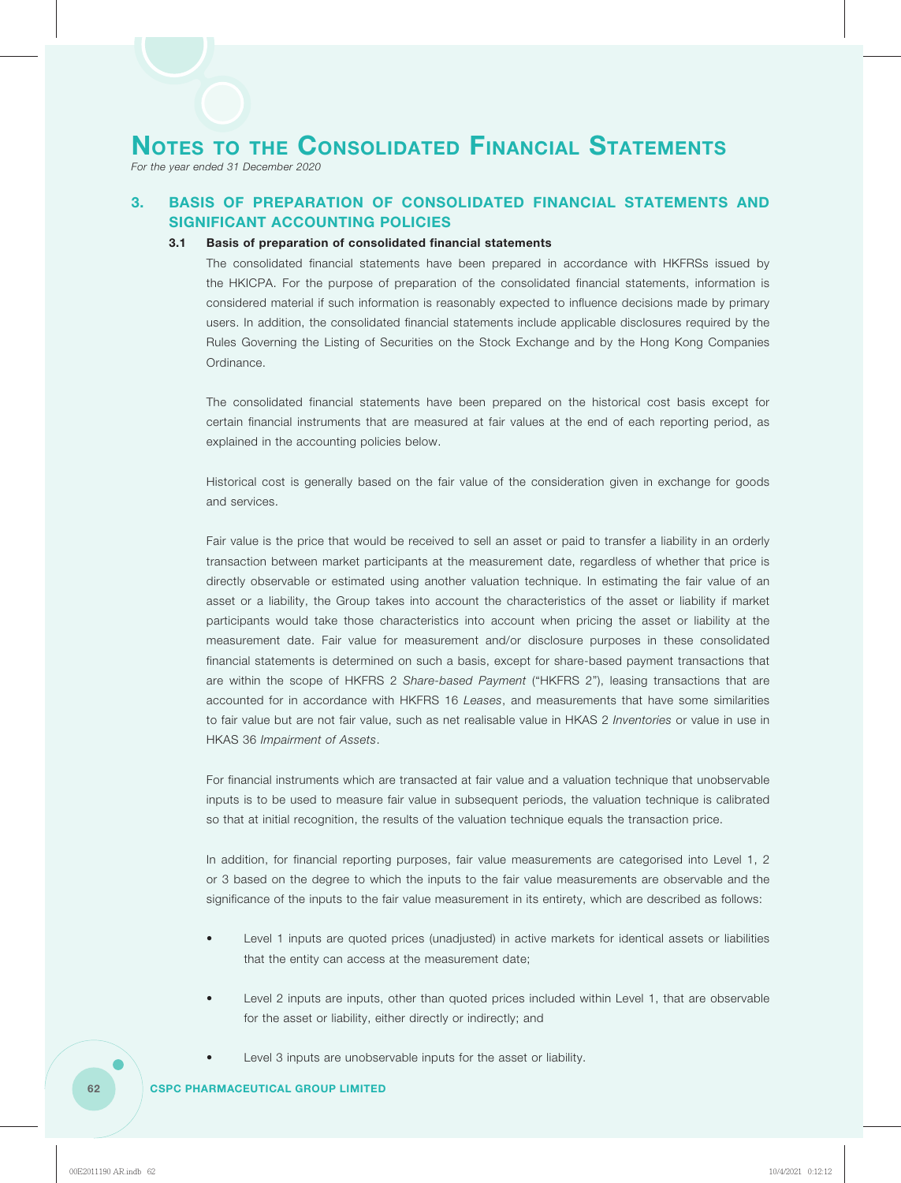# Notes to the Consolidated Financial Statements

*For the year ended 31 December 2020*

## 3. BASIS OF PREPARATION OF CONSOLIDATED FINANCIAL STATEMENTS AND SIGNIFICANT ACCOUNTING POLICIES

### 3.1 Basis of preparation of consolidated financial statements

The consolidated financial statements have been prepared in accordance with HKFRSs issued by the HKICPA. For the purpose of preparation of the consolidated financial statements, information is considered material if such information is reasonably expected to influence decisions made by primary users. In addition, the consolidated financial statements include applicable disclosures required by the Rules Governing the Listing of Securities on the Stock Exchange and by the Hong Kong Companies Ordinance.

The consolidated financial statements have been prepared on the historical cost basis except for certain financial instruments that are measured at fair values at the end of each reporting period, as explained in the accounting policies below.

Historical cost is generally based on the fair value of the consideration given in exchange for goods and services.

Fair value is the price that would be received to sell an asset or paid to transfer a liability in an orderly transaction between market participants at the measurement date, regardless of whether that price is directly observable or estimated using another valuation technique. In estimating the fair value of an asset or a liability, the Group takes into account the characteristics of the asset or liability if market participants would take those characteristics into account when pricing the asset or liability at the measurement date. Fair value for measurement and/or disclosure purposes in these consolidated financial statements is determined on such a basis, except for share-based payment transactions that are within the scope of HKFRS 2 *Share-based Payment* ("HKFRS 2"), leasing transactions that are accounted for in accordance with HKFRS 16 *Leases*, and measurements that have some similarities to fair value but are not fair value, such as net realisable value in HKAS 2 *Inventories* or value in use in HKAS 36 *Impairment of Assets*.

For financial instruments which are transacted at fair value and a valuation technique that unobservable inputs is to be used to measure fair value in subsequent periods, the valuation technique is calibrated so that at initial recognition, the results of the valuation technique equals the transaction price.

In addition, for financial reporting purposes, fair value measurements are categorised into Level 1, 2 or 3 based on the degree to which the inputs to the fair value measurements are observable and the significance of the inputs to the fair value measurement in its entirety, which are described as follows:

- Level 1 inputs are quoted prices (unadjusted) in active markets for identical assets or liabilities that the entity can access at the measurement date;
- Level 2 inputs are inputs, other than quoted prices included within Level 1, that are observable for the asset or liability, either directly or indirectly; and
- Level 3 inputs are unobservable inputs for the asset or liability.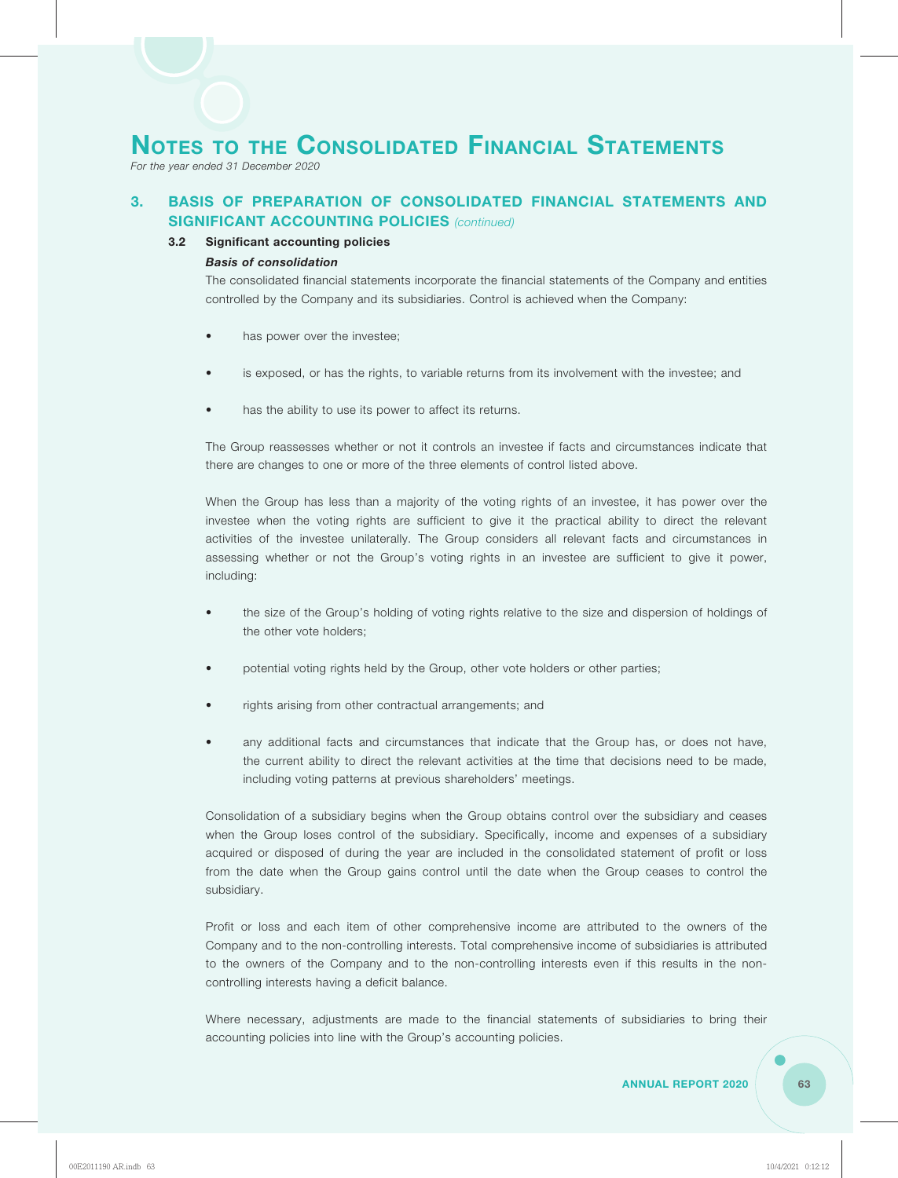# Notes to the Consolidated Financial Statements

*For the year ended 31 December 2020*

## 3. BASIS OF PREPARATION OF CONSOLIDATED FINANCIAL STATEMENTS AND SIGNIFICANT ACCOUNTING POLICIES *(continued)*

### 3.2 Significant accounting policies

***Basis of consolidation***

The consolidated financial statements incorporate the financial statements of the Company and entities controlled by the Company and its subsidiaries. Control is achieved when the Company:

- has power over the investee;
- is exposed, or has the rights, to variable returns from its involvement with the investee; and
- has the ability to use its power to affect its returns.

The Group reassesses whether or not it controls an investee if facts and circumstances indicate that there are changes to one or more of the three elements of control listed above.

When the Group has less than a majority of the voting rights of an investee, it has power over the investee when the voting rights are sufficient to give it the practical ability to direct the relevant activities of the investee unilaterally. The Group considers all relevant facts and circumstances in assessing whether or not the Group's voting rights in an investee are sufficient to give it power, including:

- the size of the Group's holding of voting rights relative to the size and dispersion of holdings of the other vote holders;
- potential voting rights held by the Group, other vote holders or other parties;
- rights arising from other contractual arrangements; and
- any additional facts and circumstances that indicate that the Group has, or does not have, the current ability to direct the relevant activities at the time that decisions need to be made, including voting patterns at previous shareholders' meetings.

Consolidation of a subsidiary begins when the Group obtains control over the subsidiary and ceases when the Group loses control of the subsidiary. Specifically, income and expenses of a subsidiary acquired or disposed of during the year are included in the consolidated statement of profit or loss from the date when the Group gains control until the date when the Group ceases to control the subsidiary.

Profit or loss and each item of other comprehensive income are attributed to the owners of the Company and to the non-controlling interests. Total comprehensive income of subsidiaries is attributed to the owners of the Company and to the non-controlling interests even if this results in the non-controlling interests having a deficit balance.

Where necessary, adjustments are made to the financial statements of subsidiaries to bring their accounting policies into line with the Group's accounting policies.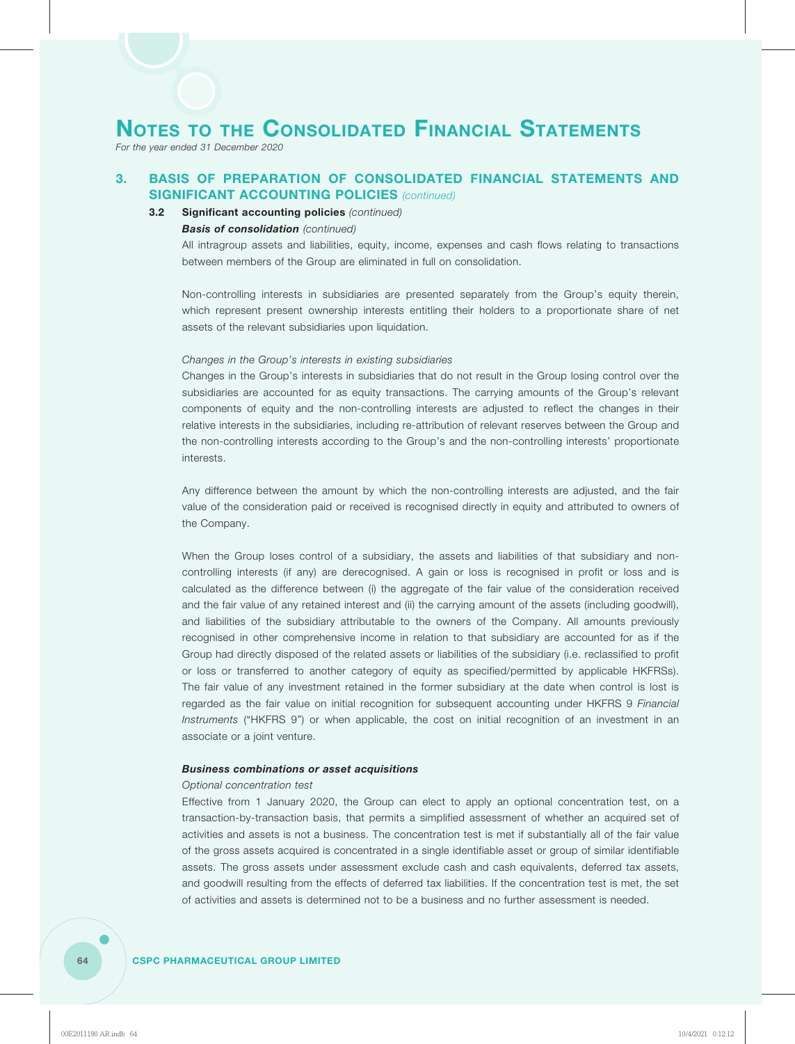# Notes to the Consolidated Financial Statements

*For the year ended 31 December 2020*

## 3. BASIS OF PREPARATION OF CONSOLIDATED FINANCIAL STATEMENTS AND SIGNIFICANT ACCOUNTING POLICIES *(continued)*

### 3.2 Significant accounting policies *(continued)*

***Basis of consolidation*** *(continued)*

All intragroup assets and liabilities, equity, income, expenses and cash flows relating to transactions between members of the Group are eliminated in full on consolidation.

Non-controlling interests in subsidiaries are presented separately from the Group's equity therein, which represent present ownership interests entitling their holders to a proportionate share of net assets of the relevant subsidiaries upon liquidation.

*Changes in the Group's interests in existing subsidiaries*

Changes in the Group's interests in subsidiaries that do not result in the Group losing control over the subsidiaries are accounted for as equity transactions. The carrying amounts of the Group's relevant components of equity and the non-controlling interests are adjusted to reflect the changes in their relative interests in the subsidiaries, including re-attribution of relevant reserves between the Group and the non-controlling interests according to the Group's and the non-controlling interests' proportionate interests.

Any difference between the amount by which the non-controlling interests are adjusted, and the fair value of the consideration paid or received is recognised directly in equity and attributed to owners of the Company.

When the Group loses control of a subsidiary, the assets and liabilities of that subsidiary and non-controlling interests (if any) are derecognised. A gain or loss is recognised in profit or loss and is calculated as the difference between (i) the aggregate of the fair value of the consideration received and the fair value of any retained interest and (ii) the carrying amount of the assets (including goodwill), and liabilities of the subsidiary attributable to the owners of the Company. All amounts previously recognised in other comprehensive income in relation to that subsidiary are accounted for as if the Group had directly disposed of the related assets or liabilities of the subsidiary (i.e. reclassified to profit or loss or transferred to another category of equity as specified/permitted by applicable HKFRSs). The fair value of any investment retained in the former subsidiary at the date when control is lost is regarded as the fair value on initial recognition for subsequent accounting under HKFRS 9 *Financial Instruments* ("HKFRS 9") or when applicable, the cost on initial recognition of an investment in an associate or a joint venture.

***Business combinations or asset acquisitions***

*Optional concentration test*

Effective from 1 January 2020, the Group can elect to apply an optional concentration test, on a transaction-by-transaction basis, that permits a simplified assessment of whether an acquired set of activities and assets is not a business. The concentration test is met if substantially all of the fair value of the gross assets acquired is concentrated in a single identifiable asset or group of similar identifiable assets. The gross assets under assessment exclude cash and cash equivalents, deferred tax assets, and goodwill resulting from the effects of deferred tax liabilities. If the concentration test is met, the set of activities and assets is determined not to be a business and no further assessment is needed.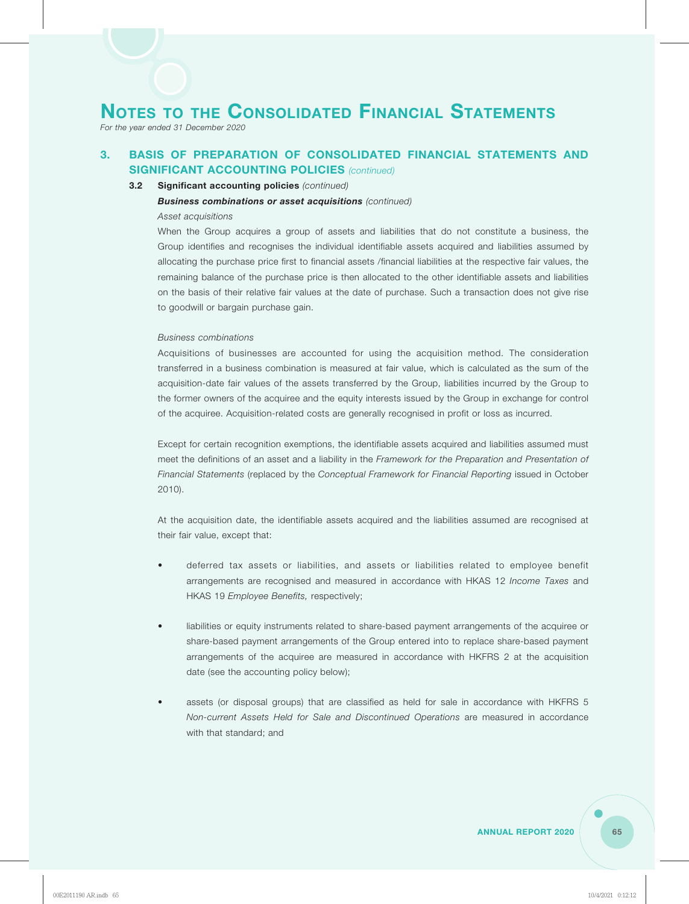# Notes to the Consolidated Financial Statements

*For the year ended 31 December 2020*

## 3. BASIS OF PREPARATION OF CONSOLIDATED FINANCIAL STATEMENTS AND SIGNIFICANT ACCOUNTING POLICIES *(continued)*

### 3.2 Significant accounting policies *(continued)*

***Business combinations or asset acquisitions*** *(continued)*

*Asset acquisitions*

When the Group acquires a group of assets and liabilities that do not constitute a business, the Group identifies and recognises the individual identifiable assets acquired and liabilities assumed by allocating the purchase price first to financial assets /financial liabilities at the respective fair values, the remaining balance of the purchase price is then allocated to the other identifiable assets and liabilities on the basis of their relative fair values at the date of purchase. Such a transaction does not give rise to goodwill or bargain purchase gain.

*Business combinations*

Acquisitions of businesses are accounted for using the acquisition method. The consideration transferred in a business combination is measured at fair value, which is calculated as the sum of the acquisition-date fair values of the assets transferred by the Group, liabilities incurred by the Group to the former owners of the acquiree and the equity interests issued by the Group in exchange for control of the acquiree. Acquisition-related costs are generally recognised in profit or loss as incurred.

Except for certain recognition exemptions, the identifiable assets acquired and liabilities assumed must meet the definitions of an asset and a liability in the *Framework for the Preparation and Presentation of Financial Statements* (replaced by the *Conceptual Framework for Financial Reporting* issued in October 2010).

At the acquisition date, the identifiable assets acquired and the liabilities assumed are recognised at their fair value, except that:

- deferred tax assets or liabilities, and assets or liabilities related to employee benefit arrangements are recognised and measured in accordance with HKAS 12 *Income Taxes* and HKAS 19 *Employee Benefits,* respectively;

- liabilities or equity instruments related to share-based payment arrangements of the acquiree or share-based payment arrangements of the Group entered into to replace share-based payment arrangements of the acquiree are measured in accordance with HKFRS 2 at the acquisition date (see the accounting policy below);

- assets (or disposal groups) that are classified as held for sale in accordance with HKFRS 5 *Non-current Assets Held for Sale and Discontinued Operations* are measured in accordance with that standard; and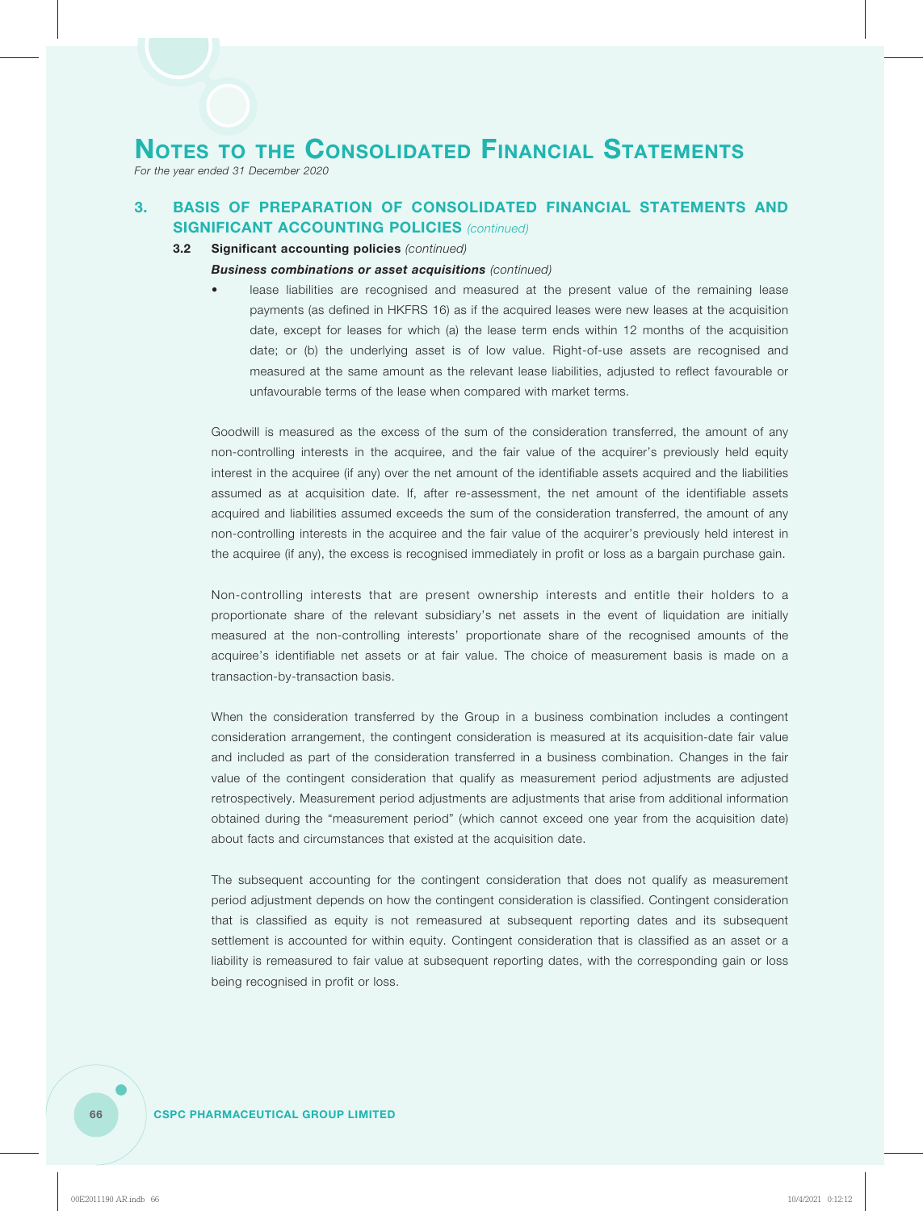# Notes to the Consolidated Financial Statements

*For the year ended 31 December 2020*

## 3. BASIS OF PREPARATION OF CONSOLIDATED FINANCIAL STATEMENTS AND SIGNIFICANT ACCOUNTING POLICIES *(continued)*

### 3.2 Significant accounting policies *(continued)*

***Business combinations or asset acquisitions*** *(continued)*

- lease liabilities are recognised and measured at the present value of the remaining lease payments (as defined in HKFRS 16) as if the acquired leases were new leases at the acquisition date, except for leases for which (a) the lease term ends within 12 months of the acquisition date; or (b) the underlying asset is of low value. Right-of-use assets are recognised and measured at the same amount as the relevant lease liabilities, adjusted to reflect favourable or unfavourable terms of the lease when compared with market terms.

Goodwill is measured as the excess of the sum of the consideration transferred, the amount of any non-controlling interests in the acquiree, and the fair value of the acquirer's previously held equity interest in the acquiree (if any) over the net amount of the identifiable assets acquired and the liabilities assumed as at acquisition date. If, after re-assessment, the net amount of the identifiable assets acquired and liabilities assumed exceeds the sum of the consideration transferred, the amount of any non-controlling interests in the acquiree and the fair value of the acquirer's previously held interest in the acquiree (if any), the excess is recognised immediately in profit or loss as a bargain purchase gain.

Non-controlling interests that are present ownership interests and entitle their holders to a proportionate share of the relevant subsidiary's net assets in the event of liquidation are initially measured at the non-controlling interests' proportionate share of the recognised amounts of the acquiree's identifiable net assets or at fair value. The choice of measurement basis is made on a transaction-by-transaction basis.

When the consideration transferred by the Group in a business combination includes a contingent consideration arrangement, the contingent consideration is measured at its acquisition-date fair value and included as part of the consideration transferred in a business combination. Changes in the fair value of the contingent consideration that qualify as measurement period adjustments are adjusted retrospectively. Measurement period adjustments are adjustments that arise from additional information obtained during the "measurement period" (which cannot exceed one year from the acquisition date) about facts and circumstances that existed at the acquisition date.

The subsequent accounting for the contingent consideration that does not qualify as measurement period adjustment depends on how the contingent consideration is classified. Contingent consideration that is classified as equity is not remeasured at subsequent reporting dates and its subsequent settlement is accounted for within equity. Contingent consideration that is classified as an asset or a liability is remeasured to fair value at subsequent reporting dates, with the corresponding gain or loss being recognised in profit or loss.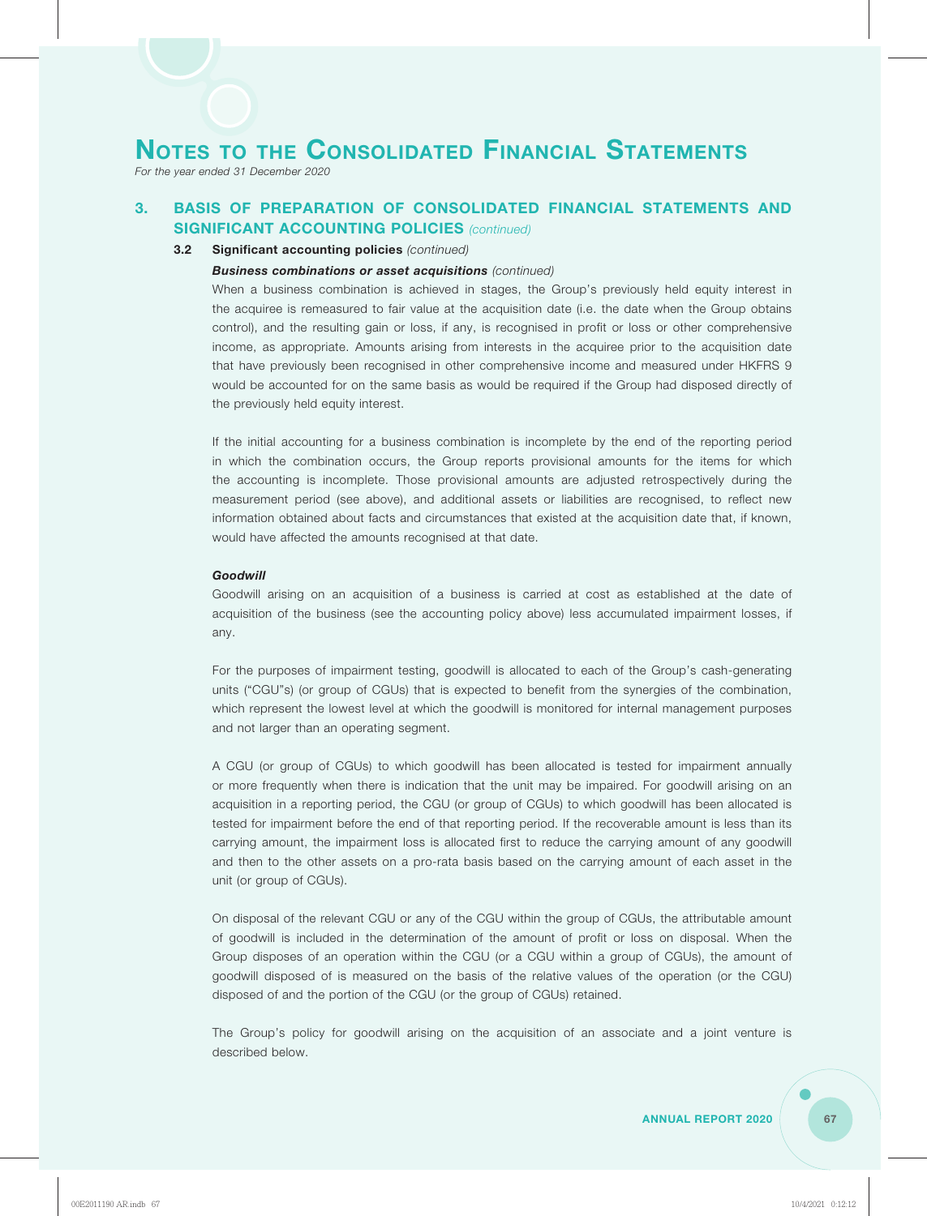# Notes to the Consolidated Financial Statements

*For the year ended 31 December 2020*

## 3. BASIS OF PREPARATION OF CONSOLIDATED FINANCIAL STATEMENTS AND SIGNIFICANT ACCOUNTING POLICIES *(continued)*

### 3.2 Significant accounting policies *(continued)*

***Business combinations or asset acquisitions*** *(continued)*

When a business combination is achieved in stages, the Group's previously held equity interest in the acquiree is remeasured to fair value at the acquisition date (i.e. the date when the Group obtains control), and the resulting gain or loss, if any, is recognised in profit or loss or other comprehensive income, as appropriate. Amounts arising from interests in the acquiree prior to the acquisition date that have previously been recognised in other comprehensive income and measured under HKFRS 9 would be accounted for on the same basis as would be required if the Group had disposed directly of the previously held equity interest.

If the initial accounting for a business combination is incomplete by the end of the reporting period in which the combination occurs, the Group reports provisional amounts for the items for which the accounting is incomplete. Those provisional amounts are adjusted retrospectively during the measurement period (see above), and additional assets or liabilities are recognised, to reflect new information obtained about facts and circumstances that existed at the acquisition date that, if known, would have affected the amounts recognised at that date.

***Goodwill***

Goodwill arising on an acquisition of a business is carried at cost as established at the date of acquisition of the business (see the accounting policy above) less accumulated impairment losses, if any.

For the purposes of impairment testing, goodwill is allocated to each of the Group's cash-generating units ("CGU"s) (or group of CGUs) that is expected to benefit from the synergies of the combination, which represent the lowest level at which the goodwill is monitored for internal management purposes and not larger than an operating segment.

A CGU (or group of CGUs) to which goodwill has been allocated is tested for impairment annually or more frequently when there is indication that the unit may be impaired. For goodwill arising on an acquisition in a reporting period, the CGU (or group of CGUs) to which goodwill has been allocated is tested for impairment before the end of that reporting period. If the recoverable amount is less than its carrying amount, the impairment loss is allocated first to reduce the carrying amount of any goodwill and then to the other assets on a pro-rata basis based on the carrying amount of each asset in the unit (or group of CGUs).

On disposal of the relevant CGU or any of the CGU within the group of CGUs, the attributable amount of goodwill is included in the determination of the amount of profit or loss on disposal. When the Group disposes of an operation within the CGU (or a CGU within a group of CGUs), the amount of goodwill disposed of is measured on the basis of the relative values of the operation (or the CGU) disposed of and the portion of the CGU (or the group of CGUs) retained.

The Group's policy for goodwill arising on the acquisition of an associate and a joint venture is described below.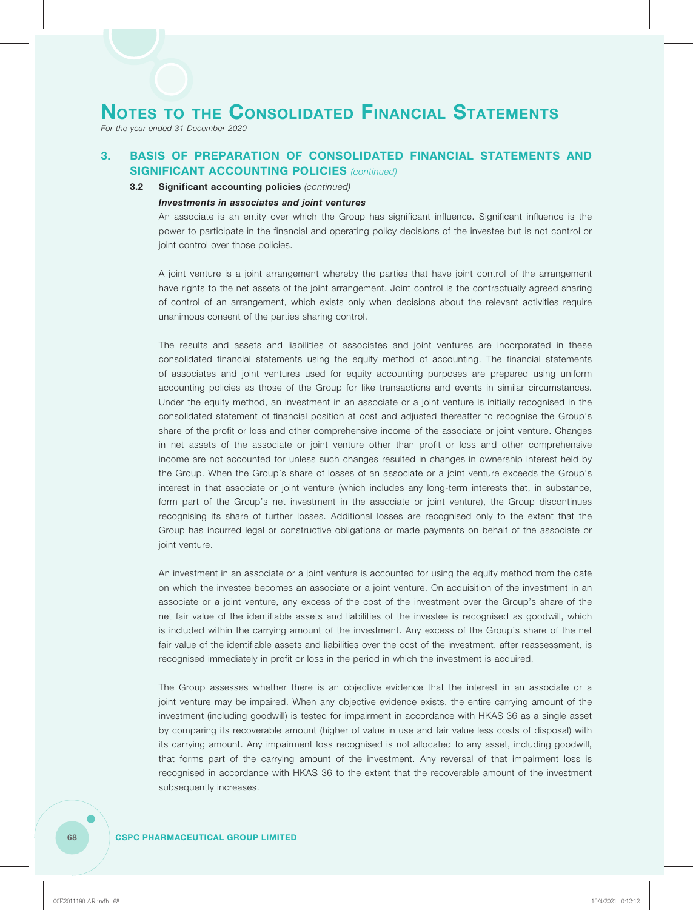## 3. BASIS OF PREPARATION OF CONSOLIDATED FINANCIAL STATEMENTS AND SIGNIFICANT ACCOUNTING POLICIES *(continued)*

### 3.2 Significant accounting policies *(continued)*

***Investments in associates and joint ventures***

An associate is an entity over which the Group has significant influence. Significant influence is the power to participate in the financial and operating policy decisions of the investee but is not control or joint control over those policies.

A joint venture is a joint arrangement whereby the parties that have joint control of the arrangement have rights to the net assets of the joint arrangement. Joint control is the contractually agreed sharing of control of an arrangement, which exists only when decisions about the relevant activities require unanimous consent of the parties sharing control.

The results and assets and liabilities of associates and joint ventures are incorporated in these consolidated financial statements using the equity method of accounting. The financial statements of associates and joint ventures used for equity accounting purposes are prepared using uniform accounting policies as those of the Group for like transactions and events in similar circumstances. Under the equity method, an investment in an associate or a joint venture is initially recognised in the consolidated statement of financial position at cost and adjusted thereafter to recognise the Group's share of the profit or loss and other comprehensive income of the associate or joint venture. Changes in net assets of the associate or joint venture other than profit or loss and other comprehensive income are not accounted for unless such changes resulted in changes in ownership interest held by the Group. When the Group's share of losses of an associate or a joint venture exceeds the Group's interest in that associate or joint venture (which includes any long-term interests that, in substance, form part of the Group's net investment in the associate or joint venture), the Group discontinues recognising its share of further losses. Additional losses are recognised only to the extent that the Group has incurred legal or constructive obligations or made payments on behalf of the associate or joint venture.

An investment in an associate or a joint venture is accounted for using the equity method from the date on which the investee becomes an associate or a joint venture. On acquisition of the investment in an associate or a joint venture, any excess of the cost of the investment over the Group's share of the net fair value of the identifiable assets and liabilities of the investee is recognised as goodwill, which is included within the carrying amount of the investment. Any excess of the Group's share of the net fair value of the identifiable assets and liabilities over the cost of the investment, after reassessment, is recognised immediately in profit or loss in the period in which the investment is acquired.

The Group assesses whether there is an objective evidence that the interest in an associate or a joint venture may be impaired. When any objective evidence exists, the entire carrying amount of the investment (including goodwill) is tested for impairment in accordance with HKAS 36 as a single asset by comparing its recoverable amount (higher of value in use and fair value less costs of disposal) with its carrying amount. Any impairment loss recognised is not allocated to any asset, including goodwill, that forms part of the carrying amount of the investment. Any reversal of that impairment loss is recognised in accordance with HKAS 36 to the extent that the recoverable amount of the investment subsequently increases.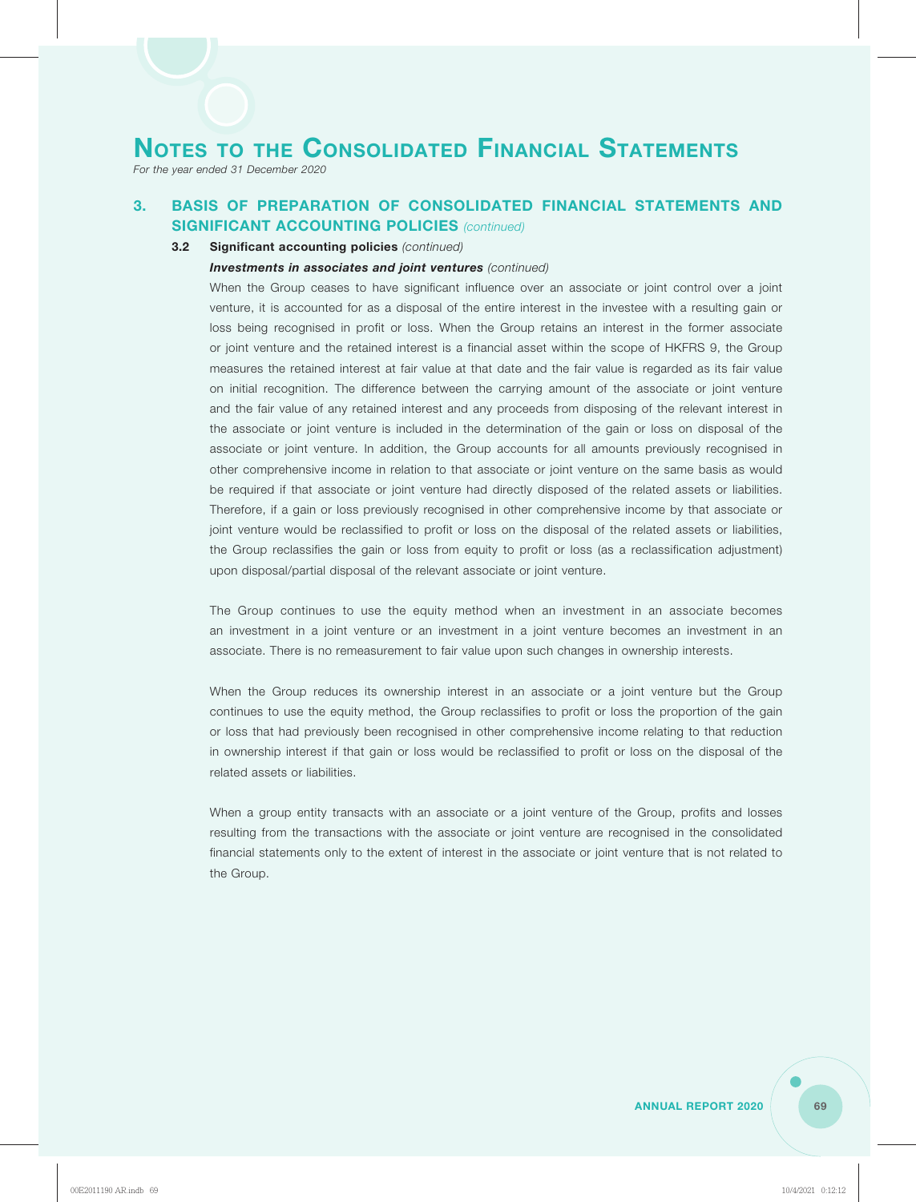# NOTES TO THE CONSOLIDATED FINANCIAL STATEMENTS

*For the year ended 31 December 2020*

## 3. BASIS OF PREPARATION OF CONSOLIDATED FINANCIAL STATEMENTS AND SIGNIFICANT ACCOUNTING POLICIES *(continued)*

### 3.2 Significant accounting policies *(continued)*

***Investments in associates and joint ventures*** *(continued)*

When the Group ceases to have significant influence over an associate or joint control over a joint venture, it is accounted for as a disposal of the entire interest in the investee with a resulting gain or loss being recognised in profit or loss. When the Group retains an interest in the former associate or joint venture and the retained interest is a financial asset within the scope of HKFRS 9, the Group measures the retained interest at fair value at that date and the fair value is regarded as its fair value on initial recognition. The difference between the carrying amount of the associate or joint venture and the fair value of any retained interest and any proceeds from disposing of the relevant interest in the associate or joint venture is included in the determination of the gain or loss on disposal of the associate or joint venture. In addition, the Group accounts for all amounts previously recognised in other comprehensive income in relation to that associate or joint venture on the same basis as would be required if that associate or joint venture had directly disposed of the related assets or liabilities. Therefore, if a gain or loss previously recognised in other comprehensive income by that associate or joint venture would be reclassified to profit or loss on the disposal of the related assets or liabilities, the Group reclassifies the gain or loss from equity to profit or loss (as a reclassification adjustment) upon disposal/partial disposal of the relevant associate or joint venture.

The Group continues to use the equity method when an investment in an associate becomes an investment in a joint venture or an investment in a joint venture becomes an investment in an associate. There is no remeasurement to fair value upon such changes in ownership interests.

When the Group reduces its ownership interest in an associate or a joint venture but the Group continues to use the equity method, the Group reclassifies to profit or loss the proportion of the gain or loss that had previously been recognised in other comprehensive income relating to that reduction in ownership interest if that gain or loss would be reclassified to profit or loss on the disposal of the related assets or liabilities.

When a group entity transacts with an associate or a joint venture of the Group, profits and losses resulting from the transactions with the associate or joint venture are recognised in the consolidated financial statements only to the extent of interest in the associate or joint venture that is not related to the Group.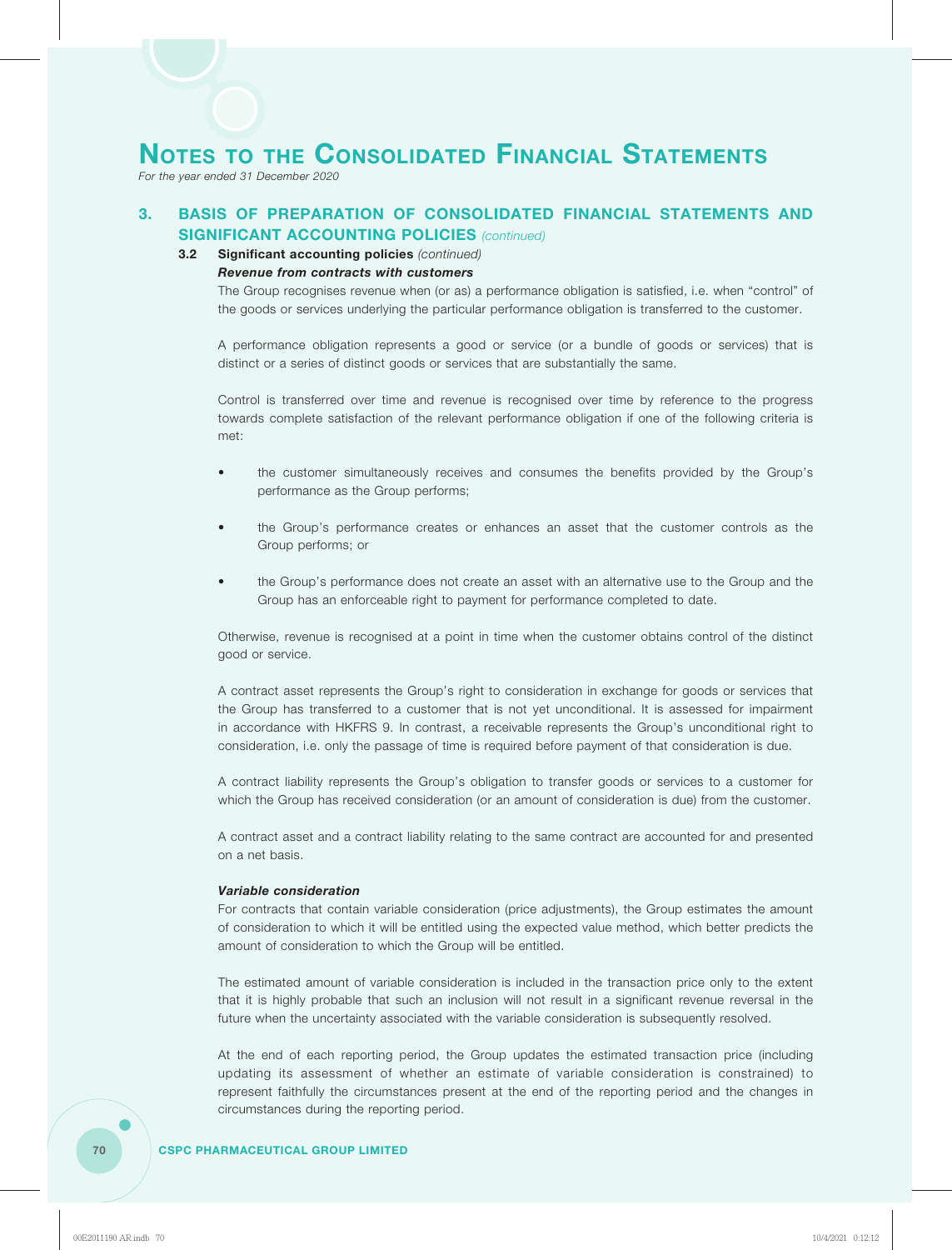## 3. BASIS OF PREPARATION OF CONSOLIDATED FINANCIAL STATEMENTS AND SIGNIFICANT ACCOUNTING POLICIES *(continued)*

### 3.2 Significant accounting policies *(continued)*

***Revenue from contracts with customers***

The Group recognises revenue when (or as) a performance obligation is satisfied, i.e. when "control" of the goods or services underlying the particular performance obligation is transferred to the customer.

A performance obligation represents a good or service (or a bundle of goods or services) that is distinct or a series of distinct goods or services that are substantially the same.

Control is transferred over time and revenue is recognised over time by reference to the progress towards complete satisfaction of the relevant performance obligation if one of the following criteria is met:

- the customer simultaneously receives and consumes the benefits provided by the Group's performance as the Group performs;
- the Group's performance creates or enhances an asset that the customer controls as the Group performs; or
- the Group's performance does not create an asset with an alternative use to the Group and the Group has an enforceable right to payment for performance completed to date.

Otherwise, revenue is recognised at a point in time when the customer obtains control of the distinct good or service.

A contract asset represents the Group's right to consideration in exchange for goods or services that the Group has transferred to a customer that is not yet unconditional. It is assessed for impairment in accordance with HKFRS 9. In contrast, a receivable represents the Group's unconditional right to consideration, i.e. only the passage of time is required before payment of that consideration is due.

A contract liability represents the Group's obligation to transfer goods or services to a customer for which the Group has received consideration (or an amount of consideration is due) from the customer.

A contract asset and a contract liability relating to the same contract are accounted for and presented on a net basis.

***Variable consideration***

For contracts that contain variable consideration (price adjustments), the Group estimates the amount of consideration to which it will be entitled using the expected value method, which better predicts the amount of consideration to which the Group will be entitled.

The estimated amount of variable consideration is included in the transaction price only to the extent that it is highly probable that such an inclusion will not result in a significant revenue reversal in the future when the uncertainty associated with the variable consideration is subsequently resolved.

At the end of each reporting period, the Group updates the estimated transaction price (including updating its assessment of whether an estimate of variable consideration is constrained) to represent faithfully the circumstances present at the end of the reporting period and the changes in circumstances during the reporting period.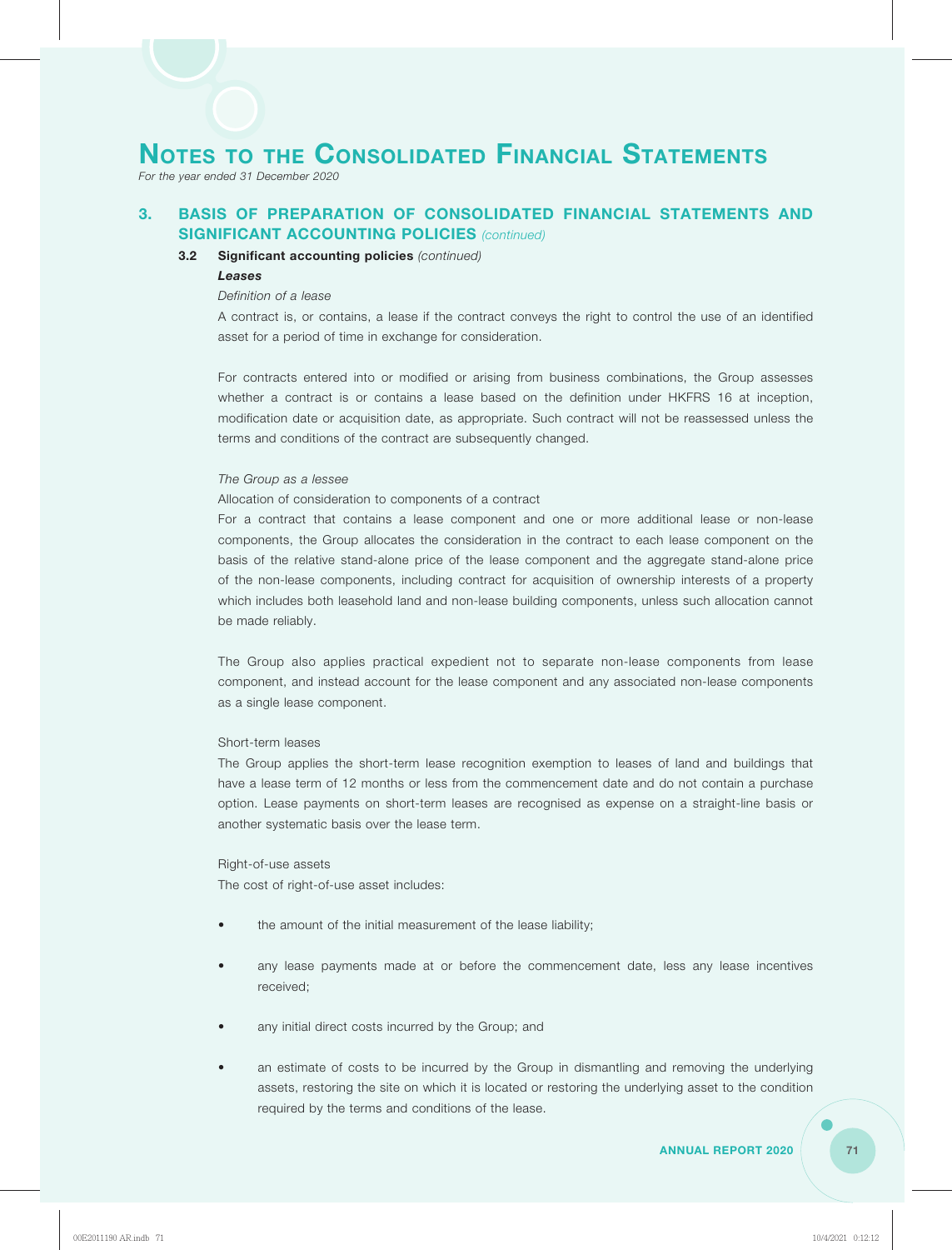# NOTES TO THE CONSOLIDATED FINANCIAL STATEMENTS

*For the year ended 31 December 2020*

## 3. BASIS OF PREPARATION OF CONSOLIDATED FINANCIAL STATEMENTS AND SIGNIFICANT ACCOUNTING POLICIES *(continued)*

### 3.2 Significant accounting policies *(continued)*

***Leases***

*Definition of a lease*

A contract is, or contains, a lease if the contract conveys the right to control the use of an identified asset for a period of time in exchange for consideration.

For contracts entered into or modified or arising from business combinations, the Group assesses whether a contract is or contains a lease based on the definition under HKFRS 16 at inception, modification date or acquisition date, as appropriate. Such contract will not be reassessed unless the terms and conditions of the contract are subsequently changed.

*The Group as a lessee*

Allocation of consideration to components of a contract

For a contract that contains a lease component and one or more additional lease or non-lease components, the Group allocates the consideration in the contract to each lease component on the basis of the relative stand-alone price of the lease component and the aggregate stand-alone price of the non-lease components, including contract for acquisition of ownership interests of a property which includes both leasehold land and non-lease building components, unless such allocation cannot be made reliably.

The Group also applies practical expedient not to separate non-lease components from lease component, and instead account for the lease component and any associated non-lease components as a single lease component.

Short-term leases

The Group applies the short-term lease recognition exemption to leases of land and buildings that have a lease term of 12 months or less from the commencement date and do not contain a purchase option. Lease payments on short-term leases are recognised as expense on a straight-line basis or another systematic basis over the lease term.

Right-of-use assets

The cost of right-of-use asset includes:

- the amount of the initial measurement of the lease liability;
- any lease payments made at or before the commencement date, less any lease incentives received;
- any initial direct costs incurred by the Group; and
- an estimate of costs to be incurred by the Group in dismantling and removing the underlying assets, restoring the site on which it is located or restoring the underlying asset to the condition required by the terms and conditions of the lease.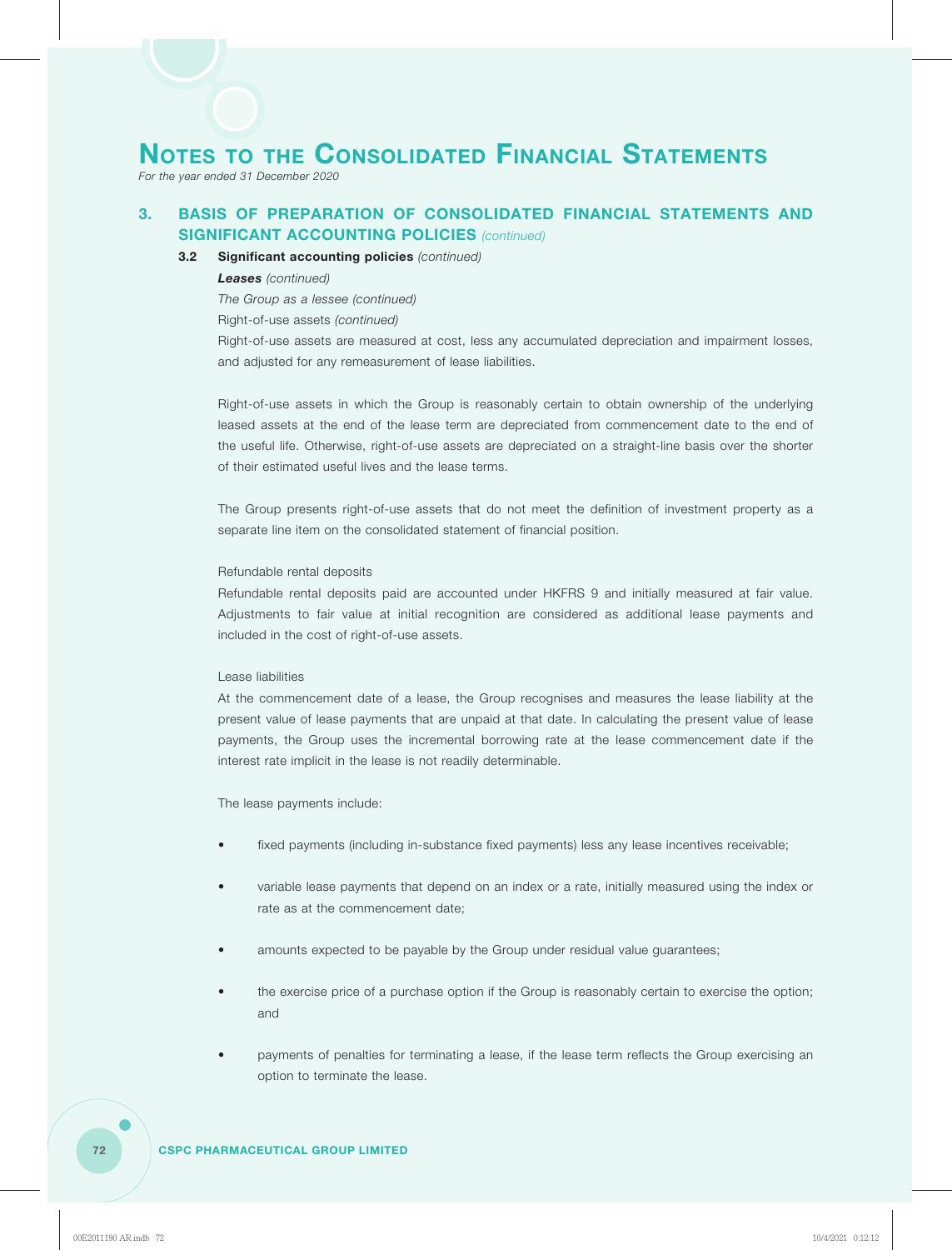## 3. BASIS OF PREPARATION OF CONSOLIDATED FINANCIAL STATEMENTS AND SIGNIFICANT ACCOUNTING POLICIES *(continued)*

### 3.2 Significant accounting policies *(continued)*

***Leases*** *(continued)*

*The Group as a lessee (continued)*

Right-of-use assets *(continued)*

Right-of-use assets are measured at cost, less any accumulated depreciation and impairment losses, and adjusted for any remeasurement of lease liabilities.

Right-of-use assets in which the Group is reasonably certain to obtain ownership of the underlying leased assets at the end of the lease term are depreciated from commencement date to the end of the useful life. Otherwise, right-of-use assets are depreciated on a straight-line basis over the shorter of their estimated useful lives and the lease terms.

The Group presents right-of-use assets that do not meet the definition of investment property as a separate line item on the consolidated statement of financial position.

Refundable rental deposits

Refundable rental deposits paid are accounted under HKFRS 9 and initially measured at fair value. Adjustments to fair value at initial recognition are considered as additional lease payments and included in the cost of right-of-use assets.

Lease liabilities

At the commencement date of a lease, the Group recognises and measures the lease liability at the present value of lease payments that are unpaid at that date. In calculating the present value of lease payments, the Group uses the incremental borrowing rate at the lease commencement date if the interest rate implicit in the lease is not readily determinable.

The lease payments include:

- fixed payments (including in-substance fixed payments) less any lease incentives receivable;
- variable lease payments that depend on an index or a rate, initially measured using the index or rate as at the commencement date;
- amounts expected to be payable by the Group under residual value guarantees;
- the exercise price of a purchase option if the Group is reasonably certain to exercise the option; and
- payments of penalties for terminating a lease, if the lease term reflects the Group exercising an option to terminate the lease.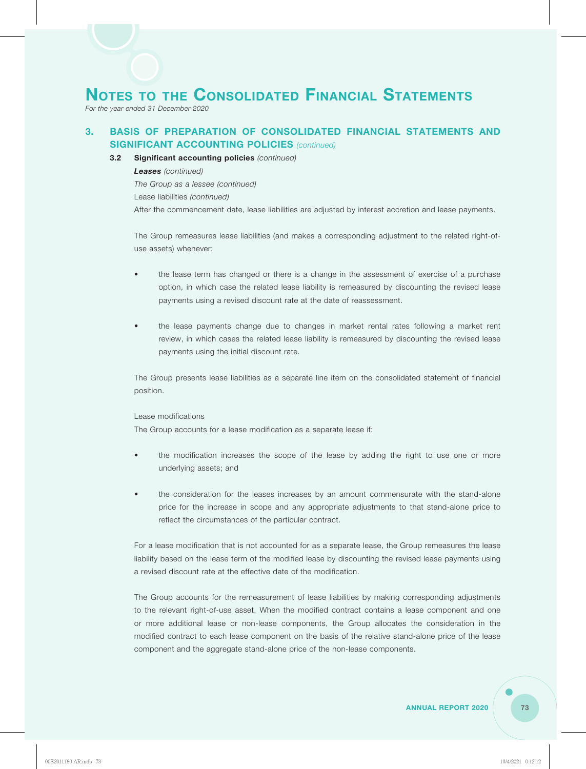# NOTES TO THE CONSOLIDATED FINANCIAL STATEMENTS

*For the year ended 31 December 2020*

## 3. BASIS OF PREPARATION OF CONSOLIDATED FINANCIAL STATEMENTS AND SIGNIFICANT ACCOUNTING POLICIES *(continued)*

### 3.2 Significant accounting policies *(continued)*

***Leases*** *(continued)*

*The Group as a lessee (continued)*

Lease liabilities *(continued)*

After the commencement date, lease liabilities are adjusted by interest accretion and lease payments.

The Group remeasures lease liabilities (and makes a corresponding adjustment to the related right-of-use assets) whenever:

- the lease term has changed or there is a change in the assessment of exercise of a purchase option, in which case the related lease liability is remeasured by discounting the revised lease payments using a revised discount rate at the date of reassessment.
- the lease payments change due to changes in market rental rates following a market rent review, in which cases the related lease liability is remeasured by discounting the revised lease payments using the initial discount rate.

The Group presents lease liabilities as a separate line item on the consolidated statement of financial position.

Lease modifications

The Group accounts for a lease modification as a separate lease if:

- the modification increases the scope of the lease by adding the right to use one or more underlying assets; and
- the consideration for the leases increases by an amount commensurate with the stand-alone price for the increase in scope and any appropriate adjustments to that stand-alone price to reflect the circumstances of the particular contract.

For a lease modification that is not accounted for as a separate lease, the Group remeasures the lease liability based on the lease term of the modified lease by discounting the revised lease payments using a revised discount rate at the effective date of the modification.

The Group accounts for the remeasurement of lease liabilities by making corresponding adjustments to the relevant right-of-use asset. When the modified contract contains a lease component and one or more additional lease or non-lease components, the Group allocates the consideration in the modified contract to each lease component on the basis of the relative stand-alone price of the lease component and the aggregate stand-alone price of the non-lease components.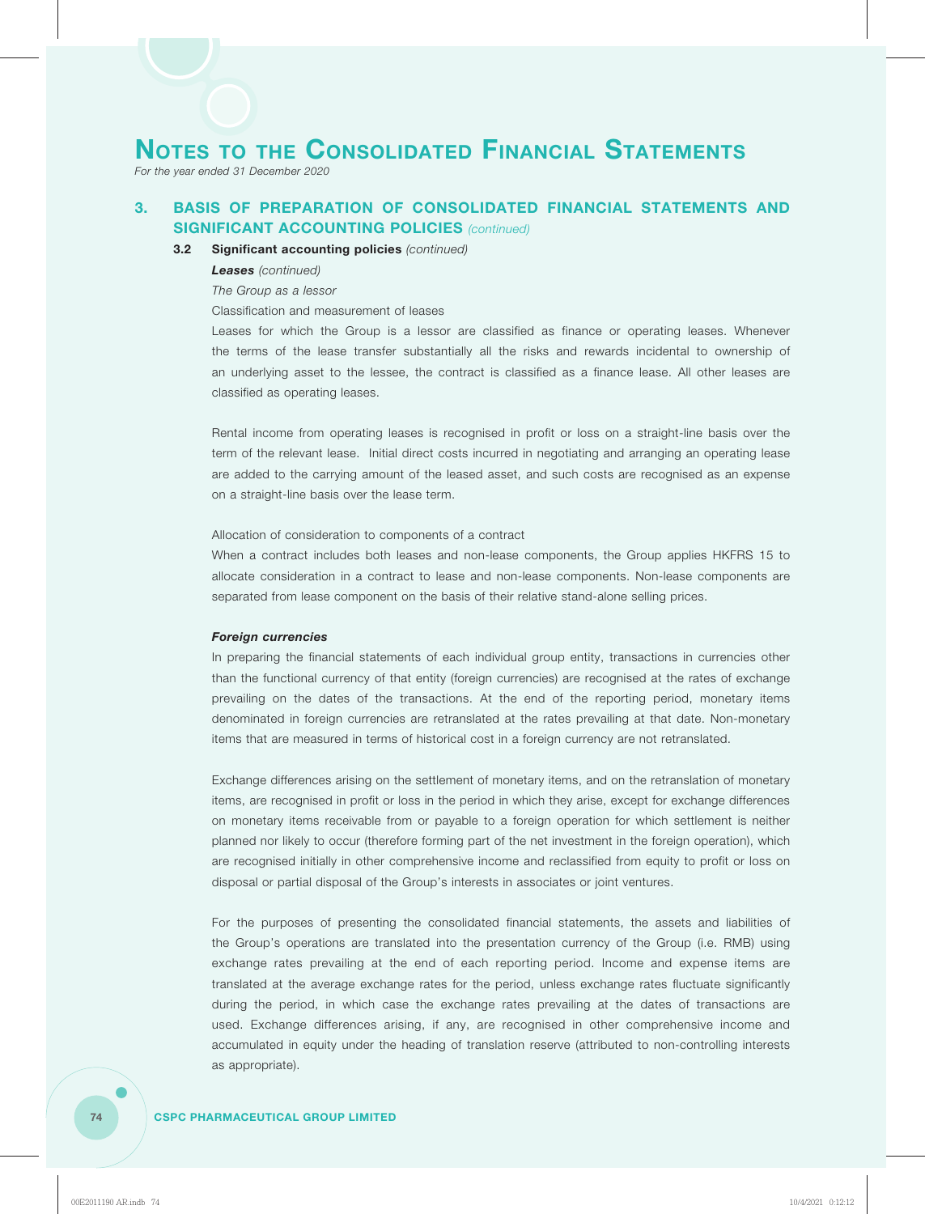# NOTES TO THE CONSOLIDATED FINANCIAL STATEMENTS

*For the year ended 31 December 2020*

## 3. BASIS OF PREPARATION OF CONSOLIDATED FINANCIAL STATEMENTS AND SIGNIFICANT ACCOUNTING POLICIES *(continued)*

### 3.2 Significant accounting policies *(continued)*

***Leases** (continued)*

*The Group as a lessor*

Classification and measurement of leases

Leases for which the Group is a lessor are classified as finance or operating leases. Whenever the terms of the lease transfer substantially all the risks and rewards incidental to ownership of an underlying asset to the lessee, the contract is classified as a finance lease. All other leases are classified as operating leases.

Rental income from operating leases is recognised in profit or loss on a straight-line basis over the term of the relevant lease. Initial direct costs incurred in negotiating and arranging an operating lease are added to the carrying amount of the leased asset, and such costs are recognised as an expense on a straight-line basis over the lease term.

Allocation of consideration to components of a contract

When a contract includes both leases and non-lease components, the Group applies HKFRS 15 to allocate consideration in a contract to lease and non-lease components. Non-lease components are separated from lease component on the basis of their relative stand-alone selling prices.

***Foreign currencies***

In preparing the financial statements of each individual group entity, transactions in currencies other than the functional currency of that entity (foreign currencies) are recognised at the rates of exchange prevailing on the dates of the transactions. At the end of the reporting period, monetary items denominated in foreign currencies are retranslated at the rates prevailing at that date. Non-monetary items that are measured in terms of historical cost in a foreign currency are not retranslated.

Exchange differences arising on the settlement of monetary items, and on the retranslation of monetary items, are recognised in profit or loss in the period in which they arise, except for exchange differences on monetary items receivable from or payable to a foreign operation for which settlement is neither planned nor likely to occur (therefore forming part of the net investment in the foreign operation), which are recognised initially in other comprehensive income and reclassified from equity to profit or loss on disposal or partial disposal of the Group's interests in associates or joint ventures.

For the purposes of presenting the consolidated financial statements, the assets and liabilities of the Group's operations are translated into the presentation currency of the Group (i.e. RMB) using exchange rates prevailing at the end of each reporting period. Income and expense items are translated at the average exchange rates for the period, unless exchange rates fluctuate significantly during the period, in which case the exchange rates prevailing at the dates of transactions are used. Exchange differences arising, if any, are recognised in other comprehensive income and accumulated in equity under the heading of translation reserve (attributed to non-controlling interests as appropriate).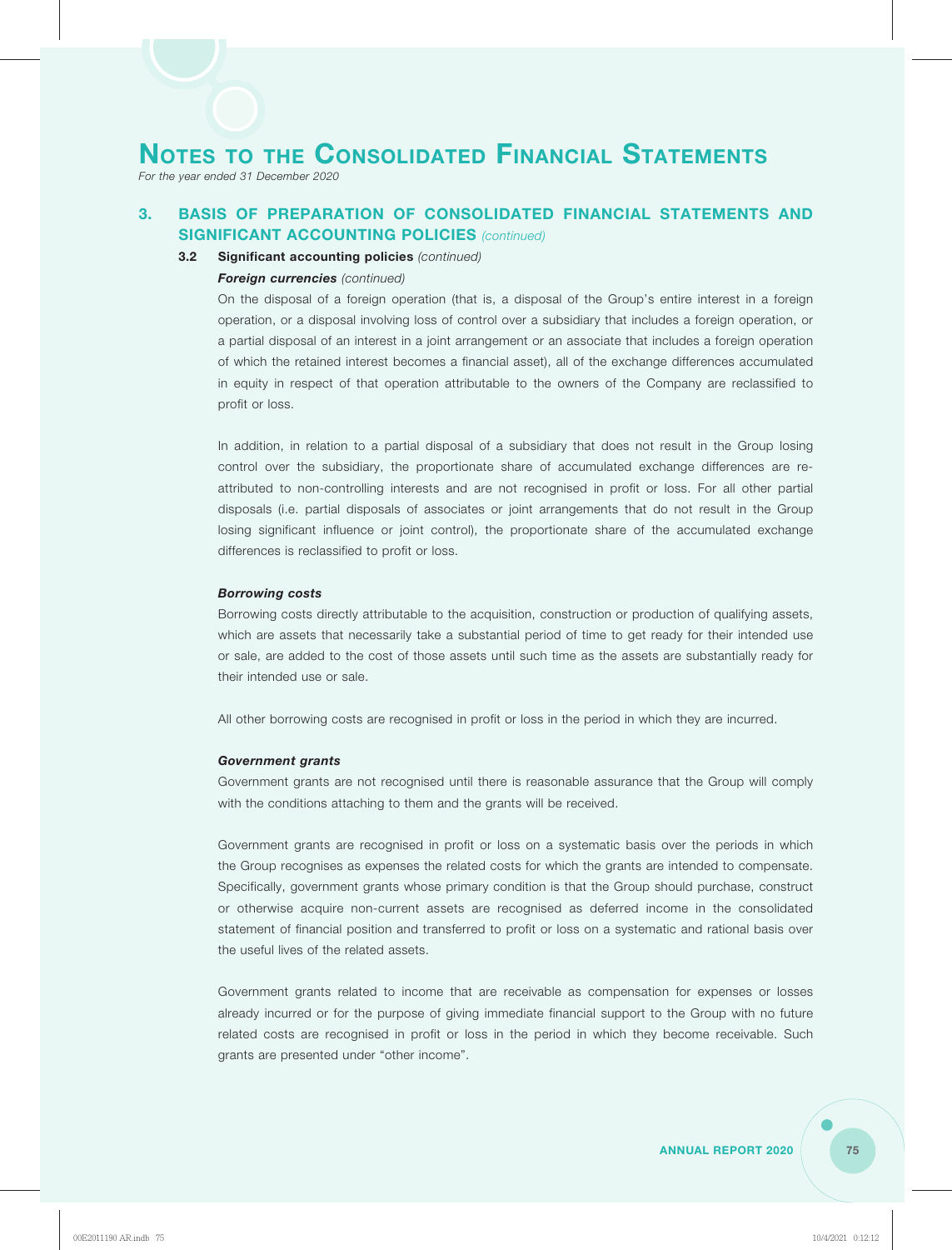# NOTES TO THE CONSOLIDATED FINANCIAL STATEMENTS

*For the year ended 31 December 2020*

## 3. BASIS OF PREPARATION OF CONSOLIDATED FINANCIAL STATEMENTS AND SIGNIFICANT ACCOUNTING POLICIES *(continued)*

### 3.2 Significant accounting policies *(continued)*

***Foreign currencies*** *(continued)*

On the disposal of a foreign operation (that is, a disposal of the Group's entire interest in a foreign operation, or a disposal involving loss of control over a subsidiary that includes a foreign operation, or a partial disposal of an interest in a joint arrangement or an associate that includes a foreign operation of which the retained interest becomes a financial asset), all of the exchange differences accumulated in equity in respect of that operation attributable to the owners of the Company are reclassified to profit or loss.

In addition, in relation to a partial disposal of a subsidiary that does not result in the Group losing control over the subsidiary, the proportionate share of accumulated exchange differences are re-attributed to non-controlling interests and are not recognised in profit or loss. For all other partial disposals (i.e. partial disposals of associates or joint arrangements that do not result in the Group losing significant influence or joint control), the proportionate share of the accumulated exchange differences is reclassified to profit or loss.

***Borrowing costs***

Borrowing costs directly attributable to the acquisition, construction or production of qualifying assets, which are assets that necessarily take a substantial period of time to get ready for their intended use or sale, are added to the cost of those assets until such time as the assets are substantially ready for their intended use or sale.

All other borrowing costs are recognised in profit or loss in the period in which they are incurred.

***Government grants***

Government grants are not recognised until there is reasonable assurance that the Group will comply with the conditions attaching to them and the grants will be received.

Government grants are recognised in profit or loss on a systematic basis over the periods in which the Group recognises as expenses the related costs for which the grants are intended to compensate. Specifically, government grants whose primary condition is that the Group should purchase, construct or otherwise acquire non-current assets are recognised as deferred income in the consolidated statement of financial position and transferred to profit or loss on a systematic and rational basis over the useful lives of the related assets.

Government grants related to income that are receivable as compensation for expenses or losses already incurred or for the purpose of giving immediate financial support to the Group with no future related costs are recognised in profit or loss in the period in which they become receivable. Such grants are presented under "other income".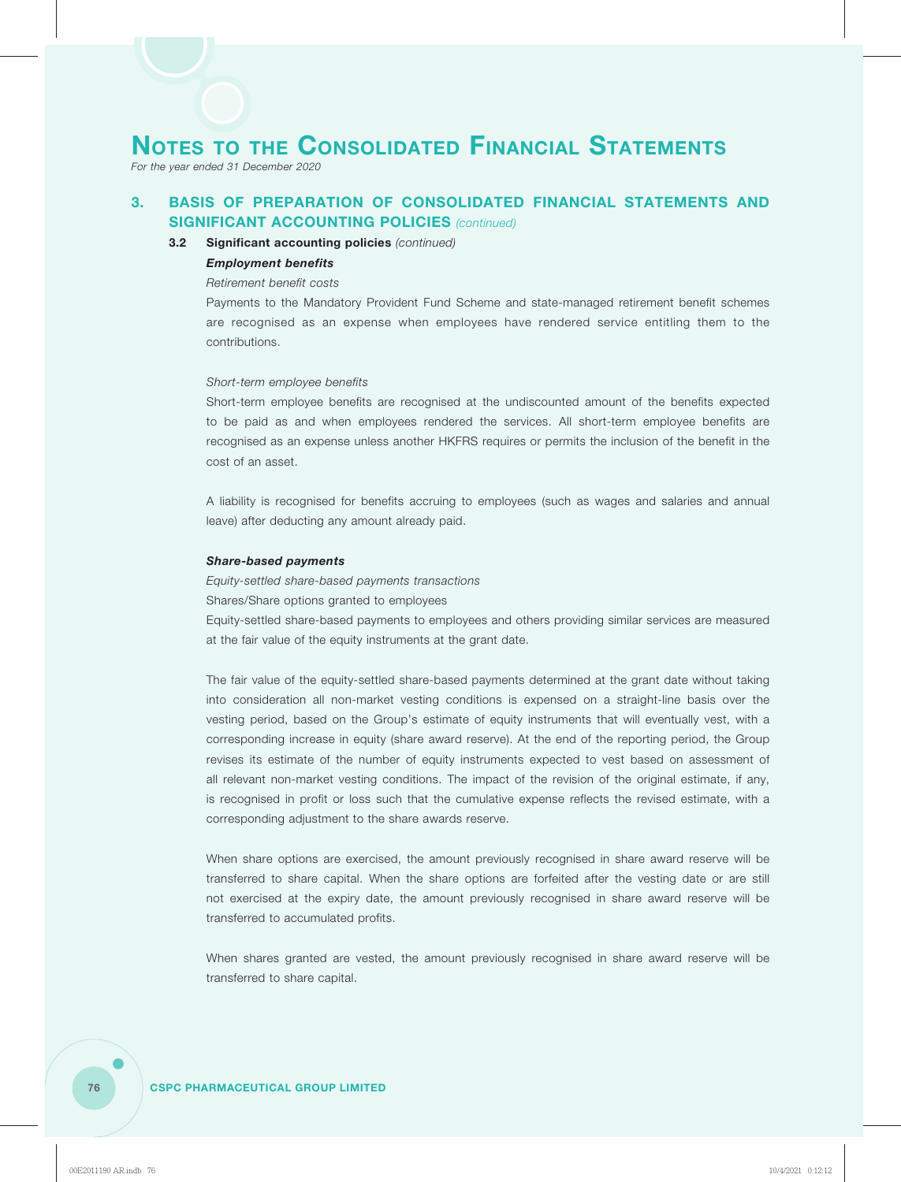# Notes to the Consolidated Financial Statements

*For the year ended 31 December 2020*

## 3. BASIS OF PREPARATION OF CONSOLIDATED FINANCIAL STATEMENTS AND SIGNIFICANT ACCOUNTING POLICIES *(continued)*

### 3.2 Significant accounting policies *(continued)*

***Employment benefits***

*Retirement benefit costs*

Payments to the Mandatory Provident Fund Scheme and state-managed retirement benefit schemes are recognised as an expense when employees have rendered service entitling them to the contributions.

*Short-term employee benefits*

Short-term employee benefits are recognised at the undiscounted amount of the benefits expected to be paid as and when employees rendered the services. All short-term employee benefits are recognised as an expense unless another HKFRS requires or permits the inclusion of the benefit in the cost of an asset.

A liability is recognised for benefits accruing to employees (such as wages and salaries and annual leave) after deducting any amount already paid.

***Share-based payments***

*Equity-settled share-based payments transactions*

Shares/Share options granted to employees

Equity-settled share-based payments to employees and others providing similar services are measured at the fair value of the equity instruments at the grant date.

The fair value of the equity-settled share-based payments determined at the grant date without taking into consideration all non-market vesting conditions is expensed on a straight-line basis over the vesting period, based on the Group's estimate of equity instruments that will eventually vest, with a corresponding increase in equity (share award reserve). At the end of the reporting period, the Group revises its estimate of the number of equity instruments expected to vest based on assessment of all relevant non-market vesting conditions. The impact of the revision of the original estimate, if any, is recognised in profit or loss such that the cumulative expense reflects the revised estimate, with a corresponding adjustment to the share awards reserve.

When share options are exercised, the amount previously recognised in share award reserve will be transferred to share capital. When the share options are forfeited after the vesting date or are still not exercised at the expiry date, the amount previously recognised in share award reserve will be transferred to accumulated profits.

When shares granted are vested, the amount previously recognised in share award reserve will be transferred to share capital.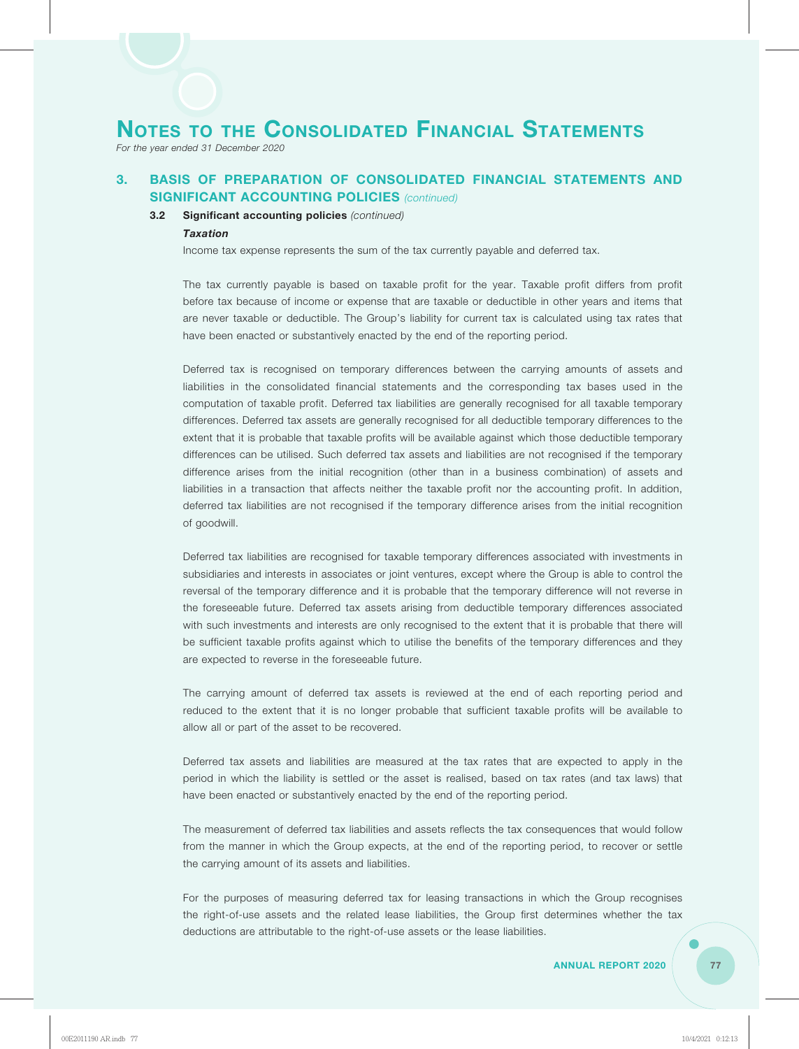# Notes to the Consolidated Financial Statements

*For the year ended 31 December 2020*

## 3. BASIS OF PREPARATION OF CONSOLIDATED FINANCIAL STATEMENTS AND SIGNIFICANT ACCOUNTING POLICIES *(continued)*

### 3.2 Significant accounting policies *(continued)*

***Taxation***

Income tax expense represents the sum of the tax currently payable and deferred tax.

The tax currently payable is based on taxable profit for the year. Taxable profit differs from profit before tax because of income or expense that are taxable or deductible in other years and items that are never taxable or deductible. The Group's liability for current tax is calculated using tax rates that have been enacted or substantively enacted by the end of the reporting period.

Deferred tax is recognised on temporary differences between the carrying amounts of assets and liabilities in the consolidated financial statements and the corresponding tax bases used in the computation of taxable profit. Deferred tax liabilities are generally recognised for all taxable temporary differences. Deferred tax assets are generally recognised for all deductible temporary differences to the extent that it is probable that taxable profits will be available against which those deductible temporary differences can be utilised. Such deferred tax assets and liabilities are not recognised if the temporary difference arises from the initial recognition (other than in a business combination) of assets and liabilities in a transaction that affects neither the taxable profit nor the accounting profit. In addition, deferred tax liabilities are not recognised if the temporary difference arises from the initial recognition of goodwill.

Deferred tax liabilities are recognised for taxable temporary differences associated with investments in subsidiaries and interests in associates or joint ventures, except where the Group is able to control the reversal of the temporary difference and it is probable that the temporary difference will not reverse in the foreseeable future. Deferred tax assets arising from deductible temporary differences associated with such investments and interests are only recognised to the extent that it is probable that there will be sufficient taxable profits against which to utilise the benefits of the temporary differences and they are expected to reverse in the foreseeable future.

The carrying amount of deferred tax assets is reviewed at the end of each reporting period and reduced to the extent that it is no longer probable that sufficient taxable profits will be available to allow all or part of the asset to be recovered.

Deferred tax assets and liabilities are measured at the tax rates that are expected to apply in the period in which the liability is settled or the asset is realised, based on tax rates (and tax laws) that have been enacted or substantively enacted by the end of the reporting period.

The measurement of deferred tax liabilities and assets reflects the tax consequences that would follow from the manner in which the Group expects, at the end of the reporting period, to recover or settle the carrying amount of its assets and liabilities.

For the purposes of measuring deferred tax for leasing transactions in which the Group recognises the right-of-use assets and the related lease liabilities, the Group first determines whether the tax deductions are attributable to the right-of-use assets or the lease liabilities.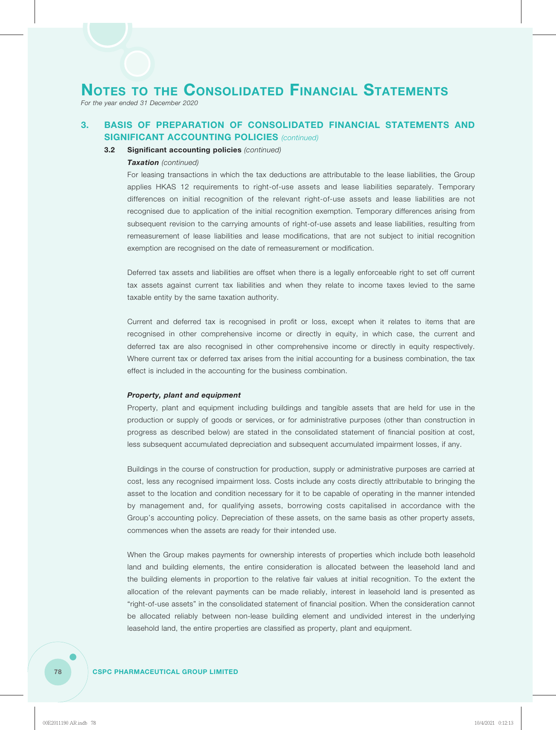# Notes to the Consolidated Financial Statements

*For the year ended 31 December 2020*

## 3. BASIS OF PREPARATION OF CONSOLIDATED FINANCIAL STATEMENTS AND SIGNIFICANT ACCOUNTING POLICIES *(continued)*

### 3.2 Significant accounting policies *(continued)*

***Taxation** (continued)*

For leasing transactions in which the tax deductions are attributable to the lease liabilities, the Group applies HKAS 12 requirements to right-of-use assets and lease liabilities separately. Temporary differences on initial recognition of the relevant right-of-use assets and lease liabilities are not recognised due to application of the initial recognition exemption. Temporary differences arising from subsequent revision to the carrying amounts of right-of-use assets and lease liabilities, resulting from remeasurement of lease liabilities and lease modifications, that are not subject to initial recognition exemption are recognised on the date of remeasurement or modification.

Deferred tax assets and liabilities are offset when there is a legally enforceable right to set off current tax assets against current tax liabilities and when they relate to income taxes levied to the same taxable entity by the same taxation authority.

Current and deferred tax is recognised in profit or loss, except when it relates to items that are recognised in other comprehensive income or directly in equity, in which case, the current and deferred tax are also recognised in other comprehensive income or directly in equity respectively. Where current tax or deferred tax arises from the initial accounting for a business combination, the tax effect is included in the accounting for the business combination.

***Property, plant and equipment***

Property, plant and equipment including buildings and tangible assets that are held for use in the production or supply of goods or services, or for administrative purposes (other than construction in progress as described below) are stated in the consolidated statement of financial position at cost, less subsequent accumulated depreciation and subsequent accumulated impairment losses, if any.

Buildings in the course of construction for production, supply or administrative purposes are carried at cost, less any recognised impairment loss. Costs include any costs directly attributable to bringing the asset to the location and condition necessary for it to be capable of operating in the manner intended by management and, for qualifying assets, borrowing costs capitalised in accordance with the Group's accounting policy. Depreciation of these assets, on the same basis as other property assets, commences when the assets are ready for their intended use.

When the Group makes payments for ownership interests of properties which include both leasehold land and building elements, the entire consideration is allocated between the leasehold land and the building elements in proportion to the relative fair values at initial recognition. To the extent the allocation of the relevant payments can be made reliably, interest in leasehold land is presented as "right-of-use assets" in the consolidated statement of financial position. When the consideration cannot be allocated reliably between non-lease building element and undivided interest in the underlying leasehold land, the entire properties are classified as property, plant and equipment.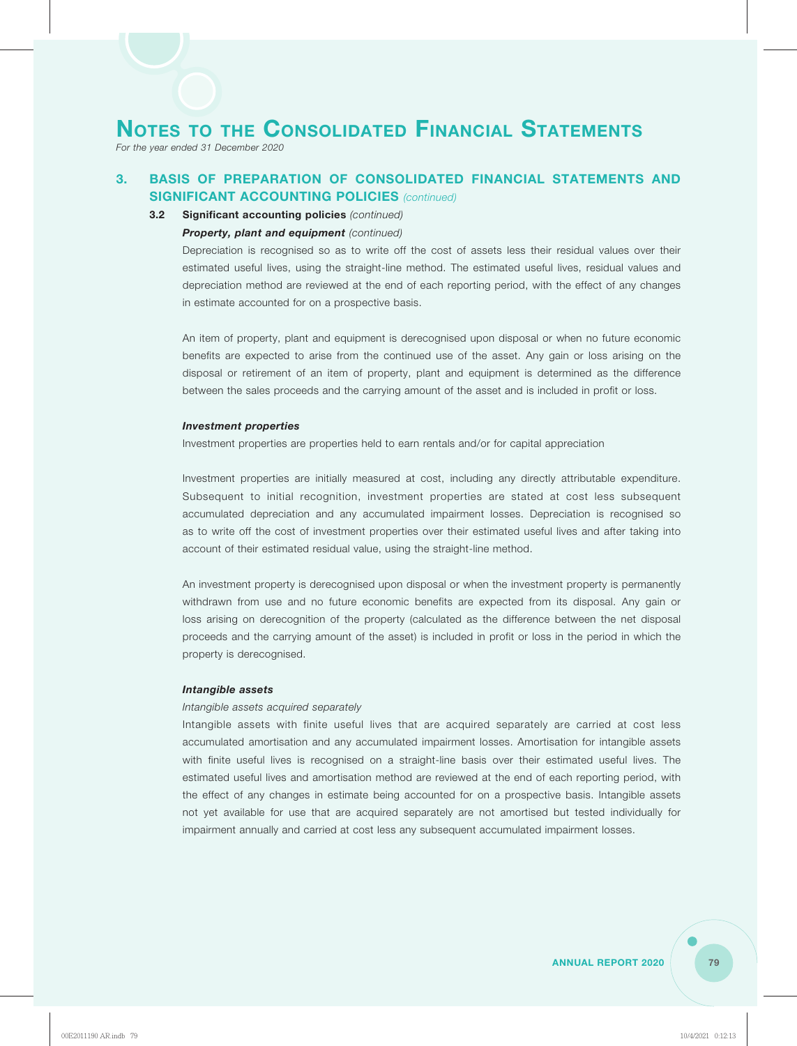# Notes to the Consolidated Financial Statements

*For the year ended 31 December 2020*

## 3. BASIS OF PREPARATION OF CONSOLIDATED FINANCIAL STATEMENTS AND SIGNIFICANT ACCOUNTING POLICIES *(continued)*

### 3.2 Significant accounting policies *(continued)*

***Property, plant and equipment*** *(continued)*

Depreciation is recognised so as to write off the cost of assets less their residual values over their estimated useful lives, using the straight-line method. The estimated useful lives, residual values and depreciation method are reviewed at the end of each reporting period, with the effect of any changes in estimate accounted for on a prospective basis.

An item of property, plant and equipment is derecognised upon disposal or when no future economic benefits are expected to arise from the continued use of the asset. Any gain or loss arising on the disposal or retirement of an item of property, plant and equipment is determined as the difference between the sales proceeds and the carrying amount of the asset and is included in profit or loss.

***Investment properties***

Investment properties are properties held to earn rentals and/or for capital appreciation

Investment properties are initially measured at cost, including any directly attributable expenditure. Subsequent to initial recognition, investment properties are stated at cost less subsequent accumulated depreciation and any accumulated impairment losses. Depreciation is recognised so as to write off the cost of investment properties over their estimated useful lives and after taking into account of their estimated residual value, using the straight-line method.

An investment property is derecognised upon disposal or when the investment property is permanently withdrawn from use and no future economic benefits are expected from its disposal. Any gain or loss arising on derecognition of the property (calculated as the difference between the net disposal proceeds and the carrying amount of the asset) is included in profit or loss in the period in which the property is derecognised.

***Intangible assets***

*Intangible assets acquired separately*

Intangible assets with finite useful lives that are acquired separately are carried at cost less accumulated amortisation and any accumulated impairment losses. Amortisation for intangible assets with finite useful lives is recognised on a straight-line basis over their estimated useful lives. The estimated useful lives and amortisation method are reviewed at the end of each reporting period, with the effect of any changes in estimate being accounted for on a prospective basis. Intangible assets not yet available for use that are acquired separately are not amortised but tested individually for impairment annually and carried at cost less any subsequent accumulated impairment losses.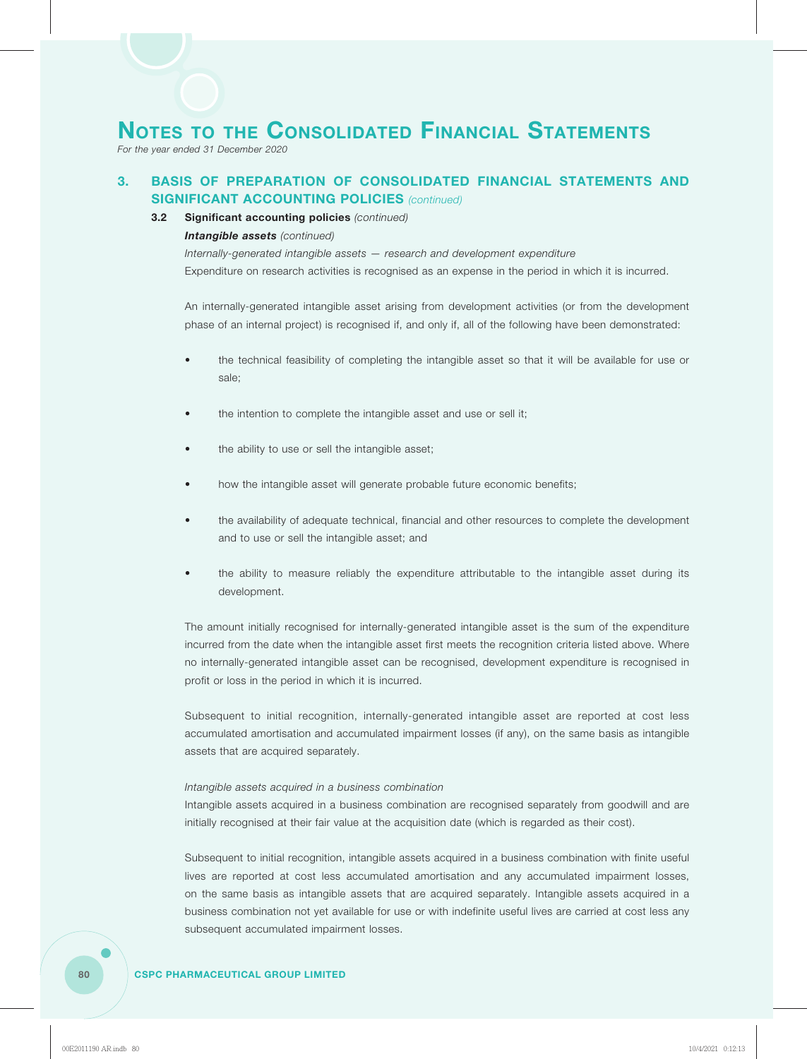## 3. BASIS OF PREPARATION OF CONSOLIDATED FINANCIAL STATEMENTS AND SIGNIFICANT ACCOUNTING POLICIES *(continued)*

### 3.2 Significant accounting policies *(continued)*

***Intangible assets*** *(continued)*

*Internally-generated intangible assets — research and development expenditure*

Expenditure on research activities is recognised as an expense in the period in which it is incurred.

An internally-generated intangible asset arising from development activities (or from the development phase of an internal project) is recognised if, and only if, all of the following have been demonstrated:

- the technical feasibility of completing the intangible asset so that it will be available for use or sale;
- the intention to complete the intangible asset and use or sell it;
- the ability to use or sell the intangible asset;
- how the intangible asset will generate probable future economic benefits;
- the availability of adequate technical, financial and other resources to complete the development and to use or sell the intangible asset; and
- the ability to measure reliably the expenditure attributable to the intangible asset during its development.

The amount initially recognised for internally-generated intangible asset is the sum of the expenditure incurred from the date when the intangible asset first meets the recognition criteria listed above. Where no internally-generated intangible asset can be recognised, development expenditure is recognised in profit or loss in the period in which it is incurred.

Subsequent to initial recognition, internally-generated intangible asset are reported at cost less accumulated amortisation and accumulated impairment losses (if any), on the same basis as intangible assets that are acquired separately.

*Intangible assets acquired in a business combination*

Intangible assets acquired in a business combination are recognised separately from goodwill and are initially recognised at their fair value at the acquisition date (which is regarded as their cost).

Subsequent to initial recognition, intangible assets acquired in a business combination with finite useful lives are reported at cost less accumulated amortisation and any accumulated impairment losses, on the same basis as intangible assets that are acquired separately. Intangible assets acquired in a business combination not yet available for use or with indefinite useful lives are carried at cost less any subsequent accumulated impairment losses.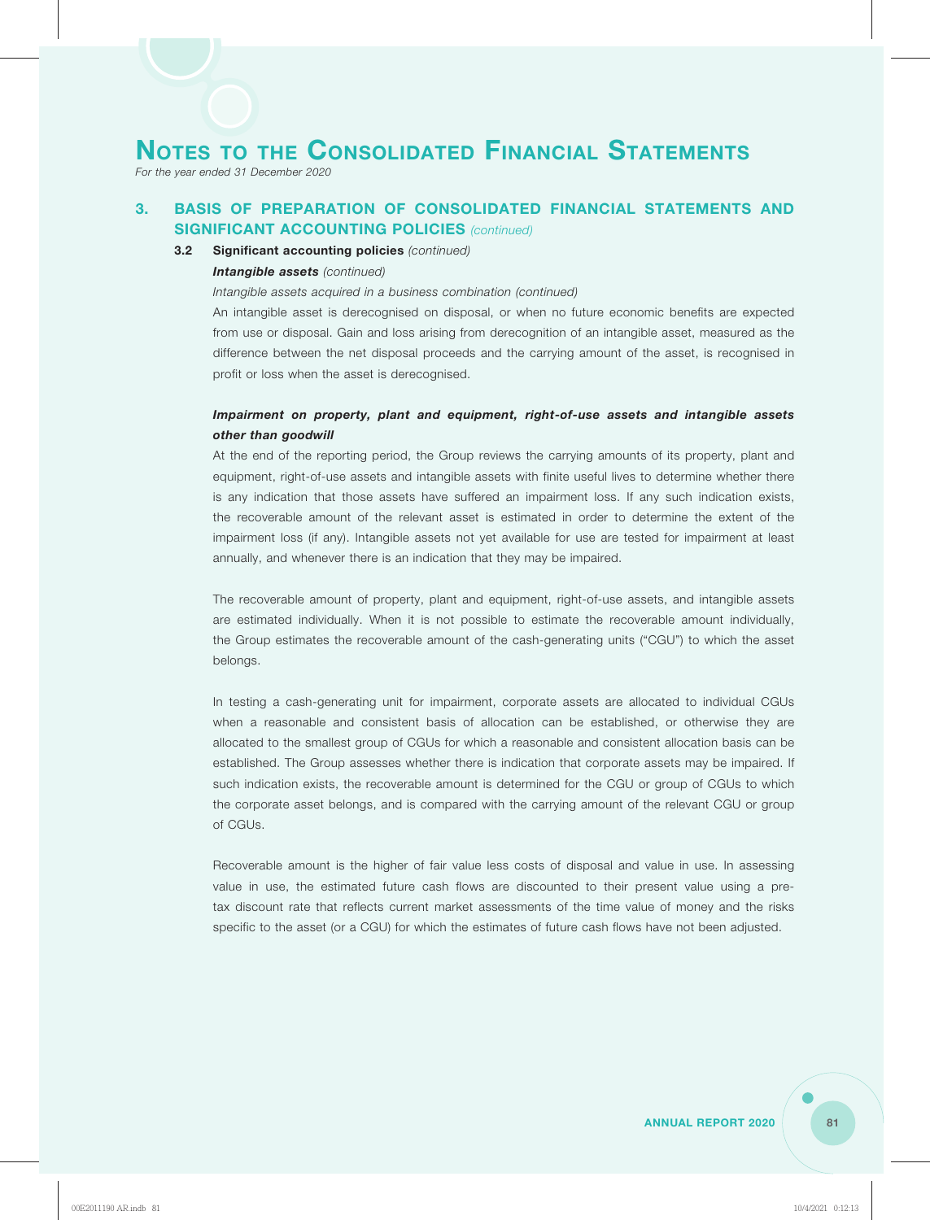## 3. BASIS OF PREPARATION OF CONSOLIDATED FINANCIAL STATEMENTS AND SIGNIFICANT ACCOUNTING POLICIES *(continued)*

### 3.2 Significant accounting policies *(continued)*

***Intangible assets*** *(continued)*

*Intangible assets acquired in a business combination (continued)*

An intangible asset is derecognised on disposal, or when no future economic benefits are expected from use or disposal. Gain and loss arising from derecognition of an intangible asset, measured as the difference between the net disposal proceeds and the carrying amount of the asset, is recognised in profit or loss when the asset is derecognised.

***Impairment on property, plant and equipment, right-of-use assets and intangible assets other than goodwill***

At the end of the reporting period, the Group reviews the carrying amounts of its property, plant and equipment, right-of-use assets and intangible assets with finite useful lives to determine whether there is any indication that those assets have suffered an impairment loss. If any such indication exists, the recoverable amount of the relevant asset is estimated in order to determine the extent of the impairment loss (if any). Intangible assets not yet available for use are tested for impairment at least annually, and whenever there is an indication that they may be impaired.

The recoverable amount of property, plant and equipment, right-of-use assets, and intangible assets are estimated individually. When it is not possible to estimate the recoverable amount individually, the Group estimates the recoverable amount of the cash-generating units ("CGU") to which the asset belongs.

In testing a cash-generating unit for impairment, corporate assets are allocated to individual CGUs when a reasonable and consistent basis of allocation can be established, or otherwise they are allocated to the smallest group of CGUs for which a reasonable and consistent allocation basis can be established. The Group assesses whether there is indication that corporate assets may be impaired. If such indication exists, the recoverable amount is determined for the CGU or group of CGUs to which the corporate asset belongs, and is compared with the carrying amount of the relevant CGU or group of CGUs.

Recoverable amount is the higher of fair value less costs of disposal and value in use. In assessing value in use, the estimated future cash flows are discounted to their present value using a pre-tax discount rate that reflects current market assessments of the time value of money and the risks specific to the asset (or a CGU) for which the estimates of future cash flows have not been adjusted.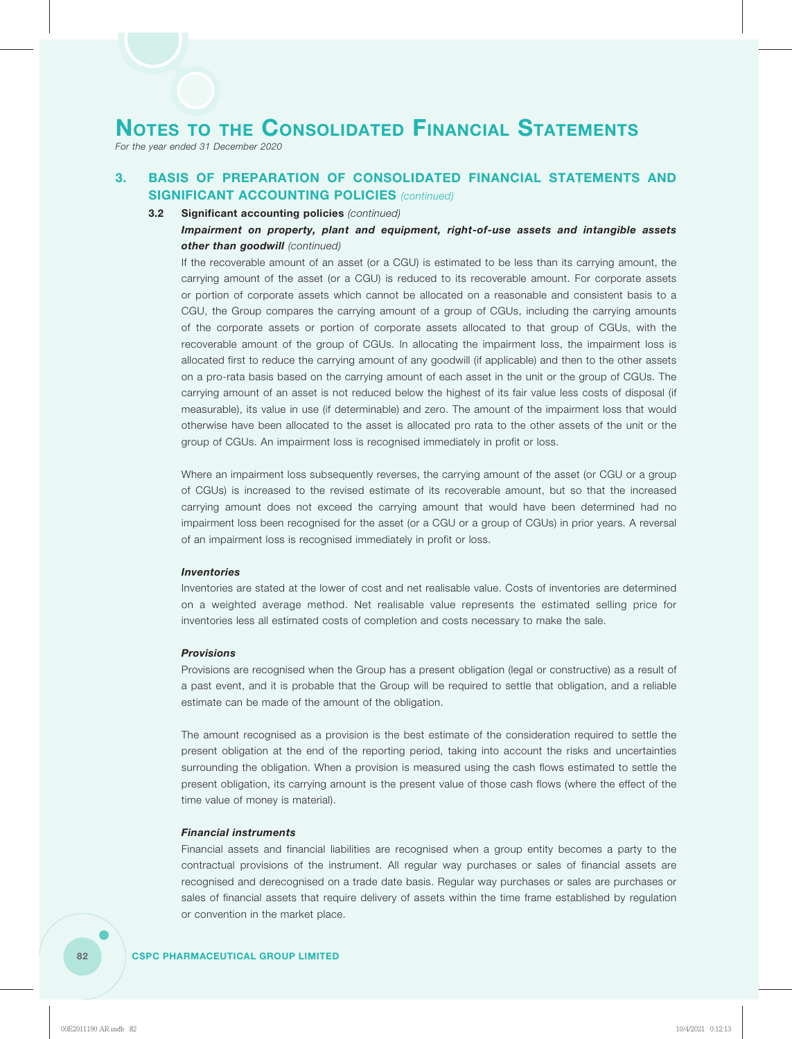## 3. BASIS OF PREPARATION OF CONSOLIDATED FINANCIAL STATEMENTS AND SIGNIFICANT ACCOUNTING POLICIES *(continued)*

### 3.2 Significant accounting policies *(continued)*

***Impairment on property, plant and equipment, right-of-use assets and intangible assets other than goodwill*** *(continued)*

If the recoverable amount of an asset (or a CGU) is estimated to be less than its carrying amount, the carrying amount of the asset (or a CGU) is reduced to its recoverable amount. For corporate assets or portion of corporate assets which cannot be allocated on a reasonable and consistent basis to a CGU, the Group compares the carrying amount of a group of CGUs, including the carrying amounts of the corporate assets or portion of corporate assets allocated to that group of CGUs, with the recoverable amount of the group of CGUs. In allocating the impairment loss, the impairment loss is allocated first to reduce the carrying amount of any goodwill (if applicable) and then to the other assets on a pro-rata basis based on the carrying amount of each asset in the unit or the group of CGUs. The carrying amount of an asset is not reduced below the highest of its fair value less costs of disposal (if measurable), its value in use (if determinable) and zero. The amount of the impairment loss that would otherwise have been allocated to the asset is allocated pro rata to the other assets of the unit or the group of CGUs. An impairment loss is recognised immediately in profit or loss.

Where an impairment loss subsequently reverses, the carrying amount of the asset (or CGU or a group of CGUs) is increased to the revised estimate of its recoverable amount, but so that the increased carrying amount does not exceed the carrying amount that would have been determined had no impairment loss been recognised for the asset (or a CGU or a group of CGUs) in prior years. A reversal of an impairment loss is recognised immediately in profit or loss.

***Inventories***

Inventories are stated at the lower of cost and net realisable value. Costs of inventories are determined on a weighted average method. Net realisable value represents the estimated selling price for inventories less all estimated costs of completion and costs necessary to make the sale.

***Provisions***

Provisions are recognised when the Group has a present obligation (legal or constructive) as a result of a past event, and it is probable that the Group will be required to settle that obligation, and a reliable estimate can be made of the amount of the obligation.

The amount recognised as a provision is the best estimate of the consideration required to settle the present obligation at the end of the reporting period, taking into account the risks and uncertainties surrounding the obligation. When a provision is measured using the cash flows estimated to settle the present obligation, its carrying amount is the present value of those cash flows (where the effect of the time value of money is material).

***Financial instruments***

Financial assets and financial liabilities are recognised when a group entity becomes a party to the contractual provisions of the instrument. All regular way purchases or sales of financial assets are recognised and derecognised on a trade date basis. Regular way purchases or sales are purchases or sales of financial assets that require delivery of assets within the time frame established by regulation or convention in the market place.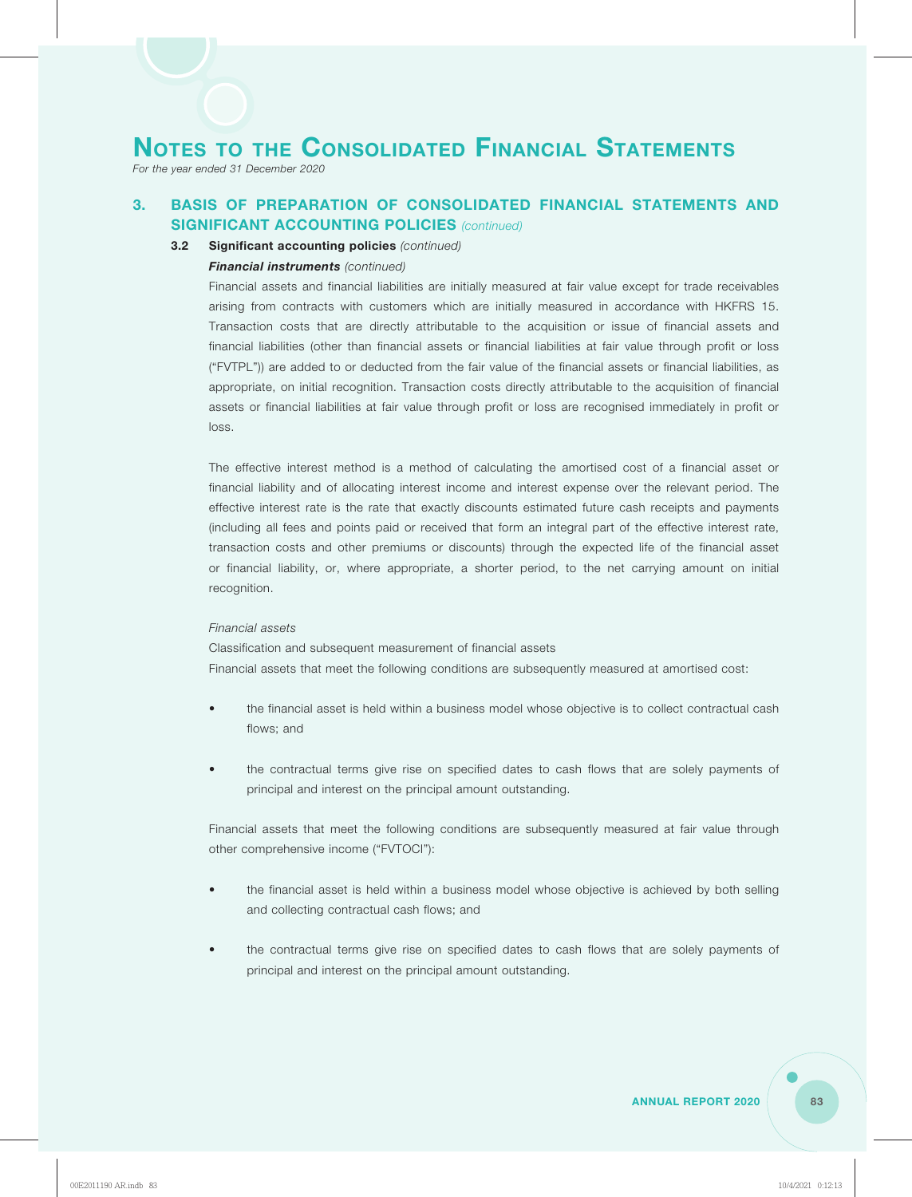# Notes to the Consolidated Financial Statements

*For the year ended 31 December 2020*

## 3. BASIS OF PREPARATION OF CONSOLIDATED FINANCIAL STATEMENTS AND SIGNIFICANT ACCOUNTING POLICIES *(continued)*

### 3.2 Significant accounting policies *(continued)*

***Financial instruments*** *(continued)*

Financial assets and financial liabilities are initially measured at fair value except for trade receivables arising from contracts with customers which are initially measured in accordance with HKFRS 15. Transaction costs that are directly attributable to the acquisition or issue of financial assets and financial liabilities (other than financial assets or financial liabilities at fair value through profit or loss ("FVTPL")) are added to or deducted from the fair value of the financial assets or financial liabilities, as appropriate, on initial recognition. Transaction costs directly attributable to the acquisition of financial assets or financial liabilities at fair value through profit or loss are recognised immediately in profit or loss.

The effective interest method is a method of calculating the amortised cost of a financial asset or financial liability and of allocating interest income and interest expense over the relevant period. The effective interest rate is the rate that exactly discounts estimated future cash receipts and payments (including all fees and points paid or received that form an integral part of the effective interest rate, transaction costs and other premiums or discounts) through the expected life of the financial asset or financial liability, or, where appropriate, a shorter period, to the net carrying amount on initial recognition.

*Financial assets*

Classification and subsequent measurement of financial assets

Financial assets that meet the following conditions are subsequently measured at amortised cost:

- the financial asset is held within a business model whose objective is to collect contractual cash flows; and

- the contractual terms give rise on specified dates to cash flows that are solely payments of principal and interest on the principal amount outstanding.

Financial assets that meet the following conditions are subsequently measured at fair value through other comprehensive income ("FVTOCI"):

- the financial asset is held within a business model whose objective is achieved by both selling and collecting contractual cash flows; and

- the contractual terms give rise on specified dates to cash flows that are solely payments of principal and interest on the principal amount outstanding.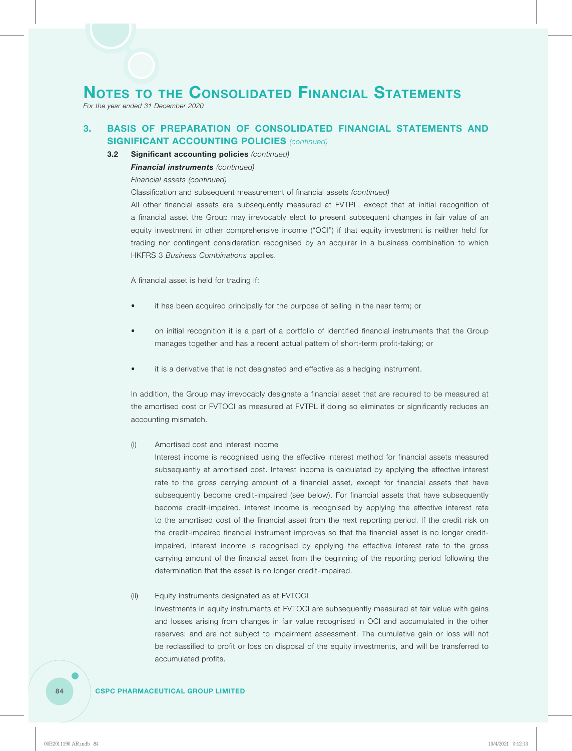# Notes to the Consolidated Financial Statements

*For the year ended 31 December 2020*

## 3. BASIS OF PREPARATION OF CONSOLIDATED FINANCIAL STATEMENTS AND SIGNIFICANT ACCOUNTING POLICIES *(continued)*

### 3.2 Significant accounting policies *(continued)*

***Financial instruments*** *(continued)*

*Financial assets (continued)*

Classification and subsequent measurement of financial assets *(continued)*

All other financial assets are subsequently measured at FVTPL, except that at initial recognition of a financial asset the Group may irrevocably elect to present subsequent changes in fair value of an equity investment in other comprehensive income ("OCI") if that equity investment is neither held for trading nor contingent consideration recognised by an acquirer in a business combination to which HKFRS 3 *Business Combinations* applies.

A financial asset is held for trading if:

- it has been acquired principally for the purpose of selling in the near term; or
- on initial recognition it is a part of a portfolio of identified financial instruments that the Group manages together and has a recent actual pattern of short-term profit-taking; or
- it is a derivative that is not designated and effective as a hedging instrument.

In addition, the Group may irrevocably designate a financial asset that are required to be measured at the amortised cost or FVTOCI as measured at FVTPL if doing so eliminates or significantly reduces an accounting mismatch.

(i) Amortised cost and interest income

Interest income is recognised using the effective interest method for financial assets measured subsequently at amortised cost. Interest income is calculated by applying the effective interest rate to the gross carrying amount of a financial asset, except for financial assets that have subsequently become credit-impaired (see below). For financial assets that have subsequently become credit-impaired, interest income is recognised by applying the effective interest rate to the amortised cost of the financial asset from the next reporting period. If the credit risk on the credit-impaired financial instrument improves so that the financial asset is no longer credit-impaired, interest income is recognised by applying the effective interest rate to the gross carrying amount of the financial asset from the beginning of the reporting period following the determination that the asset is no longer credit-impaired.

(ii) Equity instruments designated as at FVTOCI

Investments in equity instruments at FVTOCI are subsequently measured at fair value with gains and losses arising from changes in fair value recognised in OCI and accumulated in the other reserves; and are not subject to impairment assessment. The cumulative gain or loss will not be reclassified to profit or loss on disposal of the equity investments, and will be transferred to accumulated profits.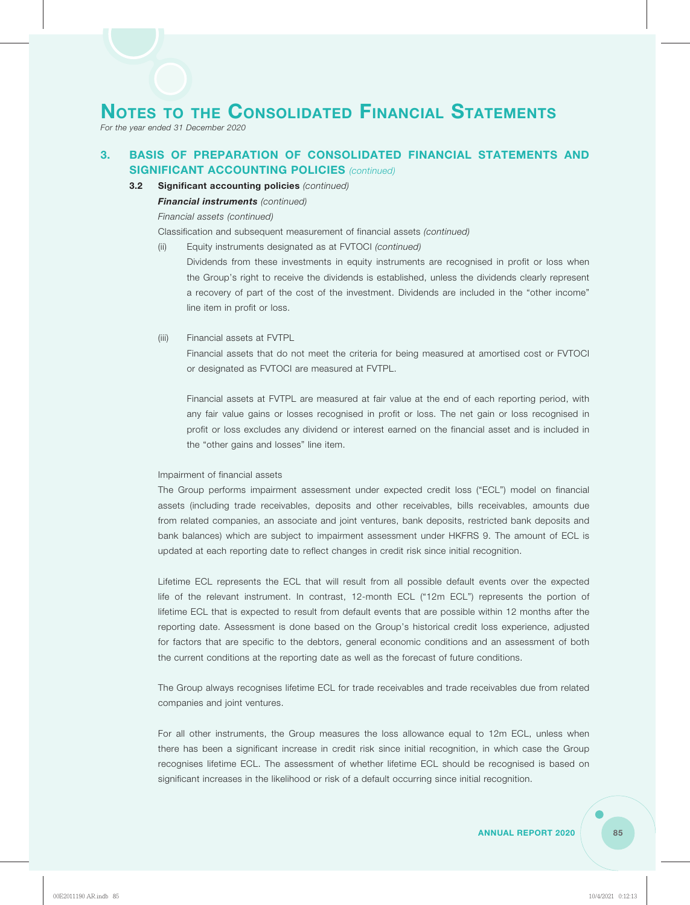# NOTES TO THE CONSOLIDATED FINANCIAL STATEMENTS

*For the year ended 31 December 2020*

## 3. BASIS OF PREPARATION OF CONSOLIDATED FINANCIAL STATEMENTS AND SIGNIFICANT ACCOUNTING POLICIES *(continued)*

### 3.2 Significant accounting policies *(continued)*

***Financial instruments*** *(continued)*

*Financial assets (continued)*

Classification and subsequent measurement of financial assets *(continued)*

(ii) Equity instruments designated as at FVTOCI *(continued)*

Dividends from these investments in equity instruments are recognised in profit or loss when the Group's right to receive the dividends is established, unless the dividends clearly represent a recovery of part of the cost of the investment. Dividends are included in the "other income" line item in profit or loss.

(iii) Financial assets at FVTPL

Financial assets that do not meet the criteria for being measured at amortised cost or FVTOCI or designated as FVTOCI are measured at FVTPL.

Financial assets at FVTPL are measured at fair value at the end of each reporting period, with any fair value gains or losses recognised in profit or loss. The net gain or loss recognised in profit or loss excludes any dividend or interest earned on the financial asset and is included in the "other gains and losses" line item.

Impairment of financial assets

The Group performs impairment assessment under expected credit loss ("ECL") model on financial assets (including trade receivables, deposits and other receivables, bills receivables, amounts due from related companies, an associate and joint ventures, bank deposits, restricted bank deposits and bank balances) which are subject to impairment assessment under HKFRS 9. The amount of ECL is updated at each reporting date to reflect changes in credit risk since initial recognition.

Lifetime ECL represents the ECL that will result from all possible default events over the expected life of the relevant instrument. In contrast, 12-month ECL ("12m ECL") represents the portion of lifetime ECL that is expected to result from default events that are possible within 12 months after the reporting date. Assessment is done based on the Group's historical credit loss experience, adjusted for factors that are specific to the debtors, general economic conditions and an assessment of both the current conditions at the reporting date as well as the forecast of future conditions.

The Group always recognises lifetime ECL for trade receivables and trade receivables due from related companies and joint ventures.

For all other instruments, the Group measures the loss allowance equal to 12m ECL, unless when there has been a significant increase in credit risk since initial recognition, in which case the Group recognises lifetime ECL. The assessment of whether lifetime ECL should be recognised is based on significant increases in the likelihood or risk of a default occurring since initial recognition.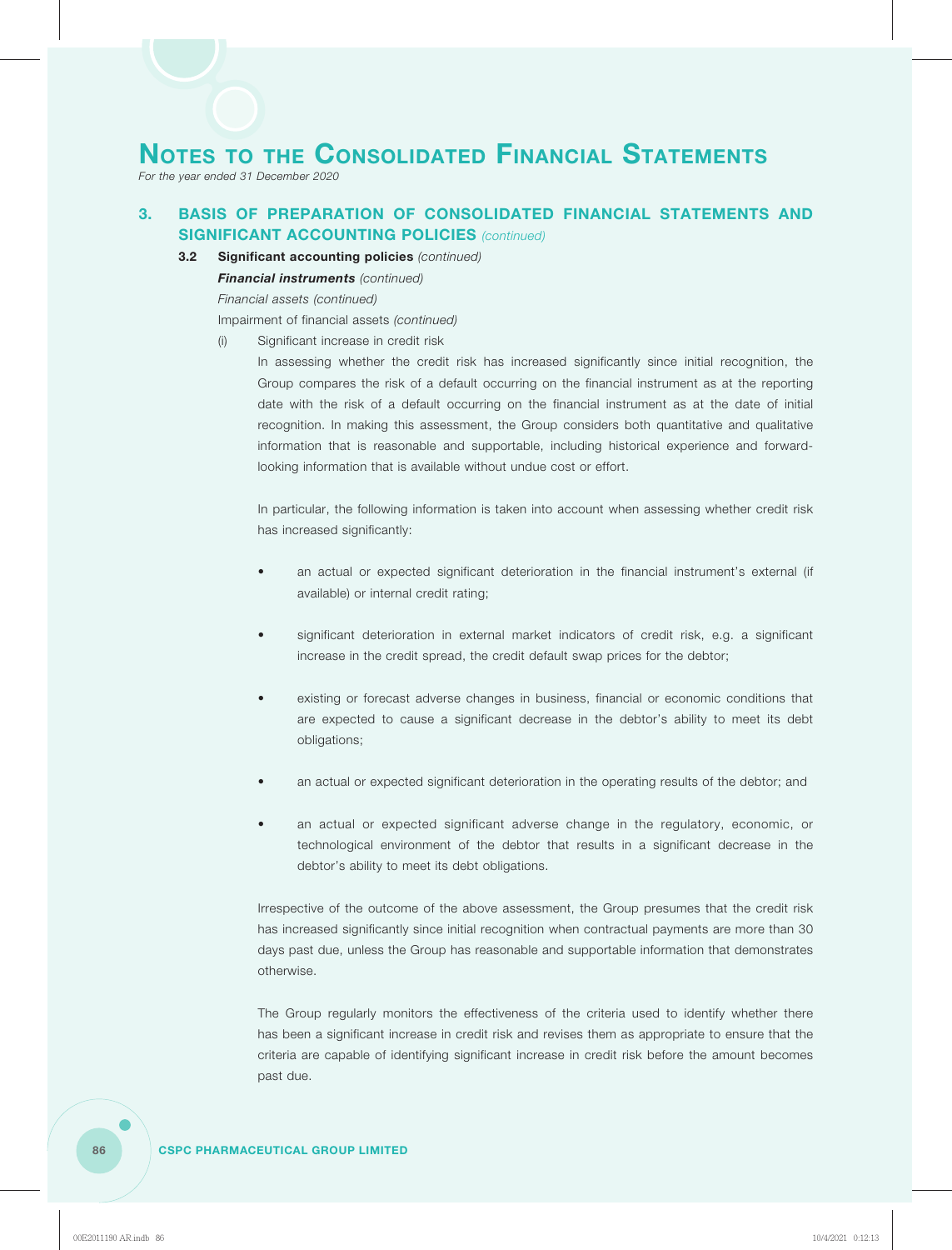# NOTES TO THE CONSOLIDATED FINANCIAL STATEMENTS

*For the year ended 31 December 2020*

## 3. BASIS OF PREPARATION OF CONSOLIDATED FINANCIAL STATEMENTS AND SIGNIFICANT ACCOUNTING POLICIES *(continued)*

### 3.2 Significant accounting policies *(continued)*

***Financial instruments*** *(continued)*

*Financial assets (continued)*

Impairment of financial assets *(continued)*

(i) Significant increase in credit risk

In assessing whether the credit risk has increased significantly since initial recognition, the Group compares the risk of a default occurring on the financial instrument as at the reporting date with the risk of a default occurring on the financial instrument as at the date of initial recognition. In making this assessment, the Group considers both quantitative and qualitative information that is reasonable and supportable, including historical experience and forward-looking information that is available without undue cost or effort.

In particular, the following information is taken into account when assessing whether credit risk has increased significantly:

- an actual or expected significant deterioration in the financial instrument's external (if available) or internal credit rating;
- significant deterioration in external market indicators of credit risk, e.g. a significant increase in the credit spread, the credit default swap prices for the debtor;
- existing or forecast adverse changes in business, financial or economic conditions that are expected to cause a significant decrease in the debtor's ability to meet its debt obligations;
- an actual or expected significant deterioration in the operating results of the debtor; and
- an actual or expected significant adverse change in the regulatory, economic, or technological environment of the debtor that results in a significant decrease in the debtor's ability to meet its debt obligations.

Irrespective of the outcome of the above assessment, the Group presumes that the credit risk has increased significantly since initial recognition when contractual payments are more than 30 days past due, unless the Group has reasonable and supportable information that demonstrates otherwise.

The Group regularly monitors the effectiveness of the criteria used to identify whether there has been a significant increase in credit risk and revises them as appropriate to ensure that the criteria are capable of identifying significant increase in credit risk before the amount becomes past due.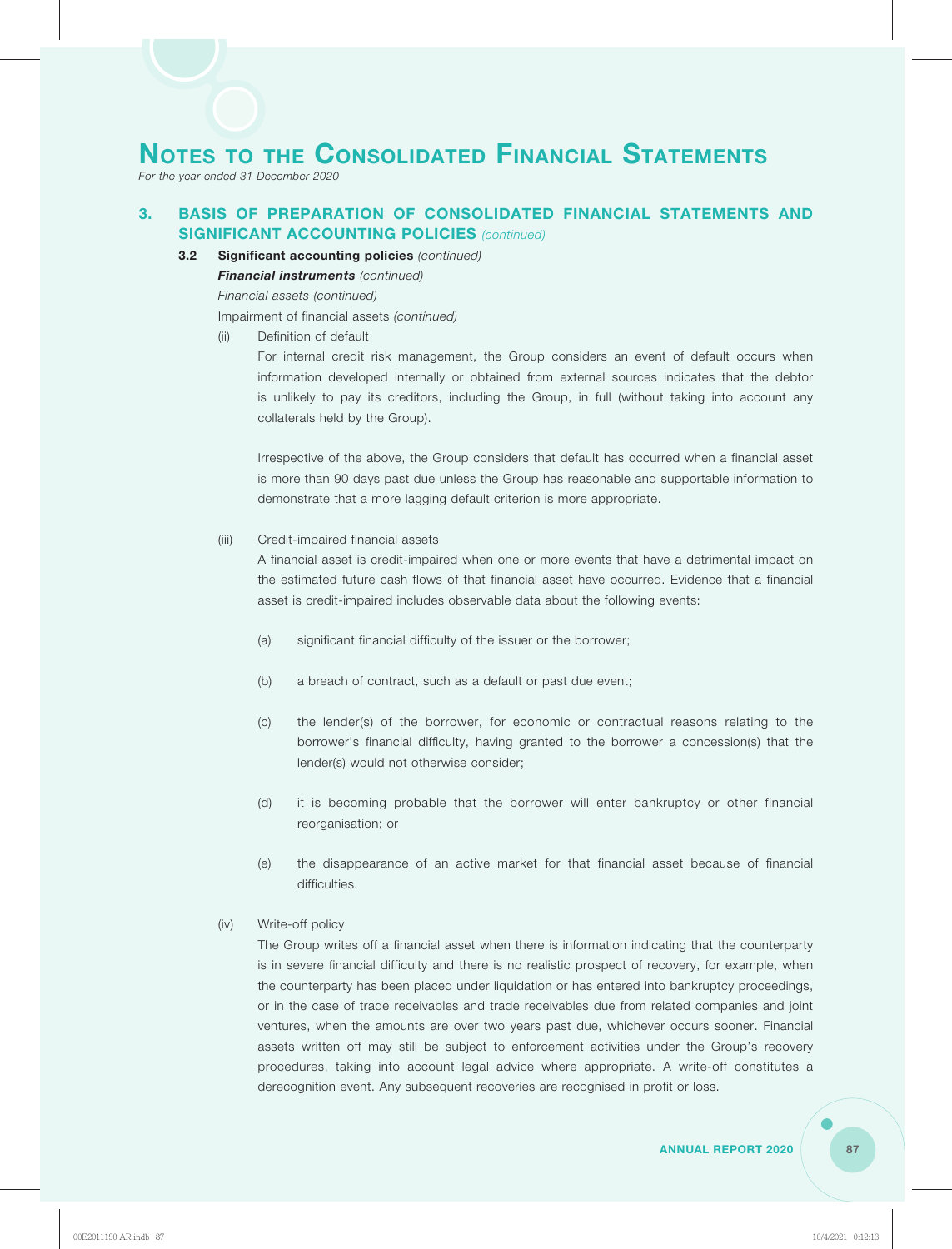# NOTES TO THE CONSOLIDATED FINANCIAL STATEMENTS

*For the year ended 31 December 2020*

## 3. BASIS OF PREPARATION OF CONSOLIDATED FINANCIAL STATEMENTS AND SIGNIFICANT ACCOUNTING POLICIES *(continued)*

### 3.2 Significant accounting policies *(continued)*

***Financial instruments*** *(continued)*

*Financial assets (continued)*

Impairment of financial assets *(continued)*

(ii) Definition of default

For internal credit risk management, the Group considers an event of default occurs when information developed internally or obtained from external sources indicates that the debtor is unlikely to pay its creditors, including the Group, in full (without taking into account any collaterals held by the Group).

Irrespective of the above, the Group considers that default has occurred when a financial asset is more than 90 days past due unless the Group has reasonable and supportable information to demonstrate that a more lagging default criterion is more appropriate.

(iii) Credit-impaired financial assets

A financial asset is credit-impaired when one or more events that have a detrimental impact on the estimated future cash flows of that financial asset have occurred. Evidence that a financial asset is credit-impaired includes observable data about the following events:

(a) significant financial difficulty of the issuer or the borrower;

(b) a breach of contract, such as a default or past due event;

(c) the lender(s) of the borrower, for economic or contractual reasons relating to the borrower's financial difficulty, having granted to the borrower a concession(s) that the lender(s) would not otherwise consider;

(d) it is becoming probable that the borrower will enter bankruptcy or other financial reorganisation; or

(e) the disappearance of an active market for that financial asset because of financial difficulties.

(iv) Write-off policy

The Group writes off a financial asset when there is information indicating that the counterparty is in severe financial difficulty and there is no realistic prospect of recovery, for example, when the counterparty has been placed under liquidation or has entered into bankruptcy proceedings, or in the case of trade receivables and trade receivables due from related companies and joint ventures, when the amounts are over two years past due, whichever occurs sooner. Financial assets written off may still be subject to enforcement activities under the Group's recovery procedures, taking into account legal advice where appropriate. A write-off constitutes a derecognition event. Any subsequent recoveries are recognised in profit or loss.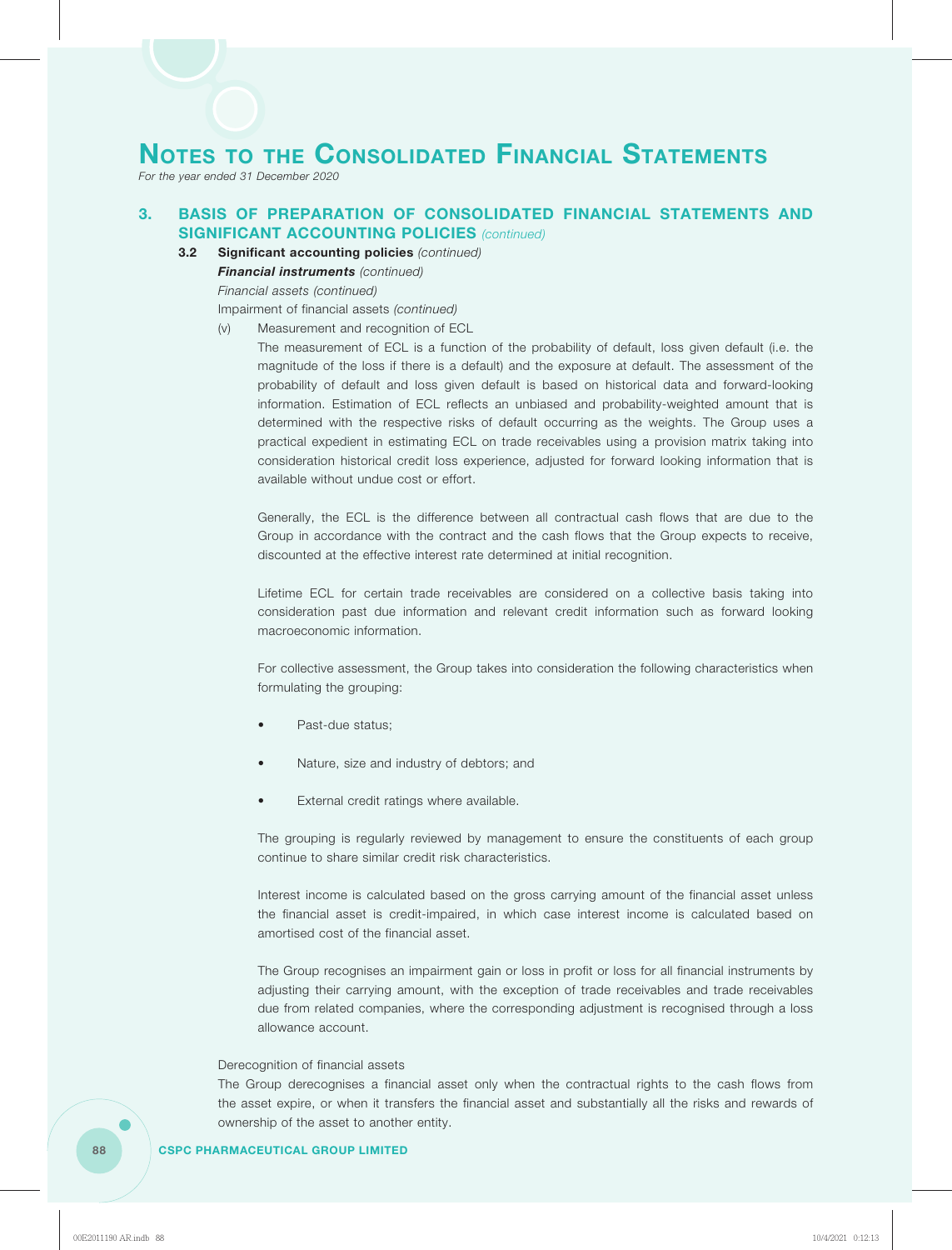## 3. BASIS OF PREPARATION OF CONSOLIDATED FINANCIAL STATEMENTS AND SIGNIFICANT ACCOUNTING POLICIES *(continued)*

### 3.2 Significant accounting policies *(continued)*

***Financial instruments*** *(continued)*

*Financial assets (continued)*

Impairment of financial assets *(continued)*

(v) Measurement and recognition of ECL

The measurement of ECL is a function of the probability of default, loss given default (i.e. the magnitude of the loss if there is a default) and the exposure at default. The assessment of the probability of default and loss given default is based on historical data and forward-looking information. Estimation of ECL reflects an unbiased and probability-weighted amount that is determined with the respective risks of default occurring as the weights. The Group uses a practical expedient in estimating ECL on trade receivables using a provision matrix taking into consideration historical credit loss experience, adjusted for forward looking information that is available without undue cost or effort.

Generally, the ECL is the difference between all contractual cash flows that are due to the Group in accordance with the contract and the cash flows that the Group expects to receive, discounted at the effective interest rate determined at initial recognition.

Lifetime ECL for certain trade receivables are considered on a collective basis taking into consideration past due information and relevant credit information such as forward looking macroeconomic information.

For collective assessment, the Group takes into consideration the following characteristics when formulating the grouping:

- Past-due status;
- Nature, size and industry of debtors; and
- External credit ratings where available.

The grouping is regularly reviewed by management to ensure the constituents of each group continue to share similar credit risk characteristics.

Interest income is calculated based on the gross carrying amount of the financial asset unless the financial asset is credit-impaired, in which case interest income is calculated based on amortised cost of the financial asset.

The Group recognises an impairment gain or loss in profit or loss for all financial instruments by adjusting their carrying amount, with the exception of trade receivables and trade receivables due from related companies, where the corresponding adjustment is recognised through a loss allowance account.

Derecognition of financial assets

The Group derecognises a financial asset only when the contractual rights to the cash flows from the asset expire, or when it transfers the financial asset and substantially all the risks and rewards of ownership of the asset to another entity.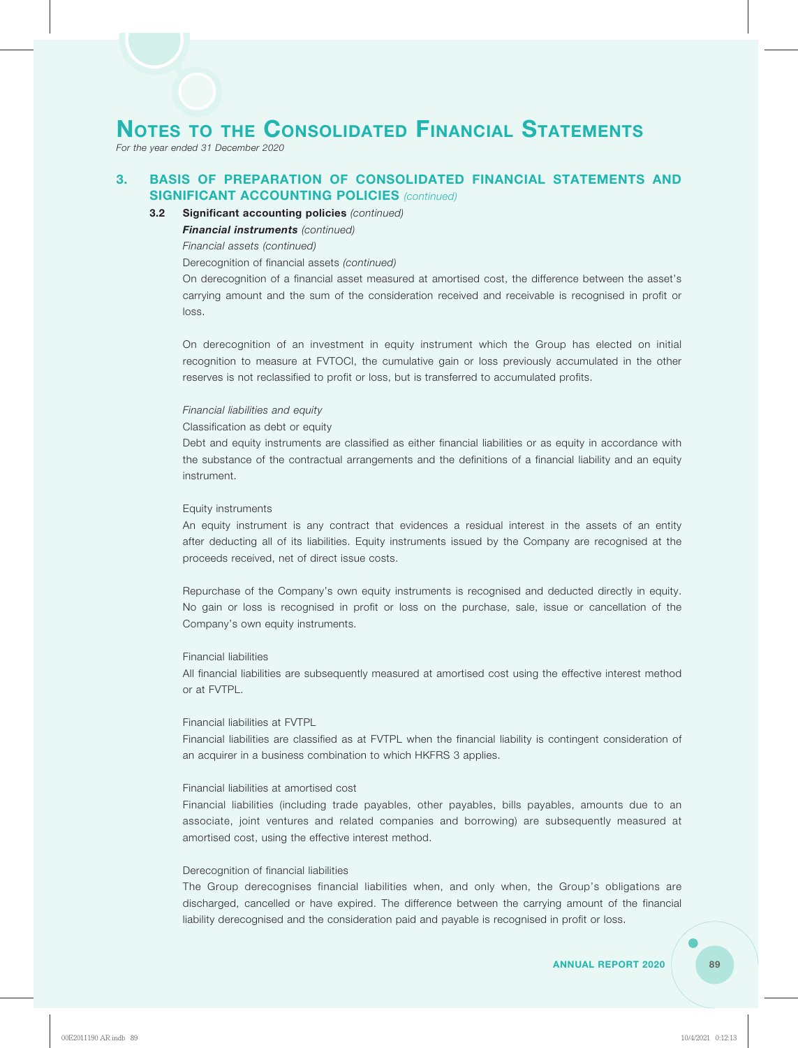# Notes to the Consolidated Financial Statements

*For the year ended 31 December 2020*

## 3. BASIS OF PREPARATION OF CONSOLIDATED FINANCIAL STATEMENTS AND SIGNIFICANT ACCOUNTING POLICIES *(continued)*

### 3.2 Significant accounting policies *(continued)*

***Financial instruments*** *(continued)*

*Financial assets (continued)*

Derecognition of financial assets *(continued)*

On derecognition of a financial asset measured at amortised cost, the difference between the asset's carrying amount and the sum of the consideration received and receivable is recognised in profit or loss.

On derecognition of an investment in equity instrument which the Group has elected on initial recognition to measure at FVTOCI, the cumulative gain or loss previously accumulated in the other reserves is not reclassified to profit or loss, but is transferred to accumulated profits.

*Financial liabilities and equity*

Classification as debt or equity

Debt and equity instruments are classified as either financial liabilities or as equity in accordance with the substance of the contractual arrangements and the definitions of a financial liability and an equity instrument.

Equity instruments

An equity instrument is any contract that evidences a residual interest in the assets of an entity after deducting all of its liabilities. Equity instruments issued by the Company are recognised at the proceeds received, net of direct issue costs.

Repurchase of the Company's own equity instruments is recognised and deducted directly in equity. No gain or loss is recognised in profit or loss on the purchase, sale, issue or cancellation of the Company's own equity instruments.

Financial liabilities

All financial liabilities are subsequently measured at amortised cost using the effective interest method or at FVTPL.

Financial liabilities at FVTPL

Financial liabilities are classified as at FVTPL when the financial liability is contingent consideration of an acquirer in a business combination to which HKFRS 3 applies.

Financial liabilities at amortised cost

Financial liabilities (including trade payables, other payables, bills payables, amounts due to an associate, joint ventures and related companies and borrowing) are subsequently measured at amortised cost, using the effective interest method.

Derecognition of financial liabilities

The Group derecognises financial liabilities when, and only when, the Group's obligations are discharged, cancelled or have expired. The difference between the carrying amount of the financial liability derecognised and the consideration paid and payable is recognised in profit or loss.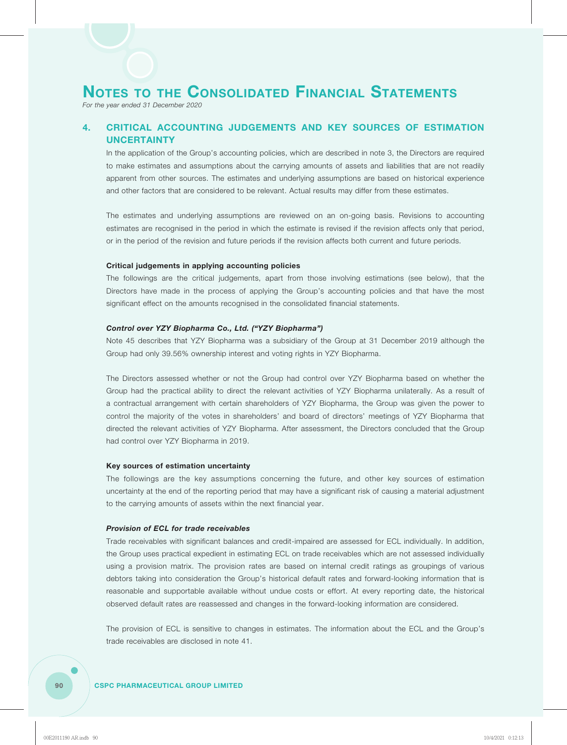# Notes to the Consolidated Financial Statements

*For the year ended 31 December 2020*

## 4. CRITICAL ACCOUNTING JUDGEMENTS AND KEY SOURCES OF ESTIMATION UNCERTAINTY

In the application of the Group's accounting policies, which are described in note 3, the Directors are required to make estimates and assumptions about the carrying amounts of assets and liabilities that are not readily apparent from other sources. The estimates and underlying assumptions are based on historical experience and other factors that are considered to be relevant. Actual results may differ from these estimates.

The estimates and underlying assumptions are reviewed on an on-going basis. Revisions to accounting estimates are recognised in the period in which the estimate is revised if the revision affects only that period, or in the period of the revision and future periods if the revision affects both current and future periods.

### Critical judgements in applying accounting policies

The followings are the critical judgements, apart from those involving estimations (see below), that the Directors have made in the process of applying the Group's accounting policies and that have the most significant effect on the amounts recognised in the consolidated financial statements.

#### *Control over YZY Biopharma Co., Ltd. ("YZY Biopharma")*

Note 45 describes that YZY Biopharma was a subsidiary of the Group at 31 December 2019 although the Group had only 39.56% ownership interest and voting rights in YZY Biopharma.

The Directors assessed whether or not the Group had control over YZY Biopharma based on whether the Group had the practical ability to direct the relevant activities of YZY Biopharma unilaterally. As a result of a contractual arrangement with certain shareholders of YZY Biopharma, the Group was given the power to control the majority of the votes in shareholders' and board of directors' meetings of YZY Biopharma that directed the relevant activities of YZY Biopharma. After assessment, the Directors concluded that the Group had control over YZY Biopharma in 2019.

### Key sources of estimation uncertainty

The followings are the key assumptions concerning the future, and other key sources of estimation uncertainty at the end of the reporting period that may have a significant risk of causing a material adjustment to the carrying amounts of assets within the next financial year.

#### *Provision of ECL for trade receivables*

Trade receivables with significant balances and credit-impaired are assessed for ECL individually. In addition, the Group uses practical expedient in estimating ECL on trade receivables which are not assessed individually using a provision matrix. The provision rates are based on internal credit ratings as groupings of various debtors taking into consideration the Group's historical default rates and forward-looking information that is reasonable and supportable available without undue costs or effort. At every reporting date, the historical observed default rates are reassessed and changes in the forward-looking information are considered.

The provision of ECL is sensitive to changes in estimates. The information about the ECL and the Group's trade receivables are disclosed in note 41.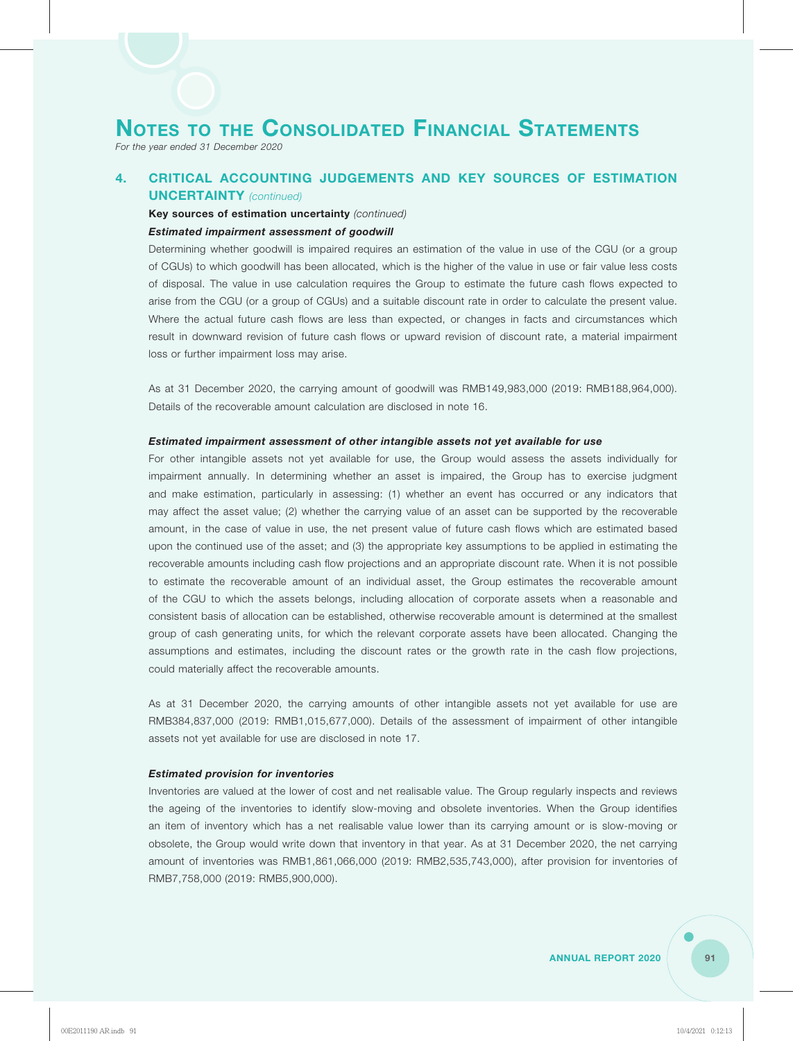# NOTES TO THE CONSOLIDATED FINANCIAL STATEMENTS

*For the year ended 31 December 2020*

## 4. CRITICAL ACCOUNTING JUDGEMENTS AND KEY SOURCES OF ESTIMATION UNCERTAINTY *(continued)*

**Key sources of estimation uncertainty** *(continued)*

***Estimated impairment assessment of goodwill***

Determining whether goodwill is impaired requires an estimation of the value in use of the CGU (or a group of CGUs) to which goodwill has been allocated, which is the higher of the value in use or fair value less costs of disposal. The value in use calculation requires the Group to estimate the future cash flows expected to arise from the CGU (or a group of CGUs) and a suitable discount rate in order to calculate the present value. Where the actual future cash flows are less than expected, or changes in facts and circumstances which result in downward revision of future cash flows or upward revision of discount rate, a material impairment loss or further impairment loss may arise.

As at 31 December 2020, the carrying amount of goodwill was RMB149,983,000 (2019: RMB188,964,000). Details of the recoverable amount calculation are disclosed in note 16.

***Estimated impairment assessment of other intangible assets not yet available for use***

For other intangible assets not yet available for use, the Group would assess the assets individually for impairment annually. In determining whether an asset is impaired, the Group has to exercise judgment and make estimation, particularly in assessing: (1) whether an event has occurred or any indicators that may affect the asset value; (2) whether the carrying value of an asset can be supported by the recoverable amount, in the case of value in use, the net present value of future cash flows which are estimated based upon the continued use of the asset; and (3) the appropriate key assumptions to be applied in estimating the recoverable amounts including cash flow projections and an appropriate discount rate. When it is not possible to estimate the recoverable amount of an individual asset, the Group estimates the recoverable amount of the CGU to which the assets belongs, including allocation of corporate assets when a reasonable and consistent basis of allocation can be established, otherwise recoverable amount is determined at the smallest group of cash generating units, for which the relevant corporate assets have been allocated. Changing the assumptions and estimates, including the discount rates or the growth rate in the cash flow projections, could materially affect the recoverable amounts.

As at 31 December 2020, the carrying amounts of other intangible assets not yet available for use are RMB384,837,000 (2019: RMB1,015,677,000). Details of the assessment of impairment of other intangible assets not yet available for use are disclosed in note 17.

***Estimated provision for inventories***

Inventories are valued at the lower of cost and net realisable value. The Group regularly inspects and reviews the ageing of the inventories to identify slow-moving and obsolete inventories. When the Group identifies an item of inventory which has a net realisable value lower than its carrying amount or is slow-moving or obsolete, the Group would write down that inventory in that year. As at 31 December 2020, the net carrying amount of inventories was RMB1,861,066,000 (2019: RMB2,535,743,000), after provision for inventories of RMB7,758,000 (2019: RMB5,900,000).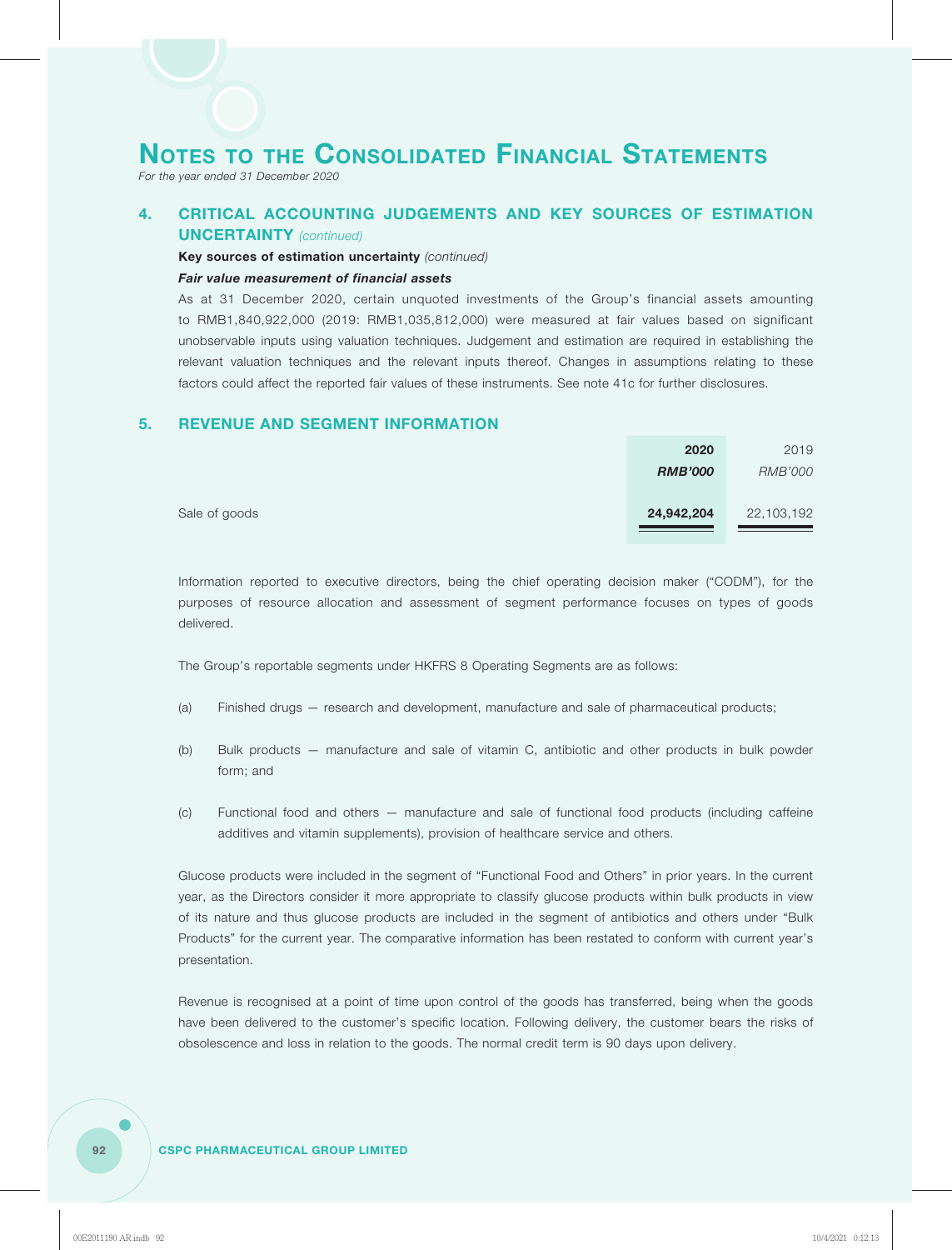# Notes to the Consolidated Financial Statements

*For the year ended 31 December 2020*

## 4. CRITICAL ACCOUNTING JUDGEMENTS AND KEY SOURCES OF ESTIMATION UNCERTAINTY *(continued)*

**Key sources of estimation uncertainty** *(continued)*

***Fair value measurement of financial assets***

As at 31 December 2020, certain unquoted investments of the Group's financial assets amounting to RMB1,840,922,000 (2019: RMB1,035,812,000) were measured at fair values based on significant unobservable inputs using valuation techniques. Judgement and estimation are required in establishing the relevant valuation techniques and the relevant inputs thereof. Changes in assumptions relating to these factors could affect the reported fair values of these instruments. See note 41c for further disclosures.

## 5. REVENUE AND SEGMENT INFORMATION

| | **2020** | 2019 |
|---|---|---|
| | ***RMB'000*** | *RMB'000* |
| Sale of goods | **24,942,204** | 22,103,192 |

Information reported to executive directors, being the chief operating decision maker ("CODM"), for the purposes of resource allocation and assessment of segment performance focuses on types of goods delivered.

The Group's reportable segments under HKFRS 8 Operating Segments are as follows:

(a) Finished drugs — research and development, manufacture and sale of pharmaceutical products;

(b) Bulk products — manufacture and sale of vitamin C, antibiotic and other products in bulk powder form; and

(c) Functional food and others — manufacture and sale of functional food products (including caffeine additives and vitamin supplements), provision of healthcare service and others.

Glucose products were included in the segment of "Functional Food and Others" in prior years. In the current year, as the Directors consider it more appropriate to classify glucose products within bulk products in view of its nature and thus glucose products are included in the segment of antibiotics and others under "Bulk Products" for the current year. The comparative information has been restated to conform with current year's presentation.

Revenue is recognised at a point of time upon control of the goods has transferred, being when the goods have been delivered to the customer's specific location. Following delivery, the customer bears the risks of obsolescence and loss in relation to the goods. The normal credit term is 90 days upon delivery.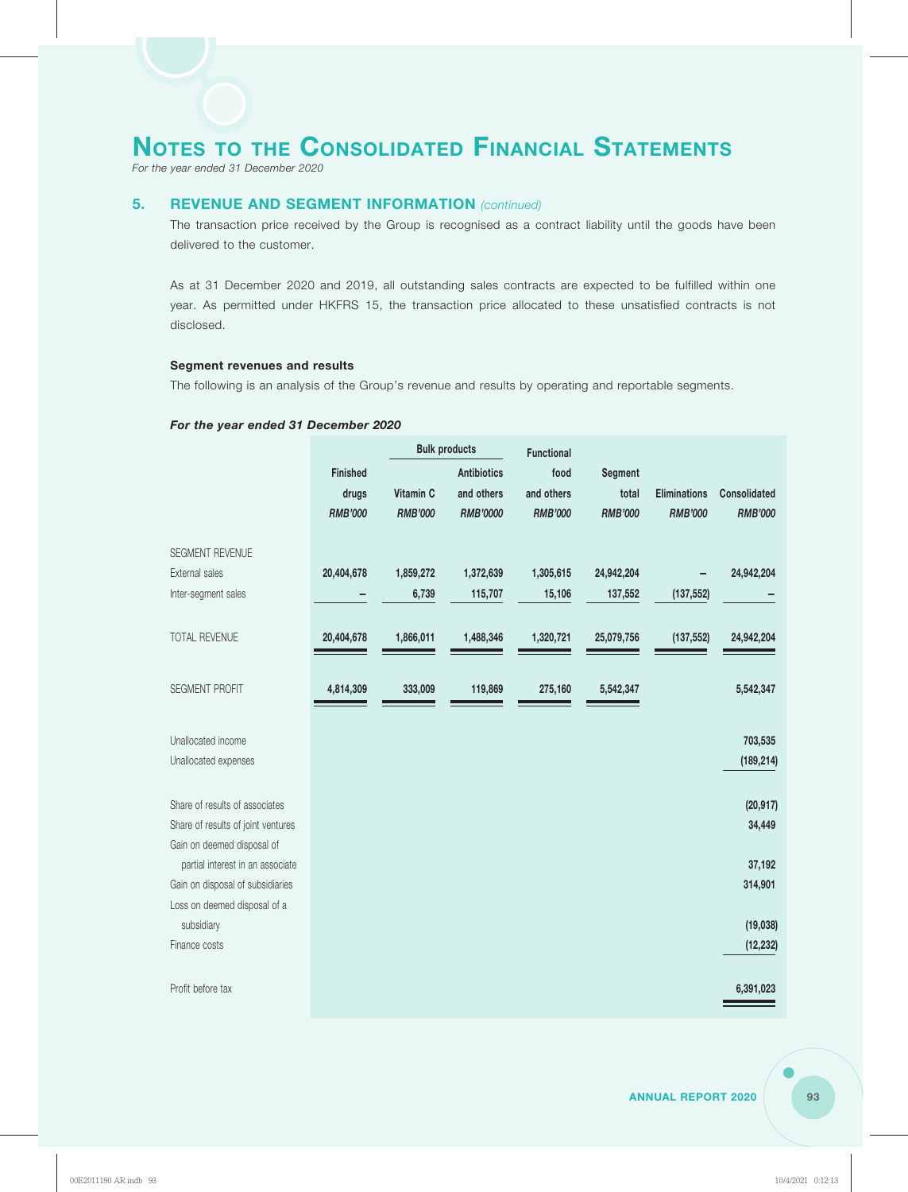# NOTES TO THE CONSOLIDATED FINANCIAL STATEMENTS

*For the year ended 31 December 2020*

## 5. REVENUE AND SEGMENT INFORMATION *(continued)*

The transaction price received by the Group is recognised as a contract liability until the goods have been delivered to the customer.

As at 31 December 2020 and 2019, all outstanding sales contracts are expected to be fulfilled within one year. As permitted under HKFRS 15, the transaction price allocated to these unsatisfied contracts is not disclosed.

### Segment revenues and results

The following is an analysis of the Group's revenue and results by operating and reportable segments.

***For the year ended 31 December 2020***

| | Finished drugs | Bulk products | | Functional food and others | Segment total | Eliminations | Consolidated |
|---|---|---|---|---|---|---|---|
| | | Vitamin C | Antibiotics and others | | | | |
| | *RMB'000* | *RMB'000* | *RMB'0000* | *RMB'000* | *RMB'000* | *RMB'000* | *RMB'000* |
| SEGMENT REVENUE | | | | | | | |
| External sales | **20,404,678** | **1,859,272** | **1,372,639** | **1,305,615** | **24,942,204** | **–** | **24,942,204** |
| Inter-segment sales | **–** | **6,739** | **115,707** | **15,106** | **137,552** | **(137,552)** | **–** |
| TOTAL REVENUE | **20,404,678** | **1,866,011** | **1,488,346** | **1,320,721** | **25,079,756** | **(137,552)** | **24,942,204** |
| SEGMENT PROFIT | **4,814,309** | **333,009** | **119,869** | **275,160** | **5,542,347** | | **5,542,347** |
| Unallocated income | | | | | | | **703,535** |
| Unallocated expenses | | | | | | | **(189,214)** |
| Share of results of associates | | | | | | | **(20,917)** |
| Share of results of joint ventures | | | | | | | **34,449** |
| Gain on deemed disposal of partial interest in an associate | | | | | | | **37,192** |
| Gain on disposal of subsidiaries | | | | | | | **314,901** |
| Loss on deemed disposal of a subsidiary | | | | | | | **(19,038)** |
| Finance costs | | | | | | | **(12,232)** |
| Profit before tax | | | | | | | **6,391,023** |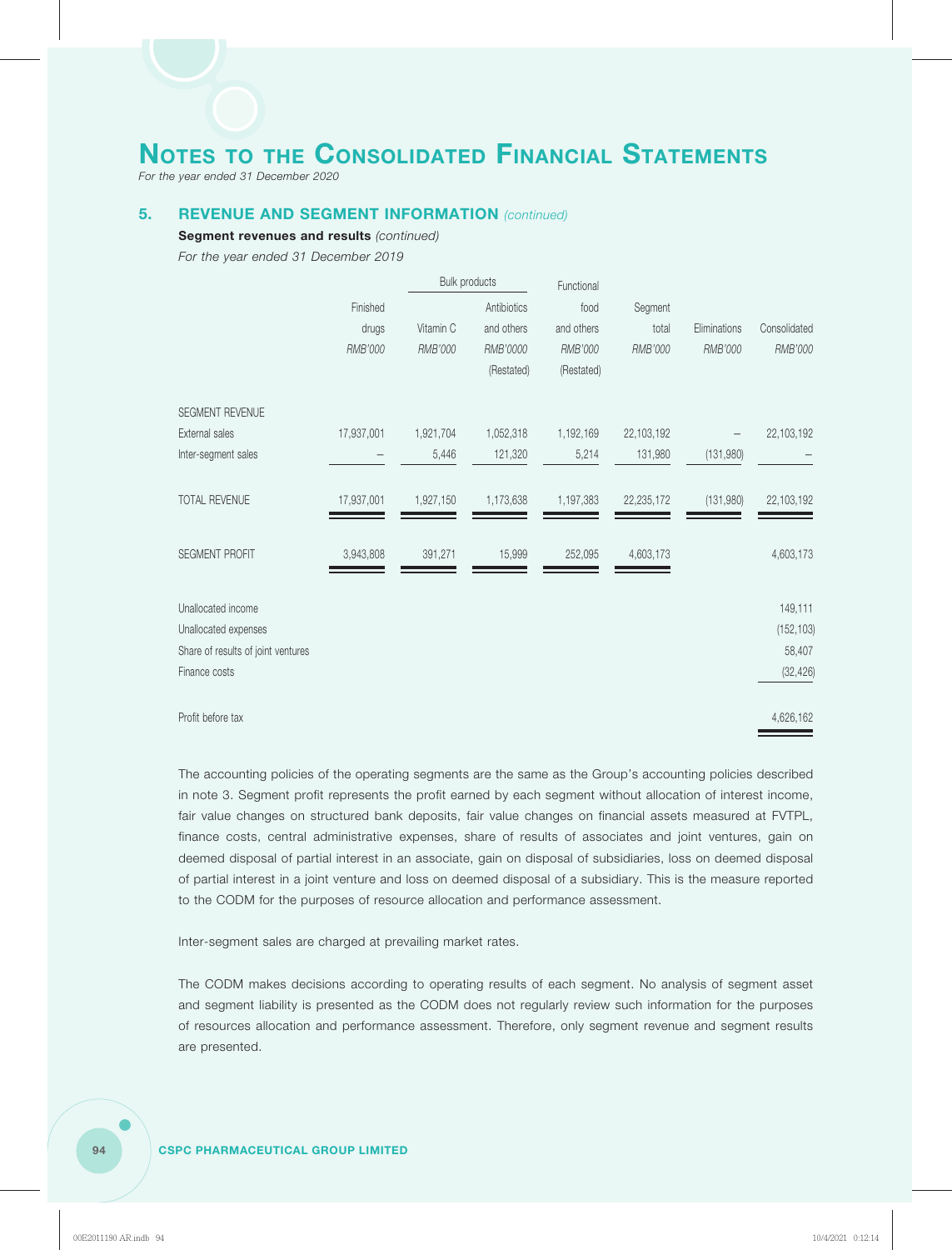## 5. REVENUE AND SEGMENT INFORMATION *(continued)*

**Segment revenues and results** *(continued)*

*For the year ended 31 December 2019*

| | Finished drugs | Bulk products | | Functional food and others | Segment total | Eliminations | Consolidated |
|---|---|---|---|---|---|---|---|
| | | Vitamin C | Antibiotics and others | | | | |
| | *RMB'000* | *RMB'000* | *RMB'0000* (Restated) | *RMB'000* (Restated) | *RMB'000* | *RMB'000* | *RMB'000* |
| SEGMENT REVENUE | | | | | | | |
| External sales | 17,937,001 | 1,921,704 | 1,052,318 | 1,192,169 | 22,103,192 | – | 22,103,192 |
| Inter-segment sales | – | 5,446 | 121,320 | 5,214 | 131,980 | (131,980) | – |
| TOTAL REVENUE | 17,937,001 | 1,927,150 | 1,173,638 | 1,197,383 | 22,235,172 | (131,980) | 22,103,192 |
| SEGMENT PROFIT | 3,943,808 | 391,271 | 15,999 | 252,095 | 4,603,173 | | 4,603,173 |
| Unallocated income | | | | | | | 149,111 |
| Unallocated expenses | | | | | | | (152,103) |
| Share of results of joint ventures | | | | | | | 58,407 |
| Finance costs | | | | | | | (32,426) |
| Profit before tax | | | | | | | 4,626,162 |

The accounting policies of the operating segments are the same as the Group's accounting policies described in note 3. Segment profit represents the profit earned by each segment without allocation of interest income, fair value changes on structured bank deposits, fair value changes on financial assets measured at FVTPL, finance costs, central administrative expenses, share of results of associates and joint ventures, gain on deemed disposal of partial interest in an associate, gain on disposal of subsidiaries, loss on deemed disposal of partial interest in a joint venture and loss on deemed disposal of a subsidiary. This is the measure reported to the CODM for the purposes of resource allocation and performance assessment.

Inter-segment sales are charged at prevailing market rates.

The CODM makes decisions according to operating results of each segment. No analysis of segment asset and segment liability is presented as the CODM does not regularly review such information for the purposes of resources allocation and performance assessment. Therefore, only segment revenue and segment results are presented.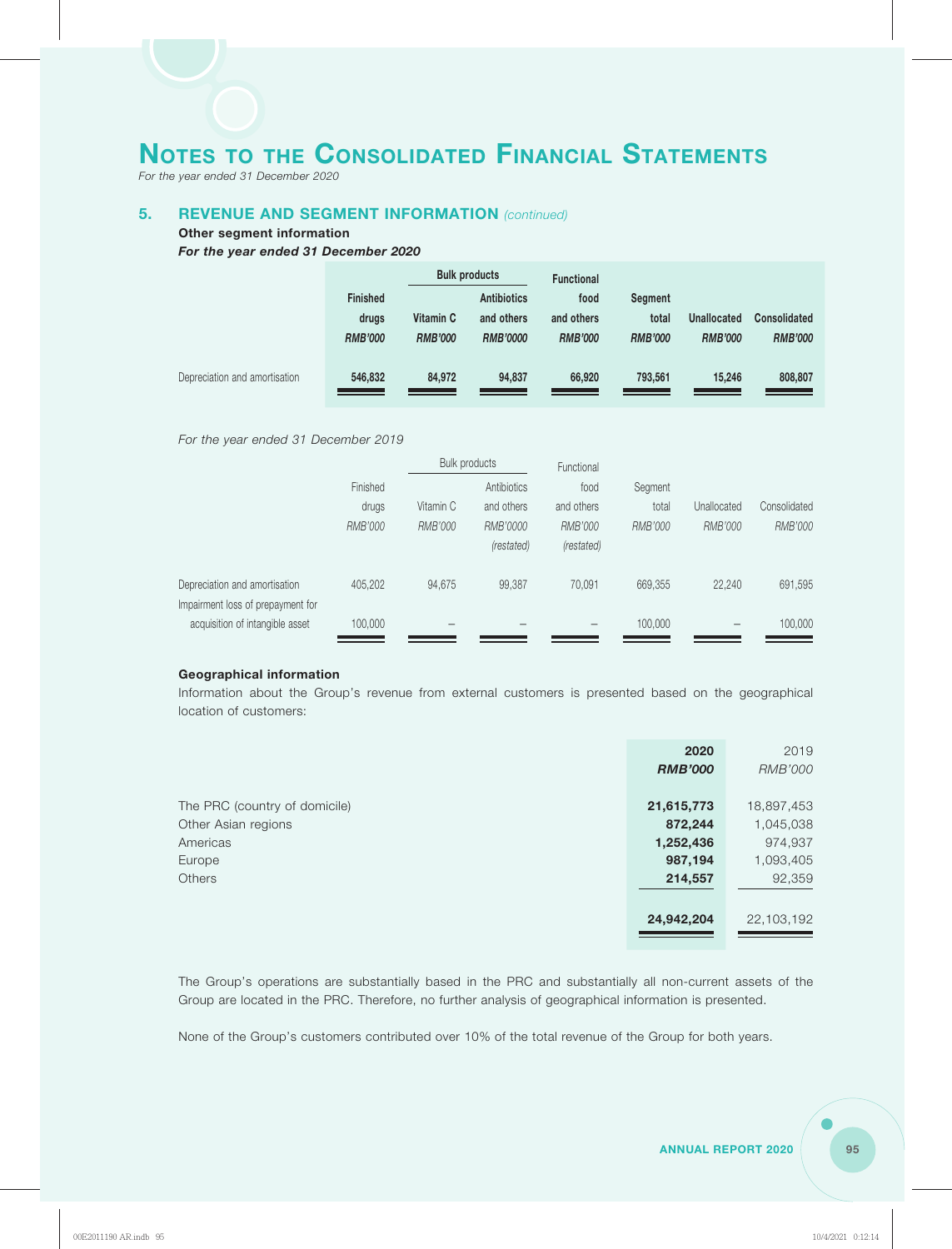# Notes to the Consolidated Financial Statements

*For the year ended 31 December 2020*

## 5. REVENUE AND SEGMENT INFORMATION *(continued)*

**Other segment information**

***For the year ended 31 December 2020***

| | Finished drugs | Bulk products | | Functional food and others | Segment total | Unallocated | Consolidated |
|---|---|---|---|---|---|---|---|
| | | Vitamin C | Antibiotics and others | | | | |
| | *RMB'000* | *RMB'000* | *RMB'0000* | *RMB'000* | *RMB'000* | *RMB'000* | *RMB'000* |
| Depreciation and amortisation | **546,832** | **84,972** | **94,837** | **66,920** | **793,561** | **15,246** | **808,807** |

*For the year ended 31 December 2019*

| | Finished drugs | Bulk products | | Functional food and others | Segment total | Unallocated | Consolidated |
|---|---|---|---|---|---|---|---|
| | | Vitamin C | Antibiotics and others | | | | |
| | *RMB'000* | *RMB'000* | *RMB'0000* *(restated)* | *RMB'000* *(restated)* | *RMB'000* | *RMB'000* | *RMB'000* |
| Depreciation and amortisation | 405,202 | 94,675 | 99,387 | 70,091 | 669,355 | 22,240 | 691,595 |
| Impairment loss of prepayment for acquisition of intangible asset | 100,000 | – | – | – | 100,000 | – | 100,000 |

**Geographical information**

Information about the Group's revenue from external customers is presented based on the geographical location of customers:

| | 2020 | 2019 |
|---|---|---|
| | *RMB'000* | *RMB'000* |
| The PRC (country of domicile) | **21,615,773** | 18,897,453 |
| Other Asian regions | **872,244** | 1,045,038 |
| Americas | **1,252,436** | 974,937 |
| Europe | **987,194** | 1,093,405 |
| Others | **214,557** | 92,359 |
| | **24,942,204** | 22,103,192 |

The Group's operations are substantially based in the PRC and substantially all non-current assets of the Group are located in the PRC. Therefore, no further analysis of geographical information is presented.

None of the Group's customers contributed over 10% of the total revenue of the Group for both years.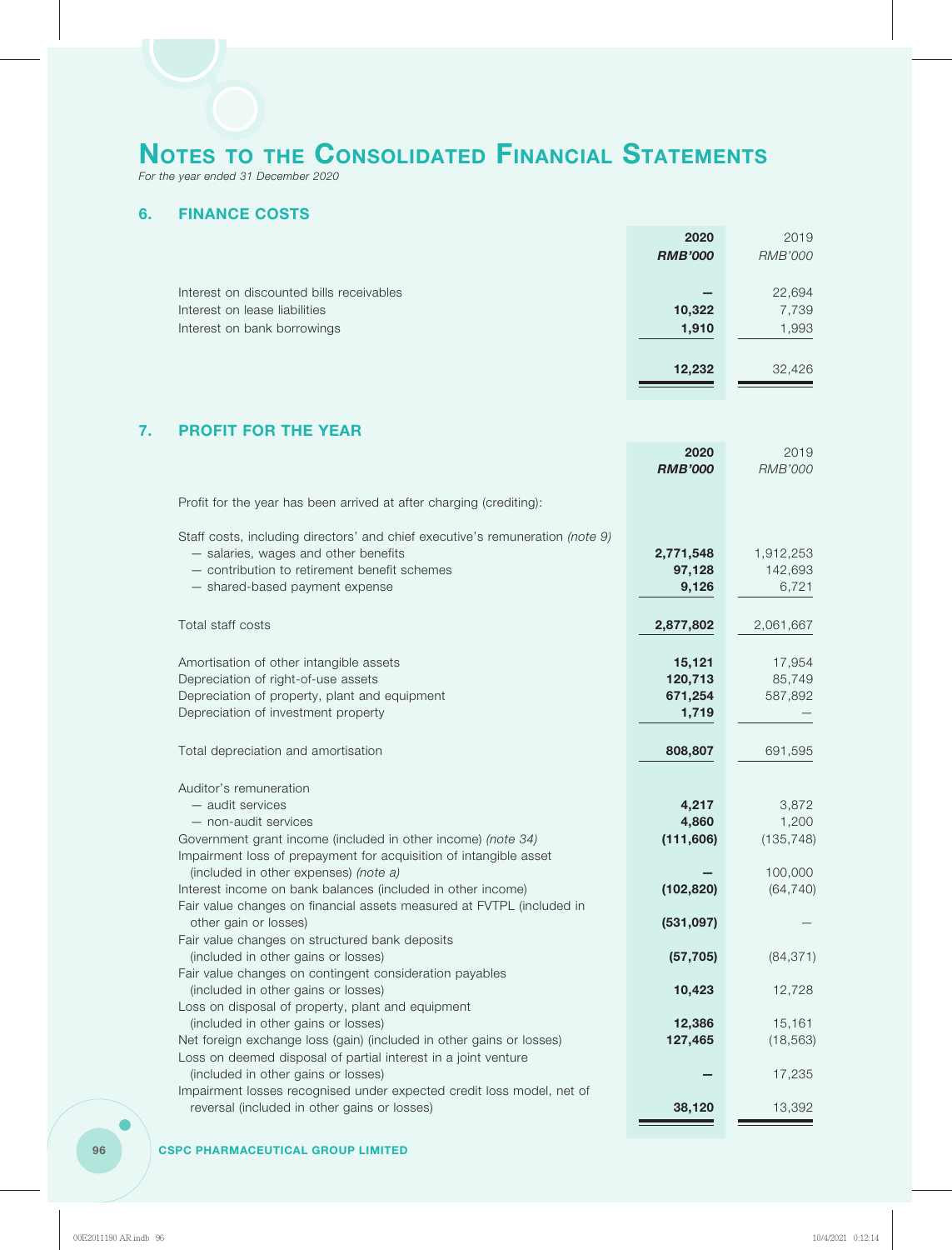# Notes to the Consolidated Financial Statements

*For the year ended 31 December 2020*

## 6. FINANCE COSTS

| | 2020<br>*RMB'000* | 2019<br>*RMB'000* |
|---|---|---|
| Interest on discounted bills receivables | — | 22,694 |
| Interest on lease liabilities | 10,322 | 7,739 |
| Interest on bank borrowings | 1,910 | 1,993 |
| | 12,232 | 32,426 |

## 7. PROFIT FOR THE YEAR

| | 2020<br>*RMB'000* | 2019<br>*RMB'000* |
|---|---|---|
| Profit for the year has been arrived at after charging (crediting): | | |
| Staff costs, including directors' and chief executive's remuneration *(note 9)* | | |
| — salaries, wages and other benefits | 2,771,548 | 1,912,253 |
| — contribution to retirement benefit schemes | 97,128 | 142,693 |
| — shared-based payment expense | 9,126 | 6,721 |
| Total staff costs | 2,877,802 | 2,061,667 |
| Amortisation of other intangible assets | 15,121 | 17,954 |
| Depreciation of right-of-use assets | 120,713 | 85,749 |
| Depreciation of property, plant and equipment | 671,254 | 587,892 |
| Depreciation of investment property | 1,719 | — |
| Total depreciation and amortisation | 808,807 | 691,595 |
| Auditor's remuneration | | |
| — audit services | 4,217 | 3,872 |
| — non-audit services | 4,860 | 1,200 |
| Government grant income (included in other income) *(note 34)* | (111,606) | (135,748) |
| Impairment loss of prepayment for acquisition of intangible asset (included in other expenses) *(note a)* | — | 100,000 |
| Interest income on bank balances (included in other income) | (102,820) | (64,740) |
| Fair value changes on financial assets measured at FVTPL (included in other gain or losses) | (531,097) | — |
| Fair value changes on structured bank deposits (included in other gains or losses) | (57,705) | (84,371) |
| Fair value changes on contingent consideration payables (included in other gains or losses) | 10,423 | 12,728 |
| Loss on disposal of property, plant and equipment (included in other gains or losses) | 12,386 | 15,161 |
| Net foreign exchange loss (gain) (included in other gains or losses) | 127,465 | (18,563) |
| Loss on deemed disposal of partial interest in a joint venture (included in other gains or losses) | — | 17,235 |
| Impairment losses recognised under expected credit loss model, net of reversal (included in other gains or losses) | 38,120 | 13,392 |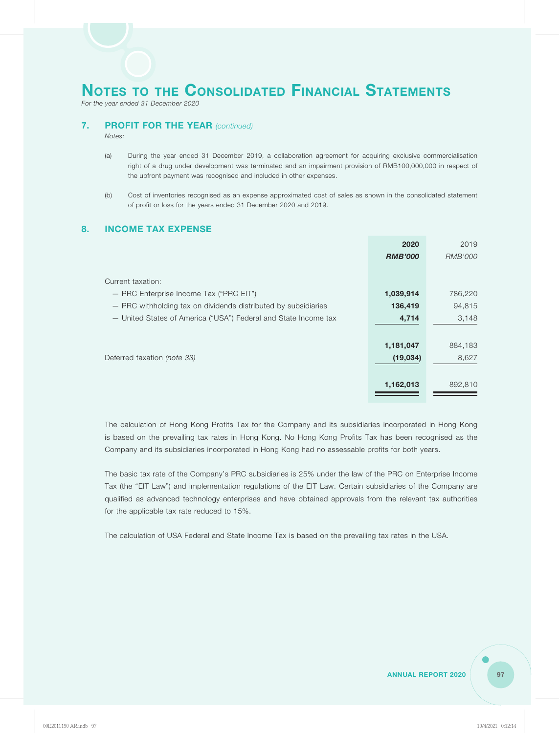# NOTES TO THE CONSOLIDATED FINANCIAL STATEMENTS

*For the year ended 31 December 2020*

## 7. PROFIT FOR THE YEAR *(continued)*

*Notes:*

(a) During the year ended 31 December 2019, a collaboration agreement for acquiring exclusive commercialisation right of a drug under development was terminated and an impairment provision of RMB100,000,000 in respect of the upfront payment was recognised and included in other expenses.

(b) Cost of inventories recognised as an expense approximated cost of sales as shown in the consolidated statement of profit or loss for the years ended 31 December 2020 and 2019.

## 8. INCOME TAX EXPENSE

| | **2020** | 2019 |
|---|---|---|
| | ***RMB'000*** | *RMB'000* |
| Current taxation: | | |
| — PRC Enterprise Income Tax ("PRC EIT") | **1,039,914** | 786,220 |
| — PRC withholding tax on dividends distributed by subsidiaries | **136,419** | 94,815 |
| — United States of America ("USA") Federal and State Income tax | **4,714** | 3,148 |
| | **1,181,047** | 884,183 |
| Deferred taxation *(note 33)* | **(19,034)** | 8,627 |
| | **1,162,013** | 892,810 |

The calculation of Hong Kong Profits Tax for the Company and its subsidiaries incorporated in Hong Kong is based on the prevailing tax rates in Hong Kong. No Hong Kong Profits Tax has been recognised as the Company and its subsidiaries incorporated in Hong Kong had no assessable profits for both years.

The basic tax rate of the Company's PRC subsidiaries is 25% under the law of the PRC on Enterprise Income Tax (the "EIT Law") and implementation regulations of the EIT Law. Certain subsidiaries of the Company are qualified as advanced technology enterprises and have obtained approvals from the relevant tax authorities for the applicable tax rate reduced to 15%.

The calculation of USA Federal and State Income Tax is based on the prevailing tax rates in the USA.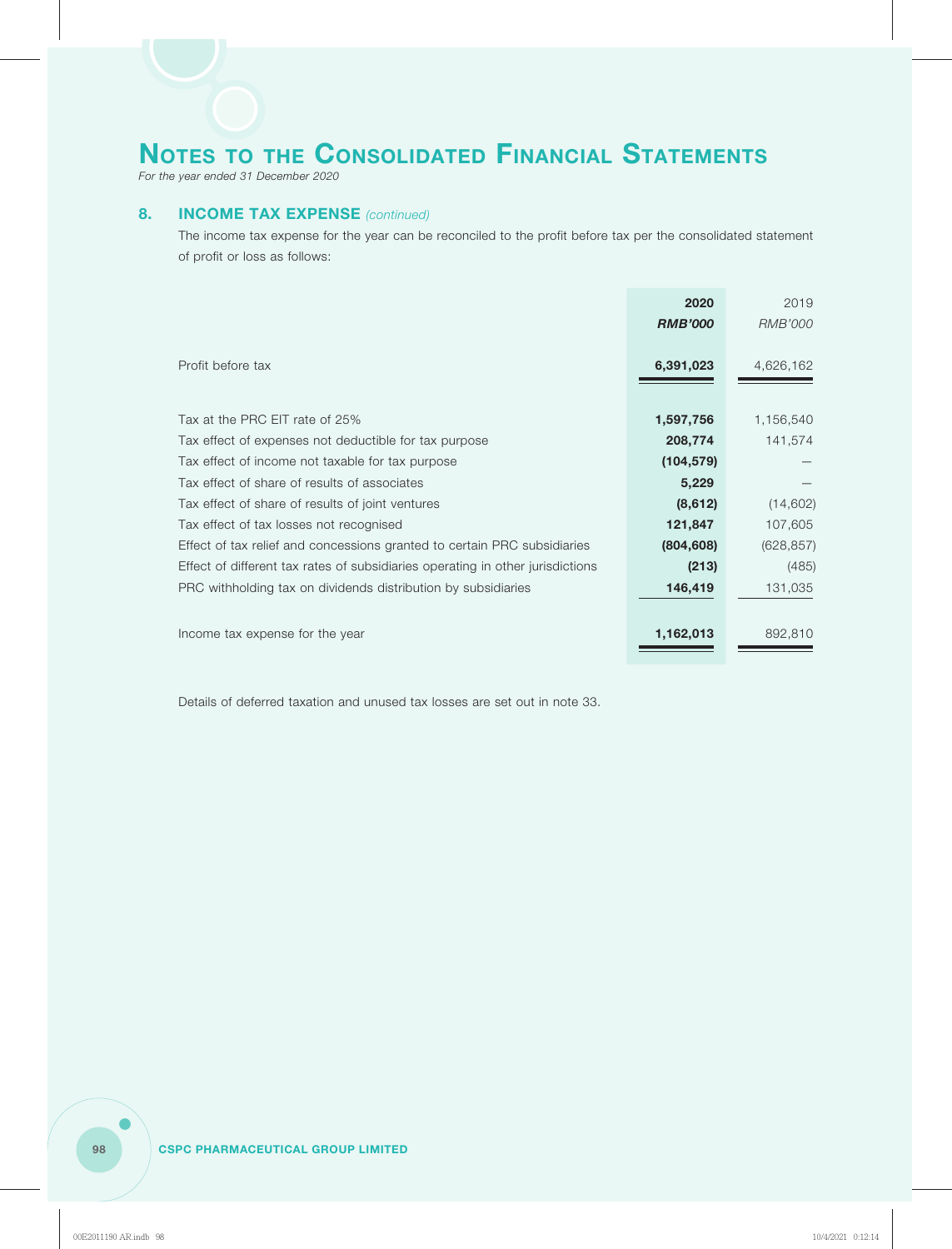# Notes to the Consolidated Financial Statements

*For the year ended 31 December 2020*

## 8. INCOME TAX EXPENSE *(continued)*

The income tax expense for the year can be reconciled to the profit before tax per the consolidated statement of profit or loss as follows:

| | **2020** | 2019 |
|---|---|---|
| | ***RMB'000*** | *RMB'000* |
| Profit before tax | **6,391,023** | 4,626,162 |
| Tax at the PRC EIT rate of 25% | **1,597,756** | 1,156,540 |
| Tax effect of expenses not deductible for tax purpose | **208,774** | 141,574 |
| Tax effect of income not taxable for tax purpose | **(104,579)** | — |
| Tax effect of share of results of associates | **5,229** | — |
| Tax effect of share of results of joint ventures | **(8,612)** | (14,602) |
| Tax effect of tax losses not recognised | **121,847** | 107,605 |
| Effect of tax relief and concessions granted to certain PRC subsidiaries | **(804,608)** | (628,857) |
| Effect of different tax rates of subsidiaries operating in other jurisdictions | **(213)** | (485) |
| PRC withholding tax on dividends distribution by subsidiaries | **146,419** | 131,035 |
| Income tax expense for the year | **1,162,013** | 892,810 |

Details of deferred taxation and unused tax losses are set out in note 33.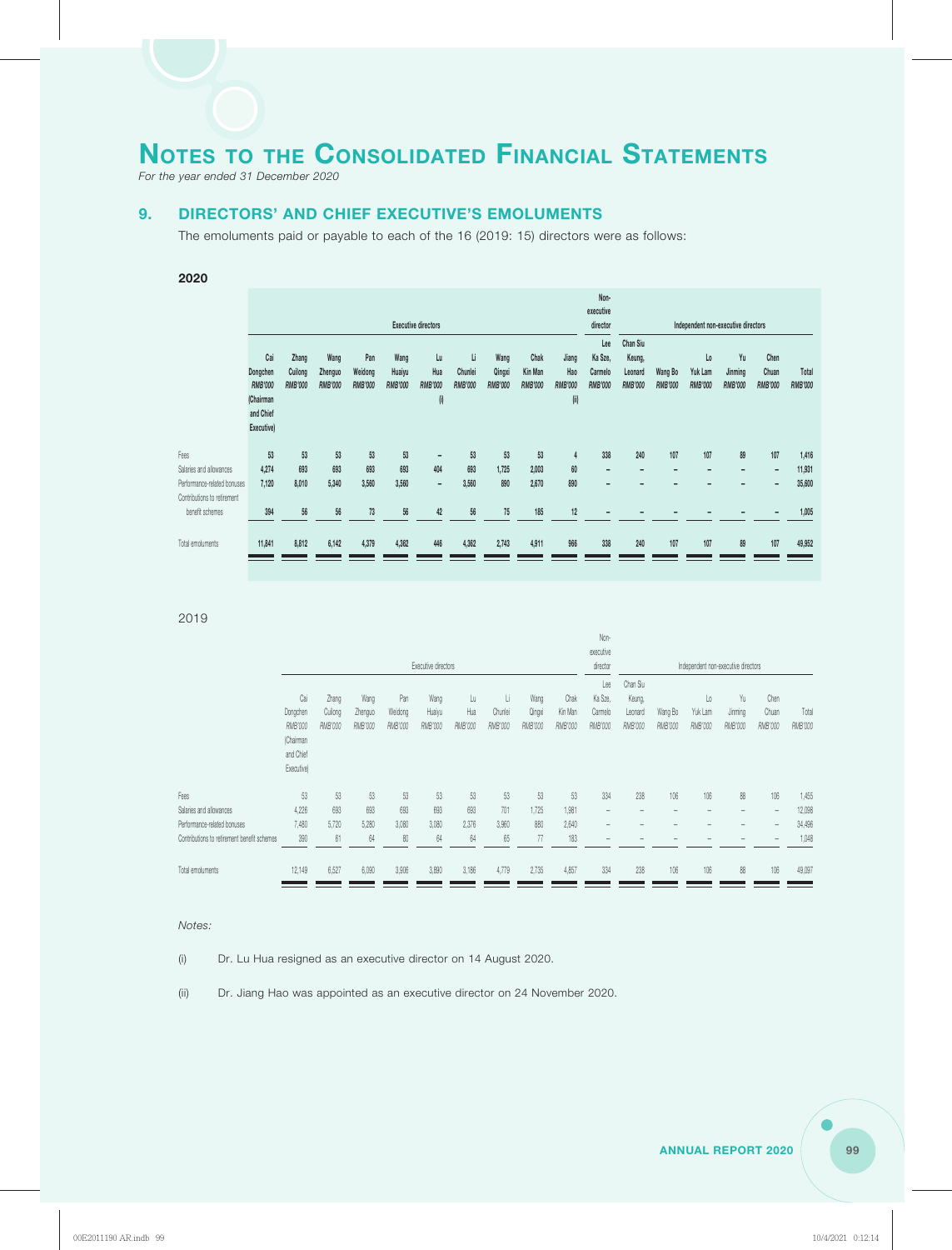# NOTES TO THE CONSOLIDATED FINANCIAL STATEMENTS

*For the year ended 31 December 2020*

## 9. DIRECTORS' AND CHIEF EXECUTIVE'S EMOLUMENTS

The emoluments paid or payable to each of the 16 (2019: 15) directors were as follows:

**2020**

| | Executive directors | | | | | | | | | | Non-executive director | Independent non-executive directors | | | | | |
|---|---|---|---|---|---|---|---|---|---|---|---|---|---|---|---|---|---|
| | Cai Dongchen RMB'000 (Chairman and Chief Executive) | Zhang Cuilong RMB'000 | Wang Zhenguo RMB'000 | Pan Weidong RMB'000 | Wang Huaiyu RMB'000 | Lu Hua RMB'000 (i) | Li Chunlei RMB'000 | Wang Qingxi RMB'000 | Chak Kin Man RMB'000 | Jiang Hao RMB'000 (ii) | Lee Ka Sze, Carmelo RMB'000 | Chan Siu Keung, Leonard RMB'000 | Wang Bo RMB'000 | Lo Yuk Lam RMB'000 | Yu Jinming RMB'000 | Chen Chuan RMB'000 | Total RMB'000 |
| Fees | 53 | 53 | 53 | 53 | 53 | – | 53 | 53 | 53 | 4 | 338 | 240 | 107 | 107 | 89 | 107 | 1,416 |
| Salaries and allowances | 4,274 | 693 | 693 | 693 | 693 | 404 | 693 | 1,725 | 2,003 | 60 | – | – | – | – | – | – | 11,931 |
| Performance-related bonuses | 7,120 | 8,010 | 5,340 | 3,560 | 3,560 | – | 3,560 | 890 | 2,670 | 890 | – | – | – | – | – | – | 35,600 |
| Contributions to retirement benefit schemes | 394 | 56 | 56 | 73 | 56 | 42 | 56 | 75 | 185 | 12 | – | – | – | – | – | – | 1,005 |
| Total emoluments | 11,841 | 8,812 | 6,142 | 4,379 | 4,362 | 446 | 4,362 | 2,743 | 4,911 | 966 | 338 | 240 | 107 | 107 | 89 | 107 | 49,952 |

2019

| | Executive directors | | | | | | | | | Non-executive director | Independent non-executive directors | | | | | |
|---|---|---|---|---|---|---|---|---|---|---|---|---|---|---|---|---|
| | Cai Dongchen RMB'000 (Chairman and Chief Executive) | Zhang Cuilong RMB'000 | Wang Zhenguo RMB'000 | Pan Weidong RMB'000 | Wang Huaiyu RMB'000 | Lu Hua RMB'000 | Li Chunlei RMB'000 | Wang Qingxi RMB'000 | Chak Kin Man RMB'000 | Lee Ka Sze, Carmelo RMB'000 | Chan Siu Keung, Leonard RMB'000 | Wang Bo RMB'000 | Lo Yuk Lam RMB'000 | Yu Jinming RMB'000 | Chen Chuan RMB'000 | Total RMB'000 |
| Fees | 53 | 53 | 53 | 53 | 53 | 53 | 53 | 53 | 53 | 334 | 238 | 106 | 106 | 88 | 106 | 1,455 |
| Salaries and allowances | 4,226 | 693 | 693 | 693 | 693 | 693 | 701 | 1,725 | 1,981 | – | – | – | – | – | – | 12,098 |
| Performance-related bonuses | 7,480 | 5,720 | 5,280 | 3,080 | 3,080 | 2,376 | 3,960 | 880 | 2,640 | – | – | – | – | – | – | 34,496 |
| Contributions to retirement benefit schemes | 390 | 61 | 64 | 80 | 64 | 64 | 65 | 77 | 183 | – | – | – | – | – | – | 1,048 |
| Total emoluments | 12,149 | 6,527 | 6,090 | 3,906 | 3,890 | 3,186 | 4,779 | 2,735 | 4,857 | 334 | 238 | 106 | 106 | 88 | 106 | 49,097 |

*Notes:*

(i) Dr. Lu Hua resigned as an executive director on 14 August 2020.

(ii) Dr. Jiang Hao was appointed as an executive director on 24 November 2020.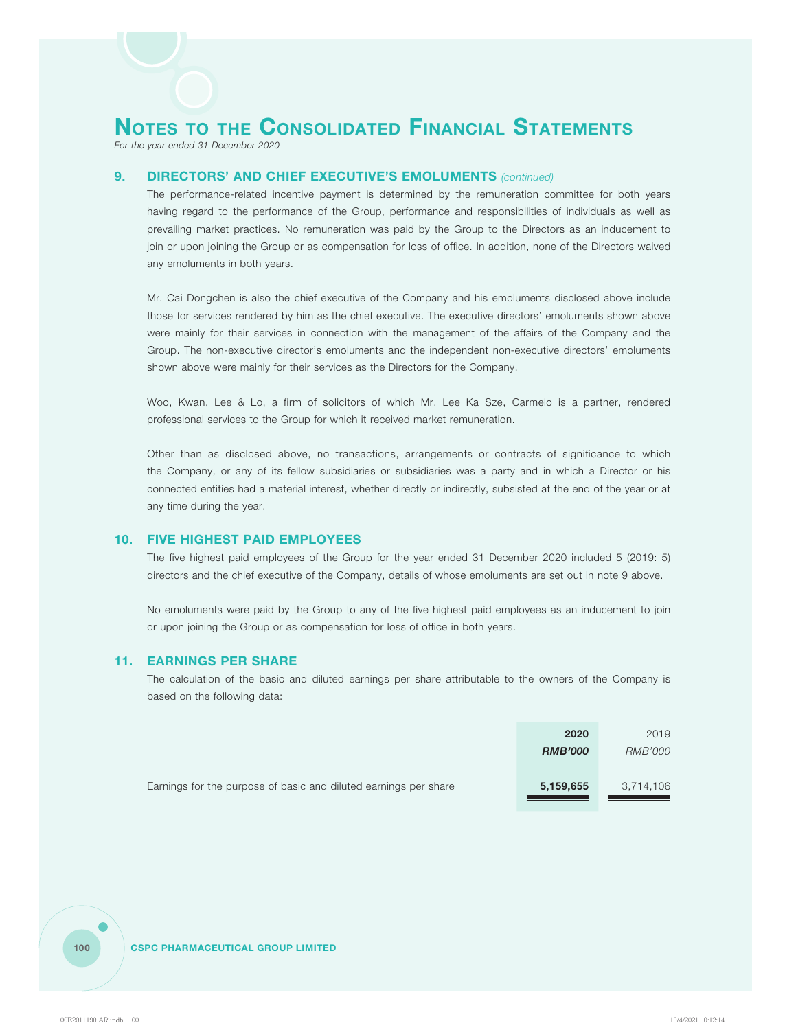# Notes to the Consolidated Financial Statements

*For the year ended 31 December 2020*

## 9. DIRECTORS' AND CHIEF EXECUTIVE'S EMOLUMENTS *(continued)*

The performance-related incentive payment is determined by the remuneration committee for both years having regard to the performance of the Group, performance and responsibilities of individuals as well as prevailing market practices. No remuneration was paid by the Group to the Directors as an inducement to join or upon joining the Group or as compensation for loss of office. In addition, none of the Directors waived any emoluments in both years.

Mr. Cai Dongchen is also the chief executive of the Company and his emoluments disclosed above include those for services rendered by him as the chief executive. The executive directors' emoluments shown above were mainly for their services in connection with the management of the affairs of the Company and the Group. The non-executive director's emoluments and the independent non-executive directors' emoluments shown above were mainly for their services as the Directors for the Company.

Woo, Kwan, Lee & Lo, a firm of solicitors of which Mr. Lee Ka Sze, Carmelo is a partner, rendered professional services to the Group for which it received market remuneration.

Other than as disclosed above, no transactions, arrangements or contracts of significance to which the Company, or any of its fellow subsidiaries or subsidiaries was a party and in which a Director or his connected entities had a material interest, whether directly or indirectly, subsisted at the end of the year or at any time during the year.

## 10. FIVE HIGHEST PAID EMPLOYEES

The five highest paid employees of the Group for the year ended 31 December 2020 included 5 (2019: 5) directors and the chief executive of the Company, details of whose emoluments are set out in note 9 above.

No emoluments were paid by the Group to any of the five highest paid employees as an inducement to join or upon joining the Group or as compensation for loss of office in both years.

## 11. EARNINGS PER SHARE

The calculation of the basic and diluted earnings per share attributable to the owners of the Company is based on the following data:

| | **2020** | 2019 |
|---|---|---|
| | ***RMB'000*** | *RMB'000* |
| Earnings for the purpose of basic and diluted earnings per share | **5,159,655** | 3,714,106 |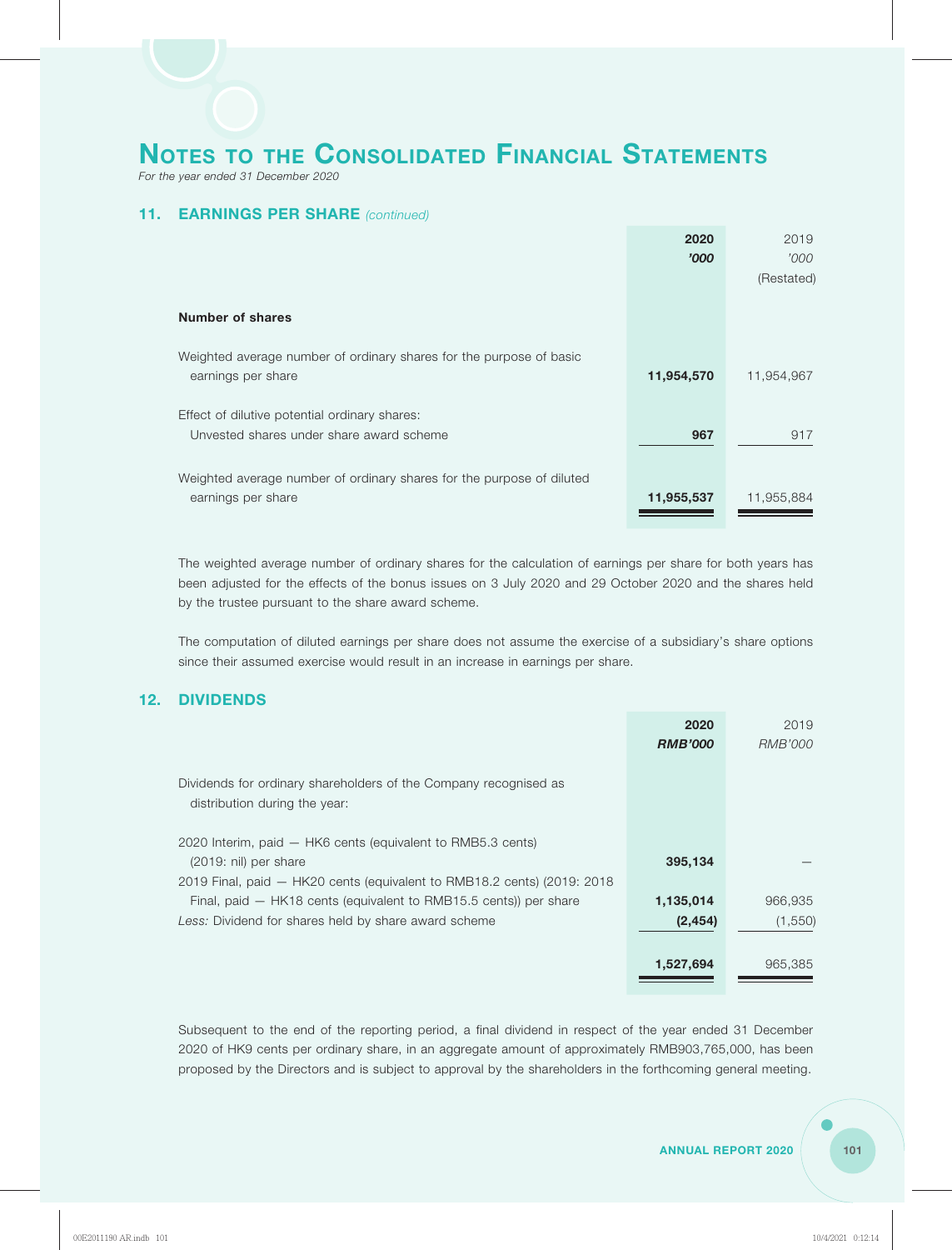# NOTES TO THE CONSOLIDATED FINANCIAL STATEMENTS

*For the year ended 31 December 2020*

## 11. EARNINGS PER SHARE *(continued)*

| | **2020** | 2019 |
|---|---|---|
| | ***'000*** | *'000* |
| | | (Restated) |
| **Number of shares** | | |
| Weighted average number of ordinary shares for the purpose of basic earnings per share | **11,954,570** | 11,954,967 |
| Effect of dilutive potential ordinary shares: | | |
| Unvested shares under share award scheme | **967** | 917 |
| Weighted average number of ordinary shares for the purpose of diluted earnings per share | **11,955,537** | 11,955,884 |

The weighted average number of ordinary shares for the calculation of earnings per share for both years has been adjusted for the effects of the bonus issues on 3 July 2020 and 29 October 2020 and the shares held by the trustee pursuant to the share award scheme.

The computation of diluted earnings per share does not assume the exercise of a subsidiary's share options since their assumed exercise would result in an increase in earnings per share.

## 12. DIVIDENDS

| | **2020** | 2019 |
|---|---|---|
| | ***RMB'000*** | *RMB'000* |
| Dividends for ordinary shareholders of the Company recognised as distribution during the year: | | |
| 2020 Interim, paid — HK6 cents (equivalent to RMB5.3 cents) (2019: nil) per share | **395,134** | — |
| 2019 Final, paid — HK20 cents (equivalent to RMB18.2 cents) (2019: 2018 Final, paid — HK18 cents (equivalent to RMB15.5 cents)) per share | **1,135,014** | 966,935 |
| *Less:* Dividend for shares held by share award scheme | **(2,454)** | (1,550) |
| | **1,527,694** | 965,385 |

Subsequent to the end of the reporting period, a final dividend in respect of the year ended 31 December 2020 of HK9 cents per ordinary share, in an aggregate amount of approximately RMB903,765,000, has been proposed by the Directors and is subject to approval by the shareholders in the forthcoming general meeting.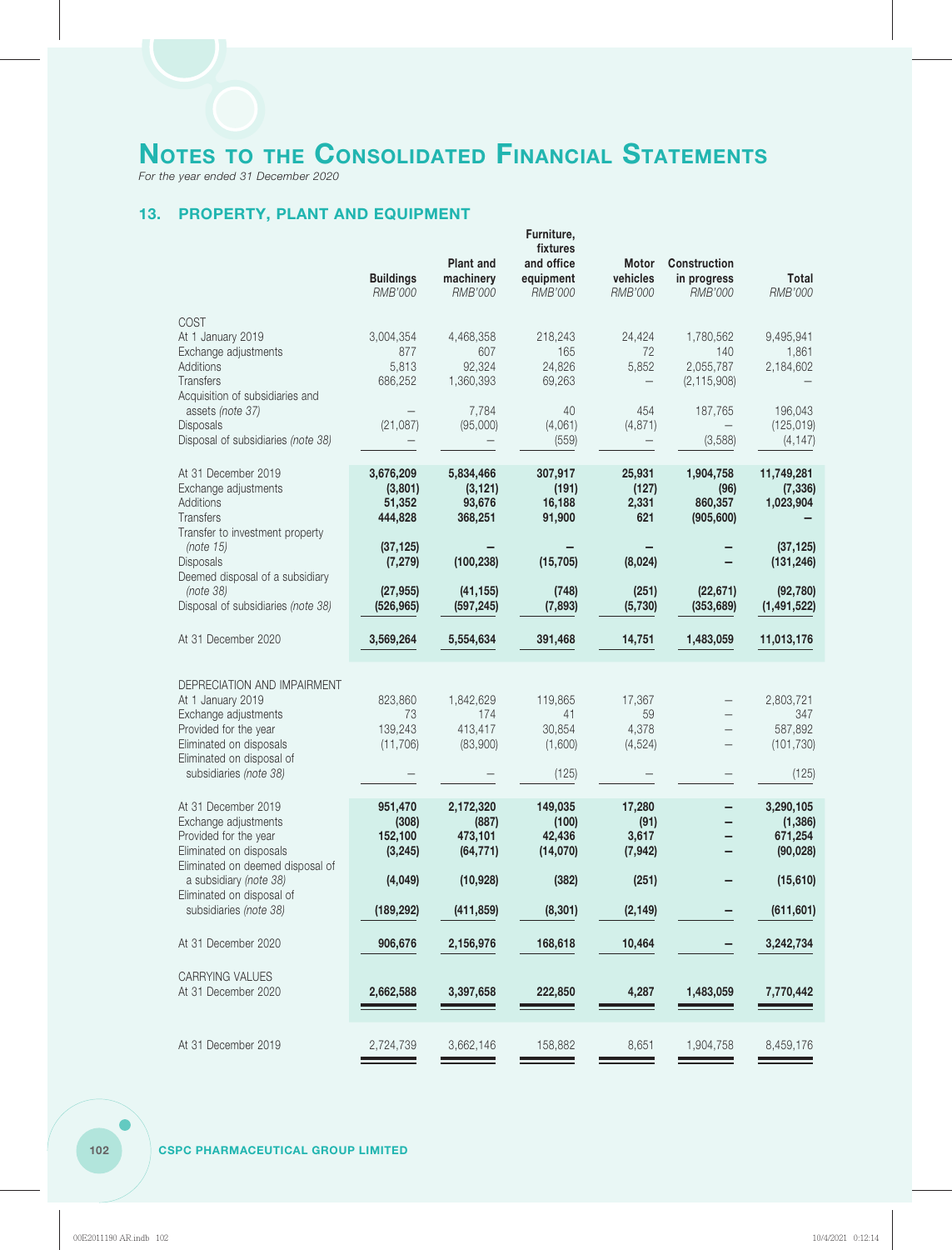# NOTES TO THE CONSOLIDATED FINANCIAL STATEMENTS

*For the year ended 31 December 2020*

## 13. PROPERTY, PLANT AND EQUIPMENT

| | Buildings | Plant and machinery | Furniture, fixtures and office equipment | Motor vehicles | Construction in progress | Total |
|---|---|---|---|---|---|---|
| | *RMB'000* | *RMB'000* | *RMB'000* | *RMB'000* | *RMB'000* | *RMB'000* |
| COST | | | | | | |
| At 1 January 2019 | 3,004,354 | 4,468,358 | 218,243 | 24,424 | 1,780,562 | 9,495,941 |
| Exchange adjustments | 877 | 607 | 165 | 72 | 140 | 1,861 |
| Additions | 5,813 | 92,324 | 24,826 | 5,852 | 2,055,787 | 2,184,602 |
| Transfers | 686,252 | 1,360,393 | 69,263 | – | (2,115,908) | – |
| Acquisition of subsidiaries and assets *(note 37)* | – | 7,784 | 40 | 454 | 187,765 | 196,043 |
| Disposals | (21,087) | (95,000) | (4,061) | (4,871) | – | (125,019) |
| Disposal of subsidiaries *(note 38)* | – | – | (559) | – | (3,588) | (4,147) |
| At 31 December 2019 | **3,676,209** | **5,834,466** | **307,917** | **25,931** | **1,904,758** | **11,749,281** |
| Exchange adjustments | **(3,801)** | **(3,121)** | **(191)** | **(127)** | **(96)** | **(7,336)** |
| Additions | **51,352** | **93,676** | **16,188** | **2,331** | **860,357** | **1,023,904** |
| Transfers | **444,828** | **368,251** | **91,900** | **621** | **(905,600)** | **–** |
| Transfer to investment property *(note 15)* | **(37,125)** | **–** | **–** | **–** | **–** | **(37,125)** |
| Disposals | **(7,279)** | **(100,238)** | **(15,705)** | **(8,024)** | **–** | **(131,246)** |
| Deemed disposal of a subsidiary *(note 38)* | **(27,955)** | **(41,155)** | **(748)** | **(251)** | **(22,671)** | **(92,780)** |
| Disposal of subsidiaries *(note 38)* | **(526,965)** | **(597,245)** | **(7,893)** | **(5,730)** | **(353,689)** | **(1,491,522)** |
| At 31 December 2020 | **3,569,264** | **5,554,634** | **391,468** | **14,751** | **1,483,059** | **11,013,176** |
| DEPRECIATION AND IMPAIRMENT | | | | | | |
| At 1 January 2019 | 823,860 | 1,842,629 | 119,865 | 17,367 | – | 2,803,721 |
| Exchange adjustments | 73 | 174 | 41 | 59 | – | 347 |
| Provided for the year | 139,243 | 413,417 | 30,854 | 4,378 | – | 587,892 |
| Eliminated on disposals | (11,706) | (83,900) | (1,600) | (4,524) | – | (101,730) |
| Eliminated on disposal of subsidiaries *(note 38)* | – | – | (125) | – | – | (125) |
| At 31 December 2019 | **951,470** | **2,172,320** | **149,035** | **17,280** | **–** | **3,290,105** |
| Exchange adjustments | **(308)** | **(887)** | **(100)** | **(91)** | **–** | **(1,386)** |
| Provided for the year | **152,100** | **473,101** | **42,436** | **3,617** | **–** | **671,254** |
| Eliminated on disposals | **(3,245)** | **(64,771)** | **(14,070)** | **(7,942)** | **–** | **(90,028)** |
| Eliminated on deemed disposal of a subsidiary *(note 38)* | **(4,049)** | **(10,928)** | **(382)** | **(251)** | **–** | **(15,610)** |
| Eliminated on disposal of subsidiaries *(note 38)* | **(189,292)** | **(411,859)** | **(8,301)** | **(2,149)** | **–** | **(611,601)** |
| At 31 December 2020 | **906,676** | **2,156,976** | **168,618** | **10,464** | **–** | **3,242,734** |
| CARRYING VALUES | | | | | | |
| At 31 December 2020 | **2,662,588** | **3,397,658** | **222,850** | **4,287** | **1,483,059** | **7,770,442** |
| At 31 December 2019 | 2,724,739 | 3,662,146 | 158,882 | 8,651 | 1,904,758 | 8,459,176 |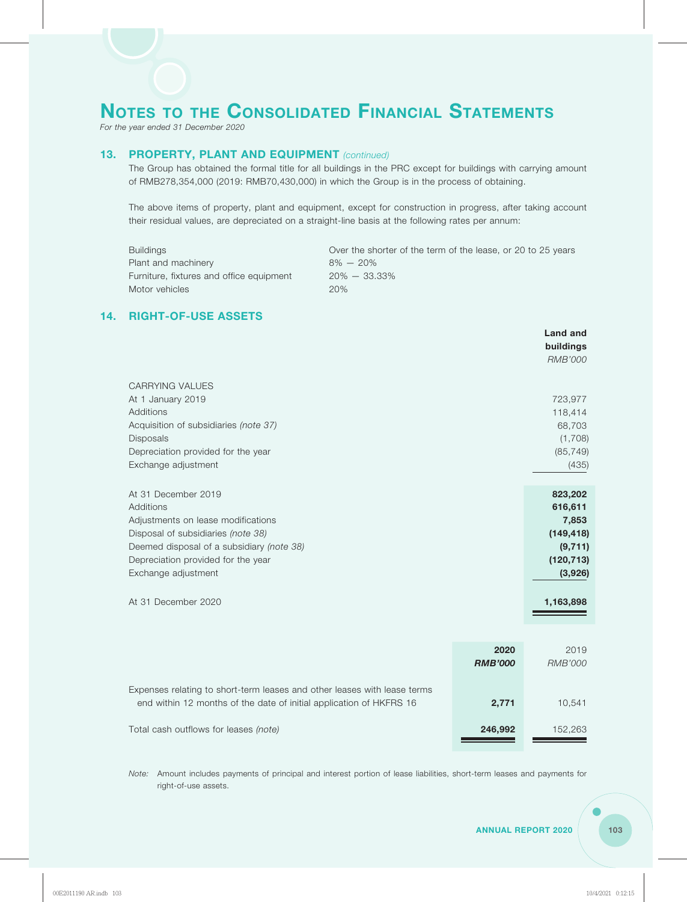# NOTES TO THE CONSOLIDATED FINANCIAL STATEMENTS

*For the year ended 31 December 2020*

## 13. PROPERTY, PLANT AND EQUIPMENT *(continued)*

The Group has obtained the formal title for all buildings in the PRC except for buildings with carrying amount of RMB278,354,000 (2019: RMB70,430,000) in which the Group is in the process of obtaining.

The above items of property, plant and equipment, except for construction in progress, after taking account their residual values, are depreciated on a straight-line basis at the following rates per annum:

| | |
|---|---|
| Buildings | Over the shorter of the term of the lease, or 20 to 25 years |
| Plant and machinery | 8% — 20% |
| Furniture, fixtures and office equipment | 20% — 33.33% |
| Motor vehicles | 20% |

## 14. RIGHT-OF-USE ASSETS

| | **Land and buildings** *RMB'000* |
|---|---|
| CARRYING VALUES | |
| At 1 January 2019 | 723,977 |
| Additions | 118,414 |
| Acquisition of subsidiaries *(note 37)* | 68,703 |
| Disposals | (1,708) |
| Depreciation provided for the year | (85,749) |
| Exchange adjustment | (435) |
| At 31 December 2019 | **823,202** |
| Additions | **616,611** |
| Adjustments on lease modifications | **7,853** |
| Disposal of subsidiaries *(note 38)* | **(149,418)** |
| Deemed disposal of a subsidiary *(note 38)* | **(9,711)** |
| Depreciation provided for the year | **(120,713)** |
| Exchange adjustment | **(3,926)** |
| At 31 December 2020 | **1,163,898** |

| | **2020** ***RMB'000*** | 2019 *RMB'000* |
|---|---|---|
| Expenses relating to short-term leases and other leases with lease terms end within 12 months of the date of initial application of HKFRS 16 | **2,771** | 10,541 |
| Total cash outflows for leases *(note)* | **246,992** | 152,263 |

*Note:* Amount includes payments of principal and interest portion of lease liabilities, short-term leases and payments for right-of-use assets.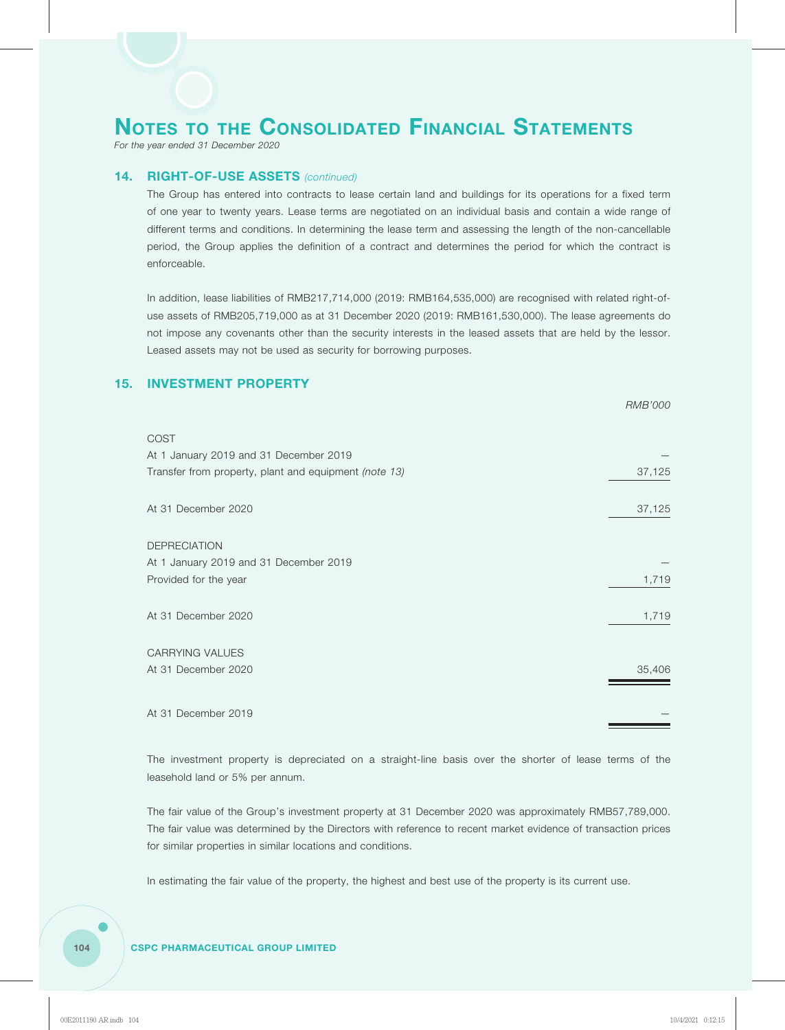# NOTES TO THE CONSOLIDATED FINANCIAL STATEMENTS

*For the year ended 31 December 2020*

## 14. RIGHT-OF-USE ASSETS *(continued)*

The Group has entered into contracts to lease certain land and buildings for its operations for a fixed term of one year to twenty years. Lease terms are negotiated on an individual basis and contain a wide range of different terms and conditions. In determining the lease term and assessing the length of the non-cancellable period, the Group applies the definition of a contract and determines the period for which the contract is enforceable.

In addition, lease liabilities of RMB217,714,000 (2019: RMB164,535,000) are recognised with related right-of-use assets of RMB205,719,000 as at 31 December 2020 (2019: RMB161,530,000). The lease agreements do not impose any covenants other than the security interests in the leased assets that are held by the lessor. Leased assets may not be used as security for borrowing purposes.

## 15. INVESTMENT PROPERTY

| | *RMB'000* |
|---|---|
| COST | |
| At 1 January 2019 and 31 December 2019 | — |
| Transfer from property, plant and equipment *(note 13)* | 37,125 |
| At 31 December 2020 | 37,125 |
| DEPRECIATION | |
| At 1 January 2019 and 31 December 2019 | — |
| Provided for the year | 1,719 |
| At 31 December 2020 | 1,719 |
| CARRYING VALUES | |
| At 31 December 2020 | 35,406 |
| At 31 December 2019 | — |

The investment property is depreciated on a straight-line basis over the shorter of lease terms of the leasehold land or 5% per annum.

The fair value of the Group's investment property at 31 December 2020 was approximately RMB57,789,000. The fair value was determined by the Directors with reference to recent market evidence of transaction prices for similar properties in similar locations and conditions.

In estimating the fair value of the property, the highest and best use of the property is its current use.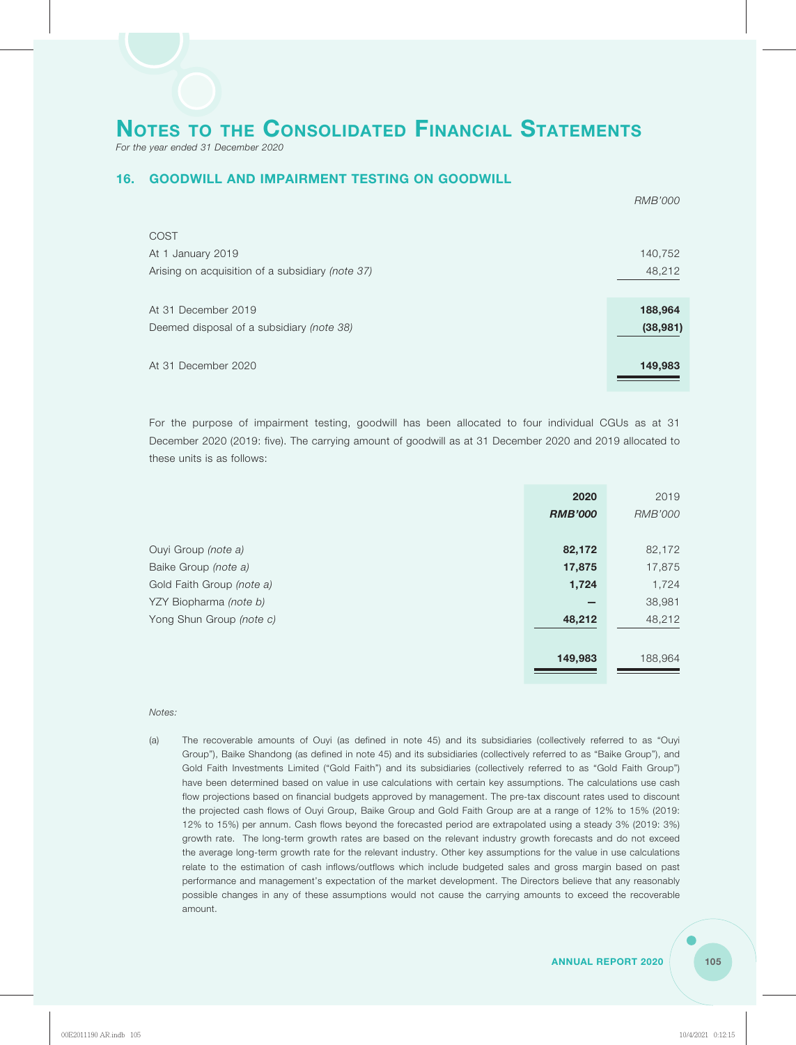# NOTES TO THE CONSOLIDATED FINANCIAL STATEMENTS

*For the year ended 31 December 2020*

## 16. GOODWILL AND IMPAIRMENT TESTING ON GOODWILL

| | *RMB'000* |
|---|---|
| COST | |
| At 1 January 2019 | 140,752 |
| Arising on acquisition of a subsidiary *(note 37)* | 48,212 |
| At 31 December 2019 | **188,964** |
| Deemed disposal of a subsidiary *(note 38)* | **(38,981)** |
| At 31 December 2020 | **149,983** |

For the purpose of impairment testing, goodwill has been allocated to four individual CGUs as at 31 December 2020 (2019: five). The carrying amount of goodwill as at 31 December 2020 and 2019 allocated to these units is as follows:

| | **2020** *RMB'000* | 2019 *RMB'000* |
|---|---|---|
| Ouyi Group *(note a)* | **82,172** | 82,172 |
| Baike Group *(note a)* | **17,875** | 17,875 |
| Gold Faith Group *(note a)* | **1,724** | 1,724 |
| YZY Biopharma *(note b)* | **–** | 38,981 |
| Yong Shun Group *(note c)* | **48,212** | 48,212 |
| | **149,983** | 188,964 |

*Notes:*

(a) The recoverable amounts of Ouyi (as defined in note 45) and its subsidiaries (collectively referred to as "Ouyi Group"), Baike Shandong (as defined in note 45) and its subsidiaries (collectively referred to as "Baike Group"), and Gold Faith Investments Limited ("Gold Faith") and its subsidiaries (collectively referred to as "Gold Faith Group") have been determined based on value in use calculations with certain key assumptions. The calculations use cash flow projections based on financial budgets approved by management. The pre-tax discount rates used to discount the projected cash flows of Ouyi Group, Baike Group and Gold Faith Group are at a range of 12% to 15% (2019: 12% to 15%) per annum. Cash flows beyond the forecasted period are extrapolated using a steady 3% (2019: 3%) growth rate. The long-term growth rates are based on the relevant industry growth forecasts and do not exceed the average long-term growth rate for the relevant industry. Other key assumptions for the value in use calculations relate to the estimation of cash inflows/outflows which include budgeted sales and gross margin based on past performance and management's expectation of the market development. The Directors believe that any reasonably possible changes in any of these assumptions would not cause the carrying amounts to exceed the recoverable amount.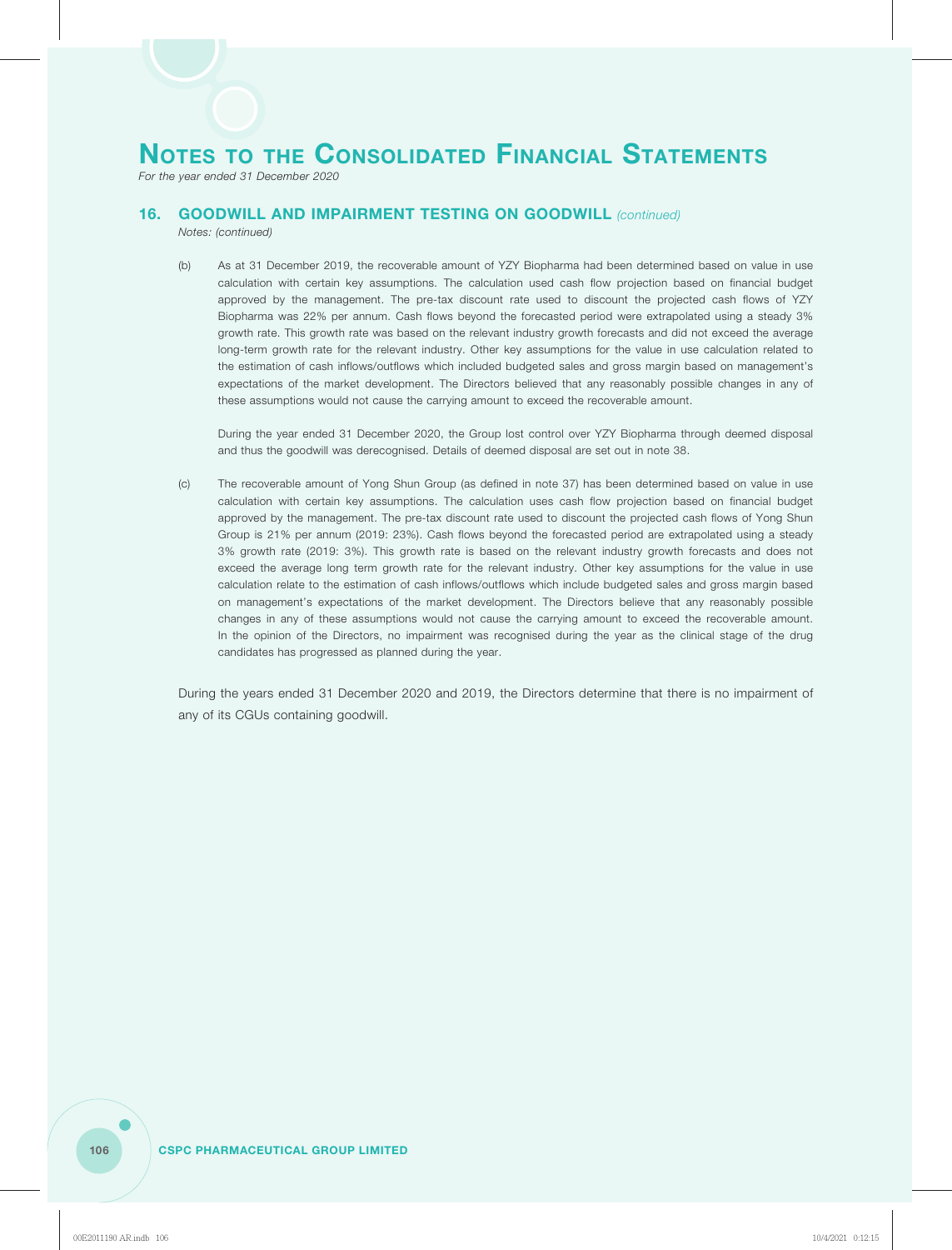# NOTES TO THE CONSOLIDATED FINANCIAL STATEMENTS

*For the year ended 31 December 2020*

## 16. GOODWILL AND IMPAIRMENT TESTING ON GOODWILL *(continued)*

*Notes: (continued)*

(b) As at 31 December 2019, the recoverable amount of YZY Biopharma had been determined based on value in use calculation with certain key assumptions. The calculation used cash flow projection based on financial budget approved by the management. The pre-tax discount rate used to discount the projected cash flows of YZY Biopharma was 22% per annum. Cash flows beyond the forecasted period were extrapolated using a steady 3% growth rate. This growth rate was based on the relevant industry growth forecasts and did not exceed the average long-term growth rate for the relevant industry. Other key assumptions for the value in use calculation related to the estimation of cash inflows/outflows which included budgeted sales and gross margin based on management's expectations of the market development. The Directors believed that any reasonably possible changes in any of these assumptions would not cause the carrying amount to exceed the recoverable amount.

During the year ended 31 December 2020, the Group lost control over YZY Biopharma through deemed disposal and thus the goodwill was derecognised. Details of deemed disposal are set out in note 38.

(c) The recoverable amount of Yong Shun Group (as defined in note 37) has been determined based on value in use calculation with certain key assumptions. The calculation uses cash flow projection based on financial budget approved by the management. The pre-tax discount rate used to discount the projected cash flows of Yong Shun Group is 21% per annum (2019: 23%). Cash flows beyond the forecasted period are extrapolated using a steady 3% growth rate (2019: 3%). This growth rate is based on the relevant industry growth forecasts and does not exceed the average long term growth rate for the relevant industry. Other key assumptions for the value in use calculation relate to the estimation of cash inflows/outflows which include budgeted sales and gross margin based on management's expectations of the market development. The Directors believe that any reasonably possible changes in any of these assumptions would not cause the carrying amount to exceed the recoverable amount. In the opinion of the Directors, no impairment was recognised during the year as the clinical stage of the drug candidates has progressed as planned during the year.

During the years ended 31 December 2020 and 2019, the Directors determine that there is no impairment of any of its CGUs containing goodwill.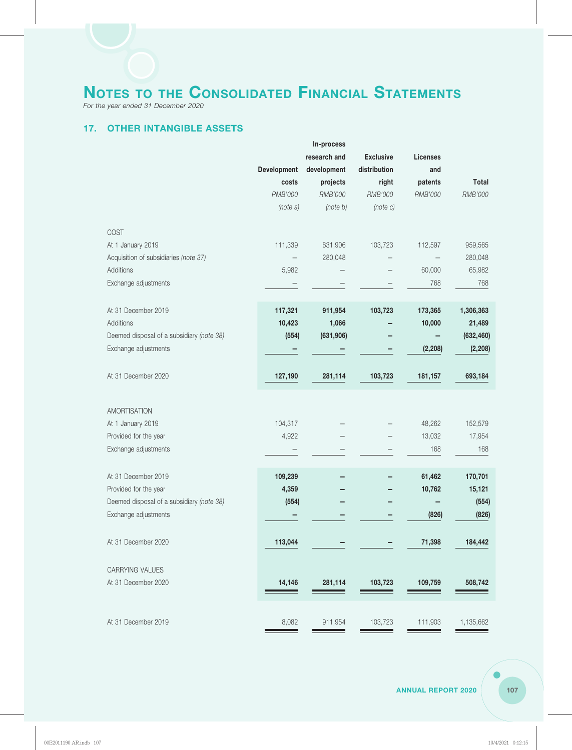# Notes to the Consolidated Financial Statements

*For the year ended 31 December 2020*

## 17. OTHER INTANGIBLE ASSETS

| | Development costs | In-process research and development projects | Exclusive distribution right | Licenses and patents | Total |
|---|---|---|---|---|---|
| | *RMB'000* | *RMB'000* | *RMB'000* | *RMB'000* | *RMB'000* |
| | *(note a)* | *(note b)* | *(note c)* | | |
| COST | | | | | |
| At 1 January 2019 | 111,339 | 631,906 | 103,723 | 112,597 | 959,565 |
| Acquisition of subsidiaries *(note 37)* | – | 280,048 | – | – | 280,048 |
| Additions | 5,982 | – | – | 60,000 | 65,982 |
| Exchange adjustments | – | – | – | 768 | 768 |
| At 31 December 2019 | **117,321** | **911,954** | **103,723** | **173,365** | **1,306,363** |
| Additions | **10,423** | **1,066** | **–** | **10,000** | **21,489** |
| Deemed disposal of a subsidiary *(note 38)* | **(554)** | **(631,906)** | **–** | **–** | **(632,460)** |
| Exchange adjustments | **–** | **–** | **–** | **(2,208)** | **(2,208)** |
| At 31 December 2020 | **127,190** | **281,114** | **103,723** | **181,157** | **693,184** |
| AMORTISATION | | | | | |
| At 1 January 2019 | 104,317 | – | – | 48,262 | 152,579 |
| Provided for the year | 4,922 | – | – | 13,032 | 17,954 |
| Exchange adjustments | – | – | – | 168 | 168 |
| At 31 December 2019 | **109,239** | **–** | **–** | **61,462** | **170,701** |
| Provided for the year | **4,359** | **–** | **–** | **10,762** | **15,121** |
| Deemed disposal of a subsidiary *(note 38)* | **(554)** | **–** | **–** | **–** | **(554)** |
| Exchange adjustments | **–** | **–** | **–** | **(826)** | **(826)** |
| At 31 December 2020 | **113,044** | **–** | **–** | **71,398** | **184,442** |
| CARRYING VALUES | | | | | |
| At 31 December 2020 | **14,146** | **281,114** | **103,723** | **109,759** | **508,742** |
| At 31 December 2019 | 8,082 | 911,954 | 103,723 | 111,903 | 1,135,662 |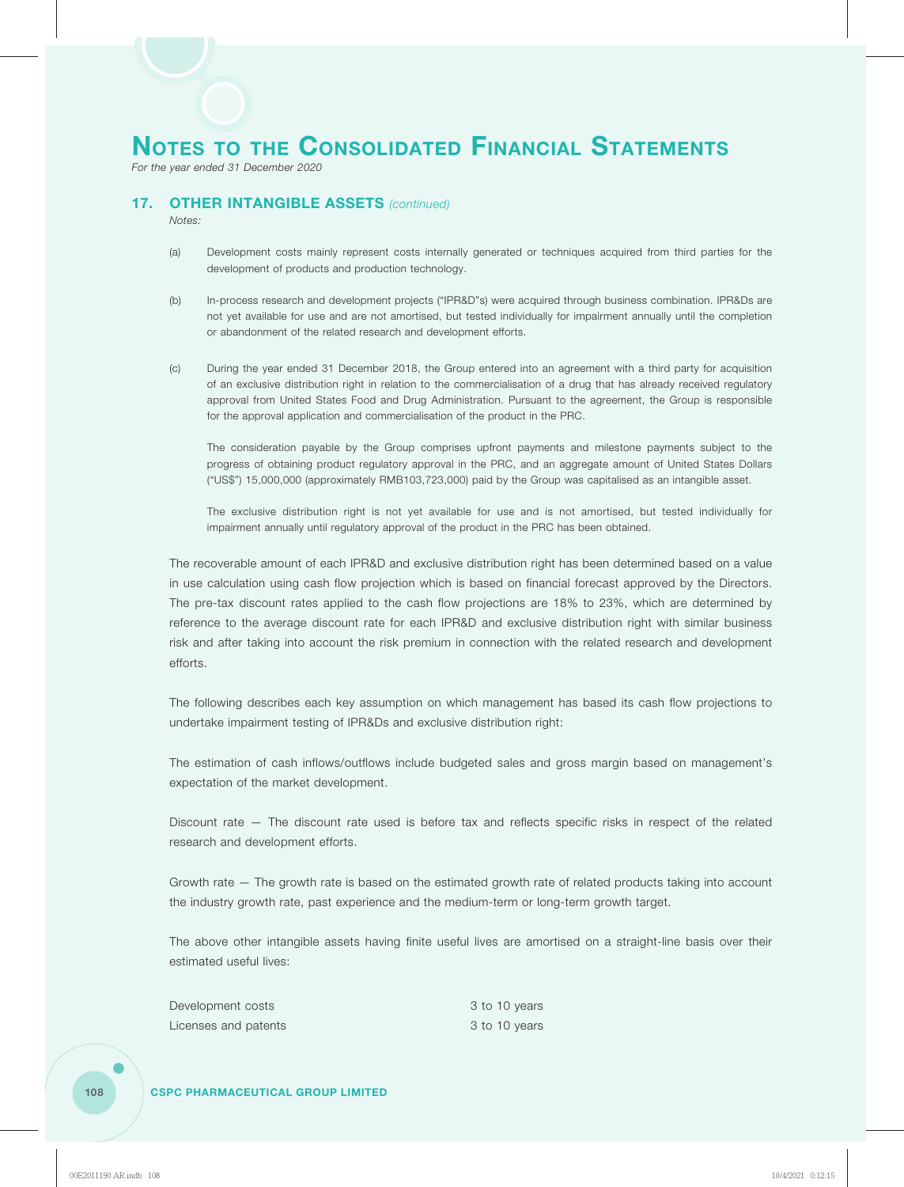# Notes to the Consolidated Financial Statements

*For the year ended 31 December 2020*

## 17. OTHER INTANGIBLE ASSETS *(continued)*

*Notes:*

(a) Development costs mainly represent costs internally generated or techniques acquired from third parties for the development of products and production technology.

(b) In-process research and development projects ("IPR&D"s) were acquired through business combination. IPR&Ds are not yet available for use and are not amortised, but tested individually for impairment annually until the completion or abandonment of the related research and development efforts.

(c) During the year ended 31 December 2018, the Group entered into an agreement with a third party for acquisition of an exclusive distribution right in relation to the commercialisation of a drug that has already received regulatory approval from United States Food and Drug Administration. Pursuant to the agreement, the Group is responsible for the approval application and commercialisation of the product in the PRC.

The consideration payable by the Group comprises upfront payments and milestone payments subject to the progress of obtaining product regulatory approval in the PRC, and an aggregate amount of United States Dollars ("US$") 15,000,000 (approximately RMB103,723,000) paid by the Group was capitalised as an intangible asset.

The exclusive distribution right is not yet available for use and is not amortised, but tested individually for impairment annually until regulatory approval of the product in the PRC has been obtained.

The recoverable amount of each IPR&D and exclusive distribution right has been determined based on a value in use calculation using cash flow projection which is based on financial forecast approved by the Directors. The pre-tax discount rates applied to the cash flow projections are 18% to 23%, which are determined by reference to the average discount rate for each IPR&D and exclusive distribution right with similar business risk and after taking into account the risk premium in connection with the related research and development efforts.

The following describes each key assumption on which management has based its cash flow projections to undertake impairment testing of IPR&Ds and exclusive distribution right:

The estimation of cash inflows/outflows include budgeted sales and gross margin based on management's expectation of the market development.

Discount rate — The discount rate used is before tax and reflects specific risks in respect of the related research and development efforts.

Growth rate — The growth rate is based on the estimated growth rate of related products taking into account the industry growth rate, past experience and the medium-term or long-term growth target.

The above other intangible assets having finite useful lives are amortised on a straight-line basis over their estimated useful lives:

| | |
|---|---|
| Development costs | 3 to 10 years |
| Licenses and patents | 3 to 10 years |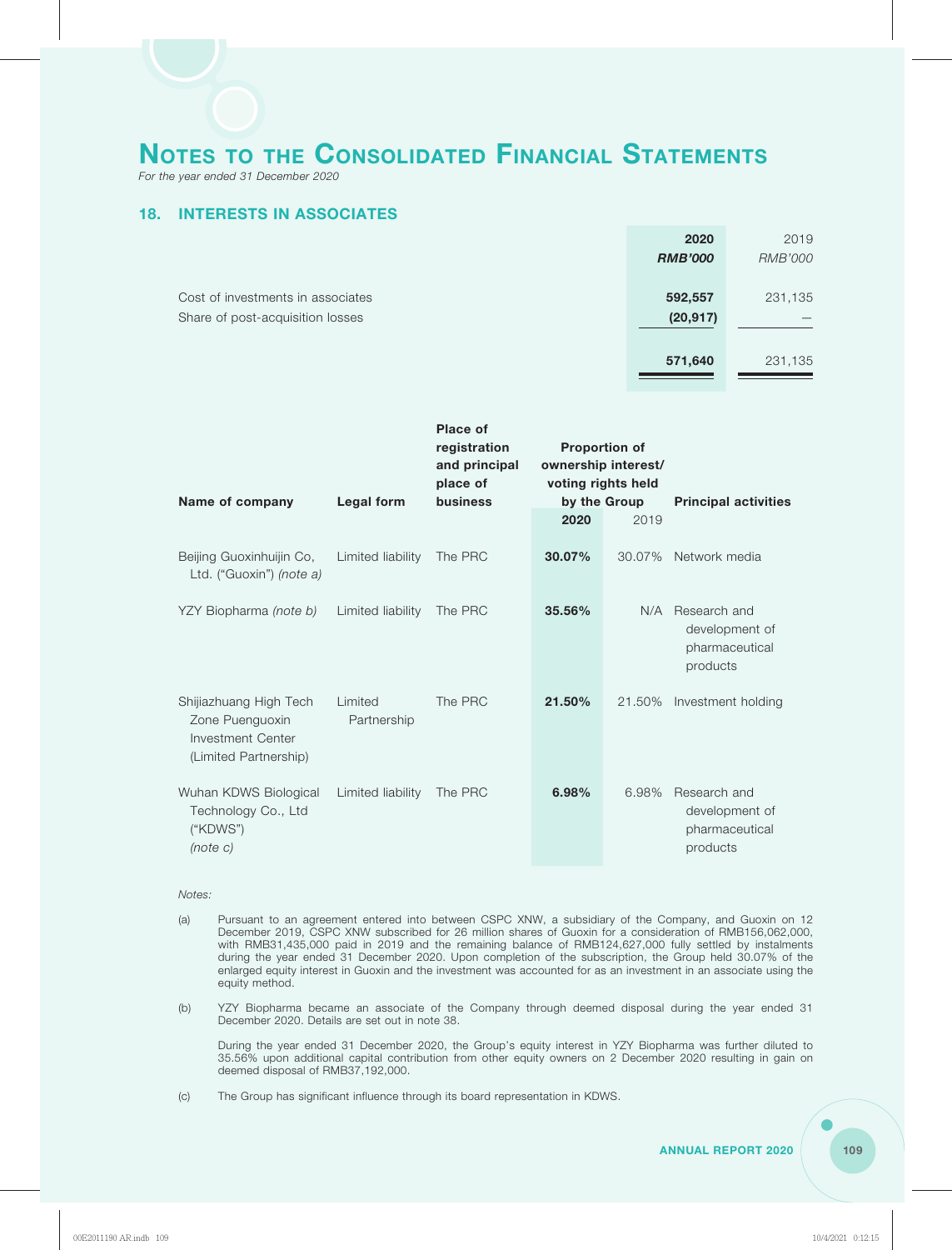# NOTES TO THE CONSOLIDATED FINANCIAL STATEMENTS

*For the year ended 31 December 2020*

## 18. INTERESTS IN ASSOCIATES

| | 2020<br>*RMB'000* | 2019<br>*RMB'000* |
|---|---|---|
| Cost of investments in associates | **592,557** | 231,135 |
| Share of post-acquisition losses | **(20,917)** | — |
| | **571,640** | 231,135 |

| Name of company | Legal form | Place of registration and principal place of business | Proportion of ownership interest/ voting rights held by the Group | | Principal activities |
|---|---|---|---|---|---|
| | | | 2020 | 2019 | |
| Beijing Guoxinhuijin Co, Ltd. ("Guoxin") *(note a)* | Limited liability | The PRC | **30.07%** | 30.07% | Network media |
| YZY Biopharma *(note b)* | Limited liability | The PRC | **35.56%** | N/A | Research and development of pharmaceutical products |
| Shijiazhuang High Tech Zone Puenguoxin Investment Center (Limited Partnership) | Limited Partnership | The PRC | **21.50%** | 21.50% | Investment holding |
| Wuhan KDWS Biological Technology Co., Ltd ("KDWS") *(note c)* | Limited liability | The PRC | **6.98%** | 6.98% | Research and development of pharmaceutical products |

*Notes:*

(a) Pursuant to an agreement entered into between CSPC XNW, a subsidiary of the Company, and Guoxin on 12 December 2019, CSPC XNW subscribed for 26 million shares of Guoxin for a consideration of RMB156,062,000, with RMB31,435,000 paid in 2019 and the remaining balance of RMB124,627,000 fully settled by instalments during the year ended 31 December 2020. Upon completion of the subscription, the Group held 30.07% of the enlarged equity interest in Guoxin and the investment was accounted for as an investment in an associate using the equity method.

(b) YZY Biopharma became an associate of the Company through deemed disposal during the year ended 31 December 2020. Details are set out in note 38.

During the year ended 31 December 2020, the Group's equity interest in YZY Biopharma was further diluted to 35.56% upon additional capital contribution from other equity owners on 2 December 2020 resulting in gain on deemed disposal of RMB37,192,000.

(c) The Group has significant influence through its board representation in KDWS.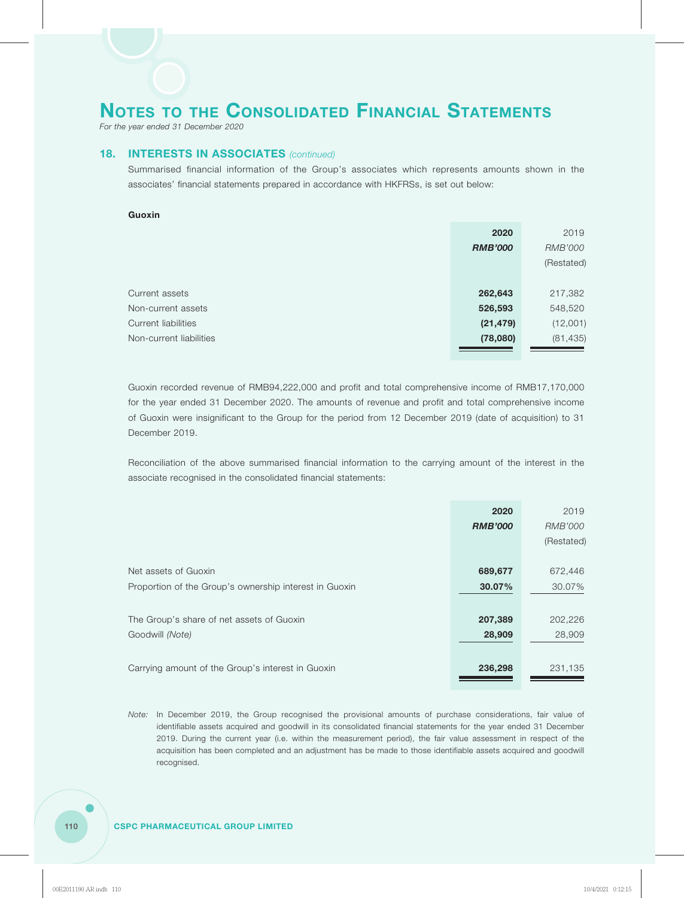# NOTES TO THE CONSOLIDATED FINANCIAL STATEMENTS

*For the year ended 31 December 2020*

## 18. INTERESTS IN ASSOCIATES *(continued)*

Summarised financial information of the Group's associates which represents amounts shown in the associates' financial statements prepared in accordance with HKFRSs, is set out below:

**Guoxin**

| | **2020** | 2019 |
|---|---|---|
| | ***RMB'000*** | *RMB'000* |
| | | (Restated) |
| Current assets | **262,643** | 217,382 |
| Non-current assets | **526,593** | 548,520 |
| Current liabilities | **(21,479)** | (12,001) |
| Non-current liabilities | **(78,080)** | (81,435) |

Guoxin recorded revenue of RMB94,222,000 and profit and total comprehensive income of RMB17,170,000 for the year ended 31 December 2020. The amounts of revenue and profit and total comprehensive income of Guoxin were insignificant to the Group for the period from 12 December 2019 (date of acquisition) to 31 December 2019.

Reconciliation of the above summarised financial information to the carrying amount of the interest in the associate recognised in the consolidated financial statements:

| | **2020** | 2019 |
|---|---|---|
| | ***RMB'000*** | *RMB'000* |
| | | (Restated) |
| Net assets of Guoxin | **689,677** | 672,446 |
| Proportion of the Group's ownership interest in Guoxin | **30.07%** | 30.07% |
| The Group's share of net assets of Guoxin | **207,389** | 202,226 |
| Goodwill *(Note)* | **28,909** | 28,909 |
| Carrying amount of the Group's interest in Guoxin | **236,298** | 231,135 |

*Note:* In December 2019, the Group recognised the provisional amounts of purchase considerations, fair value of identifiable assets acquired and goodwill in its consolidated financial statements for the year ended 31 December 2019. During the current year (i.e. within the measurement period), the fair value assessment in respect of the acquisition has been completed and an adjustment has be made to those identifiable assets acquired and goodwill recognised.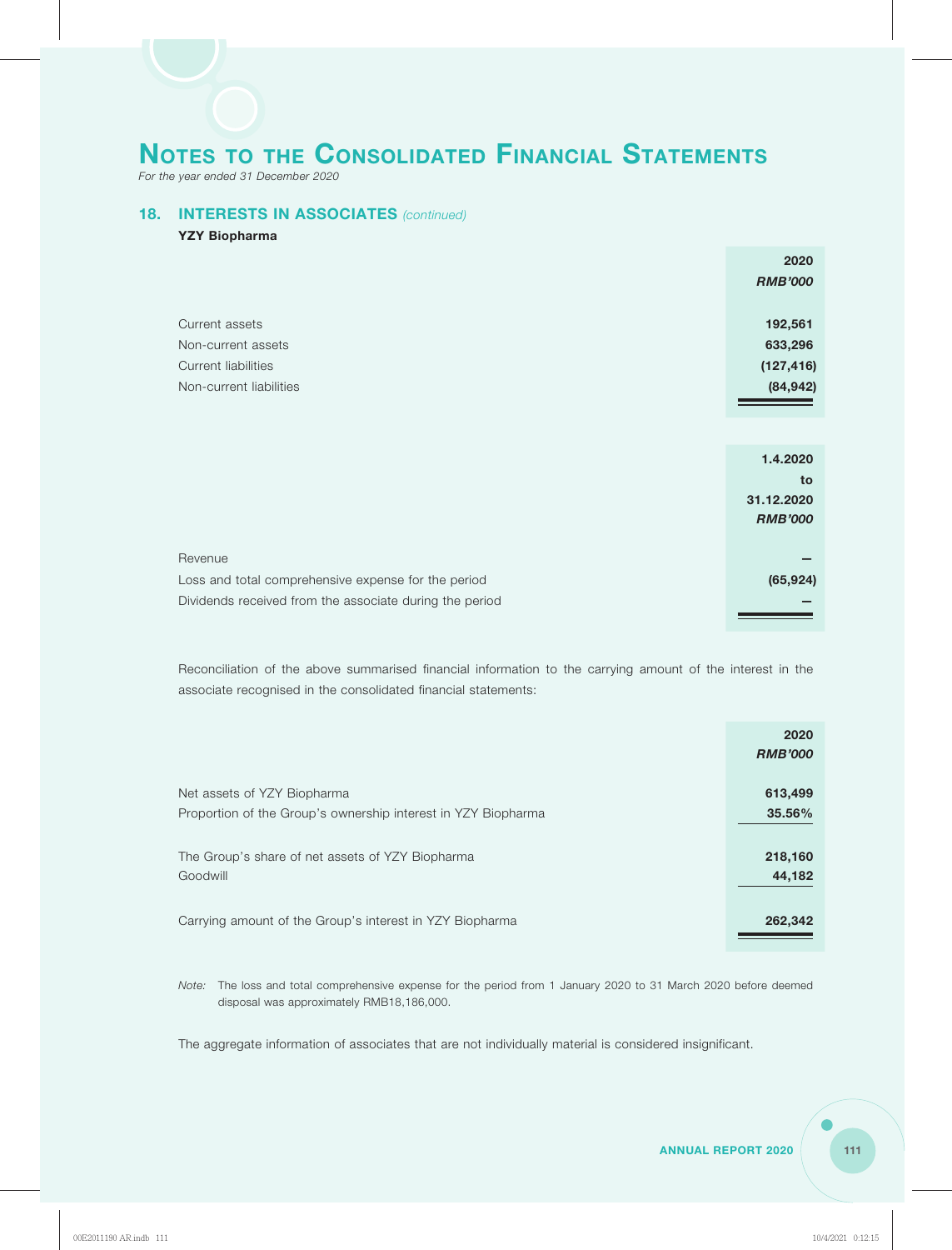# NOTES TO THE CONSOLIDATED FINANCIAL STATEMENTS

*For the year ended 31 December 2020*

## 18. INTERESTS IN ASSOCIATES *(continued)*

**YZY Biopharma**

| | 2020 |
|---|---|
| | *RMB'000* |
| Current assets | 192,561 |
| Non-current assets | 633,296 |
| Current liabilities | (127,416) |
| Non-current liabilities | (84,942) |

| | 1.4.2020 to 31.12.2020 |
|---|---|
| | *RMB'000* |
| Revenue | – |
| Loss and total comprehensive expense for the period | (65,924) |
| Dividends received from the associate during the period | – |

Reconciliation of the above summarised financial information to the carrying amount of the interest in the associate recognised in the consolidated financial statements:

| | 2020 |
|---|---|
| | *RMB'000* |
| Net assets of YZY Biopharma | 613,499 |
| Proportion of the Group's ownership interest in YZY Biopharma | 35.56% |
| The Group's share of net assets of YZY Biopharma | 218,160 |
| Goodwill | 44,182 |
| Carrying amount of the Group's interest in YZY Biopharma | 262,342 |

*Note:* The loss and total comprehensive expense for the period from 1 January 2020 to 31 March 2020 before deemed disposal was approximately RMB18,186,000.

The aggregate information of associates that are not individually material is considered insignificant.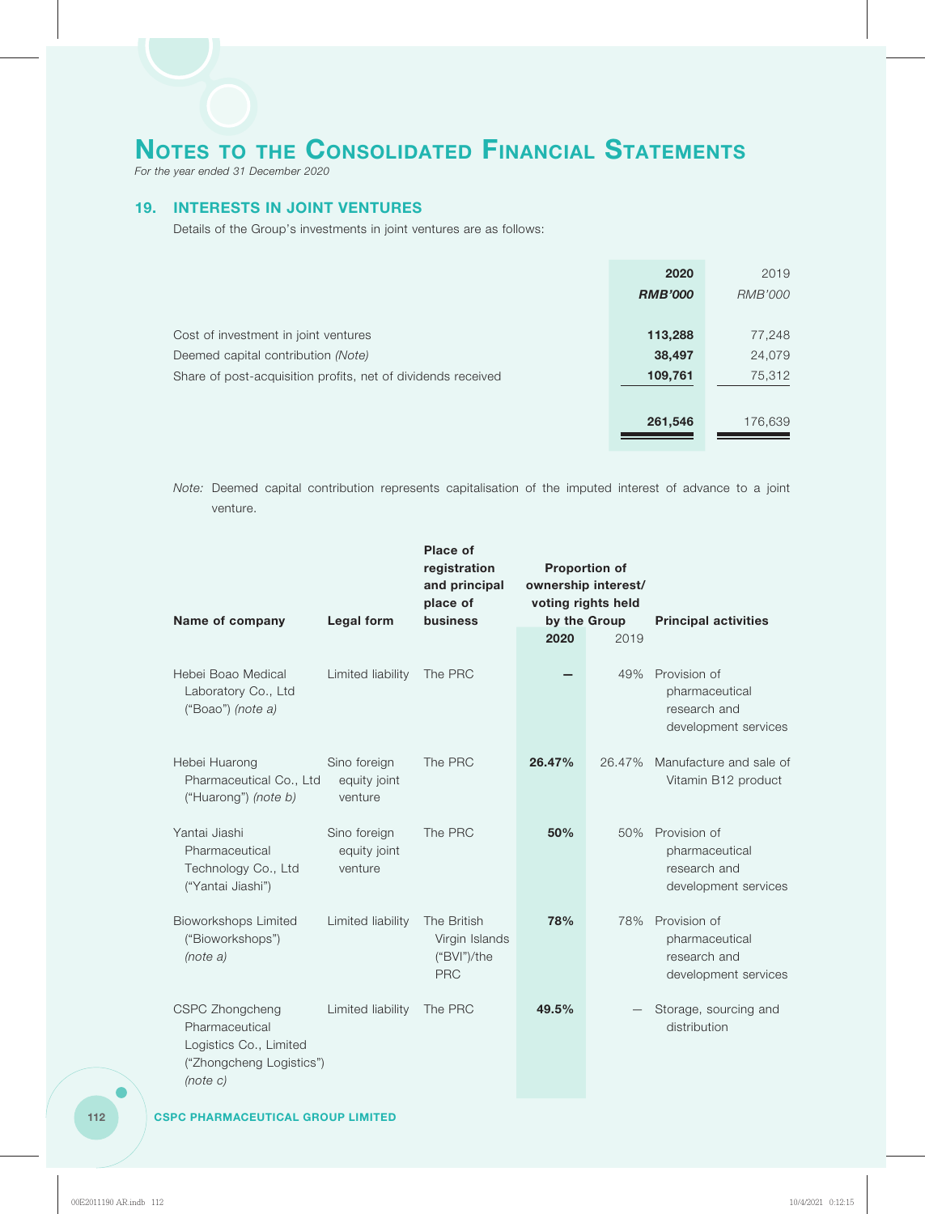# NOTES TO THE CONSOLIDATED FINANCIAL STATEMENTS

*For the year ended 31 December 2020*

## 19. INTERESTS IN JOINT VENTURES

Details of the Group's investments in joint ventures are as follows:

| | 2020 | 2019 |
|---|---|---|
| | ***RMB'000*** | *RMB'000* |
| Cost of investment in joint ventures | **113,288** | 77,248 |
| Deemed capital contribution *(Note)* | **38,497** | 24,079 |
| Share of post-acquisition profits, net of dividends received | **109,761** | 75,312 |
| | **261,546** | 176,639 |

*Note:* Deemed capital contribution represents capitalisation of the imputed interest of advance to a joint venture.

| Name of company | Legal form | Place of registration and principal place of business | Proportion of ownership interest/ voting rights held by the Group | | Principal activities |
|---|---|---|---|---|---|
| | | | **2020** | 2019 | |
| Hebei Boao Medical Laboratory Co., Ltd ("Boao") *(note a)* | Limited liability | The PRC | **–** | 49% | Provision of pharmaceutical research and development services |
| Hebei Huarong Pharmaceutical Co., Ltd ("Huarong") *(note b)* | Sino foreign equity joint venture | The PRC | **26.47%** | 26.47% | Manufacture and sale of Vitamin B12 product |
| Yantai Jiashi Pharmaceutical Technology Co., Ltd ("Yantai Jiashi") | Sino foreign equity joint venture | The PRC | **50%** | 50% | Provision of pharmaceutical research and development services |
| Bioworkshops Limited ("Bioworkshops") *(note a)* | Limited liability | The British Virgin Islands ("BVI")/the PRC | **78%** | 78% | Provision of pharmaceutical research and development services |
| CSPC Zhongcheng Pharmaceutical Logistics Co., Limited ("Zhongcheng Logistics") *(note c)* | Limited liability | The PRC | **49.5%** | – | Storage, sourcing and distribution |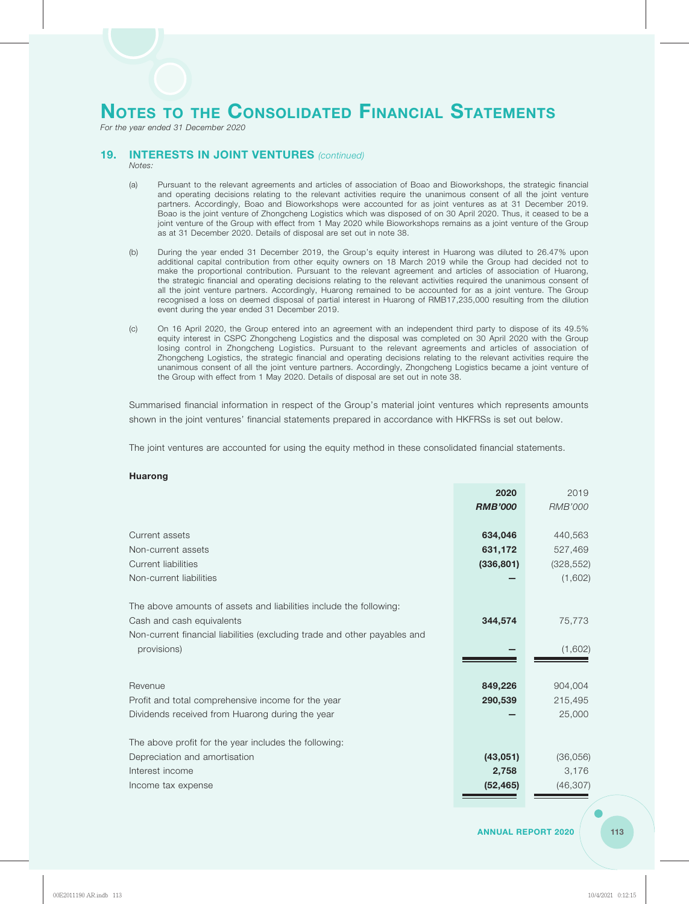# Notes to the Consolidated Financial Statements

*For the year ended 31 December 2020*

## 19. INTERESTS IN JOINT VENTURES *(continued)*

*Notes:*

(a) Pursuant to the relevant agreements and articles of association of Boao and Bioworkshops, the strategic financial and operating decisions relating to the relevant activities require the unanimous consent of all the joint venture partners. Accordingly, Boao and Bioworkshops were accounted for as joint ventures as at 31 December 2019. Boao is the joint venture of Zhongcheng Logistics which was disposed of on 30 April 2020. Thus, it ceased to be a joint venture of the Group with effect from 1 May 2020 while Bioworkshops remains as a joint venture of the Group as at 31 December 2020. Details of disposal are set out in note 38.

(b) During the year ended 31 December 2019, the Group's equity interest in Huarong was diluted to 26.47% upon additional capital contribution from other equity owners on 18 March 2019 while the Group had decided not to make the proportional contribution. Pursuant to the relevant agreement and articles of association of Huarong, the strategic financial and operating decisions relating to the relevant activities required the unanimous consent of all the joint venture partners. Accordingly, Huarong remained to be accounted for as a joint venture. The Group recognised a loss on deemed disposal of partial interest in Huarong of RMB17,235,000 resulting from the dilution event during the year ended 31 December 2019.

(c) On 16 April 2020, the Group entered into an agreement with an independent third party to dispose of its 49.5% equity interest in CSPC Zhongcheng Logistics and the disposal was completed on 30 April 2020 with the Group losing control in Zhongcheng Logistics. Pursuant to the relevant agreements and articles of association of Zhongcheng Logistics, the strategic financial and operating decisions relating to the relevant activities require the unanimous consent of all the joint venture partners. Accordingly, Zhongcheng Logistics became a joint venture of the Group with effect from 1 May 2020. Details of disposal are set out in note 38.

Summarised financial information in respect of the Group's material joint ventures which represents amounts shown in the joint ventures' financial statements prepared in accordance with HKFRSs is set out below.

The joint ventures are accounted for using the equity method in these consolidated financial statements.

**Huarong**

| | **2020** | 2019 |
|---|---|---|
| | ***RMB'000*** | *RMB'000* |
| Current assets | **634,046** | 440,563 |
| Non-current assets | **631,172** | 527,469 |
| Current liabilities | **(336,801)** | (328,552) |
| Non-current liabilities | **–** | (1,602) |
| The above amounts of assets and liabilities include the following: | | |
| Cash and cash equivalents | **344,574** | 75,773 |
| Non-current financial liabilities (excluding trade and other payables and provisions) | **–** | (1,602) |
| Revenue | **849,226** | 904,004 |
| Profit and total comprehensive income for the year | **290,539** | 215,495 |
| Dividends received from Huarong during the year | **–** | 25,000 |
| The above profit for the year includes the following: | | |
| Depreciation and amortisation | **(43,051)** | (36,056) |
| Interest income | **2,758** | 3,176 |
| Income tax expense | **(52,465)** | (46,307) |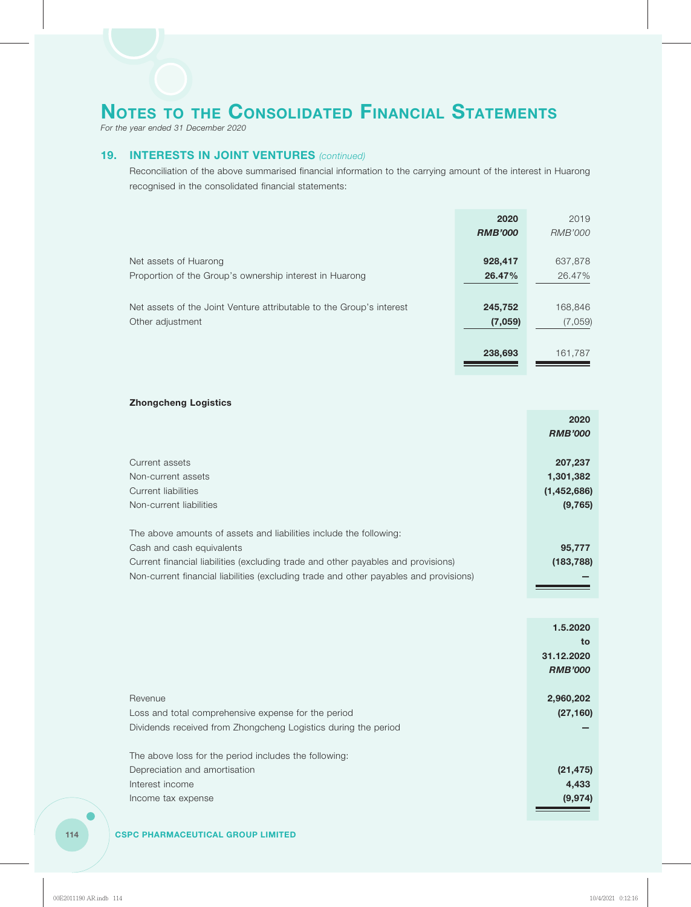# NOTES TO THE CONSOLIDATED FINANCIAL STATEMENTS

*For the year ended 31 December 2020*

## 19. INTERESTS IN JOINT VENTURES *(continued)*

Reconciliation of the above summarised financial information to the carrying amount of the interest in Huarong recognised in the consolidated financial statements:

| | **2020** | 2019 |
|---|---|---|
| | ***RMB'000*** | *RMB'000* |
| Net assets of Huarong | **928,417** | 637,878 |
| Proportion of the Group's ownership interest in Huarong | **26.47%** | 26.47% |
| Net assets of the Joint Venture attributable to the Group's interest | **245,752** | 168,846 |
| Other adjustment | **(7,059)** | (7,059) |
| | **238,693** | 161,787 |

**Zhongcheng Logistics**

| | **2020** |
|---|---|
| | ***RMB'000*** |
| Current assets | **207,237** |
| Non-current assets | **1,301,382** |
| Current liabilities | **(1,452,686)** |
| Non-current liabilities | **(9,765)** |
| The above amounts of assets and liabilities include the following: | |
| Cash and cash equivalents | **95,777** |
| Current financial liabilities (excluding trade and other payables and provisions) | **(183,788)** |
| Non-current financial liabilities (excluding trade and other payables and provisions) | **–** |

| | **1.5.2020 to 31.12.2020** |
|---|---|
| | ***RMB'000*** |
| Revenue | **2,960,202** |
| Loss and total comprehensive expense for the period | **(27,160)** |
| Dividends received from Zhongcheng Logistics during the period | **–** |
| The above loss for the period includes the following: | |
| Depreciation and amortisation | **(21,475)** |
| Interest income | **4,433** |
| Income tax expense | **(9,974)** |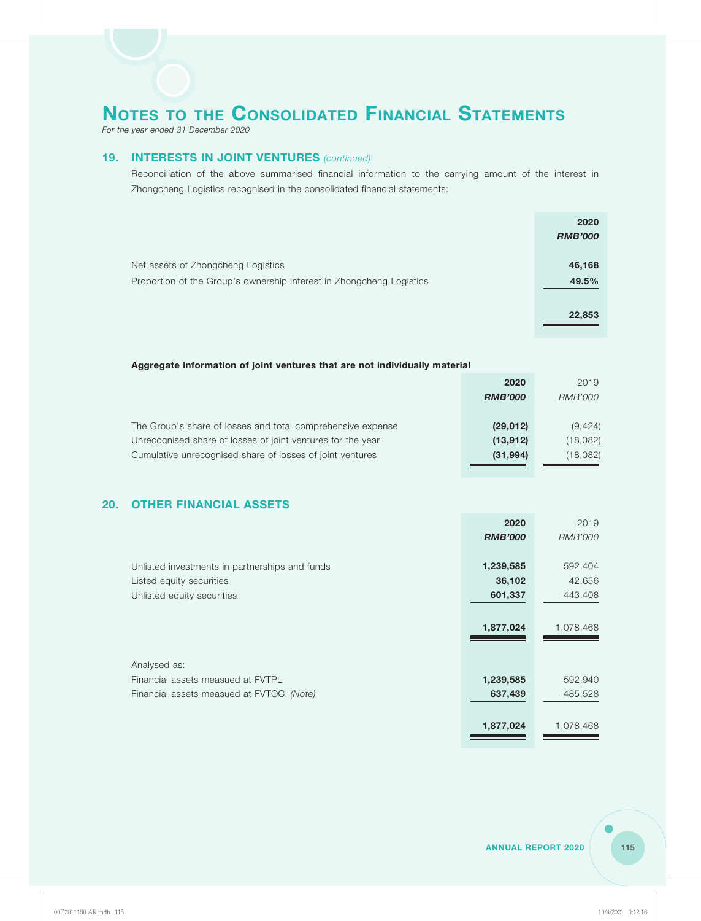# NOTES TO THE CONSOLIDATED FINANCIAL STATEMENTS

*For the year ended 31 December 2020*

## 19. INTERESTS IN JOINT VENTURES *(continued)*

Reconciliation of the above summarised financial information to the carrying amount of the interest in Zhongcheng Logistics recognised in the consolidated financial statements:

| | **2020** |
|---|---|
| | ***RMB'000*** |
| Net assets of Zhongcheng Logistics | **46,168** |
| Proportion of the Group's ownership interest in Zhongcheng Logistics | **49.5%** |
| | **22,853** |

**Aggregate information of joint ventures that are not individually material**

| | **2020** | 2019 |
|---|---|---|
| | ***RMB'000*** | *RMB'000* |
| The Group's share of losses and total comprehensive expense | **(29,012)** | (9,424) |
| Unrecognised share of losses of joint ventures for the year | **(13,912)** | (18,082) |
| Cumulative unrecognised share of losses of joint ventures | **(31,994)** | (18,082) |

## 20. OTHER FINANCIAL ASSETS

| | **2020** | 2019 |
|---|---|---|
| | ***RMB'000*** | *RMB'000* |
| Unlisted investments in partnerships and funds | **1,239,585** | 592,404 |
| Listed equity securities | **36,102** | 42,656 |
| Unlisted equity securities | **601,337** | 443,408 |
| | **1,877,024** | 1,078,468 |
| Analysed as: | | |
| Financial assets measued at FVTPL | **1,239,585** | 592,940 |
| Financial assets measued at FVTOCI *(Note)* | **637,439** | 485,528 |
| | **1,877,024** | 1,078,468 |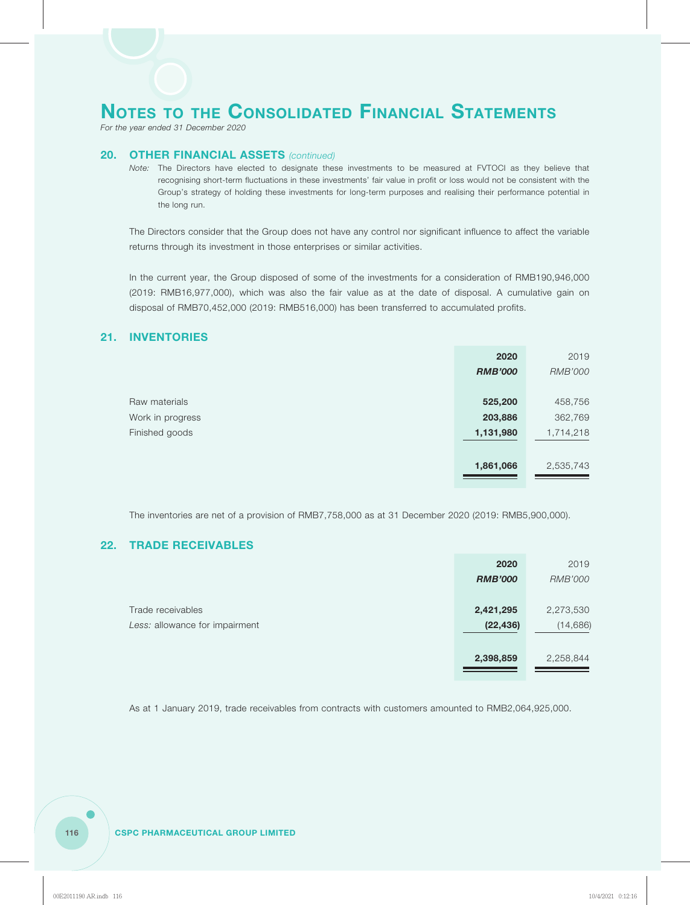# Notes to the Consolidated Financial Statements

*For the year ended 31 December 2020*

## 20. OTHER FINANCIAL ASSETS *(continued)*

*Note:* The Directors have elected to designate these investments to be measured at FVTOCI as they believe that recognising short-term fluctuations in these investments' fair value in profit or loss would not be consistent with the Group's strategy of holding these investments for long-term purposes and realising their performance potential in the long run.

The Directors consider that the Group does not have any control nor significant influence to affect the variable returns through its investment in those enterprises or similar activities.

In the current year, the Group disposed of some of the investments for a consideration of RMB190,946,000 (2019: RMB16,977,000), which was also the fair value as at the date of disposal. A cumulative gain on disposal of RMB70,452,000 (2019: RMB516,000) has been transferred to accumulated profits.

## 21. INVENTORIES

| | **2020** | 2019 |
|---|---|---|
| | ***RMB'000*** | *RMB'000* |
| Raw materials | **525,200** | 458,756 |
| Work in progress | **203,886** | 362,769 |
| Finished goods | **1,131,980** | 1,714,218 |
| | **1,861,066** | 2,535,743 |

The inventories are net of a provision of RMB7,758,000 as at 31 December 2020 (2019: RMB5,900,000).

## 22. TRADE RECEIVABLES

| | **2020** | 2019 |
|---|---|---|
| | ***RMB'000*** | *RMB'000* |
| Trade receivables | **2,421,295** | 2,273,530 |
| *Less:* allowance for impairment | **(22,436)** | (14,686) |
| | **2,398,859** | 2,258,844 |

As at 1 January 2019, trade receivables from contracts with customers amounted to RMB2,064,925,000.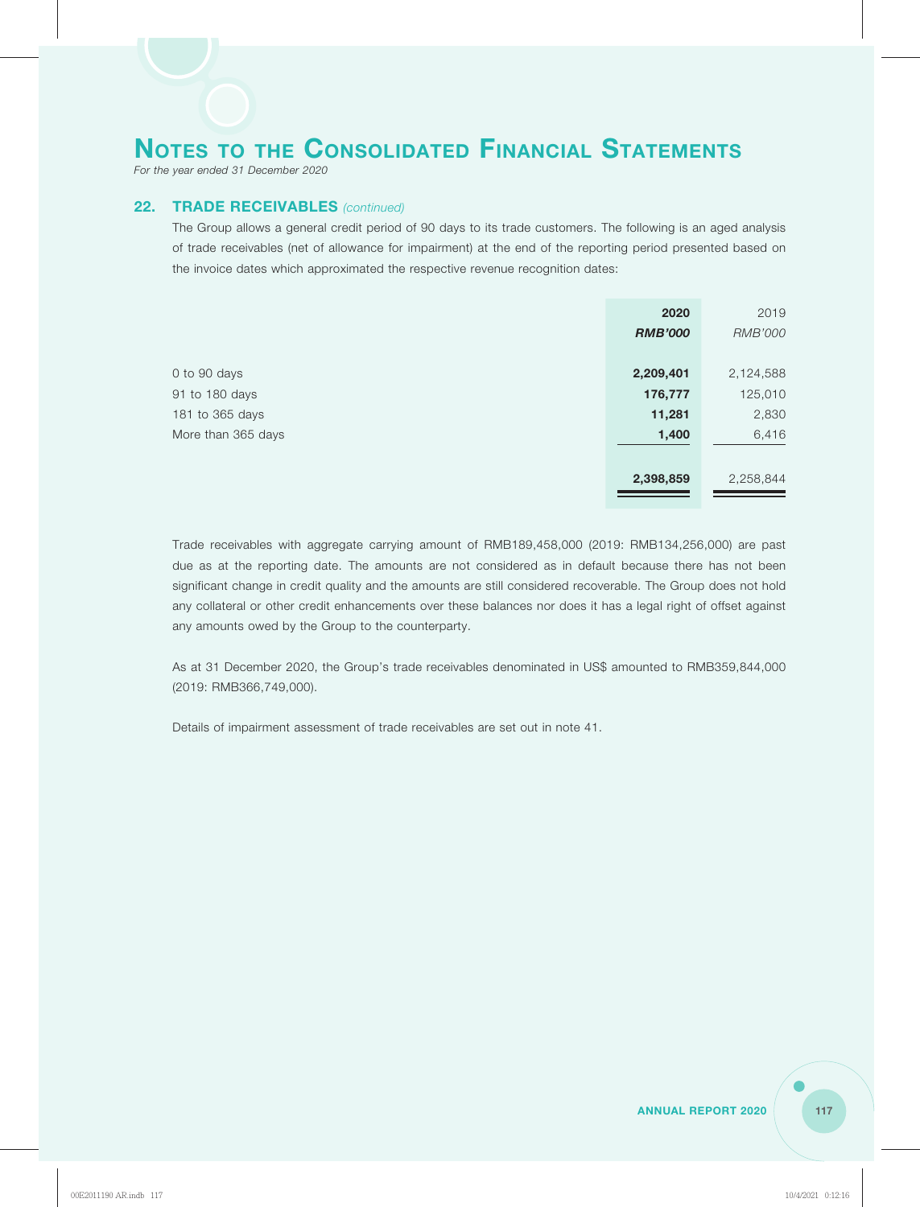# Notes to the Consolidated Financial Statements

*For the year ended 31 December 2020*

## 22. TRADE RECEIVABLES *(continued)*

The Group allows a general credit period of 90 days to its trade customers. The following is an aged analysis of trade receivables (net of allowance for impairment) at the end of the reporting period presented based on the invoice dates which approximated the respective revenue recognition dates:

| | **2020** | 2019 |
|---|---|---|
| | ***RMB'000*** | *RMB'000* |
| 0 to 90 days | **2,209,401** | 2,124,588 |
| 91 to 180 days | **176,777** | 125,010 |
| 181 to 365 days | **11,281** | 2,830 |
| More than 365 days | **1,400** | 6,416 |
| | **2,398,859** | 2,258,844 |

Trade receivables with aggregate carrying amount of RMB189,458,000 (2019: RMB134,256,000) are past due as at the reporting date. The amounts are not considered as in default because there has not been significant change in credit quality and the amounts are still considered recoverable. The Group does not hold any collateral or other credit enhancements over these balances nor does it has a legal right of offset against any amounts owed by the Group to the counterparty.

As at 31 December 2020, the Group's trade receivables denominated in US$ amounted to RMB359,844,000 (2019: RMB366,749,000).

Details of impairment assessment of trade receivables are set out in note 41.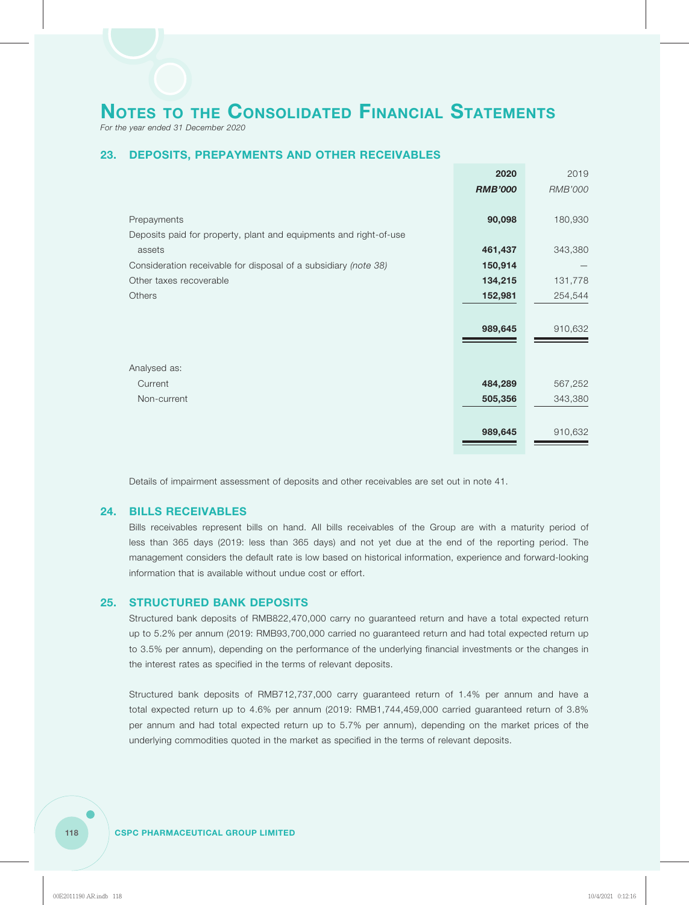# NOTES TO THE CONSOLIDATED FINANCIAL STATEMENTS

*For the year ended 31 December 2020*

## 23. DEPOSITS, PREPAYMENTS AND OTHER RECEIVABLES

| | **2020** | 2019 |
|---|---|---|
| | ***RMB'000*** | *RMB'000* |
| Prepayments | **90,098** | 180,930 |
| Deposits paid for property, plant and equipments and right-of-use assets | **461,437** | 343,380 |
| Consideration receivable for disposal of a subsidiary *(note 38)* | **150,914** | — |
| Other taxes recoverable | **134,215** | 131,778 |
| Others | **152,981** | 254,544 |
| | **989,645** | 910,632 |
| Analysed as: | | |
| Current | **484,289** | 567,252 |
| Non-current | **505,356** | 343,380 |
| | **989,645** | 910,632 |

Details of impairment assessment of deposits and other receivables are set out in note 41.

## 24. BILLS RECEIVABLES

Bills receivables represent bills on hand. All bills receivables of the Group are with a maturity period of less than 365 days (2019: less than 365 days) and not yet due at the end of the reporting period. The management considers the default rate is low based on historical information, experience and forward-looking information that is available without undue cost or effort.

## 25. STRUCTURED BANK DEPOSITS

Structured bank deposits of RMB822,470,000 carry no guaranteed return and have a total expected return up to 5.2% per annum (2019: RMB93,700,000 carried no guaranteed return and had total expected return up to 3.5% per annum), depending on the performance of the underlying financial investments or the changes in the interest rates as specified in the terms of relevant deposits.

Structured bank deposits of RMB712,737,000 carry guaranteed return of 1.4% per annum and have a total expected return up to 4.6% per annum (2019: RMB1,744,459,000 carried guaranteed return of 3.8% per annum and had total expected return up to 5.7% per annum), depending on the market prices of the underlying commodities quoted in the market as specified in the terms of relevant deposits.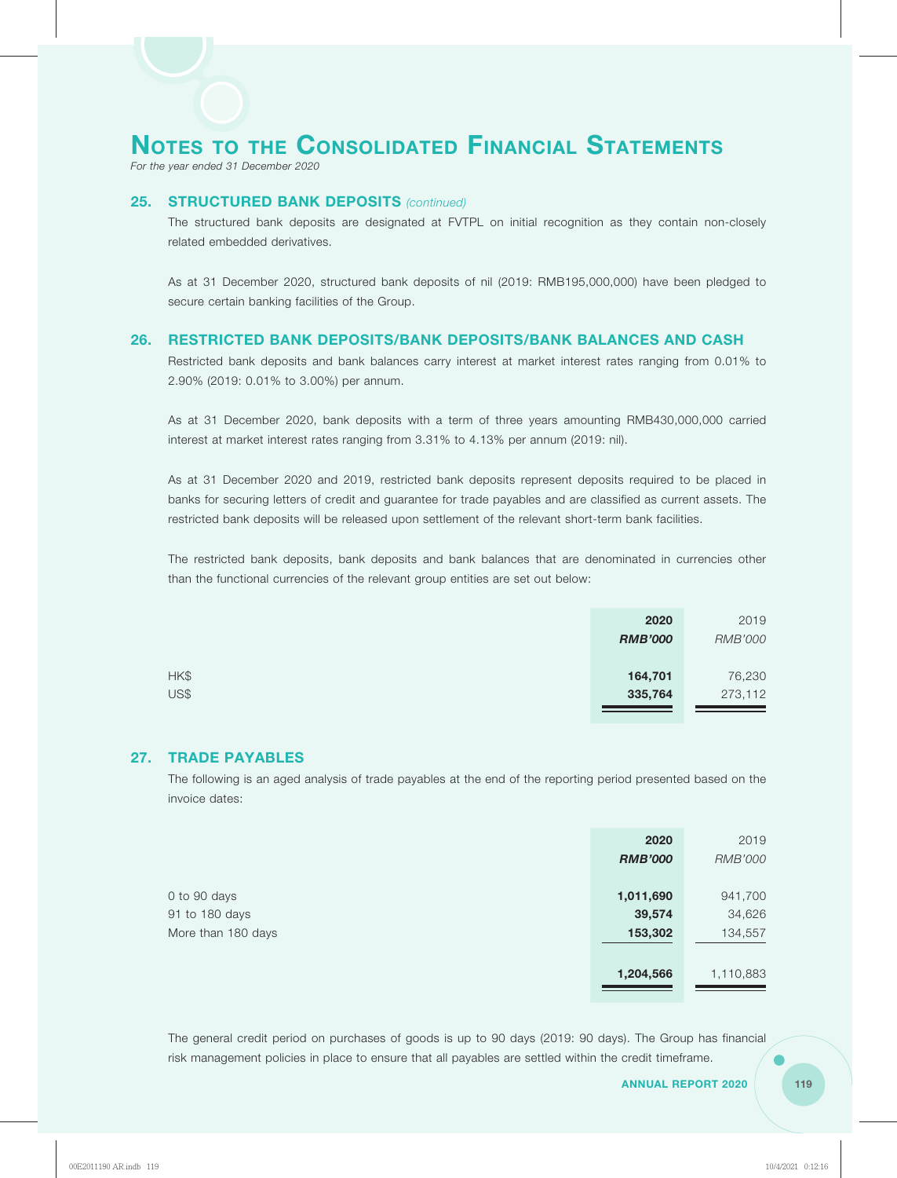# NOTES TO THE CONSOLIDATED FINANCIAL STATEMENTS

*For the year ended 31 December 2020*

## 25. STRUCTURED BANK DEPOSITS *(continued)*

The structured bank deposits are designated at FVTPL on initial recognition as they contain non-closely related embedded derivatives.

As at 31 December 2020, structured bank deposits of nil (2019: RMB195,000,000) have been pledged to secure certain banking facilities of the Group.

## 26. RESTRICTED BANK DEPOSITS/BANK DEPOSITS/BANK BALANCES AND CASH

Restricted bank deposits and bank balances carry interest at market interest rates ranging from 0.01% to 2.90% (2019: 0.01% to 3.00%) per annum.

As at 31 December 2020, bank deposits with a term of three years amounting RMB430,000,000 carried interest at market interest rates ranging from 3.31% to 4.13% per annum (2019: nil).

As at 31 December 2020 and 2019, restricted bank deposits represent deposits required to be placed in banks for securing letters of credit and guarantee for trade payables and are classified as current assets. The restricted bank deposits will be released upon settlement of the relevant short-term bank facilities.

The restricted bank deposits, bank deposits and bank balances that are denominated in currencies other than the functional currencies of the relevant group entities are set out below:

| | **2020** | 2019 |
|---|---|---|
| | ***RMB'000*** | *RMB'000* |
| HK$ | **164,701** | 76,230 |
| US$ | **335,764** | 273,112 |

## 27. TRADE PAYABLES

The following is an aged analysis of trade payables at the end of the reporting period presented based on the invoice dates:

| | **2020** | 2019 |
|---|---|---|
| | ***RMB'000*** | *RMB'000* |
| 0 to 90 days | **1,011,690** | 941,700 |
| 91 to 180 days | **39,574** | 34,626 |
| More than 180 days | **153,302** | 134,557 |
| | **1,204,566** | 1,110,883 |

The general credit period on purchases of goods is up to 90 days (2019: 90 days). The Group has financial risk management policies in place to ensure that all payables are settled within the credit timeframe.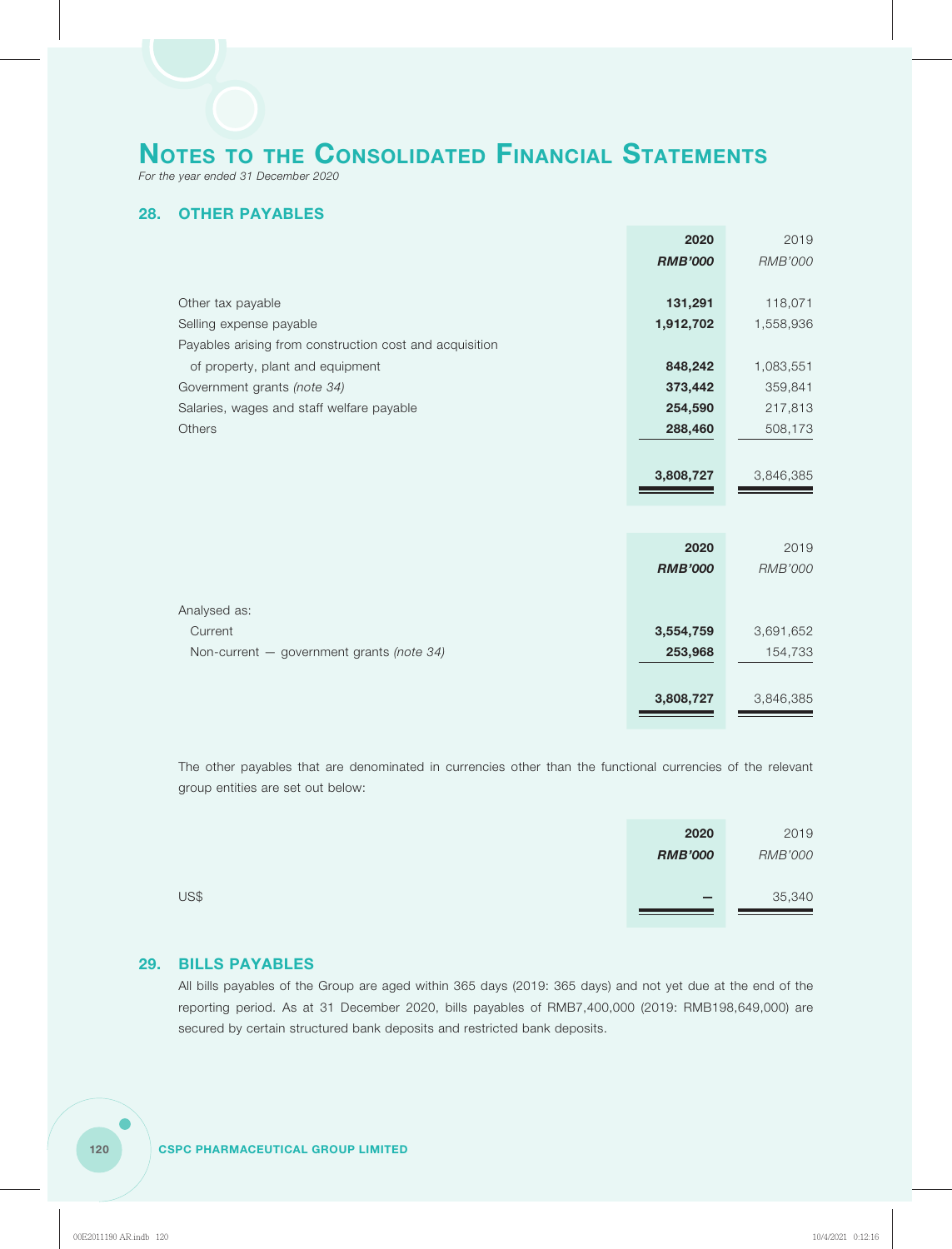# NOTES TO THE CONSOLIDATED FINANCIAL STATEMENTS

*For the year ended 31 December 2020*

## 28. OTHER PAYABLES

| | 2020 | 2019 |
|---|---|---|
| | ***RMB'000*** | *RMB'000* |
| Other tax payable | **131,291** | 118,071 |
| Selling expense payable | **1,912,702** | 1,558,936 |
| Payables arising from construction cost and acquisition of property, plant and equipment | **848,242** | 1,083,551 |
| Government grants *(note 34)* | **373,442** | 359,841 |
| Salaries, wages and staff welfare payable | **254,590** | 217,813 |
| Others | **288,460** | 508,173 |
| | **3,808,727** | 3,846,385 |

| | 2020 | 2019 |
|---|---|---|
| | ***RMB'000*** | *RMB'000* |
| Analysed as: | | |
| Current | **3,554,759** | 3,691,652 |
| Non-current — government grants *(note 34)* | **253,968** | 154,733 |
| | **3,808,727** | 3,846,385 |

The other payables that are denominated in currencies other than the functional currencies of the relevant group entities are set out below:

| | 2020 | 2019 |
|---|---|---|
| | ***RMB'000*** | *RMB'000* |
| US$ | **—** | 35,340 |

## 29. BILLS PAYABLES

All bills payables of the Group are aged within 365 days (2019: 365 days) and not yet due at the end of the reporting period. As at 31 December 2020, bills payables of RMB7,400,000 (2019: RMB198,649,000) are secured by certain structured bank deposits and restricted bank deposits.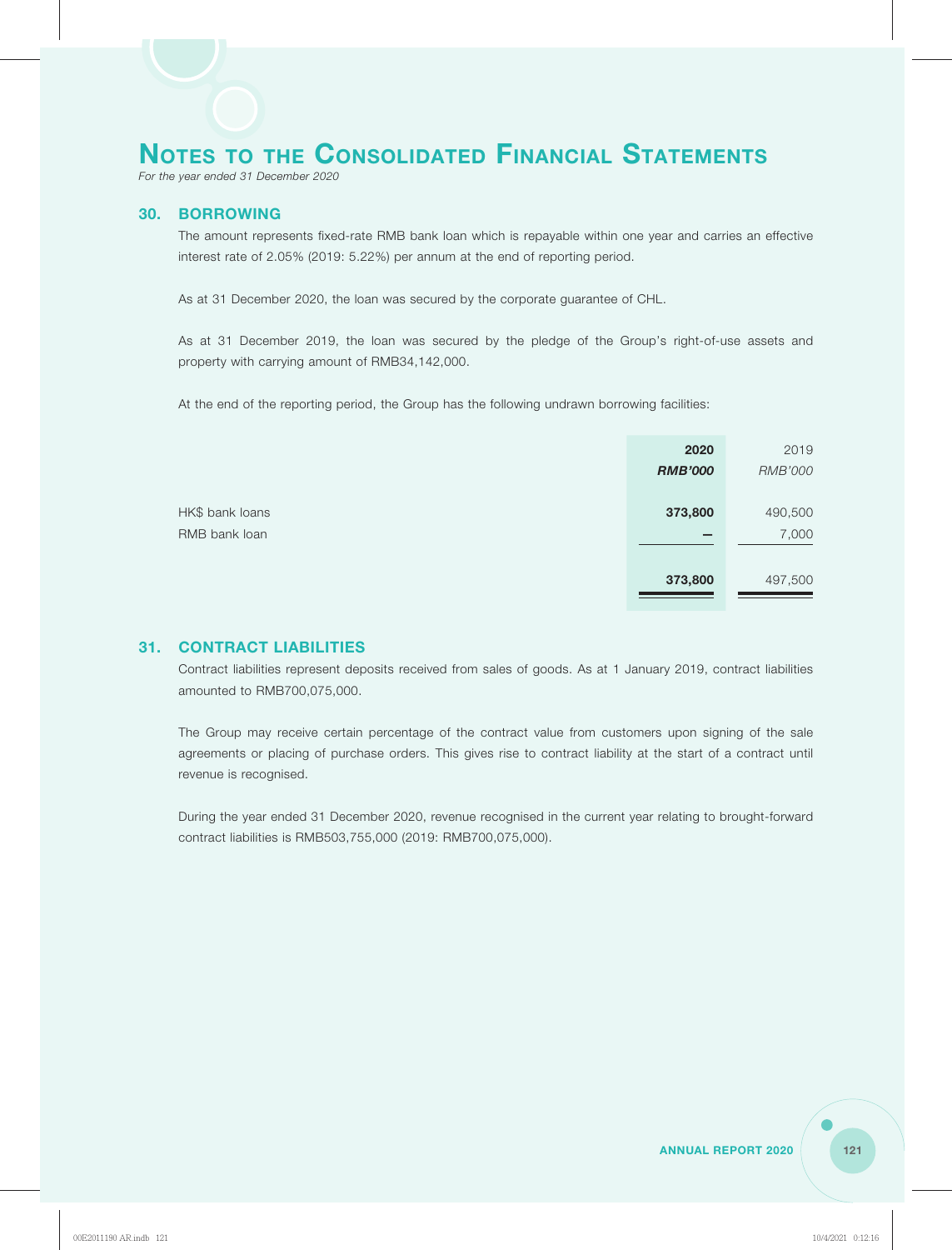# NOTES TO THE CONSOLIDATED FINANCIAL STATEMENTS

*For the year ended 31 December 2020*

## 30. BORROWING

The amount represents fixed-rate RMB bank loan which is repayable within one year and carries an effective interest rate of 2.05% (2019: 5.22%) per annum at the end of reporting period.

As at 31 December 2020, the loan was secured by the corporate guarantee of CHL.

As at 31 December 2019, the loan was secured by the pledge of the Group's right-of-use assets and property with carrying amount of RMB34,142,000.

At the end of the reporting period, the Group has the following undrawn borrowing facilities:

| | **2020** | 2019 |
|---|---|---|
| | ***RMB'000*** | *RMB'000* |
| HK$ bank loans | **373,800** | 490,500 |
| RMB bank loan | **–** | 7,000 |
| | **373,800** | 497,500 |

## 31. CONTRACT LIABILITIES

Contract liabilities represent deposits received from sales of goods. As at 1 January 2019, contract liabilities amounted to RMB700,075,000.

The Group may receive certain percentage of the contract value from customers upon signing of the sale agreements or placing of purchase orders. This gives rise to contract liability at the start of a contract until revenue is recognised.

During the year ended 31 December 2020, revenue recognised in the current year relating to brought-forward contract liabilities is RMB503,755,000 (2019: RMB700,075,000).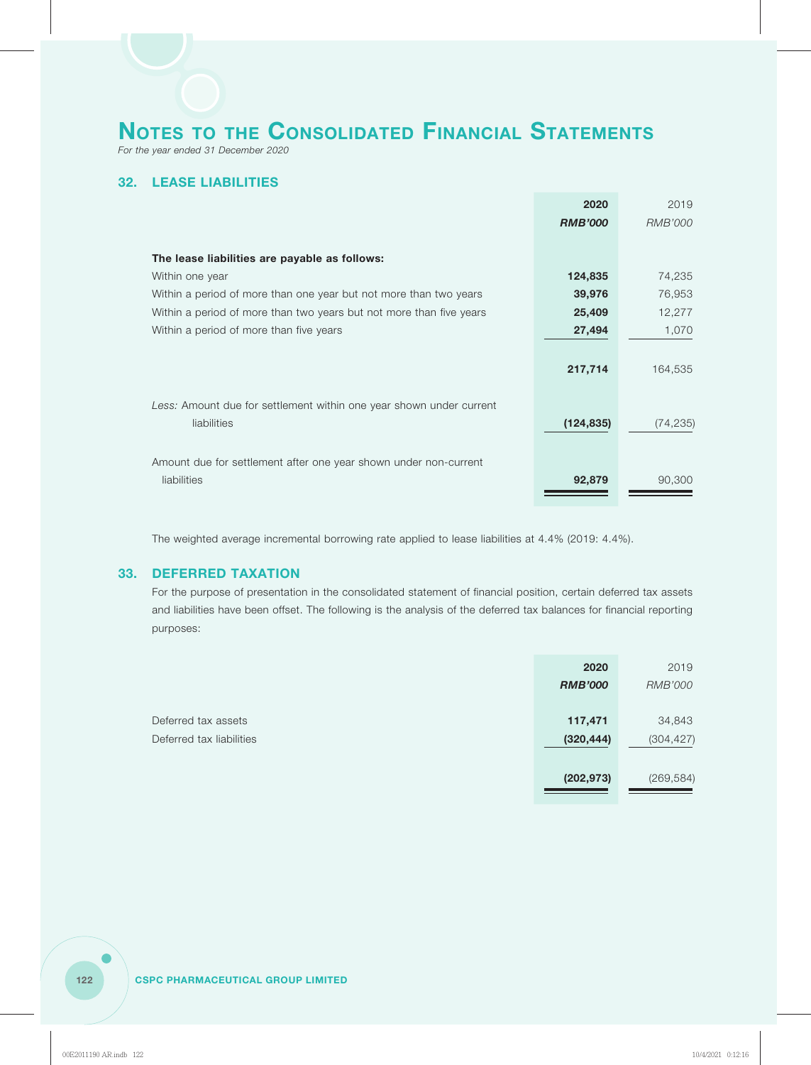# NOTES TO THE CONSOLIDATED FINANCIAL STATEMENTS

*For the year ended 31 December 2020*

## 32. LEASE LIABILITIES

| | **2020** | 2019 |
|---|---|---|
| | ***RMB'000*** | *RMB'000* |
| **The lease liabilities are payable as follows:** | | |
| Within one year | **124,835** | 74,235 |
| Within a period of more than one year but not more than two years | **39,976** | 76,953 |
| Within a period of more than two years but not more than five years | **25,409** | 12,277 |
| Within a period of more than five years | **27,494** | 1,070 |
| | **217,714** | 164,535 |
| *Less:* Amount due for settlement within one year shown under current liabilities | **(124,835)** | (74,235) |
| Amount due for settlement after one year shown under non-current liabilities | **92,879** | 90,300 |

The weighted average incremental borrowing rate applied to lease liabilities at 4.4% (2019: 4.4%).

## 33. DEFERRED TAXATION

For the purpose of presentation in the consolidated statement of financial position, certain deferred tax assets and liabilities have been offset. The following is the analysis of the deferred tax balances for financial reporting purposes:

| | **2020** | 2019 |
|---|---|---|
| | ***RMB'000*** | *RMB'000* |
| Deferred tax assets | **117,471** | 34,843 |
| Deferred tax liabilities | **(320,444)** | (304,427) |
| | **(202,973)** | (269,584) |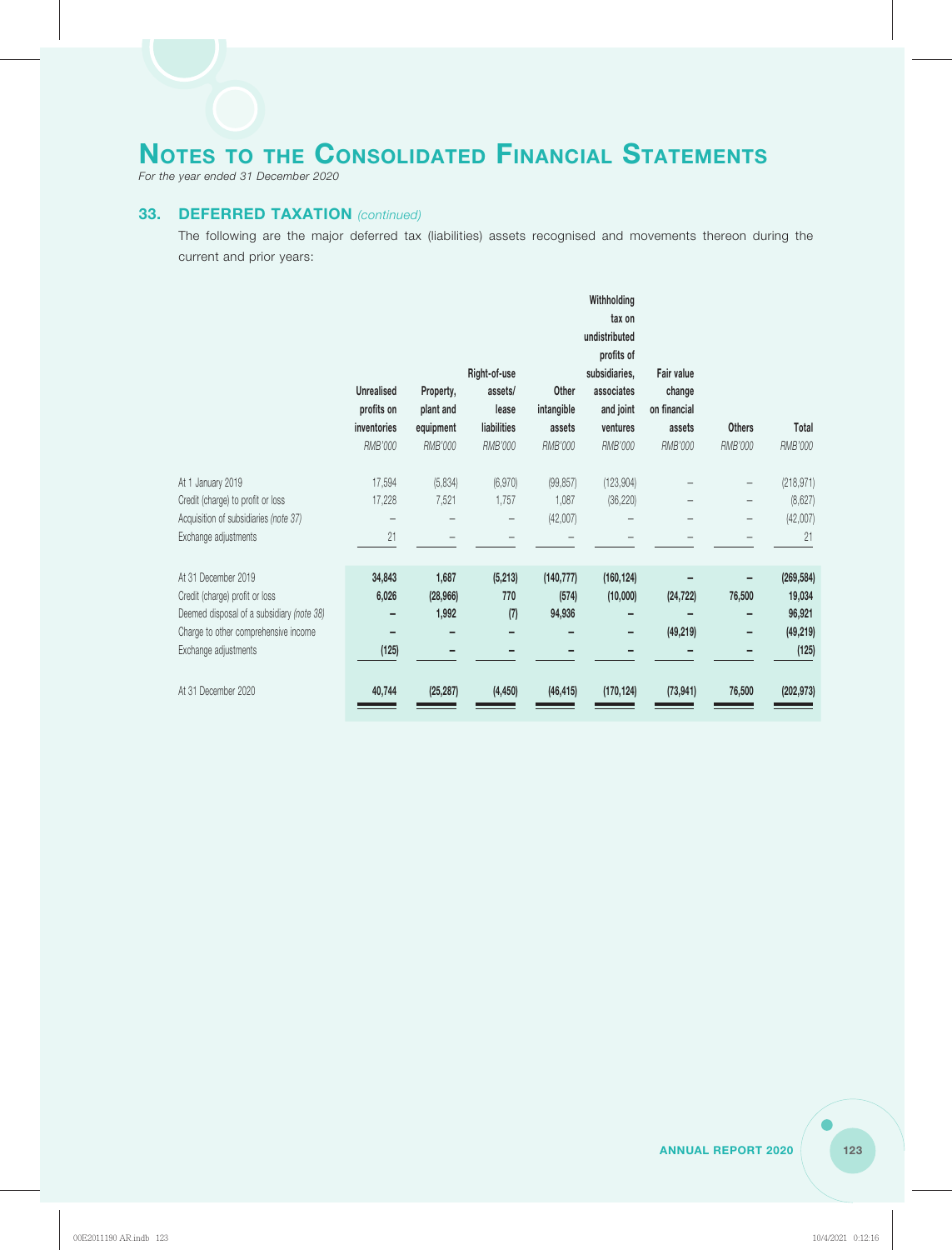# Notes to the Consolidated Financial Statements

*For the year ended 31 December 2020*

## 33. DEFERRED TAXATION *(continued)*

The following are the major deferred tax (liabilities) assets recognised and movements thereon during the current and prior years:

| | Unrealised profits on inventories | Property, plant and equipment | Right-of-use assets/ lease liabilities | Other intangible assets | Withholding tax on undistributed profits of subsidiaries, associates and joint ventures | Fair value change on financial assets | Others | Total |
|---|---|---|---|---|---|---|---|---|
| | *RMB'000* | *RMB'000* | *RMB'000* | *RMB'000* | *RMB'000* | *RMB'000* | *RMB'000* | *RMB'000* |
| At 1 January 2019 | 17,594 | (5,834) | (6,970) | (99,857) | (123,904) | – | – | (218,971) |
| Credit (charge) to profit or loss | 17,228 | 7,521 | 1,757 | 1,087 | (36,220) | – | – | (8,627) |
| Acquisition of subsidiaries *(note 37)* | – | – | – | (42,007) | – | – | – | (42,007) |
| Exchange adjustments | 21 | – | – | – | – | – | – | 21 |
| At 31 December 2019 | **34,843** | **1,687** | **(5,213)** | **(140,777)** | **(160,124)** | **–** | **–** | **(269,584)** |
| Credit (charge) profit or loss | **6,026** | **(28,966)** | **770** | **(574)** | **(10,000)** | **(24,722)** | **76,500** | **19,034** |
| Deemed disposal of a subsidiary *(note 38)* | **–** | **1,992** | **(7)** | **94,936** | **–** | **–** | **–** | **96,921** |
| Charge to other comprehensive income | **–** | **–** | **–** | **–** | **–** | **(49,219)** | **–** | **(49,219)** |
| Exchange adjustments | **(125)** | **–** | **–** | **–** | **–** | **–** | **–** | **(125)** |
| At 31 December 2020 | **40,744** | **(25,287)** | **(4,450)** | **(46,415)** | **(170,124)** | **(73,941)** | **76,500** | **(202,973)** |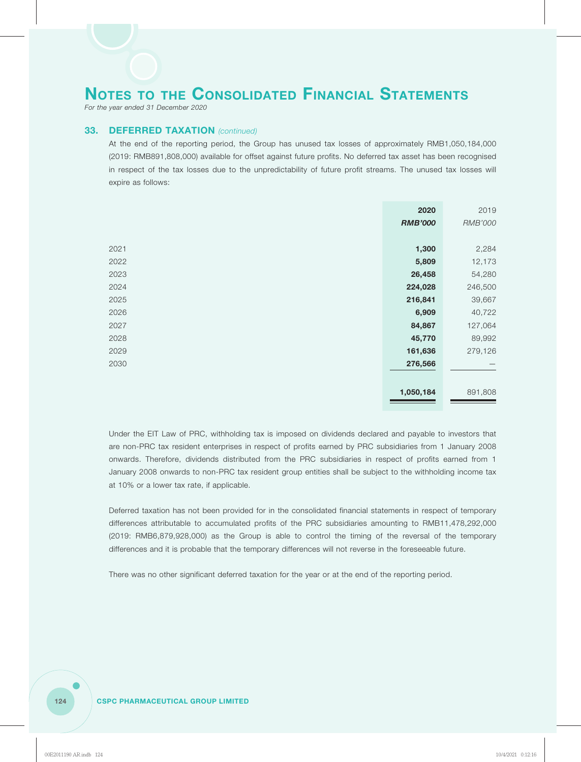# NOTES TO THE CONSOLIDATED FINANCIAL STATEMENTS

*For the year ended 31 December 2020*

## 33. DEFERRED TAXATION *(continued)*

At the end of the reporting period, the Group has unused tax losses of approximately RMB1,050,184,000 (2019: RMB891,808,000) available for offset against future profits. No deferred tax asset has been recognised in respect of the tax losses due to the unpredictability of future profit streams. The unused tax losses will expire as follows:

| | **2020** | 2019 |
|---|---|---|
| | ***RMB'000*** | *RMB'000* |
| 2021 | **1,300** | 2,284 |
| 2022 | **5,809** | 12,173 |
| 2023 | **26,458** | 54,280 |
| 2024 | **224,028** | 246,500 |
| 2025 | **216,841** | 39,667 |
| 2026 | **6,909** | 40,722 |
| 2027 | **84,867** | 127,064 |
| 2028 | **45,770** | 89,992 |
| 2029 | **161,636** | 279,126 |
| 2030 | **276,566** | — |
| | **1,050,184** | 891,808 |

Under the EIT Law of PRC, withholding tax is imposed on dividends declared and payable to investors that are non-PRC tax resident enterprises in respect of profits earned by PRC subsidiaries from 1 January 2008 onwards. Therefore, dividends distributed from the PRC subsidiaries in respect of profits earned from 1 January 2008 onwards to non-PRC tax resident group entities shall be subject to the withholding income tax at 10% or a lower tax rate, if applicable.

Deferred taxation has not been provided for in the consolidated financial statements in respect of temporary differences attributable to accumulated profits of the PRC subsidiaries amounting to RMB11,478,292,000 (2019: RMB6,879,928,000) as the Group is able to control the timing of the reversal of the temporary differences and it is probable that the temporary differences will not reverse in the foreseeable future.

There was no other significant deferred taxation for the year or at the end of the reporting period.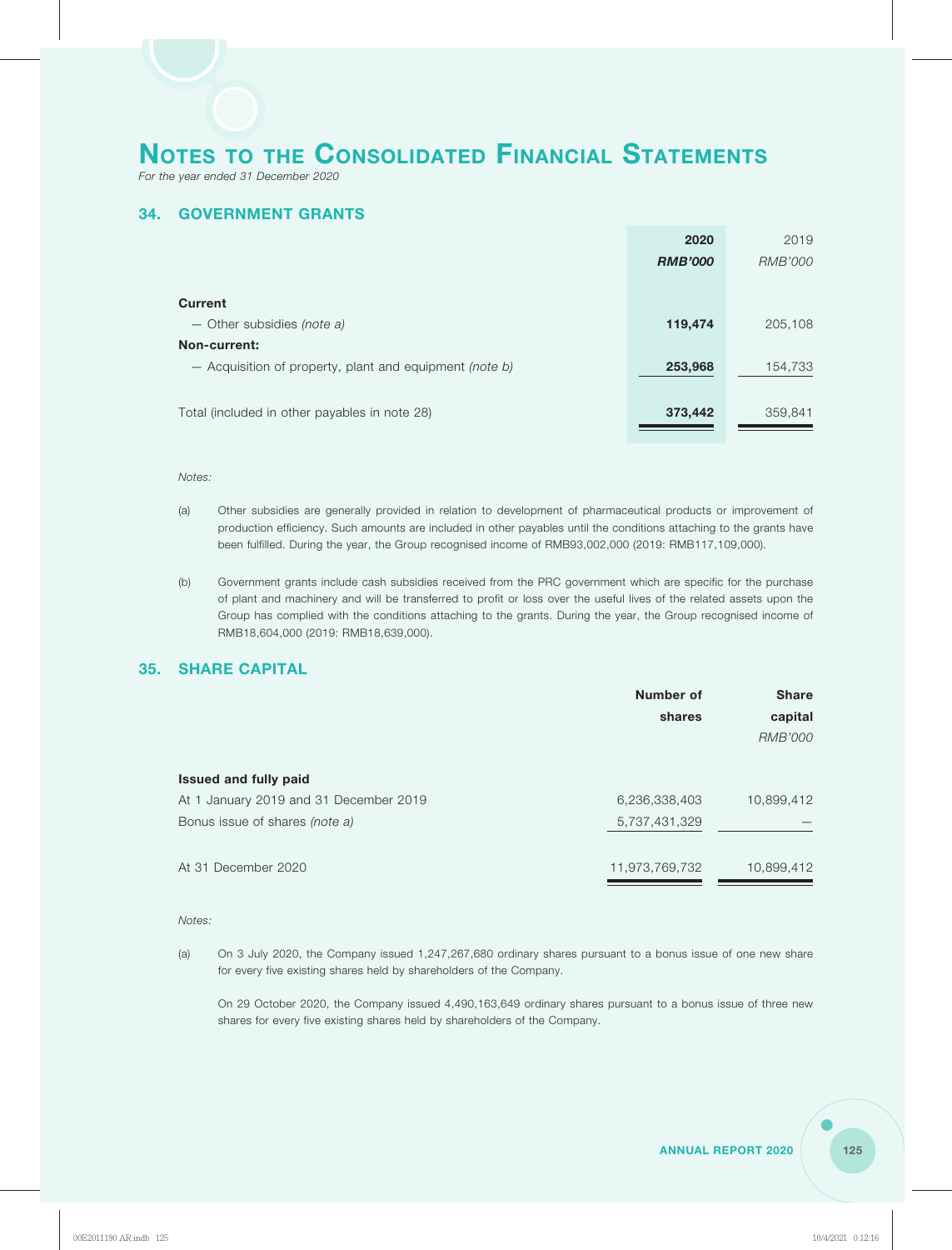# NOTES TO THE CONSOLIDATED FINANCIAL STATEMENTS

*For the year ended 31 December 2020*

## 34. GOVERNMENT GRANTS

| | 2020 | 2019 |
|---|---|---|
| | ***RMB'000*** | *RMB'000* |
| **Current** | | |
| — Other subsidies *(note a)* | **119,474** | 205,108 |
| **Non-current:** | | |
| — Acquisition of property, plant and equipment *(note b)* | **253,968** | 154,733 |
| Total (included in other payables in note 28) | **373,442** | 359,841 |

*Notes:*

(a) Other subsidies are generally provided in relation to development of pharmaceutical products or improvement of production efficiency. Such amounts are included in other payables until the conditions attaching to the grants have been fulfilled. During the year, the Group recognised income of RMB93,002,000 (2019: RMB117,109,000).

(b) Government grants include cash subsidies received from the PRC government which are specific for the purchase of plant and machinery and will be transferred to profit or loss over the useful lives of the related assets upon the Group has complied with the conditions attaching to the grants. During the year, the Group recognised income of RMB18,604,000 (2019: RMB18,639,000).

## 35. SHARE CAPITAL

| | Number of shares | Share capital |
|---|---|---|
| | | *RMB'000* |
| **Issued and fully paid** | | |
| At 1 January 2019 and 31 December 2019 | 6,236,338,403 | 10,899,412 |
| Bonus issue of shares *(note a)* | 5,737,431,329 | — |
| At 31 December 2020 | 11,973,769,732 | 10,899,412 |

*Notes:*

(a) On 3 July 2020, the Company issued 1,247,267,680 ordinary shares pursuant to a bonus issue of one new share for every five existing shares held by shareholders of the Company.

On 29 October 2020, the Company issued 4,490,163,649 ordinary shares pursuant to a bonus issue of three new shares for every five existing shares held by shareholders of the Company.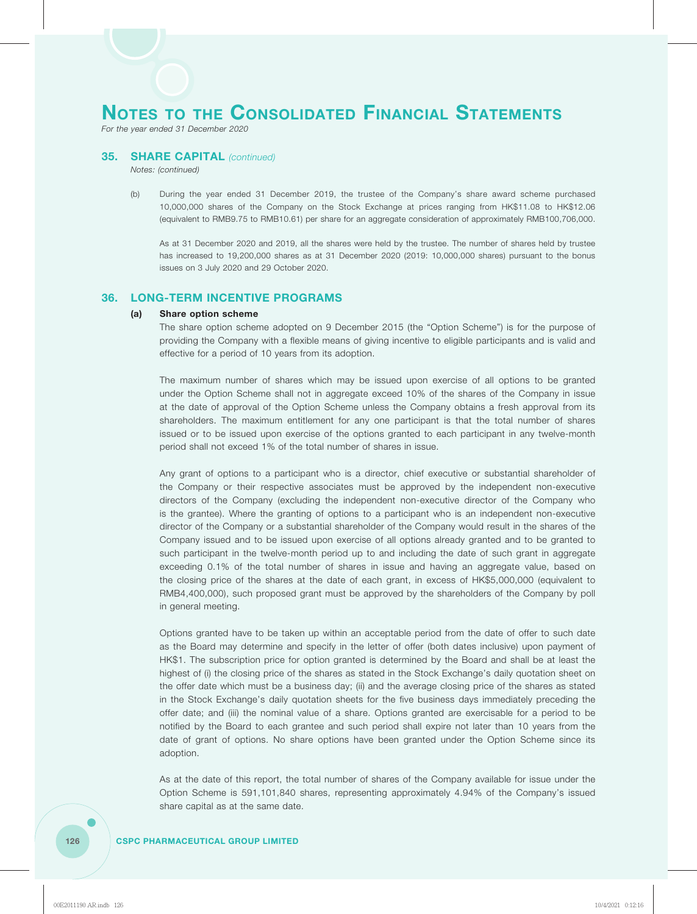# NOTES TO THE CONSOLIDATED FINANCIAL STATEMENTS

*For the year ended 31 December 2020*

## 35. SHARE CAPITAL *(continued)*

*Notes: (continued)*

(b) During the year ended 31 December 2019, the trustee of the Company's share award scheme purchased 10,000,000 shares of the Company on the Stock Exchange at prices ranging from HK$11.08 to HK$12.06 (equivalent to RMB9.75 to RMB10.61) per share for an aggregate consideration of approximately RMB100,706,000.

As at 31 December 2020 and 2019, all the shares were held by the trustee. The number of shares held by trustee has increased to 19,200,000 shares as at 31 December 2020 (2019: 10,000,000 shares) pursuant to the bonus issues on 3 July 2020 and 29 October 2020.

## 36. LONG-TERM INCENTIVE PROGRAMS

### (a) Share option scheme

The share option scheme adopted on 9 December 2015 (the "Option Scheme") is for the purpose of providing the Company with a flexible means of giving incentive to eligible participants and is valid and effective for a period of 10 years from its adoption.

The maximum number of shares which may be issued upon exercise of all options to be granted under the Option Scheme shall not in aggregate exceed 10% of the shares of the Company in issue at the date of approval of the Option Scheme unless the Company obtains a fresh approval from its shareholders. The maximum entitlement for any one participant is that the total number of shares issued or to be issued upon exercise of the options granted to each participant in any twelve-month period shall not exceed 1% of the total number of shares in issue.

Any grant of options to a participant who is a director, chief executive or substantial shareholder of the Company or their respective associates must be approved by the independent non-executive directors of the Company (excluding the independent non-executive director of the Company who is the grantee). Where the granting of options to a participant who is an independent non-executive director of the Company or a substantial shareholder of the Company would result in the shares of the Company issued and to be issued upon exercise of all options already granted and to be granted to such participant in the twelve-month period up to and including the date of such grant in aggregate exceeding 0.1% of the total number of shares in issue and having an aggregate value, based on the closing price of the shares at the date of each grant, in excess of HK$5,000,000 (equivalent to RMB4,400,000), such proposed grant must be approved by the shareholders of the Company by poll in general meeting.

Options granted have to be taken up within an acceptable period from the date of offer to such date as the Board may determine and specify in the letter of offer (both dates inclusive) upon payment of HK$1. The subscription price for option granted is determined by the Board and shall be at least the highest of (i) the closing price of the shares as stated in the Stock Exchange's daily quotation sheet on the offer date which must be a business day; (ii) and the average closing price of the shares as stated in the Stock Exchange's daily quotation sheets for the five business days immediately preceding the offer date; and (iii) the nominal value of a share. Options granted are exercisable for a period to be notified by the Board to each grantee and such period shall expire not later than 10 years from the date of grant of options. No share options have been granted under the Option Scheme since its adoption.

As at the date of this report, the total number of shares of the Company available for issue under the Option Scheme is 591,101,840 shares, representing approximately 4.94% of the Company's issued share capital as at the same date.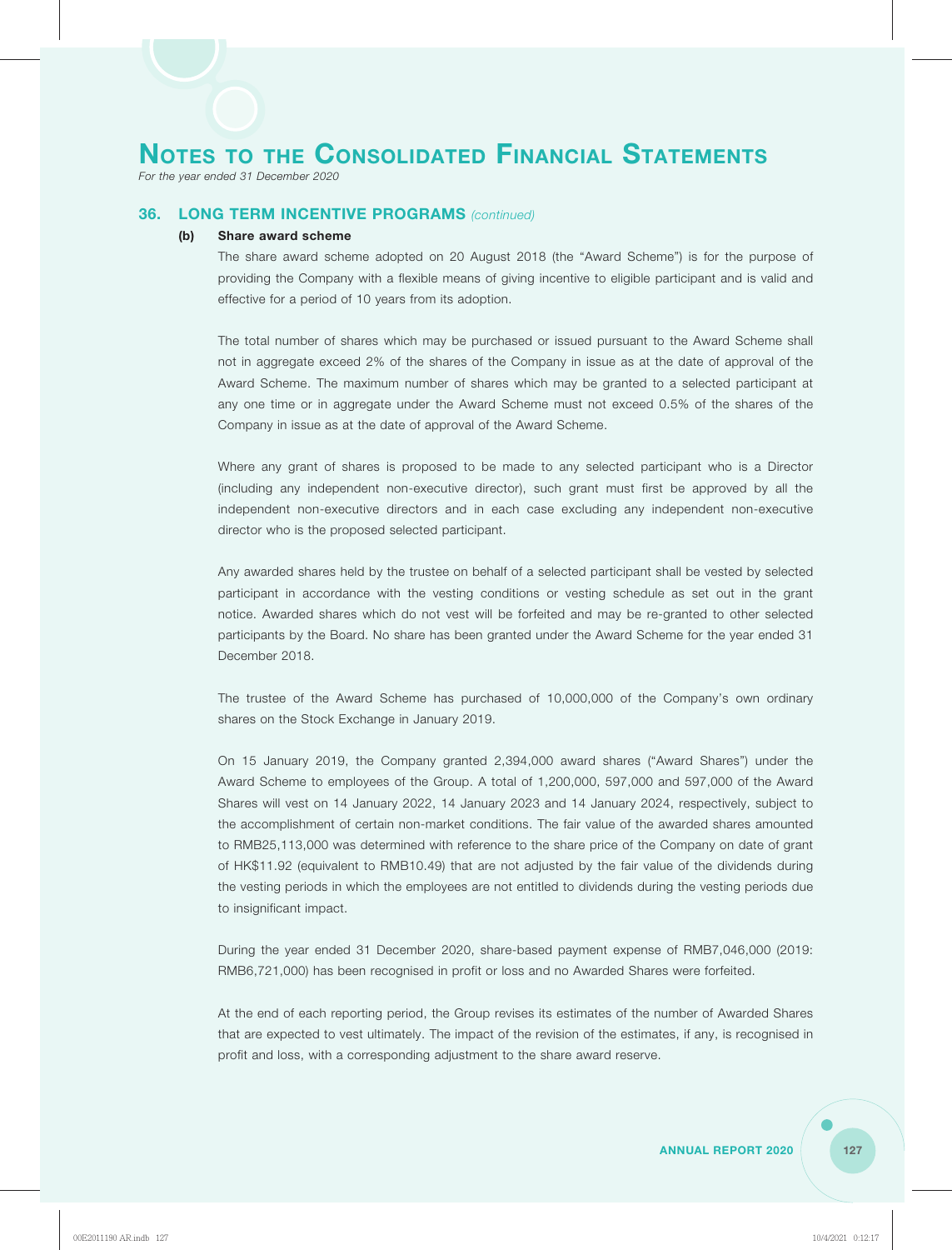# Notes to the Consolidated Financial Statements

*For the year ended 31 December 2020*

## 36. LONG TERM INCENTIVE PROGRAMS *(continued)*

### (b) Share award scheme

The share award scheme adopted on 20 August 2018 (the "Award Scheme") is for the purpose of providing the Company with a flexible means of giving incentive to eligible participant and is valid and effective for a period of 10 years from its adoption.

The total number of shares which may be purchased or issued pursuant to the Award Scheme shall not in aggregate exceed 2% of the shares of the Company in issue as at the date of approval of the Award Scheme. The maximum number of shares which may be granted to a selected participant at any one time or in aggregate under the Award Scheme must not exceed 0.5% of the shares of the Company in issue as at the date of approval of the Award Scheme.

Where any grant of shares is proposed to be made to any selected participant who is a Director (including any independent non-executive director), such grant must first be approved by all the independent non-executive directors and in each case excluding any independent non-executive director who is the proposed selected participant.

Any awarded shares held by the trustee on behalf of a selected participant shall be vested by selected participant in accordance with the vesting conditions or vesting schedule as set out in the grant notice. Awarded shares which do not vest will be forfeited and may be re-granted to other selected participants by the Board. No share has been granted under the Award Scheme for the year ended 31 December 2018.

The trustee of the Award Scheme has purchased of 10,000,000 of the Company's own ordinary shares on the Stock Exchange in January 2019.

On 15 January 2019, the Company granted 2,394,000 award shares ("Award Shares") under the Award Scheme to employees of the Group. A total of 1,200,000, 597,000 and 597,000 of the Award Shares will vest on 14 January 2022, 14 January 2023 and 14 January 2024, respectively, subject to the accomplishment of certain non-market conditions. The fair value of the awarded shares amounted to RMB25,113,000 was determined with reference to the share price of the Company on date of grant of HK$11.92 (equivalent to RMB10.49) that are not adjusted by the fair value of the dividends during the vesting periods in which the employees are not entitled to dividends during the vesting periods due to insignificant impact.

During the year ended 31 December 2020, share-based payment expense of RMB7,046,000 (2019: RMB6,721,000) has been recognised in profit or loss and no Awarded Shares were forfeited.

At the end of each reporting period, the Group revises its estimates of the number of Awarded Shares that are expected to vest ultimately. The impact of the revision of the estimates, if any, is recognised in profit and loss, with a corresponding adjustment to the share award reserve.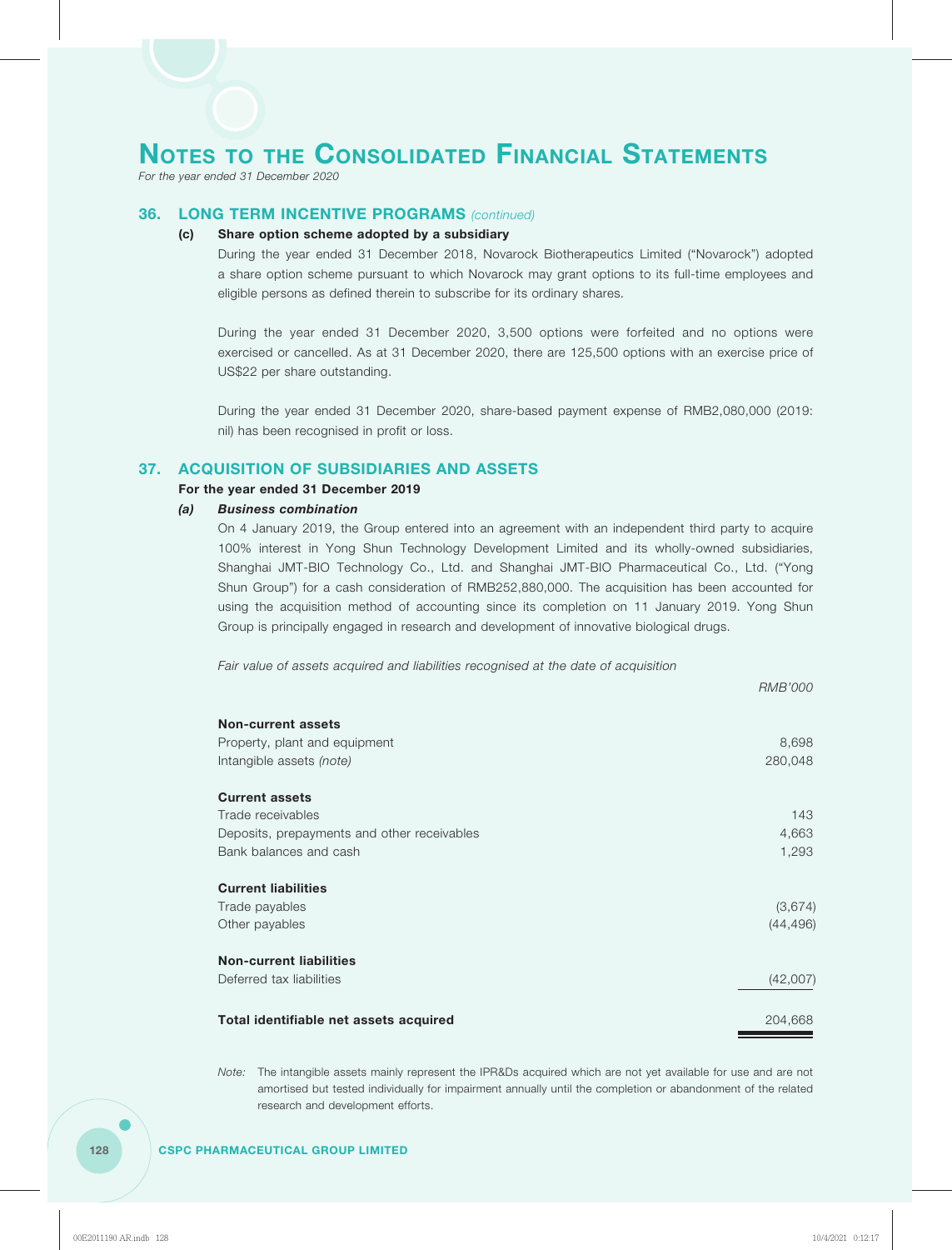# NOTES TO THE CONSOLIDATED FINANCIAL STATEMENTS

*For the year ended 31 December 2020*

## 36. LONG TERM INCENTIVE PROGRAMS *(continued)*

### (c) Share option scheme adopted by a subsidiary

During the year ended 31 December 2018, Novarock Biotherapeutics Limited ("Novarock") adopted a share option scheme pursuant to which Novarock may grant options to its full-time employees and eligible persons as defined therein to subscribe for its ordinary shares.

During the year ended 31 December 2020, 3,500 options were forfeited and no options were exercised or cancelled. As at 31 December 2020, there are 125,500 options with an exercise price of US$22 per share outstanding.

During the year ended 31 December 2020, share-based payment expense of RMB2,080,000 (2019: nil) has been recognised in profit or loss.

## 37. ACQUISITION OF SUBSIDIARIES AND ASSETS

**For the year ended 31 December 2019**

### *(a) Business combination*

On 4 January 2019, the Group entered into an agreement with an independent third party to acquire 100% interest in Yong Shun Technology Development Limited and its wholly-owned subsidiaries, Shanghai JMT-BIO Technology Co., Ltd. and Shanghai JMT-BIO Pharmaceutical Co., Ltd. ("Yong Shun Group") for a cash consideration of RMB252,880,000. The acquisition has been accounted for using the acquisition method of accounting since its completion on 11 January 2019. Yong Shun Group is principally engaged in research and development of innovative biological drugs.

*Fair value of assets acquired and liabilities recognised at the date of acquisition*

| | *RMB'000* |
|---|---|
| **Non-current assets** | |
| Property, plant and equipment | 8,698 |
| Intangible assets *(note)* | 280,048 |
| **Current assets** | |
| Trade receivables | 143 |
| Deposits, prepayments and other receivables | 4,663 |
| Bank balances and cash | 1,293 |
| **Current liabilities** | |
| Trade payables | (3,674) |
| Other payables | (44,496) |
| **Non-current liabilities** | |
| Deferred tax liabilities | (42,007) |
| **Total identifiable net assets acquired** | 204,668 |

*Note:* The intangible assets mainly represent the IPR&Ds acquired which are not yet available for use and are not amortised but tested individually for impairment annually until the completion or abandonment of the related research and development efforts.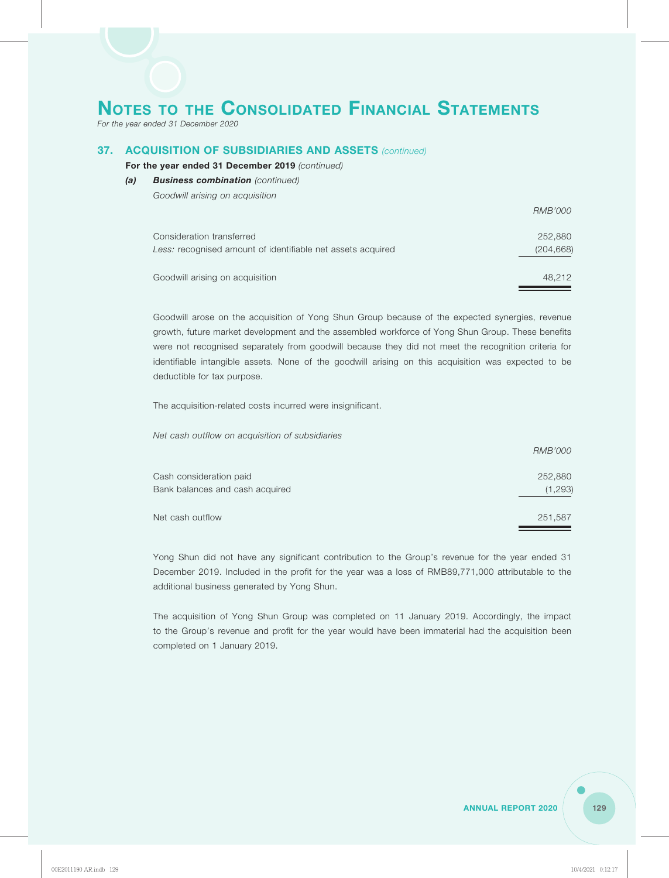# Notes to the Consolidated Financial Statements

*For the year ended 31 December 2020*

## 37. ACQUISITION OF SUBSIDIARIES AND ASSETS *(continued)*

**For the year ended 31 December 2019** *(continued)*

***(a) Business combination*** *(continued)*

*Goodwill arising on acquisition*

| | *RMB'000* |
|---|---|
| Consideration transferred | 252,880 |
| *Less:* recognised amount of identifiable net assets acquired | (204,668) |
| Goodwill arising on acquisition | 48,212 |

Goodwill arose on the acquisition of Yong Shun Group because of the expected synergies, revenue growth, future market development and the assembled workforce of Yong Shun Group. These benefits were not recognised separately from goodwill because they did not meet the recognition criteria for identifiable intangible assets. None of the goodwill arising on this acquisition was expected to be deductible for tax purpose.

The acquisition-related costs incurred were insignificant.

*Net cash outflow on acquisition of subsidiaries*

| | *RMB'000* |
|---|---|
| Cash consideration paid | 252,880 |
| Bank balances and cash acquired | (1,293) |
| Net cash outflow | 251,587 |

Yong Shun did not have any significant contribution to the Group's revenue for the year ended 31 December 2019. Included in the profit for the year was a loss of RMB89,771,000 attributable to the additional business generated by Yong Shun.

The acquisition of Yong Shun Group was completed on 11 January 2019. Accordingly, the impact to the Group's revenue and profit for the year would have been immaterial had the acquisition been completed on 1 January 2019.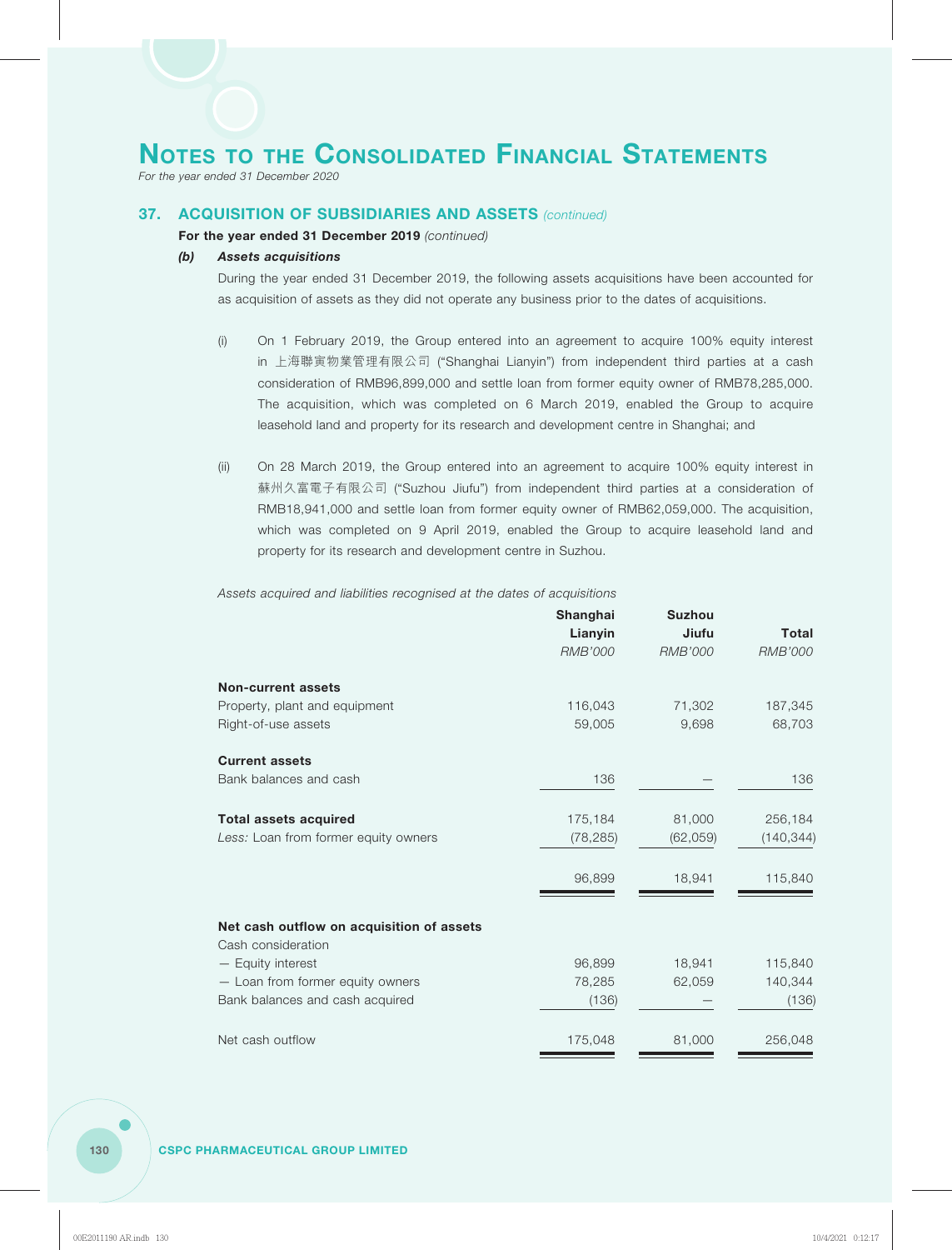# Notes to the Consolidated Financial Statements

*For the year ended 31 December 2020*

## 37. ACQUISITION OF SUBSIDIARIES AND ASSETS *(continued)*

**For the year ended 31 December 2019** *(continued)*

### *(b) Assets acquisitions*

During the year ended 31 December 2019, the following assets acquisitions have been accounted for as acquisition of assets as they did not operate any business prior to the dates of acquisitions.

(i) On 1 February 2019, the Group entered into an agreement to acquire 100% equity interest in 上海聯寅物業管理有限公司 ("Shanghai Lianyin") from independent third parties at a cash consideration of RMB96,899,000 and settle loan from former equity owner of RMB78,285,000. The acquisition, which was completed on 6 March 2019, enabled the Group to acquire leasehold land and property for its research and development centre in Shanghai; and

(ii) On 28 March 2019, the Group entered into an agreement to acquire 100% equity interest in 蘇州久富電子有限公司 ("Suzhou Jiufu") from independent third parties at a consideration of RMB18,941,000 and settle loan from former equity owner of RMB62,059,000. The acquisition, which was completed on 9 April 2019, enabled the Group to acquire leasehold land and property for its research and development centre in Suzhou.

*Assets acquired and liabilities recognised at the dates of acquisitions*

| | Shanghai Lianyin | Suzhou Jiufu | Total |
|---|---|---|---|
| | *RMB'000* | *RMB'000* | *RMB'000* |
| **Non-current assets** | | | |
| Property, plant and equipment | 116,043 | 71,302 | 187,345 |
| Right-of-use assets | 59,005 | 9,698 | 68,703 |
| **Current assets** | | | |
| Bank balances and cash | 136 | — | 136 |
| **Total assets acquired** | 175,184 | 81,000 | 256,184 |
| *Less:* Loan from former equity owners | (78,285) | (62,059) | (140,344) |
| | 96,899 | 18,941 | 115,840 |
| **Net cash outflow on acquisition of assets** | | | |
| Cash consideration | | | |
| — Equity interest | 96,899 | 18,941 | 115,840 |
| — Loan from former equity owners | 78,285 | 62,059 | 140,344 |
| Bank balances and cash acquired | (136) | — | (136) |
| Net cash outflow | 175,048 | 81,000 | 256,048 |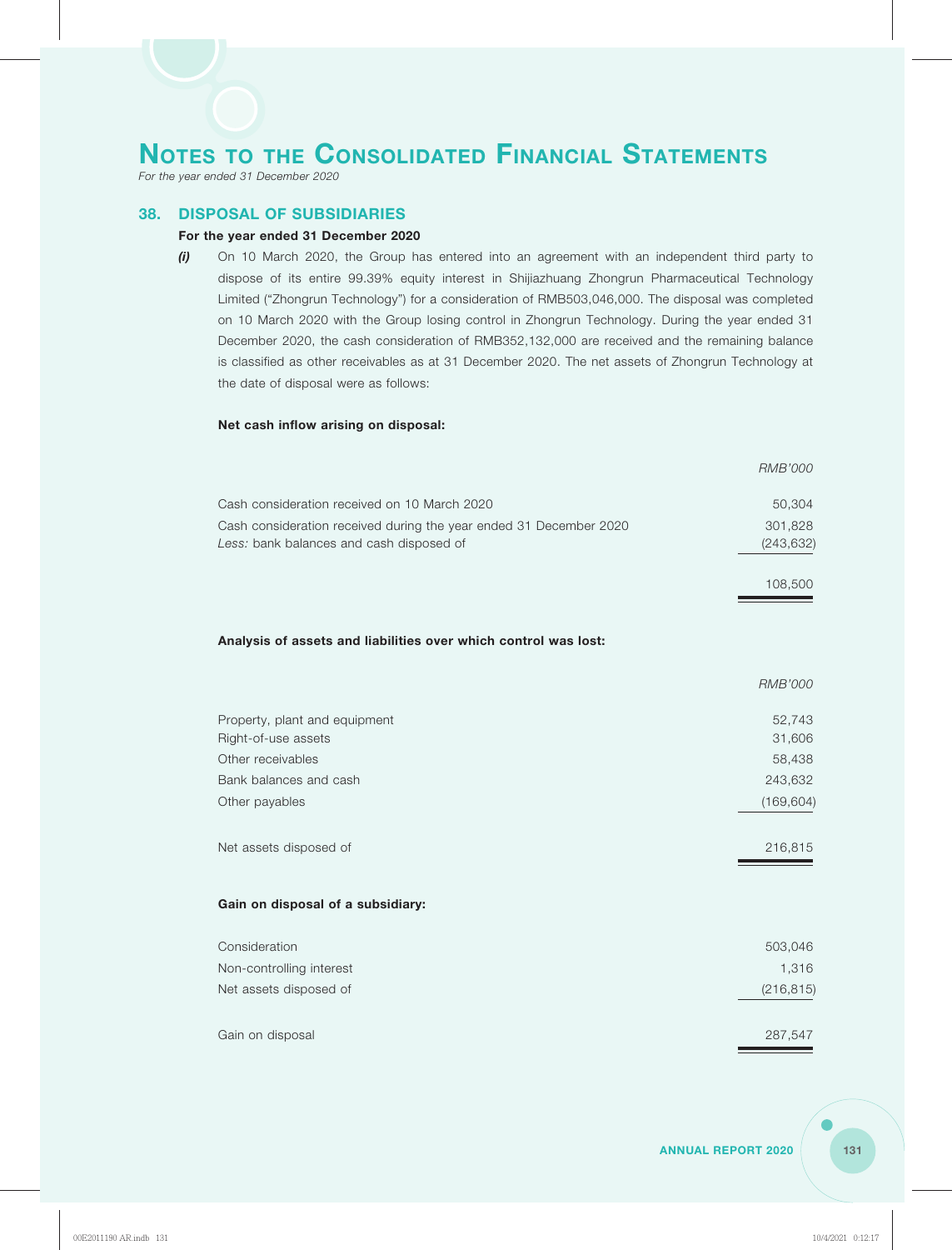# Notes to the Consolidated Financial Statements

*For the year ended 31 December 2020*

## 38. DISPOSAL OF SUBSIDIARIES

### For the year ended 31 December 2020

***(i)*** On 10 March 2020, the Group has entered into an agreement with an independent third party to dispose of its entire 99.39% equity interest in Shijiazhuang Zhongrun Pharmaceutical Technology Limited ("Zhongrun Technology") for a consideration of RMB503,046,000. The disposal was completed on 10 March 2020 with the Group losing control in Zhongrun Technology. During the year ended 31 December 2020, the cash consideration of RMB352,132,000 are received and the remaining balance is classified as other receivables as at 31 December 2020. The net assets of Zhongrun Technology at the date of disposal were as follows:

**Net cash inflow arising on disposal:**

| | *RMB'000* |
|---|---|
| Cash consideration received on 10 March 2020 | 50,304 |
| Cash consideration received during the year ended 31 December 2020 | 301,828 |
| *Less:* bank balances and cash disposed of | (243,632) |
| | 108,500 |

**Analysis of assets and liabilities over which control was lost:**

| | *RMB'000* |
|---|---|
| Property, plant and equipment | 52,743 |
| Right-of-use assets | 31,606 |
| Other receivables | 58,438 |
| Bank balances and cash | 243,632 |
| Other payables | (169,604) |
| Net assets disposed of | 216,815 |

**Gain on disposal of a subsidiary:**

| | |
|---|---|
| Consideration | 503,046 |
| Non-controlling interest | 1,316 |
| Net assets disposed of | (216,815) |
| Gain on disposal | 287,547 |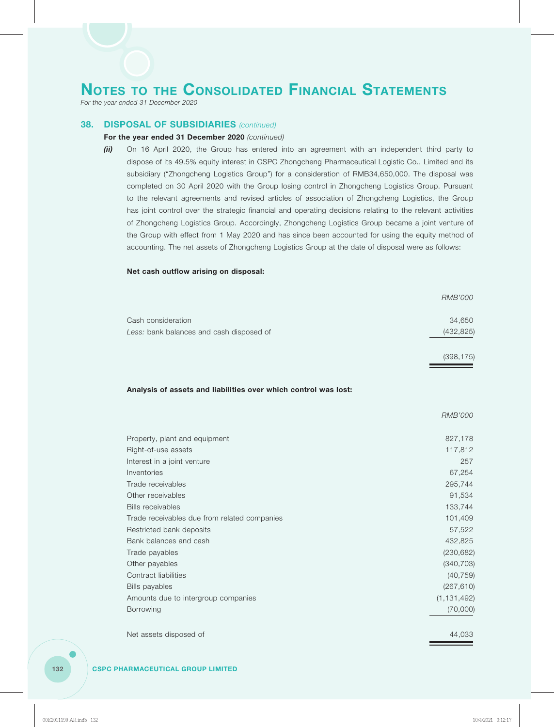# Notes to the Consolidated Financial Statements

*For the year ended 31 December 2020*

## 38. DISPOSAL OF SUBSIDIARIES *(continued)*

**For the year ended 31 December 2020** *(continued)*

***(ii)*** On 16 April 2020, the Group has entered into an agreement with an independent third party to dispose of its 49.5% equity interest in CSPC Zhongcheng Pharmaceutical Logistic Co., Limited and its subsidiary ("Zhongcheng Logistics Group") for a consideration of RMB34,650,000. The disposal was completed on 30 April 2020 with the Group losing control in Zhongcheng Logistics Group. Pursuant to the relevant agreements and revised articles of association of Zhongcheng Logistics, the Group has joint control over the strategic financial and operating decisions relating to the relevant activities of Zhongcheng Logistics Group. Accordingly, Zhongcheng Logistics Group became a joint venture of the Group with effect from 1 May 2020 and has since been accounted for using the equity method of accounting. The net assets of Zhongcheng Logistics Group at the date of disposal were as follows:

**Net cash outflow arising on disposal:**

| | *RMB'000* |
|---|---|
| Cash consideration | 34,650 |
| *Less:* bank balances and cash disposed of | (432,825) |
| | (398,175) |

**Analysis of assets and liabilities over which control was lost:**

| | *RMB'000* |
|---|---|
| Property, plant and equipment | 827,178 |
| Right-of-use assets | 117,812 |
| Interest in a joint venture | 257 |
| Inventories | 67,254 |
| Trade receivables | 295,744 |
| Other receivables | 91,534 |
| Bills receivables | 133,744 |
| Trade receivables due from related companies | 101,409 |
| Restricted bank deposits | 57,522 |
| Bank balances and cash | 432,825 |
| Trade payables | (230,682) |
| Other payables | (340,703) |
| Contract liabilities | (40,759) |
| Bills payables | (267,610) |
| Amounts due to intergroup companies | (1,131,492) |
| Borrowing | (70,000) |
| Net assets disposed of | 44,033 |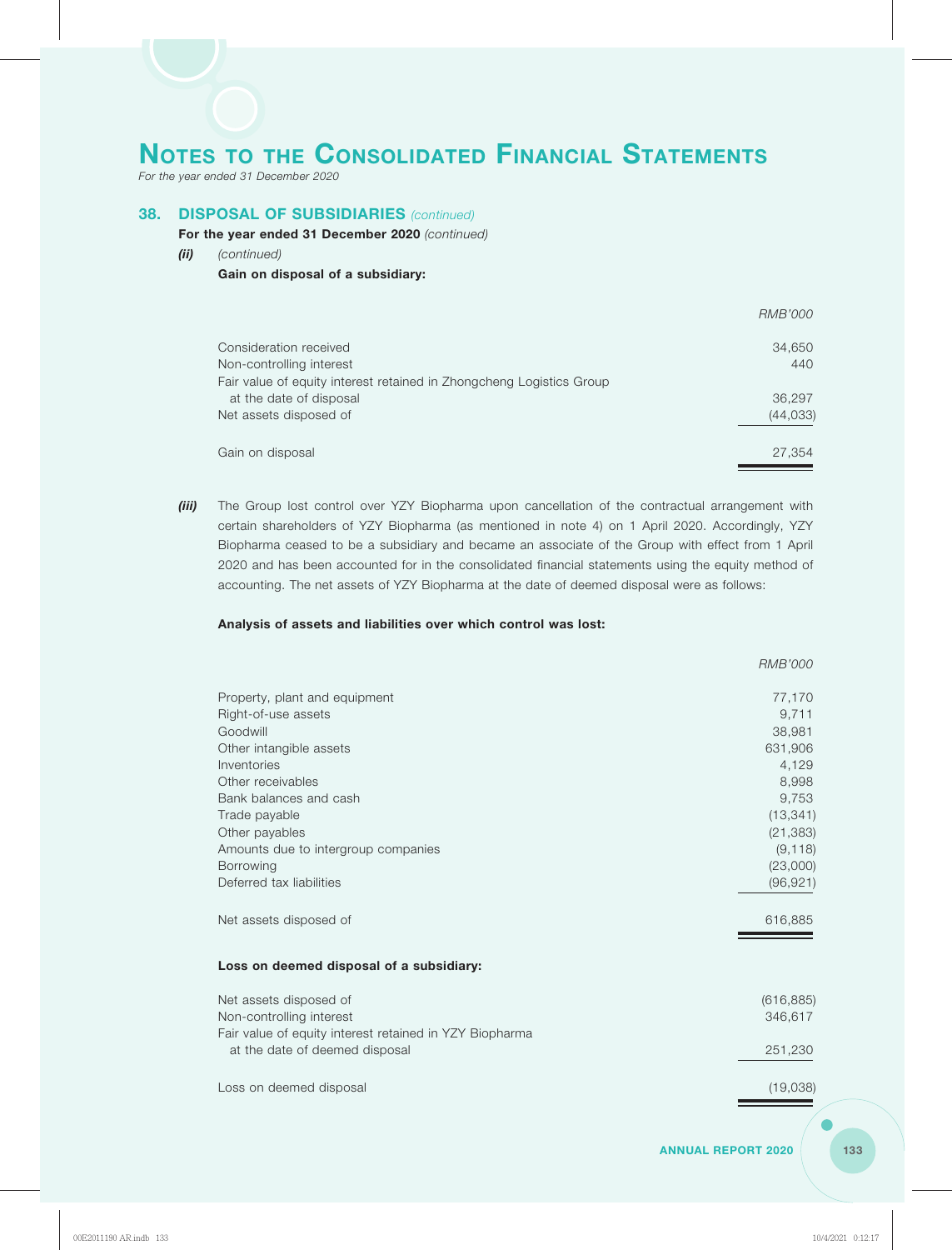# Notes to the Consolidated Financial Statements

*For the year ended 31 December 2020*

## 38. DISPOSAL OF SUBSIDIARIES *(continued)*

**For the year ended 31 December 2020** *(continued)*

***(ii)*** *(continued)*

**Gain on disposal of a subsidiary:**

| | *RMB'000* |
|---|---|
| Consideration received | 34,650 |
| Non-controlling interest | 440 |
| Fair value of equity interest retained in Zhongcheng Logistics Group at the date of disposal | 36,297 |
| Net assets disposed of | (44,033) |
| Gain on disposal | 27,354 |

***(iii)*** The Group lost control over YZY Biopharma upon cancellation of the contractual arrangement with certain shareholders of YZY Biopharma (as mentioned in note 4) on 1 April 2020. Accordingly, YZY Biopharma ceased to be a subsidiary and became an associate of the Group with effect from 1 April 2020 and has been accounted for in the consolidated financial statements using the equity method of accounting. The net assets of YZY Biopharma at the date of deemed disposal were as follows:

**Analysis of assets and liabilities over which control was lost:**

| | *RMB'000* |
|---|---|
| Property, plant and equipment | 77,170 |
| Right-of-use assets | 9,711 |
| Goodwill | 38,981 |
| Other intangible assets | 631,906 |
| Inventories | 4,129 |
| Other receivables | 8,998 |
| Bank balances and cash | 9,753 |
| Trade payable | (13,341) |
| Other payables | (21,383) |
| Amounts due to intergroup companies | (9,118) |
| Borrowing | (23,000) |
| Deferred tax liabilities | (96,921) |
| Net assets disposed of | 616,885 |

**Loss on deemed disposal of a subsidiary:**

| | |
|---|---|
| Net assets disposed of | (616,885) |
| Non-controlling interest | 346,617 |
| Fair value of equity interest retained in YZY Biopharma at the date of deemed disposal | 251,230 |
| Loss on deemed disposal | (19,038) |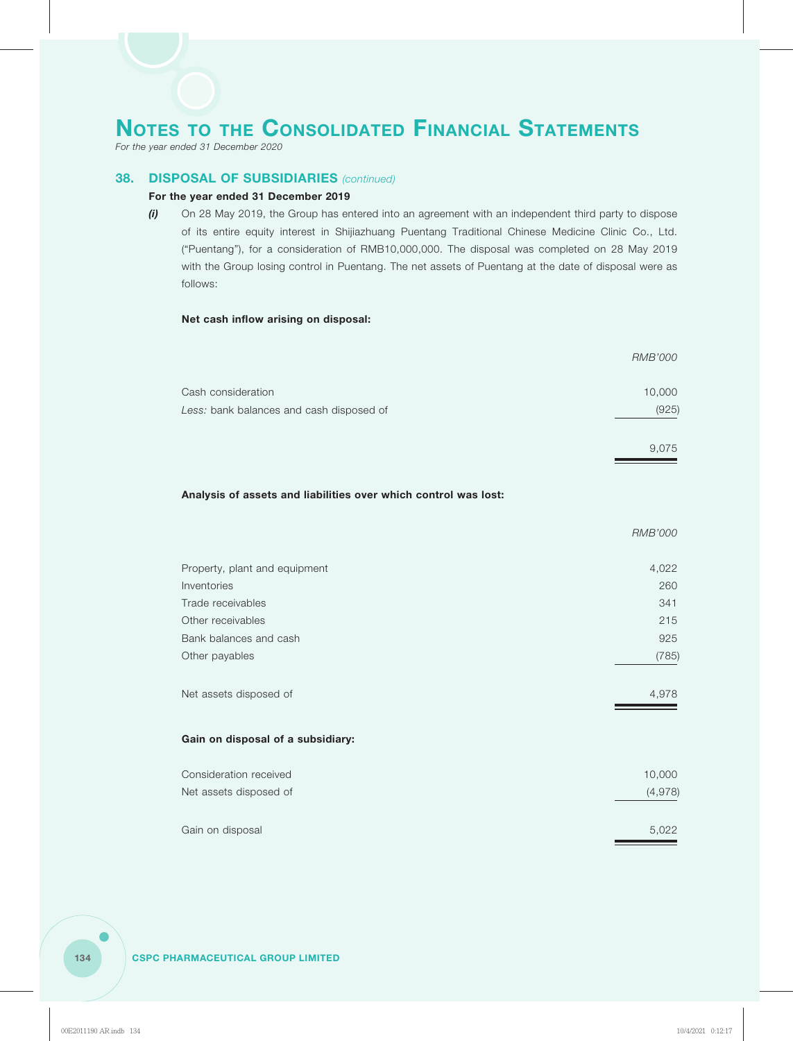# NOTES TO THE CONSOLIDATED FINANCIAL STATEMENTS

*For the year ended 31 December 2020*

## 38. DISPOSAL OF SUBSIDIARIES *(continued)*

**For the year ended 31 December 2019**

***(i)*** On 28 May 2019, the Group has entered into an agreement with an independent third party to dispose of its entire equity interest in Shijiazhuang Puentang Traditional Chinese Medicine Clinic Co., Ltd. ("Puentang"), for a consideration of RMB10,000,000. The disposal was completed on 28 May 2019 with the Group losing control in Puentang. The net assets of Puentang at the date of disposal were as follows:

**Net cash inflow arising on disposal:**

| | *RMB'000* |
|---|---|
| Cash consideration | 10,000 |
| *Less:* bank balances and cash disposed of | (925) |
| | 9,075 |

**Analysis of assets and liabilities over which control was lost:**

| | *RMB'000* |
|---|---|
| Property, plant and equipment | 4,022 |
| Inventories | 260 |
| Trade receivables | 341 |
| Other receivables | 215 |
| Bank balances and cash | 925 |
| Other payables | (785) |
| Net assets disposed of | 4,978 |

**Gain on disposal of a subsidiary:**

| | |
|---|---|
| Consideration received | 10,000 |
| Net assets disposed of | (4,978) |
| Gain on disposal | 5,022 |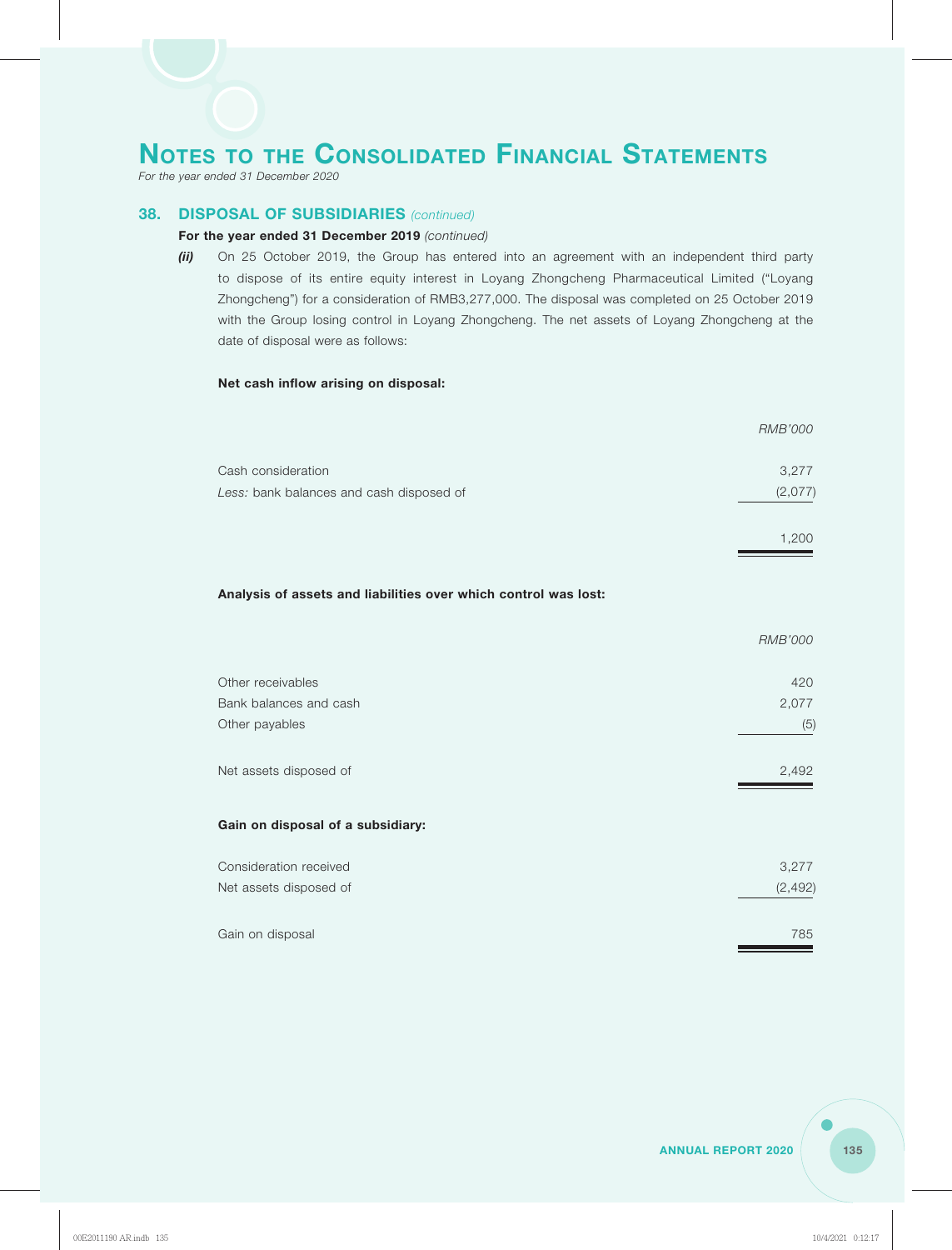# NOTES TO THE CONSOLIDATED FINANCIAL STATEMENTS

*For the year ended 31 December 2020*

## 38. DISPOSAL OF SUBSIDIARIES *(continued)*

**For the year ended 31 December 2019** *(continued)*

***(ii)*** On 25 October 2019, the Group has entered into an agreement with an independent third party to dispose of its entire equity interest in Loyang Zhongcheng Pharmaceutical Limited ("Loyang Zhongcheng") for a consideration of RMB3,277,000. The disposal was completed on 25 October 2019 with the Group losing control in Loyang Zhongcheng. The net assets of Loyang Zhongcheng at the date of disposal were as follows:

**Net cash inflow arising on disposal:**

| | *RMB'000* |
|---|---|
| Cash consideration | 3,277 |
| *Less:* bank balances and cash disposed of | (2,077) |
| | 1,200 |

**Analysis of assets and liabilities over which control was lost:**

| | *RMB'000* |
|---|---|
| Other receivables | 420 |
| Bank balances and cash | 2,077 |
| Other payables | (5) |
| Net assets disposed of | 2,492 |

**Gain on disposal of a subsidiary:**

| | |
|---|---|
| Consideration received | 3,277 |
| Net assets disposed of | (2,492) |
| Gain on disposal | 785 |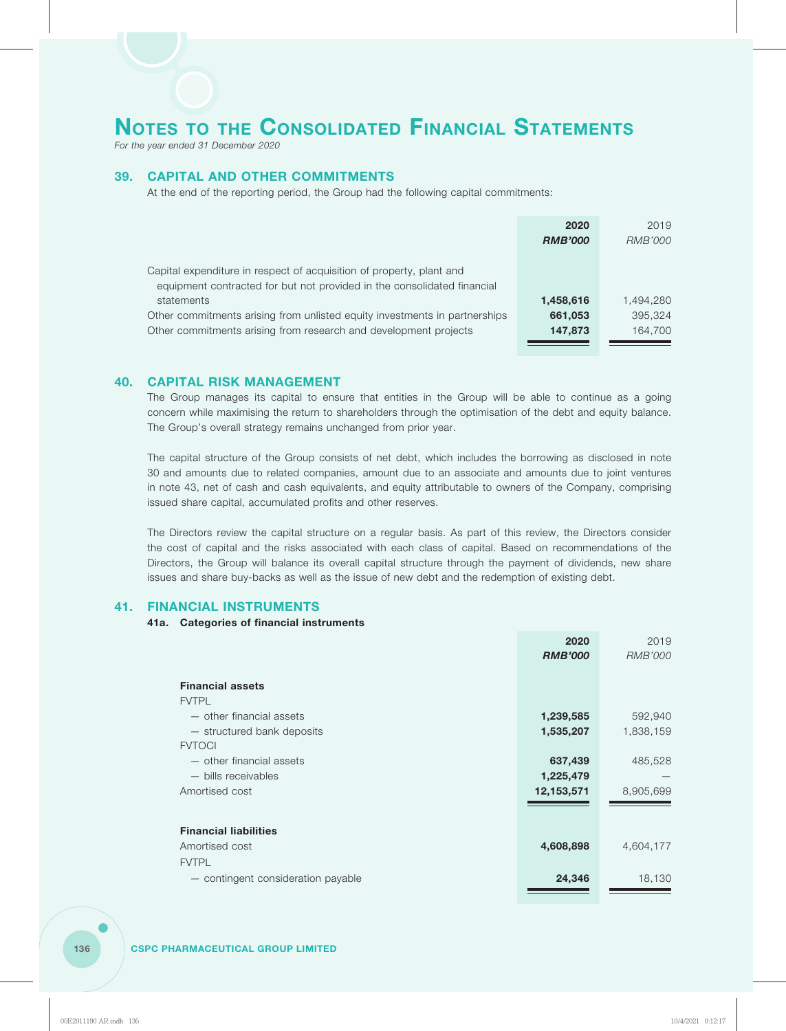# NOTES TO THE CONSOLIDATED FINANCIAL STATEMENTS

*For the year ended 31 December 2020*

## 39. CAPITAL AND OTHER COMMITMENTS

At the end of the reporting period, the Group had the following capital commitments:

| | **2020** | 2019 |
|---|---|---|
| | ***RMB'000*** | *RMB'000* |
| Capital expenditure in respect of acquisition of property, plant and equipment contracted for but not provided in the consolidated financial statements | **1,458,616** | 1,494,280 |
| Other commitments arising from unlisted equity investments in partnerships | **661,053** | 395,324 |
| Other commitments arising from research and development projects | **147,873** | 164,700 |

## 40. CAPITAL RISK MANAGEMENT

The Group manages its capital to ensure that entities in the Group will be able to continue as a going concern while maximising the return to shareholders through the optimisation of the debt and equity balance. The Group's overall strategy remains unchanged from prior year.

The capital structure of the Group consists of net debt, which includes the borrowing as disclosed in note 30 and amounts due to related companies, amount due to an associate and amounts due to joint ventures in note 43, net of cash and cash equivalents, and equity attributable to owners of the Company, comprising issued share capital, accumulated profits and other reserves.

The Directors review the capital structure on a regular basis. As part of this review, the Directors consider the cost of capital and the risks associated with each class of capital. Based on recommendations of the Directors, the Group will balance its overall capital structure through the payment of dividends, new share issues and share buy-backs as well as the issue of new debt and the redemption of existing debt.

## 41. FINANCIAL INSTRUMENTS

### 41a. Categories of financial instruments

| | **2020** | 2019 |
|---|---|---|
| | ***RMB'000*** | *RMB'000* |
| **Financial assets** | | |
| FVTPL | | |
| — other financial assets | **1,239,585** | 592,940 |
| — structured bank deposits | **1,535,207** | 1,838,159 |
| FVTOCI | | |
| — other financial assets | **637,439** | 485,528 |
| — bills receivables | **1,225,479** | — |
| Amortised cost | **12,153,571** | 8,905,699 |
| **Financial liabilities** | | |
| Amortised cost | **4,608,898** | 4,604,177 |
| FVTPL | | |
| — contingent consideration payable | **24,346** | 18,130 |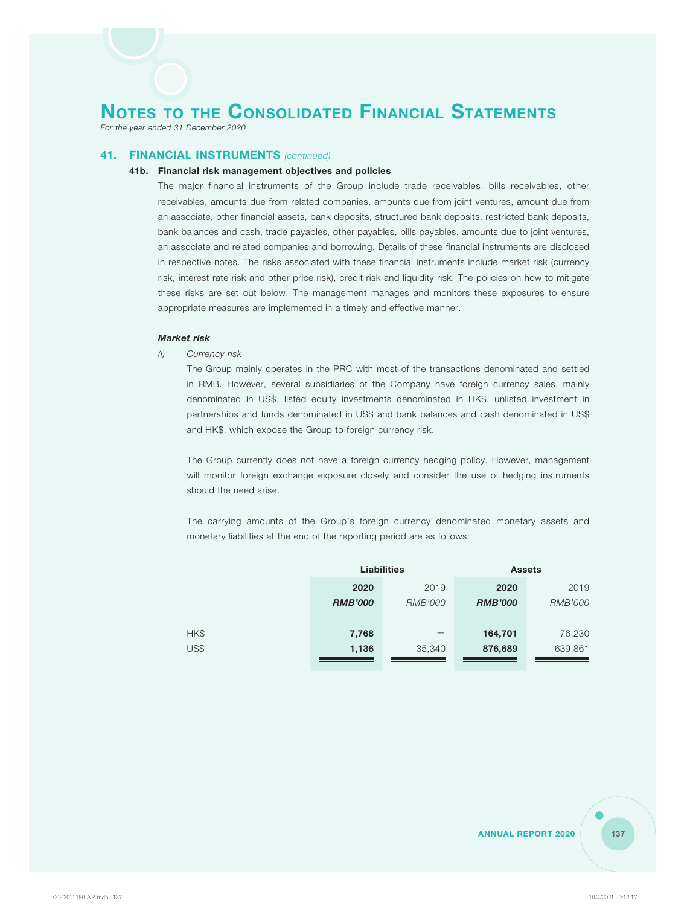# NOTES TO THE CONSOLIDATED FINANCIAL STATEMENTS

*For the year ended 31 December 2020*

## 41. FINANCIAL INSTRUMENTS *(continued)*

### 41b. Financial risk management objectives and policies

The major financial instruments of the Group include trade receivables, bills receivables, other receivables, amounts due from related companies, amounts due from joint ventures, amount due from an associate, other financial assets, bank deposits, structured bank deposits, restricted bank deposits, bank balances and cash, trade payables, other payables, bills payables, amounts due to joint ventures, an associate and related companies and borrowing. Details of these financial instruments are disclosed in respective notes. The risks associated with these financial instruments include market risk (currency risk, interest rate risk and other price risk), credit risk and liquidity risk. The policies on how to mitigate these risks are set out below. The management manages and monitors these exposures to ensure appropriate measures are implemented in a timely and effective manner.

***Market risk***

*(i) Currency risk*

The Group mainly operates in the PRC with most of the transactions denominated and settled in RMB. However, several subsidiaries of the Company have foreign currency sales, mainly denominated in US$, listed equity investments denominated in HK$, unlisted investment in partnerships and funds denominated in US$ and bank balances and cash denominated in US$ and HK$, which expose the Group to foreign currency risk.

The Group currently does not have a foreign currency hedging policy. However, management will monitor foreign exchange exposure closely and consider the use of hedging instruments should the need arise.

The carrying amounts of the Group's foreign currency denominated monetary assets and monetary liabilities at the end of the reporting period are as follows:

| | **Liabilities** | | **Assets** | |
|---|---|---|---|---|
| | **2020** | 2019 | **2020** | 2019 |
| | ***RMB'000*** | *RMB'000* | ***RMB'000*** | *RMB'000* |
| HK$ | **7,768** | – | **164,701** | 76,230 |
| US$ | **1,136** | 35,340 | **876,689** | 639,861 |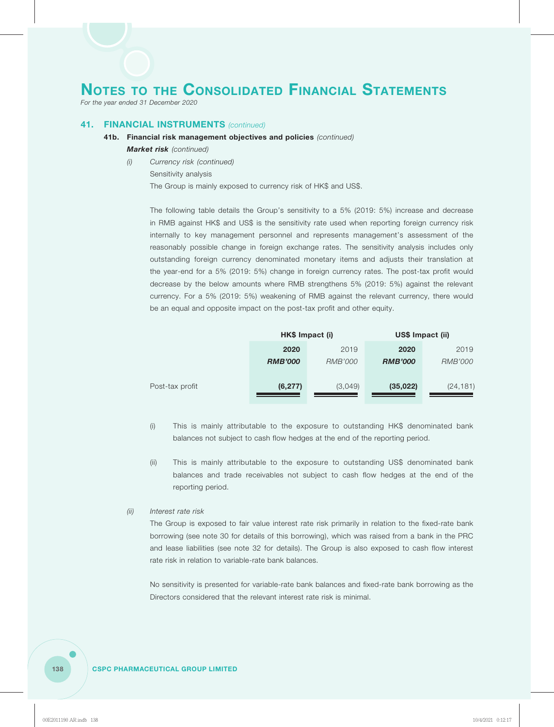# NOTES TO THE CONSOLIDATED FINANCIAL STATEMENTS

*For the year ended 31 December 2020*

## 41. FINANCIAL INSTRUMENTS *(continued)*

### 41b. Financial risk management objectives and policies *(continued)*

***Market risk*** *(continued)*

*(i)* *Currency risk (continued)*

Sensitivity analysis

The Group is mainly exposed to currency risk of HK$ and US$.

The following table details the Group's sensitivity to a 5% (2019: 5%) increase and decrease in RMB against HK$ and US$ is the sensitivity rate used when reporting foreign currency risk internally to key management personnel and represents management's assessment of the reasonably possible change in foreign exchange rates. The sensitivity analysis includes only outstanding foreign currency denominated monetary items and adjusts their translation at the year-end for a 5% (2019: 5%) change in foreign currency rates. The post-tax profit would decrease by the below amounts where RMB strengthens 5% (2019: 5%) against the relevant currency. For a 5% (2019: 5%) weakening of RMB against the relevant currency, there would be an equal and opposite impact on the post-tax profit and other equity.

| | HK$ Impact (i) | | US$ Impact (ii) | |
|---|---|---|---|---|
| | **2020** | 2019 | **2020** | 2019 |
| | ***RMB'000*** | *RMB'000* | ***RMB'000*** | *RMB'000* |
| Post-tax profit | **(6,277)** | (3,049) | **(35,022)** | (24,181) |

(i) This is mainly attributable to the exposure to outstanding HK$ denominated bank balances not subject to cash flow hedges at the end of the reporting period.

(ii) This is mainly attributable to the exposure to outstanding US$ denominated bank balances and trade receivables not subject to cash flow hedges at the end of the reporting period.

*(ii)* *Interest rate risk*

The Group is exposed to fair value interest rate risk primarily in relation to the fixed-rate bank borrowing (see note 30 for details of this borrowing), which was raised from a bank in the PRC and lease liabilities (see note 32 for details). The Group is also exposed to cash flow interest rate risk in relation to variable-rate bank balances.

No sensitivity is presented for variable-rate bank balances and fixed-rate bank borrowing as the Directors considered that the relevant interest rate risk is minimal.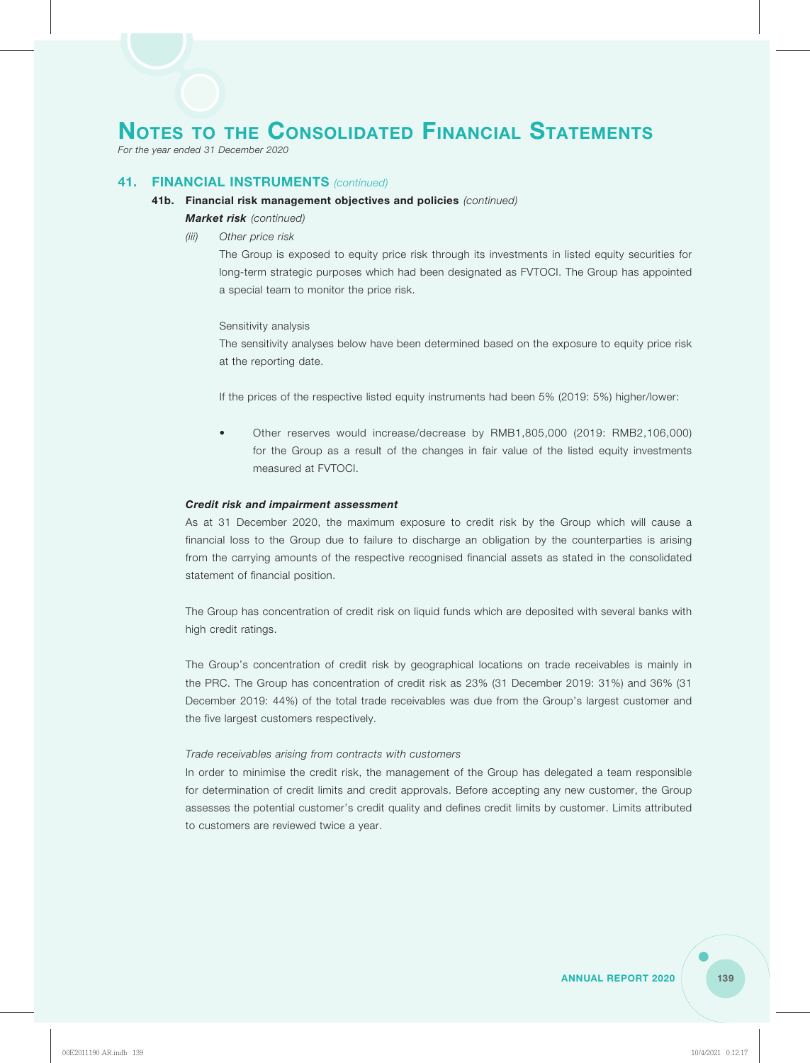# Notes to the Consolidated Financial Statements

*For the year ended 31 December 2020*

## 41. FINANCIAL INSTRUMENTS *(continued)*

### 41b. Financial risk management objectives and policies *(continued)*

***Market risk*** *(continued)*

*(iii) Other price risk*

The Group is exposed to equity price risk through its investments in listed equity securities for long-term strategic purposes which had been designated as FVTOCI. The Group has appointed a special team to monitor the price risk.

Sensitivity analysis

The sensitivity analyses below have been determined based on the exposure to equity price risk at the reporting date.

If the prices of the respective listed equity instruments had been 5% (2019: 5%) higher/lower:

- Other reserves would increase/decrease by RMB1,805,000 (2019: RMB2,106,000) for the Group as a result of the changes in fair value of the listed equity investments measured at FVTOCI.

***Credit risk and impairment assessment***

As at 31 December 2020, the maximum exposure to credit risk by the Group which will cause a financial loss to the Group due to failure to discharge an obligation by the counterparties is arising from the carrying amounts of the respective recognised financial assets as stated in the consolidated statement of financial position.

The Group has concentration of credit risk on liquid funds which are deposited with several banks with high credit ratings.

The Group's concentration of credit risk by geographical locations on trade receivables is mainly in the PRC. The Group has concentration of credit risk as 23% (31 December 2019: 31%) and 36% (31 December 2019: 44%) of the total trade receivables was due from the Group's largest customer and the five largest customers respectively.

*Trade receivables arising from contracts with customers*

In order to minimise the credit risk, the management of the Group has delegated a team responsible for determination of credit limits and credit approvals. Before accepting any new customer, the Group assesses the potential customer's credit quality and defines credit limits by customer. Limits attributed to customers are reviewed twice a year.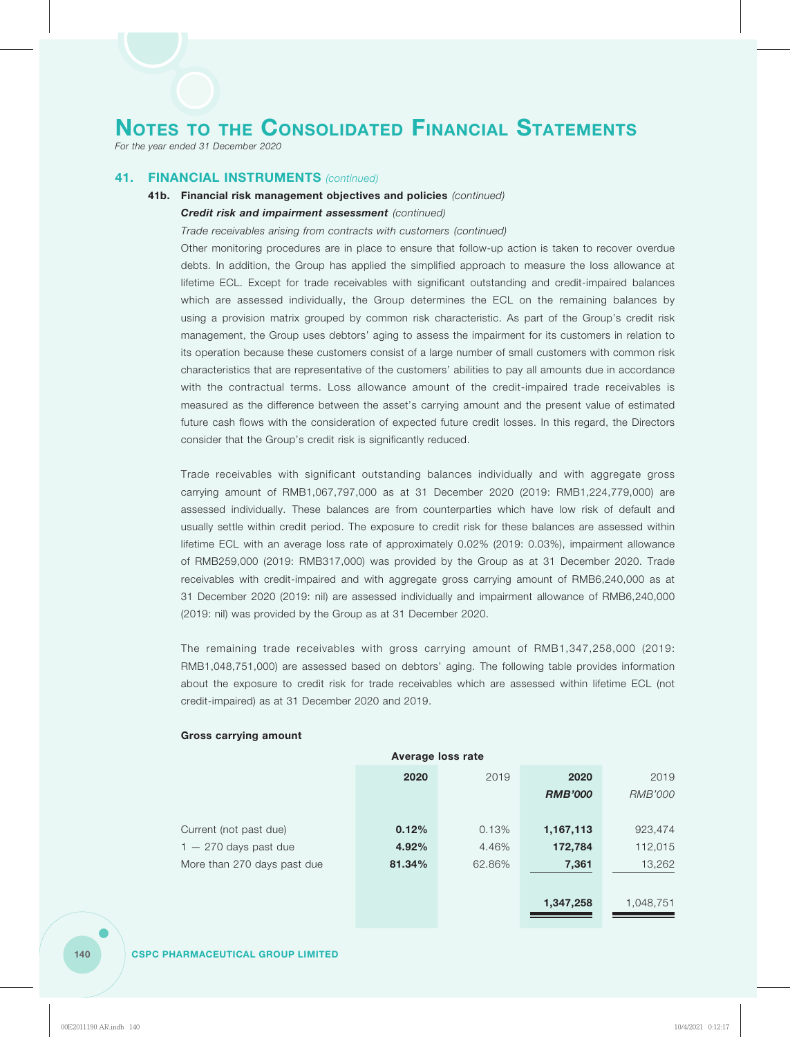# NOTES TO THE CONSOLIDATED FINANCIAL STATEMENTS

*For the year ended 31 December 2020*

## 41. FINANCIAL INSTRUMENTS *(continued)*

### 41b. Financial risk management objectives and policies *(continued)*

***Credit risk and impairment assessment** (continued)*

*Trade receivables arising from contracts with customers (continued)*

Other monitoring procedures are in place to ensure that follow-up action is taken to recover overdue debts. In addition, the Group has applied the simplified approach to measure the loss allowance at lifetime ECL. Except for trade receivables with significant outstanding and credit-impaired balances which are assessed individually, the Group determines the ECL on the remaining balances by using a provision matrix grouped by common risk characteristic. As part of the Group's credit risk management, the Group uses debtors' aging to assess the impairment for its customers in relation to its operation because these customers consist of a large number of small customers with common risk characteristics that are representative of the customers' abilities to pay all amounts due in accordance with the contractual terms. Loss allowance amount of the credit-impaired trade receivables is measured as the difference between the asset's carrying amount and the present value of estimated future cash flows with the consideration of expected future credit losses. In this regard, the Directors consider that the Group's credit risk is significantly reduced.

Trade receivables with significant outstanding balances individually and with aggregate gross carrying amount of RMB1,067,797,000 as at 31 December 2020 (2019: RMB1,224,779,000) are assessed individually. These balances are from counterparties which have low risk of default and usually settle within credit period. The exposure to credit risk for these balances are assessed within lifetime ECL with an average loss rate of approximately 0.02% (2019: 0.03%), impairment allowance of RMB259,000 (2019: RMB317,000) was provided by the Group as at 31 December 2020. Trade receivables with credit-impaired and with aggregate gross carrying amount of RMB6,240,000 as at 31 December 2020 (2019: nil) are assessed individually and impairment allowance of RMB6,240,000 (2019: nil) was provided by the Group as at 31 December 2020.

The remaining trade receivables with gross carrying amount of RMB1,347,258,000 (2019: RMB1,048,751,000) are assessed based on debtors' aging. The following table provides information about the exposure to credit risk for trade receivables which are assessed within lifetime ECL (not credit-impaired) as at 31 December 2020 and 2019.

**Gross carrying amount**

| | Average loss rate | | | |
|---|---|---|---|---|
| | **2020** | 2019 | **2020** | 2019 |
| | | | ***RMB'000*** | *RMB'000* |
| Current (not past due) | **0.12%** | 0.13% | **1,167,113** | 923,474 |
| 1 — 270 days past due | **4.92%** | 4.46% | **172,784** | 112,015 |
| More than 270 days past due | **81.34%** | 62.86% | **7,361** | 13,262 |
| | | | **1,347,258** | 1,048,751 |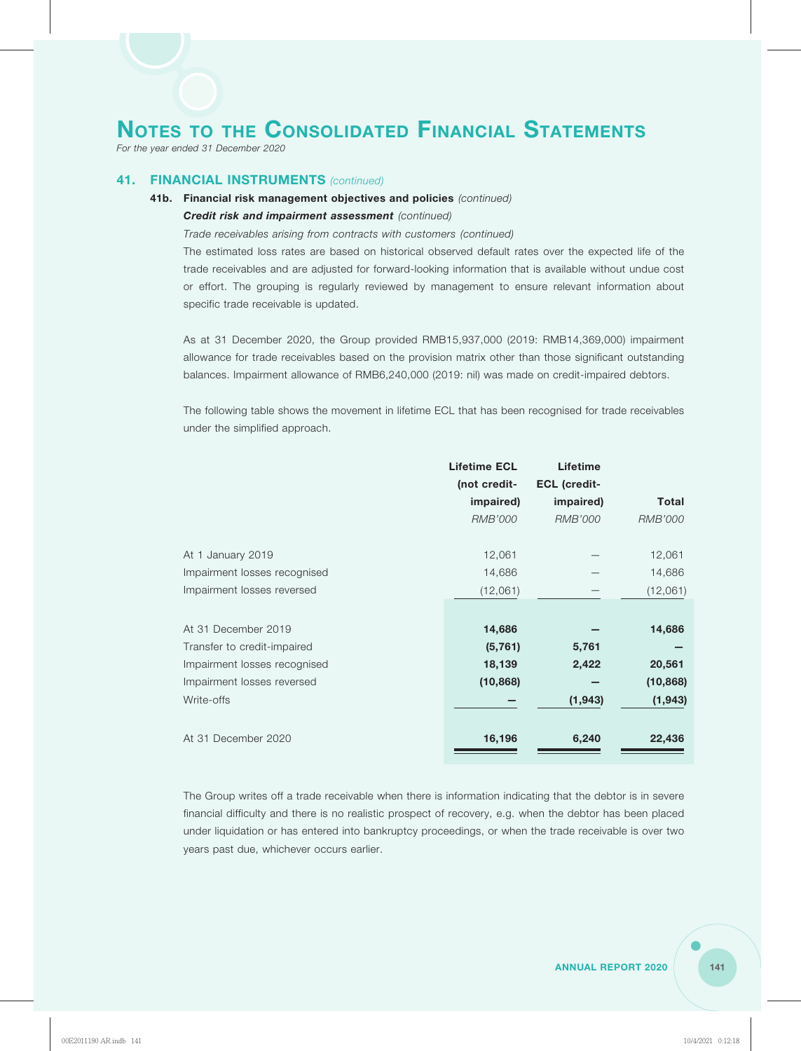# Notes to the Consolidated Financial Statements

*For the year ended 31 December 2020*

## 41. FINANCIAL INSTRUMENTS *(continued)*

### 41b. Financial risk management objectives and policies *(continued)*

***Credit risk and impairment assessment*** *(continued)*

*Trade receivables arising from contracts with customers (continued)*

The estimated loss rates are based on historical observed default rates over the expected life of the trade receivables and are adjusted for forward-looking information that is available without undue cost or effort. The grouping is regularly reviewed by management to ensure relevant information about specific trade receivable is updated.

As at 31 December 2020, the Group provided RMB15,937,000 (2019: RMB14,369,000) impairment allowance for trade receivables based on the provision matrix other than those significant outstanding balances. Impairment allowance of RMB6,240,000 (2019: nil) was made on credit-impaired debtors.

The following table shows the movement in lifetime ECL that has been recognised for trade receivables under the simplified approach.

| | Lifetime ECL (not credit-impaired) | Lifetime ECL (credit-impaired) | Total |
|---|---|---|---|
| | *RMB'000* | *RMB'000* | *RMB'000* |
| At 1 January 2019 | 12,061 | – | 12,061 |
| Impairment losses recognised | 14,686 | – | 14,686 |
| Impairment losses reversed | (12,061) | – | (12,061) |
| At 31 December 2019 | **14,686** | **–** | **14,686** |
| Transfer to credit-impaired | **(5,761)** | **5,761** | **–** |
| Impairment losses recognised | **18,139** | **2,422** | **20,561** |
| Impairment losses reversed | **(10,868)** | **–** | **(10,868)** |
| Write-offs | **–** | **(1,943)** | **(1,943)** |
| At 31 December 2020 | **16,196** | **6,240** | **22,436** |

The Group writes off a trade receivable when there is information indicating that the debtor is in severe financial difficulty and there is no realistic prospect of recovery, e.g. when the debtor has been placed under liquidation or has entered into bankruptcy proceedings, or when the trade receivable is over two years past due, whichever occurs earlier.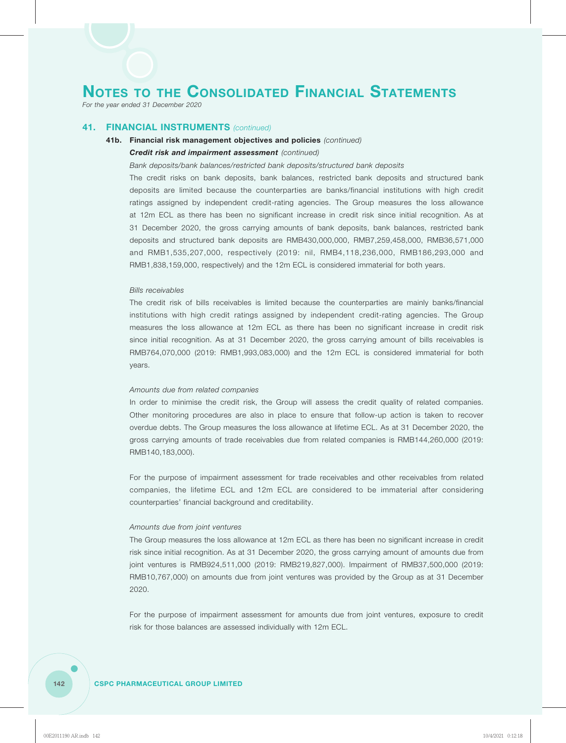# NOTES TO THE CONSOLIDATED FINANCIAL STATEMENTS

*For the year ended 31 December 2020*

## 41. FINANCIAL INSTRUMENTS *(continued)*

### 41b. Financial risk management objectives and policies *(continued)*

***Credit risk and impairment assessment*** *(continued)*

*Bank deposits/bank balances/restricted bank deposits/structured bank deposits*

The credit risks on bank deposits, bank balances, restricted bank deposits and structured bank deposits are limited because the counterparties are banks/financial institutions with high credit ratings assigned by independent credit-rating agencies. The Group measures the loss allowance at 12m ECL as there has been no significant increase in credit risk since initial recognition. As at 31 December 2020, the gross carrying amounts of bank deposits, bank balances, restricted bank deposits and structured bank deposits are RMB430,000,000, RMB7,259,458,000, RMB36,571,000 and RMB1,535,207,000, respectively (2019: nil, RMB4,118,236,000, RMB186,293,000 and RMB1,838,159,000, respectively) and the 12m ECL is considered immaterial for both years.

*Bills receivables*

The credit risk of bills receivables is limited because the counterparties are mainly banks/financial institutions with high credit ratings assigned by independent credit-rating agencies. The Group measures the loss allowance at 12m ECL as there has been no significant increase in credit risk since initial recognition. As at 31 December 2020, the gross carrying amount of bills receivables is RMB764,070,000 (2019: RMB1,993,083,000) and the 12m ECL is considered immaterial for both years.

*Amounts due from related companies*

In order to minimise the credit risk, the Group will assess the credit quality of related companies. Other monitoring procedures are also in place to ensure that follow-up action is taken to recover overdue debts. The Group measures the loss allowance at lifetime ECL. As at 31 December 2020, the gross carrying amounts of trade receivables due from related companies is RMB144,260,000 (2019: RMB140,183,000).

For the purpose of impairment assessment for trade receivables and other receivables from related companies, the lifetime ECL and 12m ECL are considered to be immaterial after considering counterparties' financial background and creditability.

*Amounts due from joint ventures*

The Group measures the loss allowance at 12m ECL as there has been no significant increase in credit risk since initial recognition. As at 31 December 2020, the gross carrying amount of amounts due from joint ventures is RMB924,511,000 (2019: RMB219,827,000). Impairment of RMB37,500,000 (2019: RMB10,767,000) on amounts due from joint ventures was provided by the Group as at 31 December 2020.

For the purpose of impairment assessment for amounts due from joint ventures, exposure to credit risk for those balances are assessed individually with 12m ECL.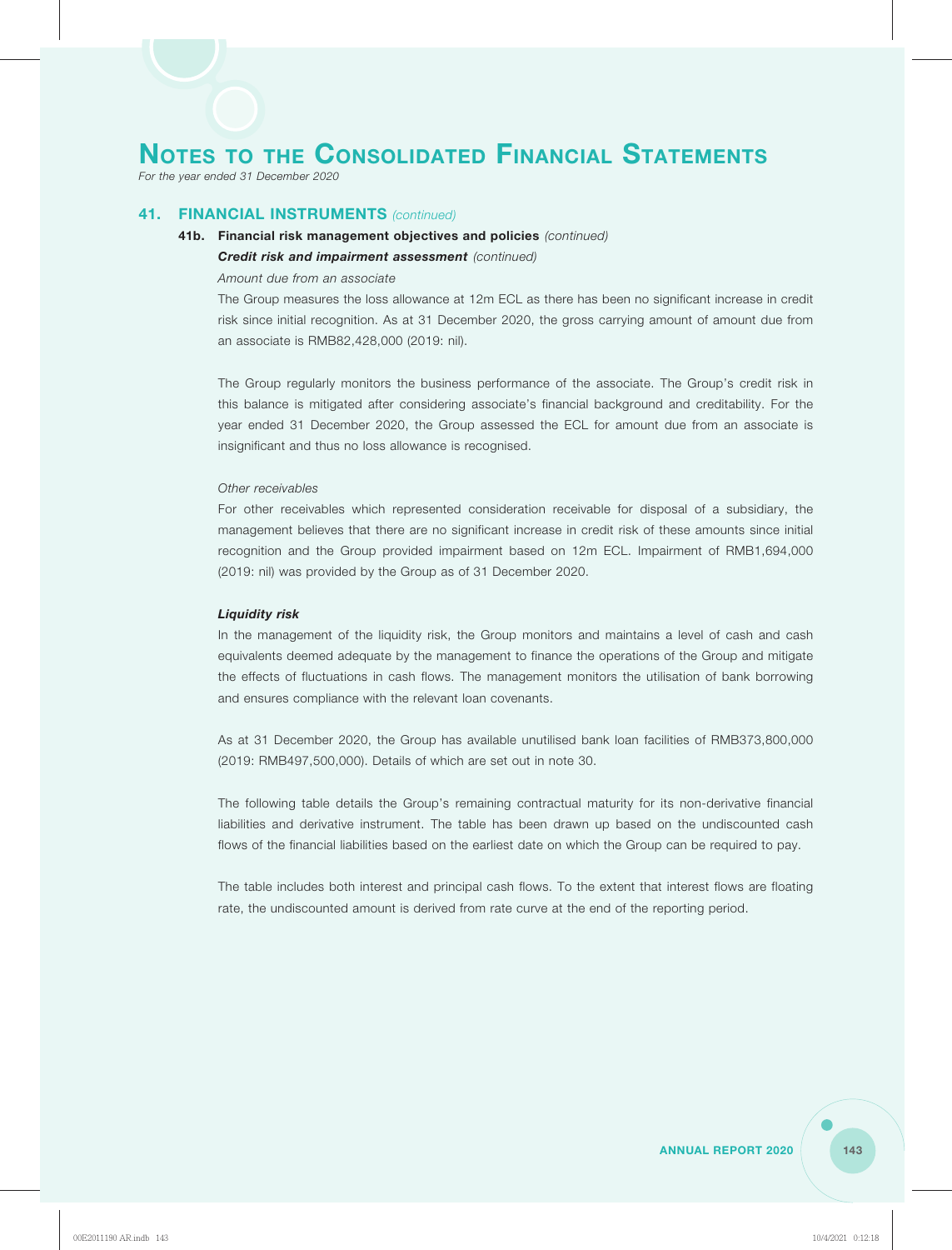# Notes to the Consolidated Financial Statements

*For the year ended 31 December 2020*

## 41. FINANCIAL INSTRUMENTS *(continued)*

### 41b. Financial risk management objectives and policies *(continued)*

***Credit risk and impairment assessment*** *(continued)*

*Amount due from an associate*

The Group measures the loss allowance at 12m ECL as there has been no significant increase in credit risk since initial recognition. As at 31 December 2020, the gross carrying amount of amount due from an associate is RMB82,428,000 (2019: nil).

The Group regularly monitors the business performance of the associate. The Group's credit risk in this balance is mitigated after considering associate's financial background and creditability. For the year ended 31 December 2020, the Group assessed the ECL for amount due from an associate is insignificant and thus no loss allowance is recognised.

*Other receivables*

For other receivables which represented consideration receivable for disposal of a subsidiary, the management believes that there are no significant increase in credit risk of these amounts since initial recognition and the Group provided impairment based on 12m ECL. Impairment of RMB1,694,000 (2019: nil) was provided by the Group as of 31 December 2020.

***Liquidity risk***

In the management of the liquidity risk, the Group monitors and maintains a level of cash and cash equivalents deemed adequate by the management to finance the operations of the Group and mitigate the effects of fluctuations in cash flows. The management monitors the utilisation of bank borrowing and ensures compliance with the relevant loan covenants.

As at 31 December 2020, the Group has available unutilised bank loan facilities of RMB373,800,000 (2019: RMB497,500,000). Details of which are set out in note 30.

The following table details the Group's remaining contractual maturity for its non-derivative financial liabilities and derivative instrument. The table has been drawn up based on the undiscounted cash flows of the financial liabilities based on the earliest date on which the Group can be required to pay.

The table includes both interest and principal cash flows. To the extent that interest flows are floating rate, the undiscounted amount is derived from rate curve at the end of the reporting period.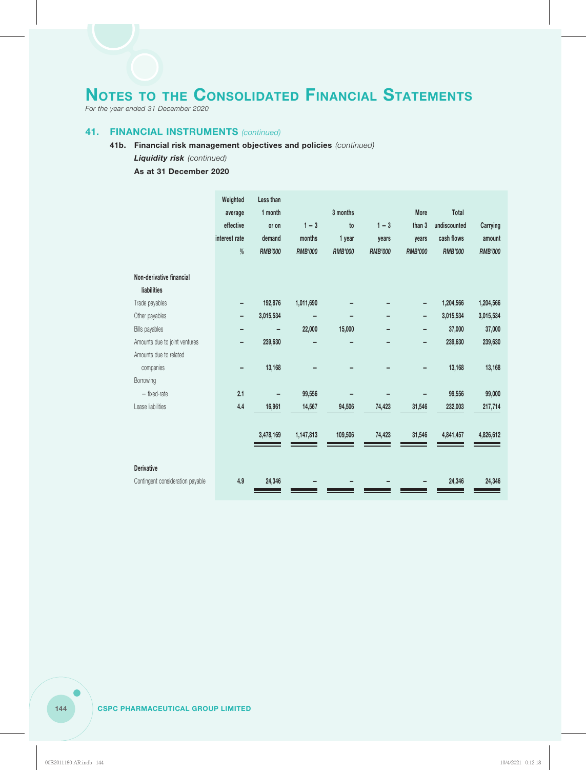# NOTES TO THE CONSOLIDATED FINANCIAL STATEMENTS

*For the year ended 31 December 2020*

## 41. FINANCIAL INSTRUMENTS *(continued)*

### 41b. Financial risk management objectives and policies *(continued)*

***Liquidity risk*** *(continued)*

**As at 31 December 2020**

| | Weighted average effective interest rate | Less than 1 month or on demand | 1 – 3 months | 3 months to 1 year | 1 – 3 years | More than 3 years | Total undiscounted cash flows | Carrying amount |
|---|---|---|---|---|---|---|---|---|
| | % | *RMB'000* | *RMB'000* | *RMB'000* | *RMB'000* | *RMB'000* | *RMB'000* | *RMB'000* |
| **Non-derivative financial liabilities** | | | | | | | | |
| Trade payables | – | 192,876 | 1,011,690 | – | – | – | 1,204,566 | 1,204,566 |
| Other payables | – | 3,015,534 | – | – | – | – | 3,015,534 | 3,015,534 |
| Bills payables | – | – | 22,000 | 15,000 | – | – | 37,000 | 37,000 |
| Amounts due to joint ventures | – | 239,630 | – | – | – | – | 239,630 | 239,630 |
| Amounts due to related companies | – | 13,168 | – | – | – | – | 13,168 | 13,168 |
| Borrowing – fixed-rate | 2.1 | – | 99,556 | – | – | – | 99,556 | 99,000 |
| Lease liabilities | 4.4 | 16,961 | 14,567 | 94,506 | 74,423 | 31,546 | 232,003 | 217,714 |
| | | 3,478,169 | 1,147,813 | 109,506 | 74,423 | 31,546 | 4,841,457 | 4,826,612 |
| **Derivative** | | | | | | | | |
| Contingent consideration payable | 4.9 | 24,346 | – | – | – | – | 24,346 | 24,346 |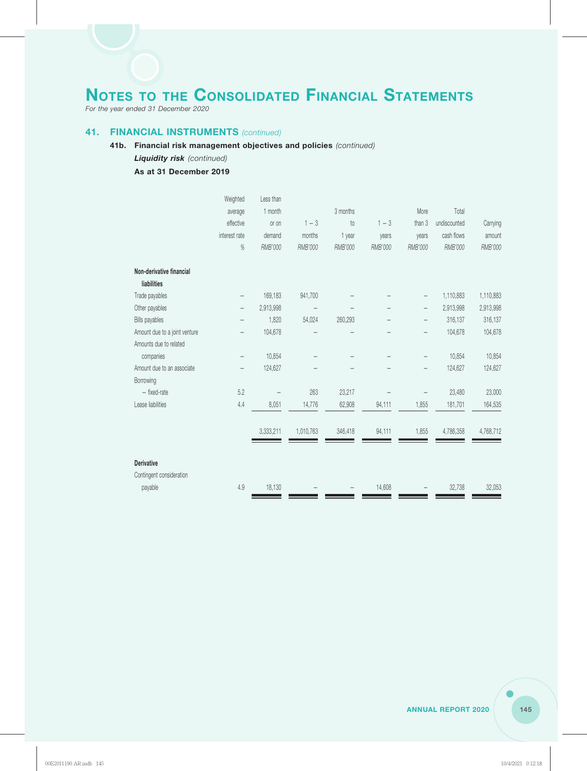# NOTES TO THE CONSOLIDATED FINANCIAL STATEMENTS

*For the year ended 31 December 2020*

## 41. FINANCIAL INSTRUMENTS *(continued)*

### 41b. Financial risk management objectives and policies *(continued)*

***Liquidity risk*** *(continued)*

**As at 31 December 2019**

| | Weighted average effective interest rate | Less than 1 month or on demand | 1 – 3 months | 3 months to 1 year | 1 – 3 years | More than 3 years | Total undiscounted cash flows | Carrying amount |
|---|---|---|---|---|---|---|---|---|
| | % | *RMB'000* | *RMB'000* | *RMB'000* | *RMB'000* | *RMB'000* | *RMB'000* | *RMB'000* |
| **Non-derivative financial liabilities** | | | | | | | | |
| Trade payables | – | 169,183 | 941,700 | – | – | – | 1,110,883 | 1,110,883 |
| Other payables | – | 2,913,998 | – | – | – | – | 2,913,998 | 2,913,998 |
| Bills payables | – | 1,820 | 54,024 | 260,293 | – | – | 316,137 | 316,137 |
| Amount due to a joint venture | – | 104,678 | – | – | – | – | 104,678 | 104,678 |
| Amounts due to related companies | – | 10,854 | – | – | – | – | 10,854 | 10,854 |
| Amount due to an associate | – | 124,627 | – | – | – | – | 124,627 | 124,627 |
| Borrowing | | | | | | | | |
| – fixed-rate | 5.2 | – | 263 | 23,217 | – | – | 23,480 | 23,000 |
| Lease liabilities | 4.4 | 8,051 | 14,776 | 62,908 | 94,111 | 1,855 | 181,701 | 164,535 |
| | | 3,333,211 | 1,010,763 | 346,418 | 94,111 | 1,855 | 4,786,358 | 4,768,712 |
| **Derivative** | | | | | | | | |
| Contingent consideration payable | 4.9 | 18,130 | – | – | 14,608 | – | 32,738 | 32,053 |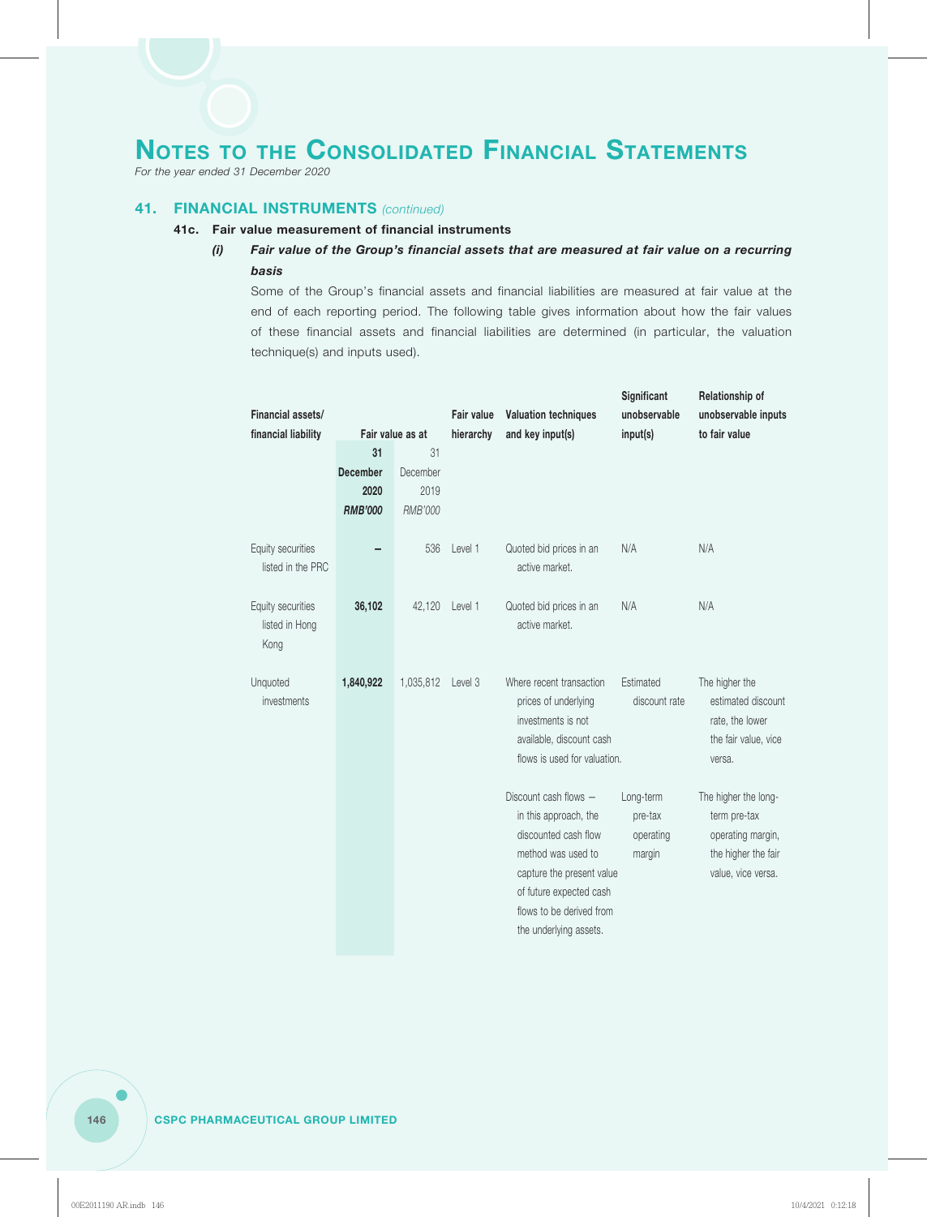# NOTES TO THE CONSOLIDATED FINANCIAL STATEMENTS

*For the year ended 31 December 2020*

## 41. FINANCIAL INSTRUMENTS *(continued)*

### 41c. Fair value measurement of financial instruments

#### *(i) Fair value of the Group's financial assets that are measured at fair value on a recurring basis*

Some of the Group's financial assets and financial liabilities are measured at fair value at the end of each reporting period. The following table gives information about how the fair values of these financial assets and financial liabilities are determined (in particular, the valuation technique(s) and inputs used).

| Financial assets/ financial liability | Fair value as at | | Fair value hierarchy | Valuation techniques and key input(s) | Significant unobservable input(s) | Relationship of unobservable inputs to fair value |
|---|---|---|---|---|---|---|
| | **31 December 2020** ***RMB'000*** | 31 December 2019 *RMB'000* | | | | |
| Equity securities listed in the PRC | **–** | 536 | Level 1 | Quoted bid prices in an active market. | N/A | N/A |
| Equity securities listed in Hong Kong | **36,102** | 42,120 | Level 1 | Quoted bid prices in an active market. | N/A | N/A |
| Unquoted investments | **1,840,922** | 1,035,812 | Level 3 | Where recent transaction prices of underlying investments is not available, discount cash flows is used for valuation. | Estimated discount rate | The higher the estimated discount rate, the lower the fair value, vice versa. |
| | | | | Discount cash flows – in this approach, the discounted cash flow method was used to capture the present value of future expected cash flows to be derived from the underlying assets. | Long-term pre-tax operating margin | The higher the long-term pre-tax operating margin, the higher the fair value, vice versa. |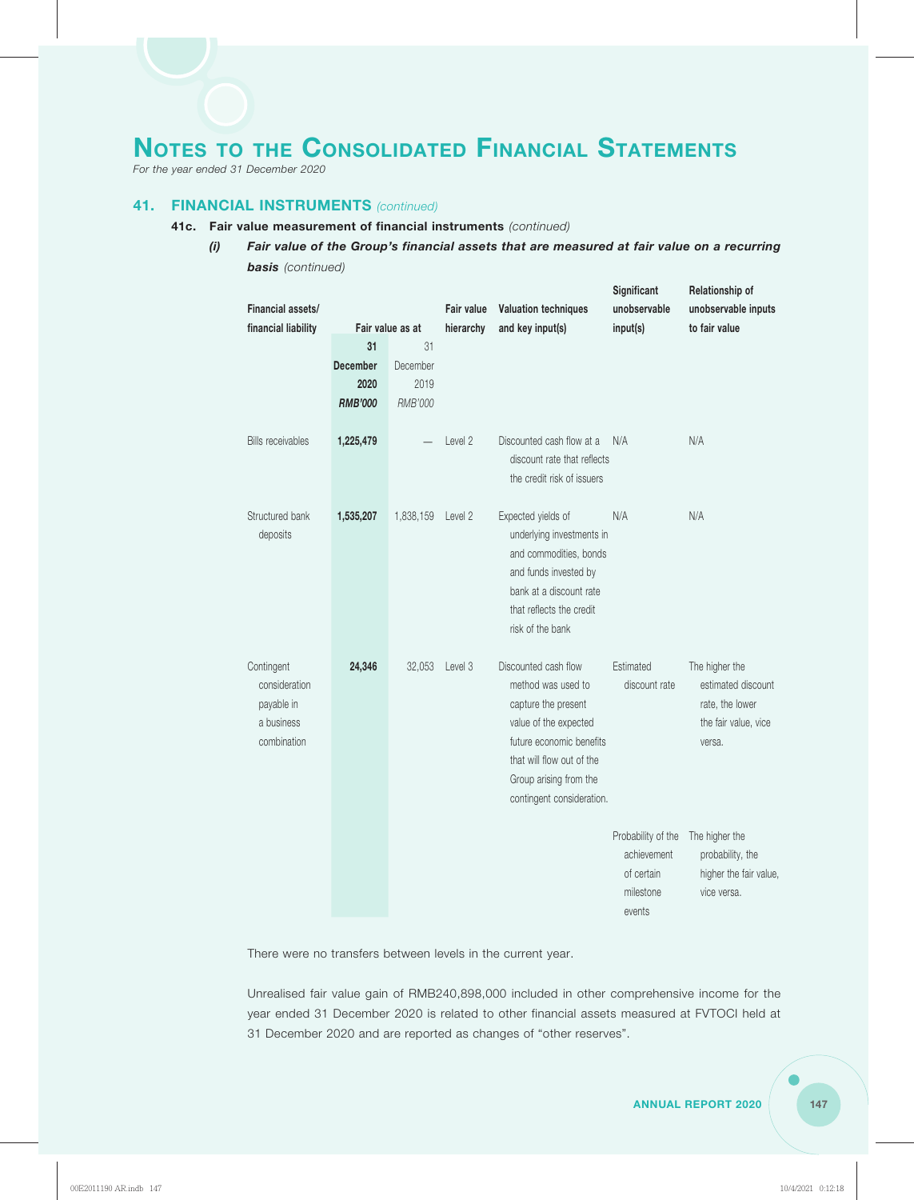# Notes to the Consolidated Financial Statements

*For the year ended 31 December 2020*

## 41. FINANCIAL INSTRUMENTS *(continued)*

### 41c. Fair value measurement of financial instruments *(continued)*

#### *(i) Fair value of the Group's financial assets that are measured at fair value on a recurring basis (continued)*

| Financial assets/ financial liability | Fair value as at | | Fair value hierarchy | Valuation techniques and key input(s) | Significant unobservable input(s) | Relationship of unobservable inputs to fair value |
|---|---|---|---|---|---|---|
| | **31 December 2020** | 31 December 2019 | | | | |
| | ***RMB'000*** | *RMB'000* | | | | |
| Bills receivables | **1,225,479** | — | Level 2 | Discounted cash flow at a discount rate that reflects the credit risk of issuers | N/A | N/A |
| Structured bank deposits | **1,535,207** | 1,838,159 | Level 2 | Expected yields of underlying investments in and commodities, bonds and funds invested by bank at a discount rate that reflects the credit risk of the bank | N/A | N/A |
| Contingent consideration payable in a business combination | **24,346** | 32,053 | Level 3 | Discounted cash flow method was used to capture the present value of the expected future economic benefits that will flow out of the Group arising from the contingent consideration. | Estimated discount rate | The higher the estimated discount rate, the lower the fair value, vice versa. |
| | | | | | Probability of the achievement of certain milestone events | The higher the probability, the higher the fair value, vice versa. |

There were no transfers between levels in the current year.

Unrealised fair value gain of RMB240,898,000 included in other comprehensive income for the year ended 31 December 2020 is related to other financial assets measured at FVTOCI held at 31 December 2020 and are reported as changes of "other reserves".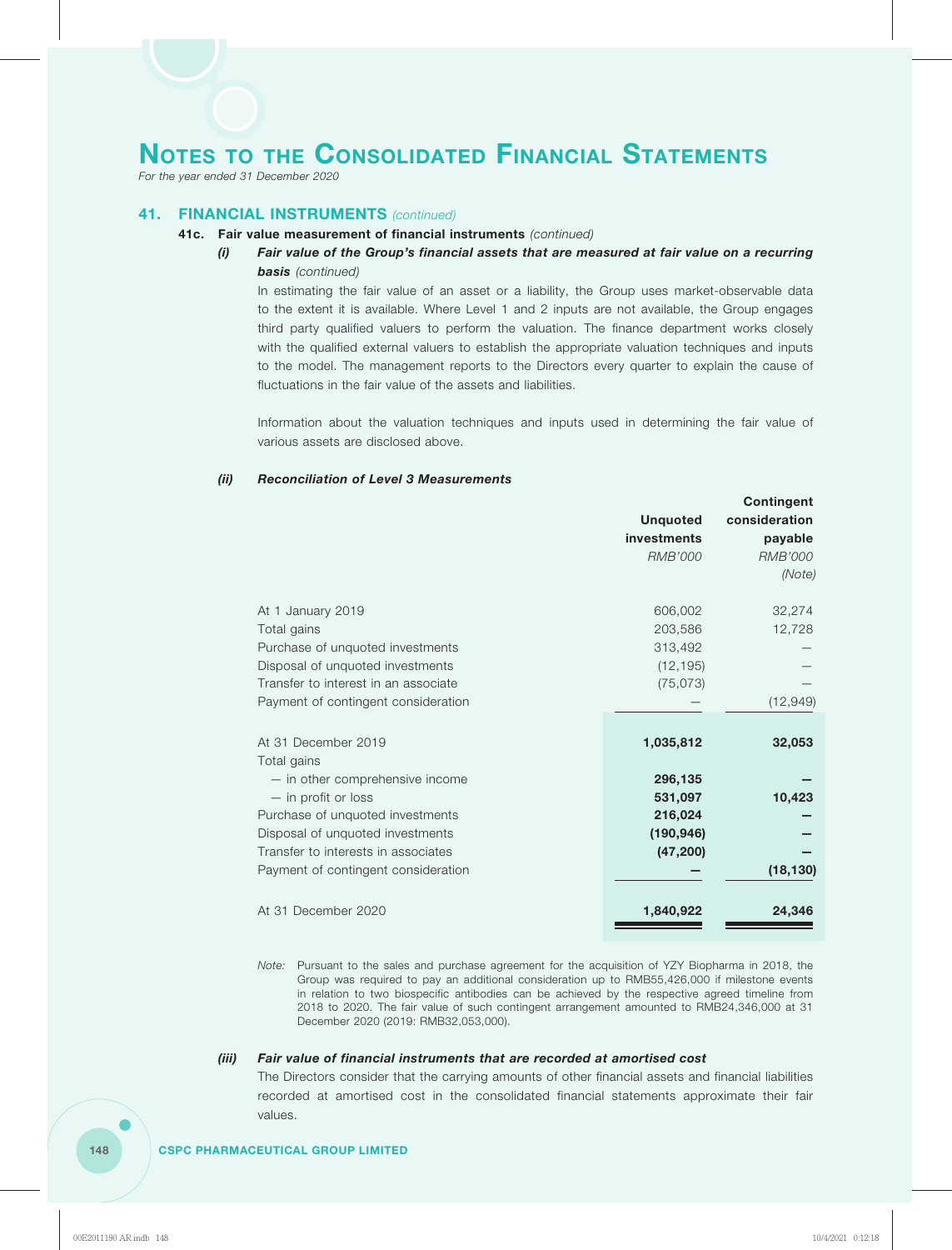# Notes to the Consolidated Financial Statements

*For the year ended 31 December 2020*

## 41. FINANCIAL INSTRUMENTS *(continued)*

### 41c. Fair value measurement of financial instruments *(continued)*

***(i) Fair value of the Group's financial assets that are measured at fair value on a recurring basis*** *(continued)*

In estimating the fair value of an asset or a liability, the Group uses market-observable data to the extent it is available. Where Level 1 and 2 inputs are not available, the Group engages third party qualified valuers to perform the valuation. The finance department works closely with the qualified external valuers to establish the appropriate valuation techniques and inputs to the model. The management reports to the Directors every quarter to explain the cause of fluctuations in the fair value of the assets and liabilities.

Information about the valuation techniques and inputs used in determining the fair value of various assets are disclosed above.

***(ii) Reconciliation of Level 3 Measurements***

| | Unquoted investments *RMB'000* | Contingent consideration payable *RMB'000* *(Note)* |
|---|---|---|
| At 1 January 2019 | 606,002 | 32,274 |
| Total gains | 203,586 | 12,728 |
| Purchase of unquoted investments | 313,492 | — |
| Disposal of unquoted investments | (12,195) | — |
| Transfer to interest in an associate | (75,073) | — |
| Payment of contingent consideration | — | (12,949) |
| At 31 December 2019 | **1,035,812** | **32,053** |
| Total gains | | |
| — in other comprehensive income | **296,135** | **—** |
| — in profit or loss | **531,097** | **10,423** |
| Purchase of unquoted investments | **216,024** | **—** |
| Disposal of unquoted investments | **(190,946)** | **—** |
| Transfer to interests in associates | **(47,200)** | **—** |
| Payment of contingent consideration | **—** | **(18,130)** |
| At 31 December 2020 | **1,840,922** | **24,346** |

*Note:* Pursuant to the sales and purchase agreement for the acquisition of YZY Biopharma in 2018, the Group was required to pay an additional consideration up to RMB55,426,000 if milestone events in relation to two biospecific antibodies can be achieved by the respective agreed timeline from 2018 to 2020. The fair value of such contingent arrangement amounted to RMB24,346,000 at 31 December 2020 (2019: RMB32,053,000).

***(iii) Fair value of financial instruments that are recorded at amortised cost***

The Directors consider that the carrying amounts of other financial assets and financial liabilities recorded at amortised cost in the consolidated financial statements approximate their fair values.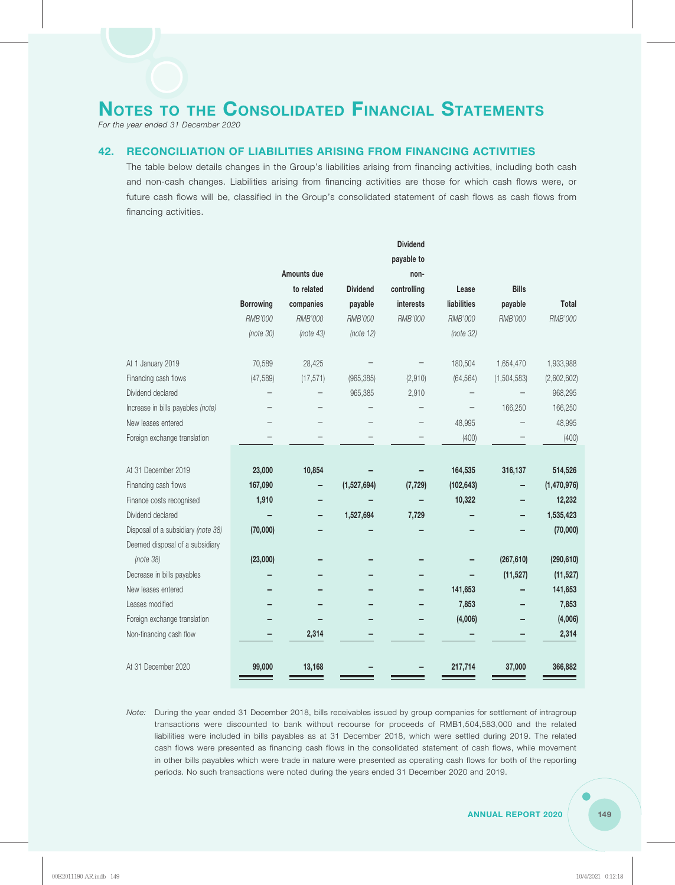# Notes to the Consolidated Financial Statements

*For the year ended 31 December 2020*

## 42. RECONCILIATION OF LIABILITIES ARISING FROM FINANCING ACTIVITIES

The table below details changes in the Group's liabilities arising from financing activities, including both cash and non-cash changes. Liabilities arising from financing activities are those for which cash flows were, or future cash flows will be, classified in the Group's consolidated statement of cash flows as cash flows from financing activities.

| | Borrowing | Amounts due to related companies | Dividend payable | Dividend payable to non-controlling interests | Lease liabilities | Bills payable | Total |
|---|---|---|---|---|---|---|---|
| | *RMB'000* | *RMB'000* | *RMB'000* | *RMB'000* | *RMB'000* | *RMB'000* | *RMB'000* |
| | *(note 30)* | *(note 43)* | *(note 12)* | | *(note 32)* | | |
| At 1 January 2019 | 70,589 | 28,425 | – | – | 180,504 | 1,654,470 | 1,933,988 |
| Financing cash flows | (47,589) | (17,571) | (965,385) | (2,910) | (64,564) | (1,504,583) | (2,602,602) |
| Dividend declared | – | – | 965,385 | 2,910 | – | – | 968,295 |
| Increase in bills payables *(note)* | – | – | – | – | – | 166,250 | 166,250 |
| New leases entered | – | – | – | – | 48,995 | – | 48,995 |
| Foreign exchange translation | – | – | – | – | (400) | – | (400) |
| **At 31 December 2019** | **23,000** | **10,854** | **–** | **–** | **164,535** | **316,137** | **514,526** |
| **Financing cash flows** | **167,090** | **–** | **(1,527,694)** | **(7,729)** | **(102,643)** | **–** | **(1,470,976)** |
| **Finance costs recognised** | **1,910** | **–** | **–** | **–** | **10,322** | **–** | **12,232** |
| **Dividend declared** | **–** | **–** | **1,527,694** | **7,729** | **–** | **–** | **1,535,423** |
| **Disposal of a subsidiary *(note 38)*** | **(70,000)** | **–** | **–** | **–** | **–** | **–** | **(70,000)** |
| **Deemed disposal of a subsidiary *(note 38)*** | **(23,000)** | **–** | **–** | **–** | **–** | **(267,610)** | **(290,610)** |
| **Decrease in bills payables** | **–** | **–** | **–** | **–** | **–** | **(11,527)** | **(11,527)** |
| **New leases entered** | **–** | **–** | **–** | **–** | **141,653** | **–** | **141,653** |
| **Leases modified** | **–** | **–** | **–** | **–** | **7,853** | **–** | **7,853** |
| **Foreign exchange translation** | **–** | **–** | **–** | **–** | **(4,006)** | **–** | **(4,006)** |
| **Non-financing cash flow** | **–** | **2,314** | **–** | **–** | **–** | **–** | **2,314** |
| **At 31 December 2020** | **99,000** | **13,168** | **–** | **–** | **217,714** | **37,000** | **366,882** |

*Note:* During the year ended 31 December 2018, bills receivables issued by group companies for settlement of intragroup transactions were discounted to bank without recourse for proceeds of RMB1,504,583,000 and the related liabilities were included in bills payables as at 31 December 2018, which were settled during 2019. The related cash flows were presented as financing cash flows in the consolidated statement of cash flows, while movement in other bills payables which were trade in nature were presented as operating cash flows for both of the reporting periods. No such transactions were noted during the years ended 31 December 2020 and 2019.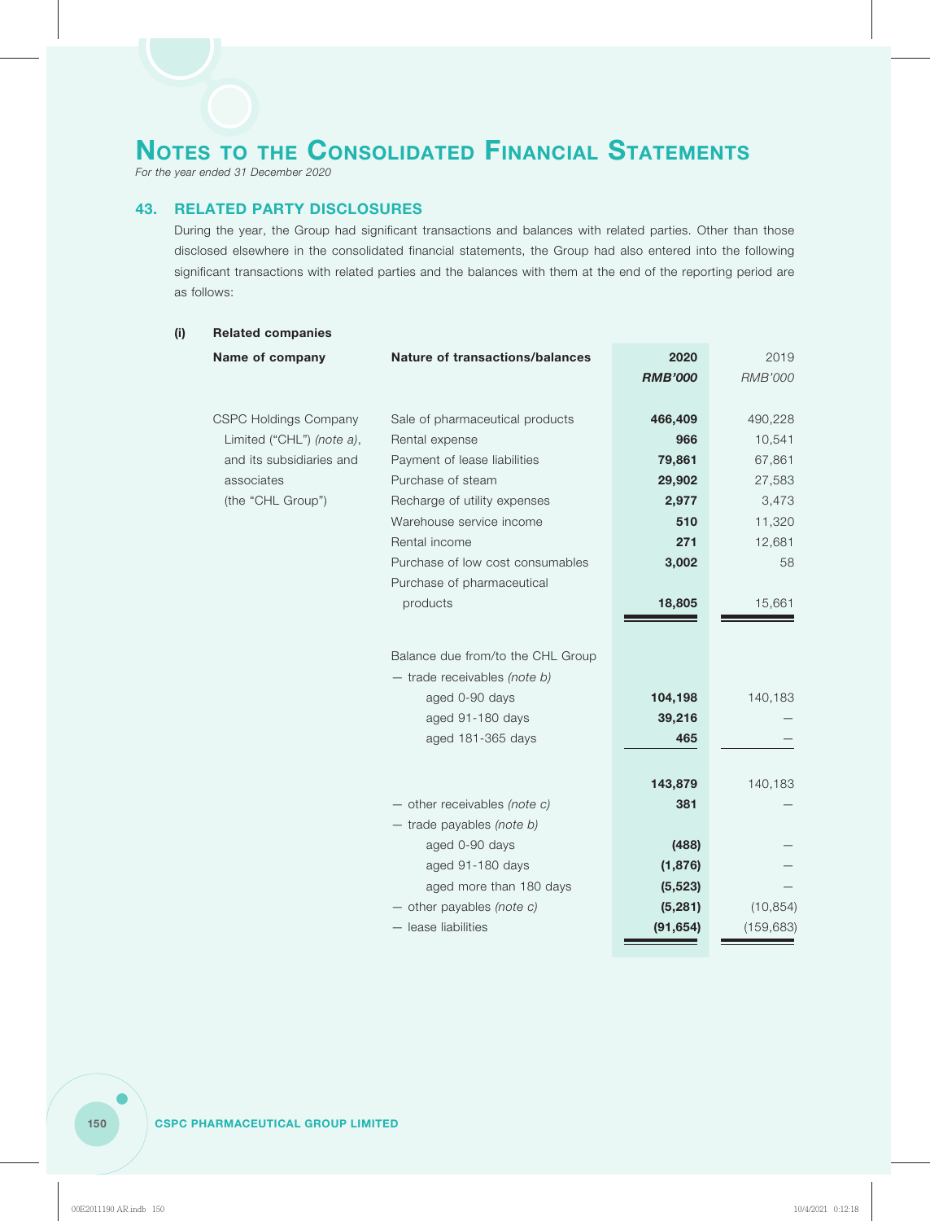# NOTES TO THE CONSOLIDATED FINANCIAL STATEMENTS

*For the year ended 31 December 2020*

## 43. RELATED PARTY DISCLOSURES

During the year, the Group had significant transactions and balances with related parties. Other than those disclosed elsewhere in the consolidated financial statements, the Group had also entered into the following significant transactions with related parties and the balances with them at the end of the reporting period are as follows:

### (i) Related companies

| Name of company | Nature of transactions/balances | 2020<br>*RMB'000* | 2019<br>*RMB'000* |
|---|---|---|---|
| CSPC Holdings Company Limited ("CHL") *(note a)*, and its subsidiaries and associates (the "CHL Group") | Sale of pharmaceutical products | **466,409** | 490,228 |
| | Rental expense | **966** | 10,541 |
| | Payment of lease liabilities | **79,861** | 67,861 |
| | Purchase of steam | **29,902** | 27,583 |
| | Recharge of utility expenses | **2,977** | 3,473 |
| | Warehouse service income | **510** | 11,320 |
| | Rental income | **271** | 12,681 |
| | Purchase of low cost consumables | **3,002** | 58 |
| | Purchase of pharmaceutical products | **18,805** | 15,661 |
| | Balance due from/to the CHL Group | | |
| | — trade receivables *(note b)* | | |
| | aged 0-90 days | **104,198** | 140,183 |
| | aged 91-180 days | **39,216** | — |
| | aged 181-365 days | **465** | — |
| | | **143,879** | 140,183 |
| | — other receivables *(note c)* | **381** | — |
| | — trade payables *(note b)* | | |
| | aged 0-90 days | **(488)** | — |
| | aged 91-180 days | **(1,876)** | — |
| | aged more than 180 days | **(5,523)** | — |
| | — other payables *(note c)* | **(5,281)** | (10,854) |
| | — lease liabilities | **(91,654)** | (159,683) |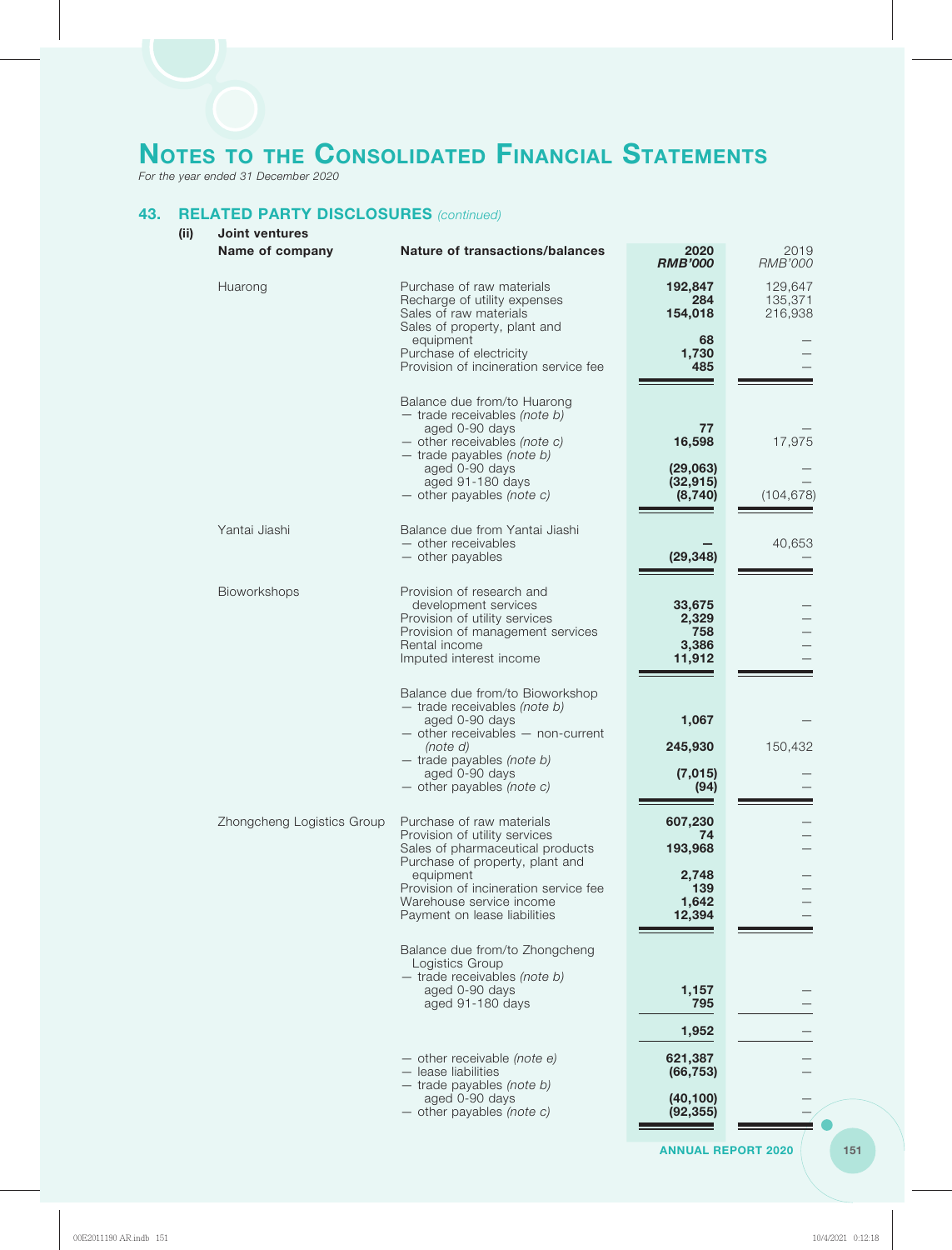# NOTES TO THE CONSOLIDATED FINANCIAL STATEMENTS

*For the year ended 31 December 2020*

## 43. RELATED PARTY DISCLOSURES *(continued)*

### (ii) Joint ventures

| Name of company | Nature of transactions/balances | 2020 *RMB'000* | 2019 *RMB'000* |
|---|---|---|---|
| Huarong | Purchase of raw materials | **192,847** | 129,647 |
| | Recharge of utility expenses | **284** | 135,371 |
| | Sales of raw materials | **154,018** | 216,938 |
| | Sales of property, plant and equipment | **68** | — |
| | Purchase of electricity | **1,730** | — |
| | Provision of incineration service fee | **485** | — |
| | Balance due from/to Huarong | | |
| | — trade receivables *(note b)* aged 0-90 days | **77** | — |
| | — other receivables *(note c)* | **16,598** | 17,975 |
| | — trade payables *(note b)* aged 0-90 days | **(29,063)** | — |
| | aged 91-180 days | **(32,915)** | — |
| | — other payables *(note c)* | **(8,740)** | (104,678) |
| Yantai Jiashi | Balance due from Yantai Jiashi | | |
| | — other receivables | **—** | 40,653 |
| | — other payables | **(29,348)** | — |
| Bioworkshops | Provision of research and development services | **33,675** | — |
| | Provision of utility services | **2,329** | — |
| | Provision of management services | **758** | — |
| | Rental income | **3,386** | — |
| | Imputed interest income | **11,912** | — |
| | Balance due from/to Bioworkshop | | |
| | — trade receivables *(note b)* aged 0-90 days | **1,067** | — |
| | — other receivables — non-current *(note d)* | **245,930** | 150,432 |
| | — trade payables *(note b)* aged 0-90 days | **(7,015)** | — |
| | — other payables *(note c)* | **(94)** | — |
| Zhongcheng Logistics Group | Purchase of raw materials | **607,230** | — |
| | Provision of utility services | **74** | — |
| | Sales of pharmaceutical products | **193,968** | — |
| | Purchase of property, plant and equipment | **2,748** | — |
| | Provision of incineration service fee | **139** | — |
| | Warehouse service income | **1,642** | — |
| | Payment on lease liabilities | **12,394** | — |
| | Balance due from/to Zhongcheng Logistics Group | | |
| | — trade receivables *(note b)* aged 0-90 days | **1,157** | — |
| | aged 91-180 days | **795** | — |
| | | **1,952** | — |
| | — other receivable *(note e)* | **621,387** | — |
| | — lease liabilities | **(66,753)** | — |
| | — trade payables *(note b)* aged 0-90 days | **(40,100)** | — |
| | — other payables *(note c)* | **(92,355)** | — |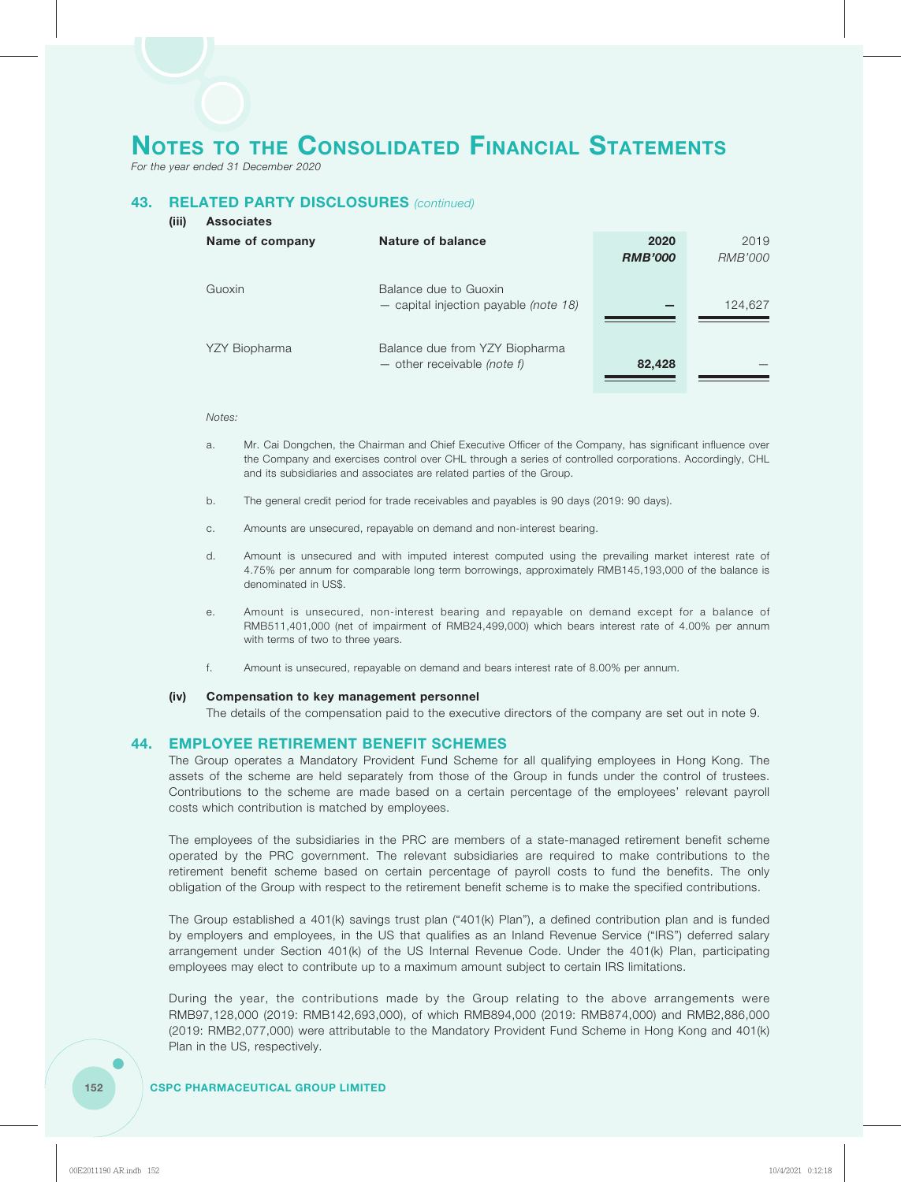# NOTES TO THE CONSOLIDATED FINANCIAL STATEMENTS

*For the year ended 31 December 2020*

## 43. RELATED PARTY DISCLOSURES *(continued)*

### (iii) Associates

| Name of company | Nature of balance | 2020 RMB'000 | 2019 RMB'000 |
|---|---|---|---|
| Guoxin | Balance due to Guoxin — capital injection payable *(note 18)* | — | 124,627 |
| YZY Biopharma | Balance due from YZY Biopharma — other receivable *(note f)* | 82,428 | — |

*Notes:*

a. Mr. Cai Dongchen, the Chairman and Chief Executive Officer of the Company, has significant influence over the Company and exercises control over CHL through a series of controlled corporations. Accordingly, CHL and its subsidiaries and associates are related parties of the Group.

b. The general credit period for trade receivables and payables is 90 days (2019: 90 days).

c. Amounts are unsecured, repayable on demand and non-interest bearing.

d. Amount is unsecured and with imputed interest computed using the prevailing market interest rate of 4.75% per annum for comparable long term borrowings, approximately RMB145,193,000 of the balance is denominated in US$.

e. Amount is unsecured, non-interest bearing and repayable on demand except for a balance of RMB511,401,000 (net of impairment of RMB24,499,000) which bears interest rate of 4.00% per annum with terms of two to three years.

f. Amount is unsecured, repayable on demand and bears interest rate of 8.00% per annum.

### (iv) Compensation to key management personnel

The details of the compensation paid to the executive directors of the company are set out in note 9.

## 44. EMPLOYEE RETIREMENT BENEFIT SCHEMES

The Group operates a Mandatory Provident Fund Scheme for all qualifying employees in Hong Kong. The assets of the scheme are held separately from those of the Group in funds under the control of trustees. Contributions to the scheme are made based on a certain percentage of the employees' relevant payroll costs which contribution is matched by employees.

The employees of the subsidiaries in the PRC are members of a state-managed retirement benefit scheme operated by the PRC government. The relevant subsidiaries are required to make contributions to the retirement benefit scheme based on certain percentage of payroll costs to fund the benefits. The only obligation of the Group with respect to the retirement benefit scheme is to make the specified contributions.

The Group established a 401(k) savings trust plan ("401(k) Plan"), a defined contribution plan and is funded by employers and employees, in the US that qualifies as an Inland Revenue Service ("IRS") deferred salary arrangement under Section 401(k) of the US Internal Revenue Code. Under the 401(k) Plan, participating employees may elect to contribute up to a maximum amount subject to certain IRS limitations.

During the year, the contributions made by the Group relating to the above arrangements were RMB97,128,000 (2019: RMB142,693,000), of which RMB894,000 (2019: RMB874,000) and RMB2,886,000 (2019: RMB2,077,000) were attributable to the Mandatory Provident Fund Scheme in Hong Kong and 401(k) Plan in the US, respectively.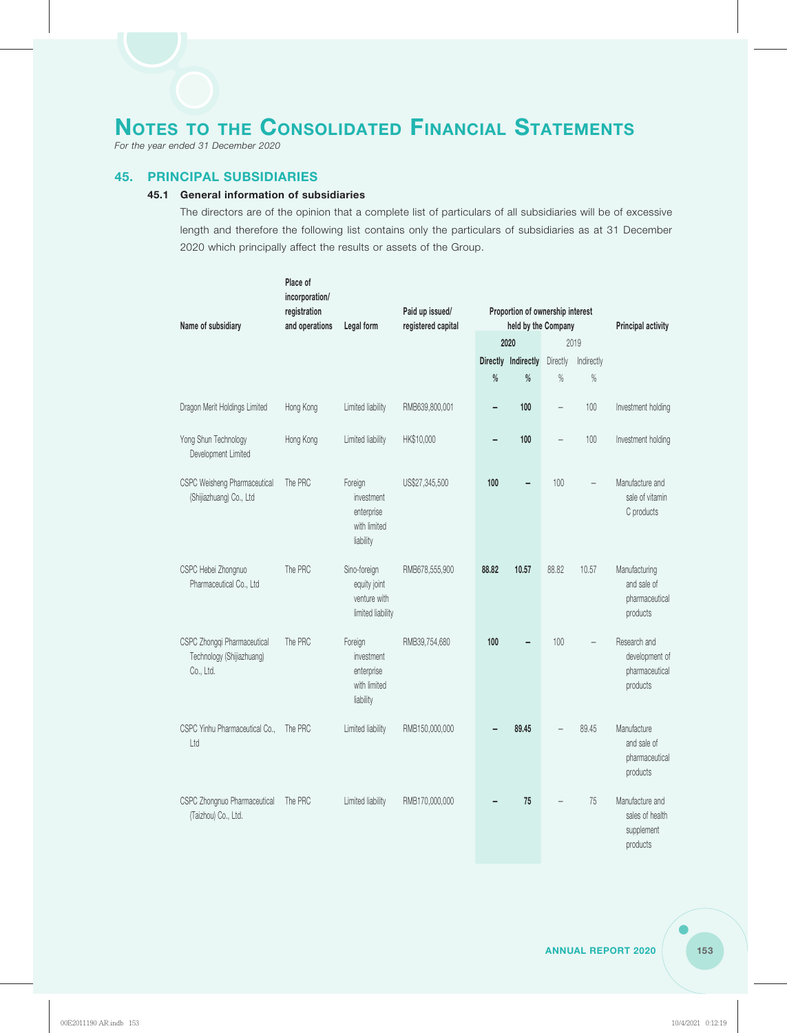# NOTES TO THE CONSOLIDATED FINANCIAL STATEMENTS

*For the year ended 31 December 2020*

## 45. PRINCIPAL SUBSIDIARIES

### 45.1 General information of subsidiaries

The directors are of the opinion that a complete list of particulars of all subsidiaries will be of excessive length and therefore the following list contains only the particulars of subsidiaries as at 31 December 2020 which principally affect the results or assets of the Group.

| Name of subsidiary | Place of incorporation/ registration and operations | Legal form | Paid up issued/ registered capital | Proportion of ownership interest held by the Company | | | | Principal activity |
|---|---|---|---|---|---|---|---|---|
| | | | | **2020** | | 2019 | | |
| | | | | **Directly** | **Indirectly** | Directly | Indirectly | |
| | | | | **%** | **%** | % | % | |
| Dragon Merit Holdings Limited | Hong Kong | Limited liability | RMB639,800,001 | **–** | **100** | – | 100 | Investment holding |
| Yong Shun Technology Development Limited | Hong Kong | Limited liability | HK$10,000 | **–** | **100** | – | 100 | Investment holding |
| CSPC Weisheng Pharmaceutical (Shijiazhuang) Co., Ltd | The PRC | Foreign investment enterprise with limited liability | US$27,345,500 | **100** | **–** | 100 | – | Manufacture and sale of vitamin C products |
| CSPC Hebei Zhongnuo Pharmaceutical Co., Ltd | The PRC | Sino-foreign equity joint venture with limited liability | RMB678,555,900 | **88.82** | **10.57** | 88.82 | 10.57 | Manufacturing and sale of pharmaceutical products |
| CSPC Zhongqi Pharmaceutical Technology (Shijiazhuang) Co., Ltd. | The PRC | Foreign investment enterprise with limited liability | RMB39,754,680 | **100** | **–** | 100 | – | Research and development of pharmaceutical products |
| CSPC Yinhu Pharmaceutical Co., Ltd | The PRC | Limited liability | RMB150,000,000 | **–** | **89.45** | – | 89.45 | Manufacture and sale of pharmaceutical products |
| CSPC Zhongnuo Pharmaceutical (Taizhou) Co., Ltd. | The PRC | Limited liability | RMB170,000,000 | **–** | **75** | – | 75 | Manufacture and sales of health supplement products |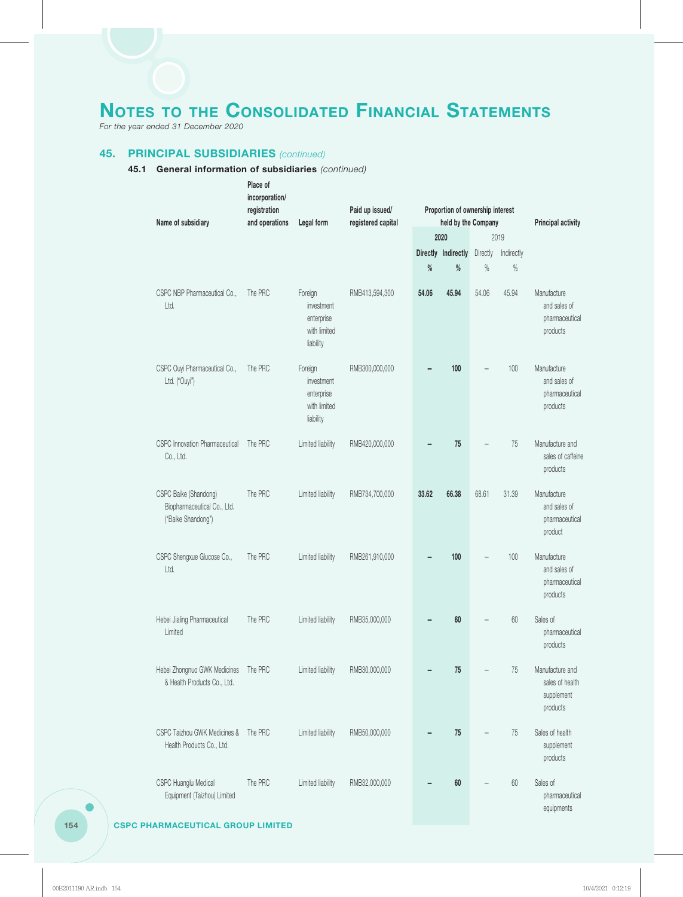# NOTES TO THE CONSOLIDATED FINANCIAL STATEMENTS

*For the year ended 31 December 2020*

## 45. PRINCIPAL SUBSIDIARIES *(continued)*

### 45.1 General information of subsidiaries *(continued)*

| Name of subsidiary | Place of incorporation/ registration and operations | Legal form | Paid up issued/ registered capital | Proportion of ownership interest held by the Company | | | | Principal activity |
|---|---|---|---|---|---|---|---|---|
| | | | | 2020 | | 2019 | | |
| | | | | Directly | Indirectly | Directly | Indirectly | |
| | | | | % | % | % | % | |
| CSPC NBP Pharmaceutical Co., Ltd. | The PRC | Foreign investment enterprise with limited liability | RMB413,594,300 | **54.06** | **45.94** | 54.06 | 45.94 | Manufacture and sales of pharmaceutical products |
| CSPC Ouyi Pharmaceutical Co., Ltd. ("Ouyi") | The PRC | Foreign investment enterprise with limited liability | RMB300,000,000 | **–** | **100** | – | 100 | Manufacture and sales of pharmaceutical products |
| CSPC Innovation Pharmaceutical Co., Ltd. | The PRC | Limited liability | RMB420,000,000 | **–** | **75** | – | 75 | Manufacture and sales of caffeine products |
| CSPC Baike (Shandong) Biopharmaceutical Co., Ltd. ("Baike Shandong") | The PRC | Limited liability | RMB734,700,000 | **33.62** | **66.38** | 68.61 | 31.39 | Manufacture and sales of pharmaceutical product |
| CSPC Shengxue Glucose Co., Ltd. | The PRC | Limited liability | RMB261,910,000 | **–** | **100** | – | 100 | Manufacture and sales of pharmaceutical products |
| Hebei Jialing Pharmaceutical Limited | The PRC | Limited liability | RMB35,000,000 | **–** | **60** | – | 60 | Sales of pharmaceutical products |
| Hebei Zhongnuo GWK Medicines & Health Products Co., Ltd. | The PRC | Limited liability | RMB30,000,000 | **–** | **75** | – | 75 | Manufacture and sales of health supplement products |
| CSPC Taizhou GWK Medicines & Health Products Co., Ltd. | The PRC | Limited liability | RMB50,000,000 | **–** | **75** | – | 75 | Sales of health supplement products |
| CSPC Huanglu Medical Equipment (Taizhou) Limited | The PRC | Limited liability | RMB32,000,000 | **–** | **60** | – | 60 | Sales of pharmaceutical equipments |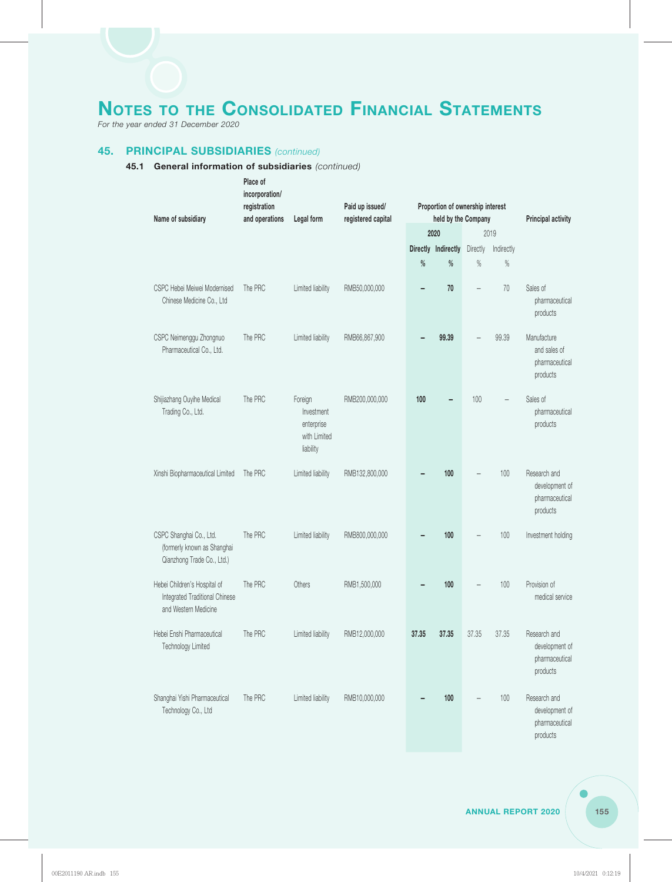# NOTES TO THE CONSOLIDATED FINANCIAL STATEMENTS

*For the year ended 31 December 2020*

## 45. PRINCIPAL SUBSIDIARIES *(continued)*

### 45.1 General information of subsidiaries *(continued)*

| Name of subsidiary | Place of incorporation/ registration and operations | Legal form | Paid up issued/ registered capital | Proportion of ownership interest held by the Company | | | | Principal activity |
|---|---|---|---|---|---|---|---|---|
| | | | | 2020 | | 2019 | | |
| | | | | Directly | Indirectly | Directly | Indirectly | |
| | | | | % | % | % | % | |
| CSPC Hebei Meiwei Modernised Chinese Medicine Co., Ltd | The PRC | Limited liability | RMB50,000,000 | – | 70 | – | 70 | Sales of pharmaceutical products |
| CSPC Neimenggu Zhongnuo Pharmaceutical Co., Ltd. | The PRC | Limited liability | RMB66,867,900 | – | 99.39 | – | 99.39 | Manufacture and sales of pharmaceutical products |
| Shijiazhang Ouyihe Medical Trading Co., Ltd. | The PRC | Foreign Investment enterprise with Limited liability | RMB200,000,000 | 100 | – | 100 | – | Sales of pharmaceutical products |
| Xinshi Biopharmaceutical Limited | The PRC | Limited liability | RMB132,800,000 | – | 100 | – | 100 | Research and development of pharmaceutical products |
| CSPC Shanghai Co., Ltd. (formerly known as Shanghai Qianzhong Trade Co., Ltd.) | The PRC | Limited liability | RMB800,000,000 | – | 100 | – | 100 | Investment holding |
| Hebei Children's Hospital of Integrated Traditional Chinese and Western Medicine | The PRC | Others | RMB1,500,000 | – | 100 | – | 100 | Provision of medical service |
| Hebei Enshi Pharmaceutical Technology Limited | The PRC | Limited liability | RMB12,000,000 | 37.35 | 37.35 | 37.35 | 37.35 | Research and development of pharmaceutical products |
| Shanghai Yishi Pharmaceutical Technology Co., Ltd | The PRC | Limited liability | RMB10,000,000 | – | 100 | – | 100 | Research and development of pharmaceutical products |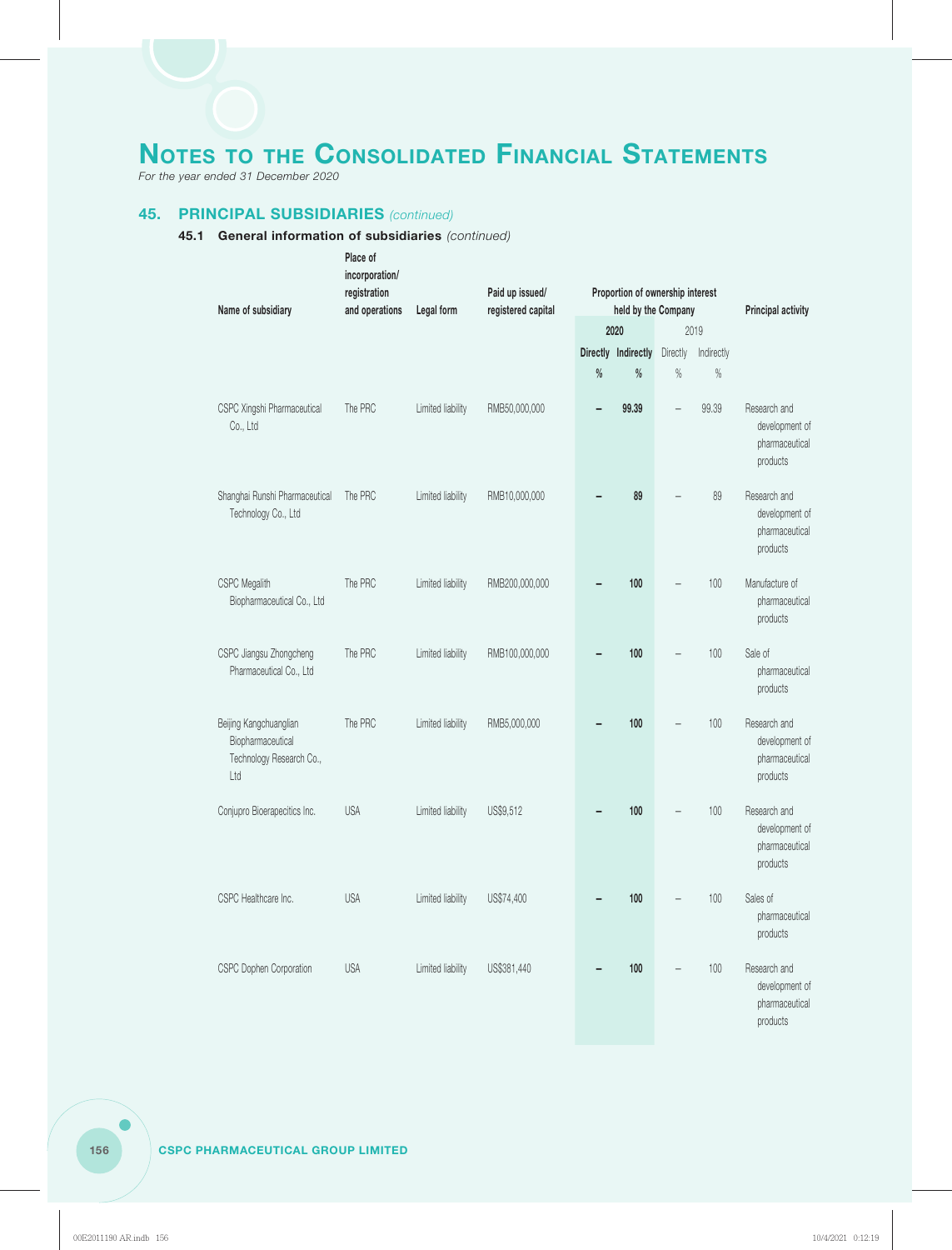# Notes to the Consolidated Financial Statements

*For the year ended 31 December 2020*

## 45. PRINCIPAL SUBSIDIARIES *(continued)*

### 45.1 General information of subsidiaries *(continued)*

| Name of subsidiary | Place of incorporation/ registration and operations | Legal form | Paid up issued/ registered capital | Proportion of ownership interest held by the Company | | | | Principal activity |
|---|---|---|---|---|---|---|---|---|
| | | | | 2020 | | 2019 | | |
| | | | | Directly | Indirectly | Directly | Indirectly | |
| | | | | % | % | % | % | |
| CSPC Xingshi Pharmaceutical Co., Ltd | The PRC | Limited liability | RMB50,000,000 | – | 99.39 | – | 99.39 | Research and development of pharmaceutical products |
| Shanghai Runshi Pharmaceutical Technology Co., Ltd | The PRC | Limited liability | RMB10,000,000 | – | 89 | – | 89 | Research and development of pharmaceutical products |
| CSPC Megalith Biopharmaceutical Co., Ltd | The PRC | Limited liability | RMB200,000,000 | – | 100 | – | 100 | Manufacture of pharmaceutical products |
| CSPC Jiangsu Zhongcheng Pharmaceutical Co., Ltd | The PRC | Limited liability | RMB100,000,000 | – | 100 | – | 100 | Sale of pharmaceutical products |
| Beijing Kangchuanglian Biopharmaceutical Technology Research Co., Ltd | The PRC | Limited liability | RMB5,000,000 | – | 100 | – | 100 | Research and development of pharmaceutical products |
| Conjupro Bioerapecitics Inc. | USA | Limited liability | US$9,512 | – | 100 | – | 100 | Research and development of pharmaceutical products |
| CSPC Healthcare Inc. | USA | Limited liability | US$74,400 | – | 100 | – | 100 | Sales of pharmaceutical products |
| CSPC Dophen Corporation | USA | Limited liability | US$381,440 | – | 100 | – | 100 | Research and development of pharmaceutical products |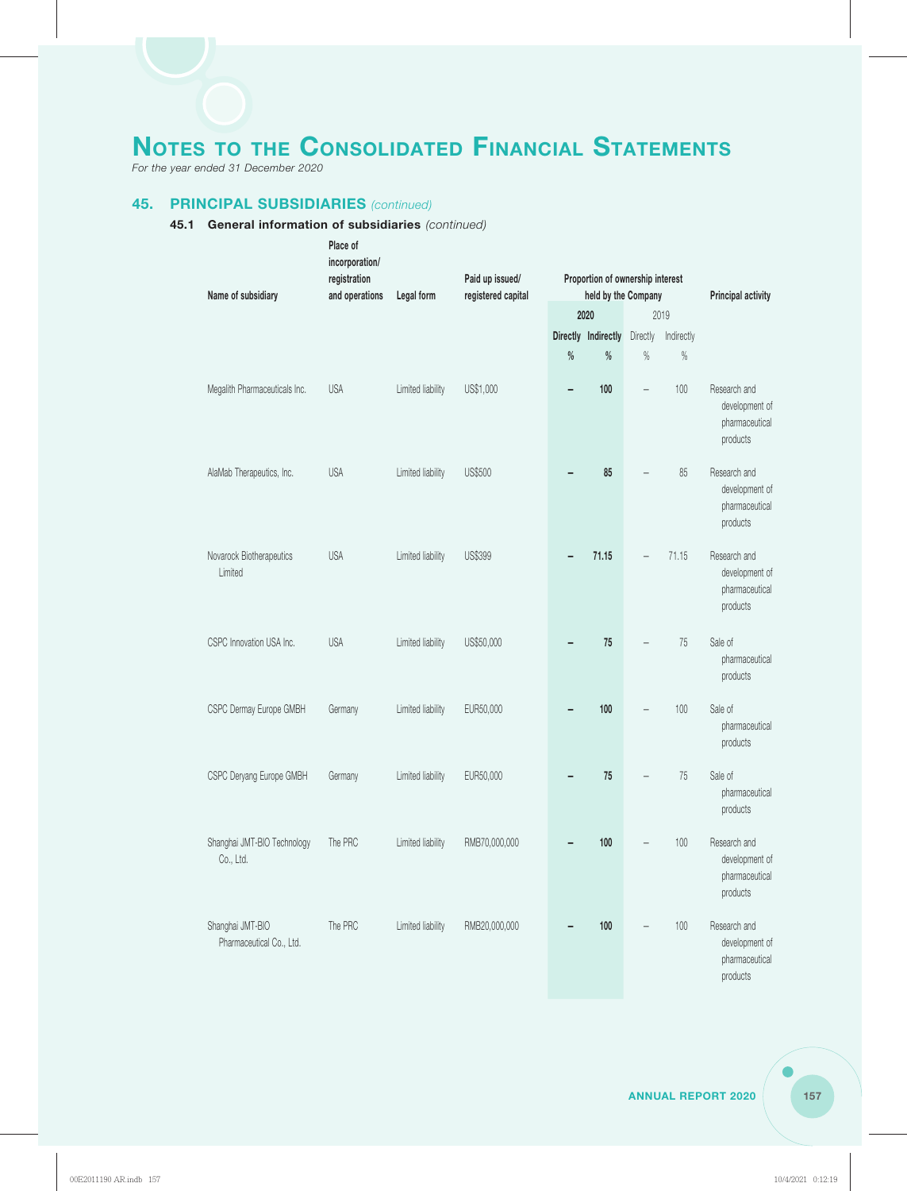# NOTES TO THE CONSOLIDATED FINANCIAL STATEMENTS

*For the year ended 31 December 2020*

## 45. PRINCIPAL SUBSIDIARIES *(continued)*

### 45.1 General information of subsidiaries *(continued)*

| Name of subsidiary | Place of incorporation/ registration and operations | Legal form | Paid up issued/ registered capital | Proportion of ownership interest held by the Company | | | | Principal activity |
|---|---|---|---|---|---|---|---|---|
| | | | | **2020** | | 2019 | | |
| | | | | **Directly** | **Indirectly** | Directly | Indirectly | |
| | | | | **%** | **%** | % | % | |
| Megalith Pharmaceuticals Inc. | USA | Limited liability | US$1,000 | **–** | **100** | – | 100 | Research and development of pharmaceutical products |
| AlaMab Therapeutics, Inc. | USA | Limited liability | US$500 | **–** | **85** | – | 85 | Research and development of pharmaceutical products |
| Novarock Biotherapeutics Limited | USA | Limited liability | US$399 | **–** | **71.15** | – | 71.15 | Research and development of pharmaceutical products |
| CSPC Innovation USA Inc. | USA | Limited liability | US$50,000 | **–** | **75** | – | 75 | Sale of pharmaceutical products |
| CSPC Dermay Europe GMBH | Germany | Limited liability | EUR50,000 | **–** | **100** | – | 100 | Sale of pharmaceutical products |
| CSPC Deryang Europe GMBH | Germany | Limited liability | EUR50,000 | **–** | **75** | – | 75 | Sale of pharmaceutical products |
| Shanghai JMT-BIO Technology Co., Ltd. | The PRC | Limited liability | RMB70,000,000 | **–** | **100** | – | 100 | Research and development of pharmaceutical products |
| Shanghai JMT-BIO Pharmaceutical Co., Ltd. | The PRC | Limited liability | RMB20,000,000 | **–** | **100** | – | 100 | Research and development of pharmaceutical products |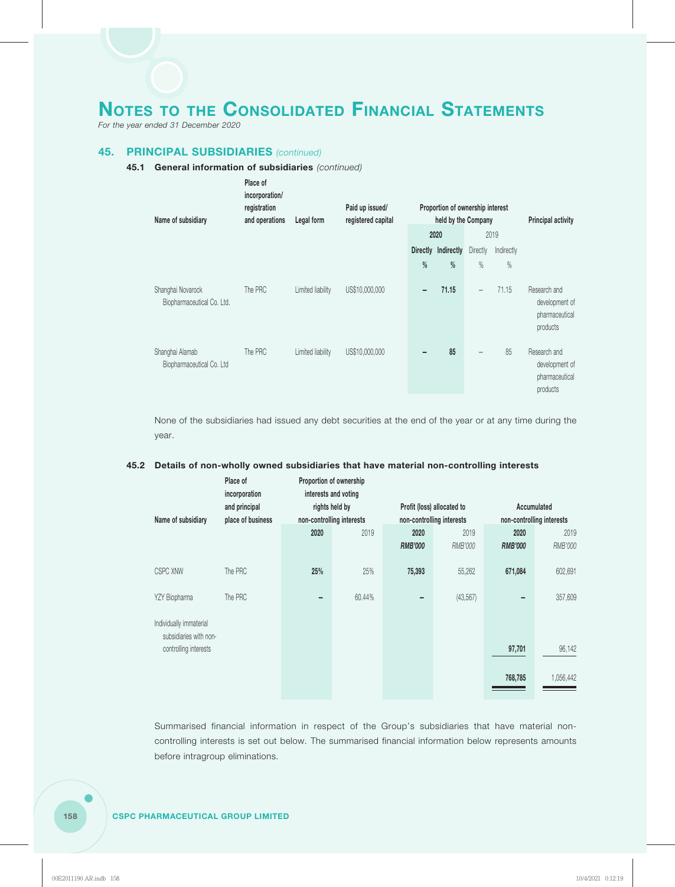# Notes to the Consolidated Financial Statements

*For the year ended 31 December 2020*

## 45. PRINCIPAL SUBSIDIARIES *(continued)*

### 45.1 General information of subsidiaries *(continued)*

| Name of subsidiary | Place of incorporation/ registration and operations | Legal form | Paid up issued/ registered capital | Proportion of ownership interest held by the Company | | | | Principal activity |
|---|---|---|---|---|---|---|---|---|
| | | | | **2020** | | 2019 | | |
| | | | | **Directly** | **Indirectly** | Directly | Indirectly | |
| | | | | **%** | **%** | % | % | |
| Shanghai Novarock Biopharmaceutical Co. Ltd. | The PRC | Limited liability | US$10,000,000 | **–** | **71.15** | – | 71.15 | Research and development of pharmaceutical products |
| Shanghai Alamab Biopharmaceutical Co. Ltd | The PRC | Limited liability | US$10,000,000 | **–** | **85** | – | 85 | Research and development of pharmaceutical products |

None of the subsidiaries had issued any debt securities at the end of the year or at any time during the year.

### 45.2 Details of non-wholly owned subsidiaries that have material non-controlling interests

| Name of subsidiary | Place of incorporation and principal place of business | Proportion of ownership interests and voting rights held by non-controlling interests | | Profit (loss) allocated to non-controlling interests | | Accumulated non-controlling interests | |
|---|---|---|---|---|---|---|---|
| | | **2020** | 2019 | **2020** | 2019 | **2020** | 2019 |
| | | | | ***RMB'000*** | *RMB'000* | ***RMB'000*** | *RMB'000* |
| CSPC XNW | The PRC | **25%** | 25% | **75,393** | 55,262 | **671,084** | 602,691 |
| YZY Biopharma | The PRC | **–** | 60.44% | **–** | (43,567) | **–** | 357,609 |
| Individually immaterial subsidiaries with non-controlling interests | | | | | | **97,701** | 96,142 |
| | | | | | | **768,785** | 1,056,442 |

Summarised financial information in respect of the Group's subsidiaries that have material non-controlling interests is set out below. The summarised financial information below represents amounts before intragroup eliminations.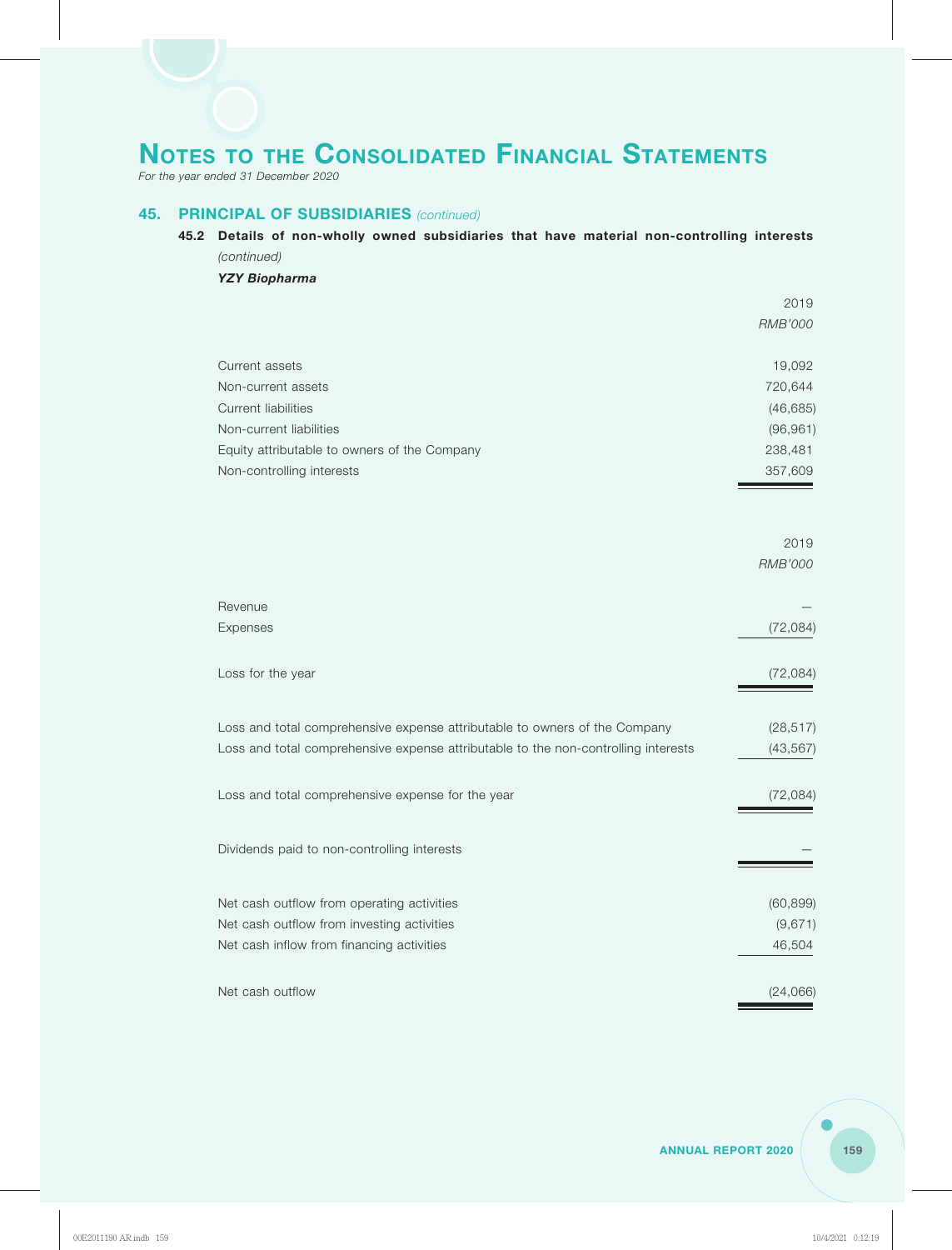# NOTES TO THE CONSOLIDATED FINANCIAL STATEMENTS

*For the year ended 31 December 2020*

## 45. PRINCIPAL OF SUBSIDIARIES *(continued)*

### 45.2 Details of non-wholly owned subsidiaries that have material non-controlling interests *(continued)*

***YZY Biopharma***

| | 2019 |
|---|---|
| | *RMB'000* |
| Current assets | 19,092 |
| Non-current assets | 720,644 |
| Current liabilities | (46,685) |
| Non-current liabilities | (96,961) |
| Equity attributable to owners of the Company | 238,481 |
| Non-controlling interests | 357,609 |

| | 2019 |
|---|---|
| | *RMB'000* |
| Revenue | – |
| Expenses | (72,084) |
| Loss for the year | (72,084) |
| Loss and total comprehensive expense attributable to owners of the Company | (28,517) |
| Loss and total comprehensive expense attributable to the non-controlling interests | (43,567) |
| Loss and total comprehensive expense for the year | (72,084) |
| Dividends paid to non-controlling interests | – |
| Net cash outflow from operating activities | (60,899) |
| Net cash outflow from investing activities | (9,671) |
| Net cash inflow from financing activities | 46,504 |
| Net cash outflow | (24,066) |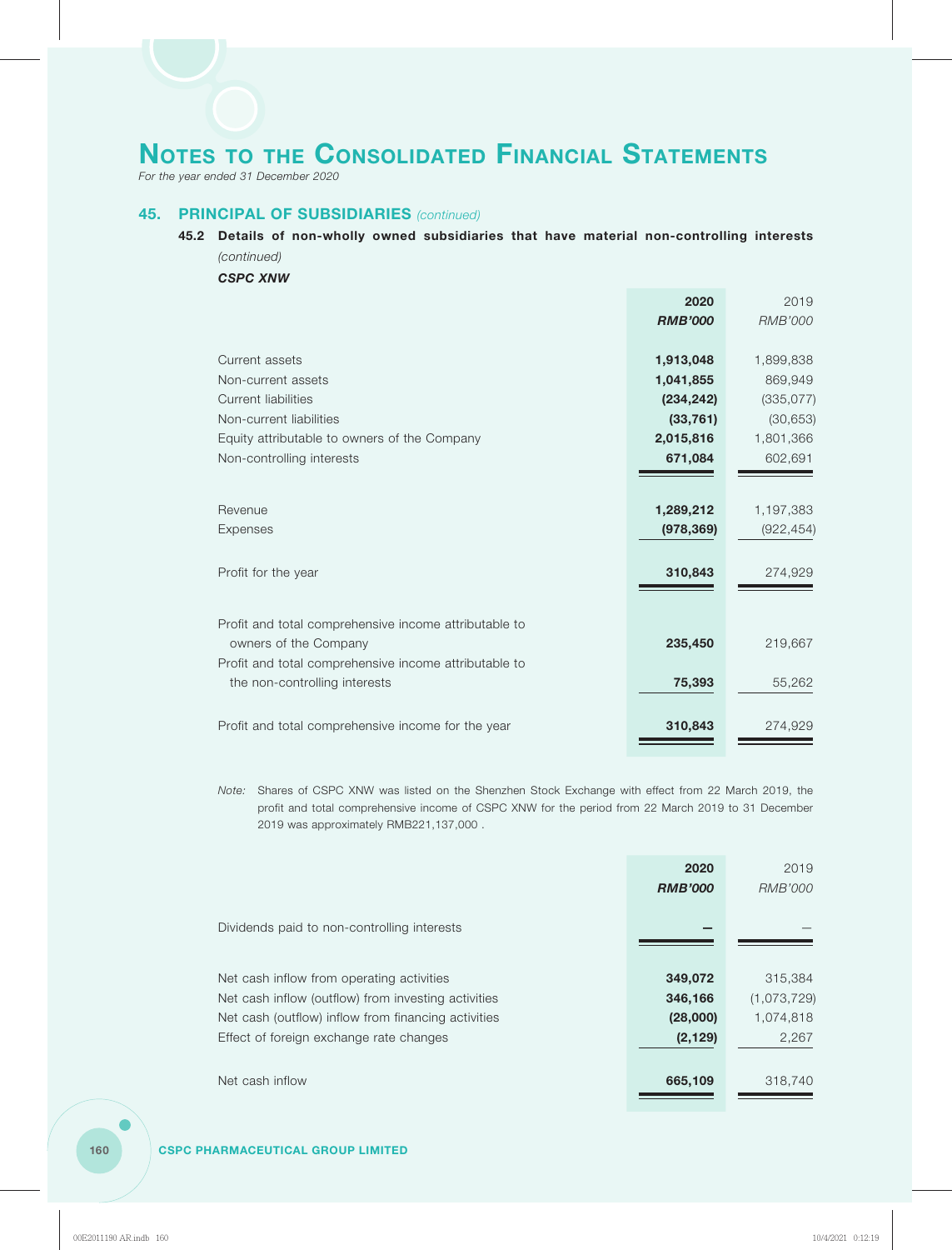# Notes to the Consolidated Financial Statements

*For the year ended 31 December 2020*

## 45. PRINCIPAL OF SUBSIDIARIES *(continued)*

### 45.2 Details of non-wholly owned subsidiaries that have material non-controlling interests *(continued)*

***CSPC XNW***

| | **2020** | 2019 |
|---|---|---|
| | ***RMB'000*** | *RMB'000* |
| Current assets | **1,913,048** | 1,899,838 |
| Non-current assets | **1,041,855** | 869,949 |
| Current liabilities | **(234,242)** | (335,077) |
| Non-current liabilities | **(33,761)** | (30,653) |
| Equity attributable to owners of the Company | **2,015,816** | 1,801,366 |
| Non-controlling interests | **671,084** | 602,691 |
| Revenue | **1,289,212** | 1,197,383 |
| Expenses | **(978,369)** | (922,454) |
| Profit for the year | **310,843** | 274,929 |
| Profit and total comprehensive income attributable to owners of the Company | **235,450** | 219,667 |
| Profit and total comprehensive income attributable to the non-controlling interests | **75,393** | 55,262 |
| Profit and total comprehensive income for the year | **310,843** | 274,929 |

*Note:* Shares of CSPC XNW was listed on the Shenzhen Stock Exchange with effect from 22 March 2019, the profit and total comprehensive income of CSPC XNW for the period from 22 March 2019 to 31 December 2019 was approximately RMB221,137,000 .

| | **2020** | 2019 |
|---|---|---|
| | ***RMB'000*** | *RMB'000* |
| Dividends paid to non-controlling interests | **–** | – |
| Net cash inflow from operating activities | **349,072** | 315,384 |
| Net cash inflow (outflow) from investing activities | **346,166** | (1,073,729) |
| Net cash (outflow) inflow from financing activities | **(28,000)** | 1,074,818 |
| Effect of foreign exchange rate changes | **(2,129)** | 2,267 |
| Net cash inflow | **665,109** | 318,740 |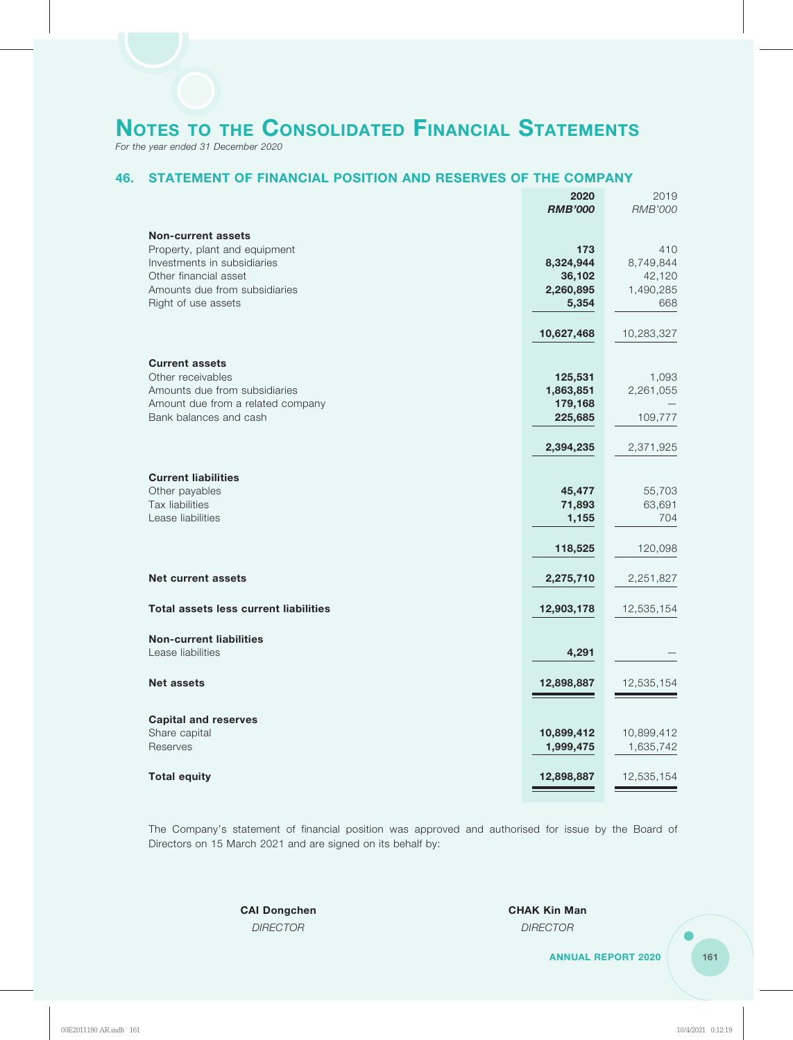# NOTES TO THE CONSOLIDATED FINANCIAL STATEMENTS

*For the year ended 31 December 2020*

## 46. STATEMENT OF FINANCIAL POSITION AND RESERVES OF THE COMPANY

| | **2020** | 2019 |
|---|---|---|
| | ***RMB'000*** | *RMB'000* |
| **Non-current assets** | | |
| Property, plant and equipment | **173** | 410 |
| Investments in subsidiaries | **8,324,944** | 8,749,844 |
| Other financial asset | **36,102** | 42,120 |
| Amounts due from subsidiaries | **2,260,895** | 1,490,285 |
| Right of use assets | **5,354** | 668 |
| | **10,627,468** | 10,283,327 |
| **Current assets** | | |
| Other receivables | **125,531** | 1,093 |
| Amounts due from subsidiaries | **1,863,851** | 2,261,055 |
| Amount due from a related company | **179,168** | — |
| Bank balances and cash | **225,685** | 109,777 |
| | **2,394,235** | 2,371,925 |
| **Current liabilities** | | |
| Other payables | **45,477** | 55,703 |
| Tax liabilities | **71,893** | 63,691 |
| Lease liabilities | **1,155** | 704 |
| | **118,525** | 120,098 |
| **Net current assets** | **2,275,710** | 2,251,827 |
| **Total assets less current liabilities** | **12,903,178** | 12,535,154 |
| **Non-current liabilities** | | |
| Lease liabilities | **4,291** | — |
| **Net assets** | **12,898,887** | 12,535,154 |
| **Capital and reserves** | | |
| Share capital | **10,899,412** | 10,899,412 |
| Reserves | **1,999,475** | 1,635,742 |
| **Total equity** | **12,898,887** | 12,535,154 |

The Company's statement of financial position was approved and authorised for issue by the Board of Directors on 15 March 2021 and are signed on its behalf by:

**CAI Dongchen**
*DIRECTOR*

**CHAK Kin Man**
*DIRECTOR*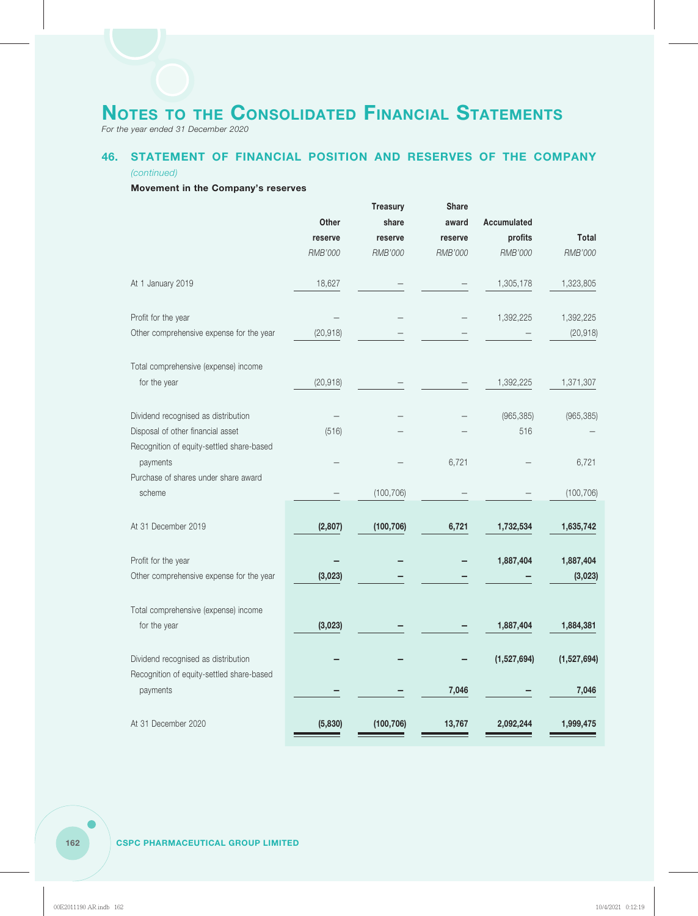# NOTES TO THE CONSOLIDATED FINANCIAL STATEMENTS

*For the year ended 31 December 2020*

## 46. STATEMENT OF FINANCIAL POSITION AND RESERVES OF THE COMPANY

*(continued)*

**Movement in the Company's reserves**

| | Other reserve | Treasury share reserve | Share award reserve | Accumulated profits | Total |
|---|---|---|---|---|---|
| | *RMB'000* | *RMB'000* | *RMB'000* | *RMB'000* | *RMB'000* |
| At 1 January 2019 | 18,627 | – | – | 1,305,178 | 1,323,805 |
| Profit for the year | – | – | – | 1,392,225 | 1,392,225 |
| Other comprehensive expense for the year | (20,918) | – | – | – | (20,918) |
| Total comprehensive (expense) income for the year | (20,918) | – | – | 1,392,225 | 1,371,307 |
| Dividend recognised as distribution | – | – | – | (965,385) | (965,385) |
| Disposal of other financial asset | (516) | – | – | 516 | – |
| Recognition of equity-settled share-based payments | – | – | 6,721 | – | 6,721 |
| Purchase of shares under share award scheme | – | (100,706) | – | – | (100,706) |
| **At 31 December 2019** | **(2,807)** | **(100,706)** | **6,721** | **1,732,534** | **1,635,742** |
| Profit for the year | **–** | **–** | **–** | **1,887,404** | **1,887,404** |
| Other comprehensive expense for the year | **(3,023)** | **–** | **–** | **–** | **(3,023)** |
| Total comprehensive (expense) income for the year | **(3,023)** | **–** | **–** | **1,887,404** | **1,884,381** |
| Dividend recognised as distribution | **–** | **–** | **–** | **(1,527,694)** | **(1,527,694)** |
| Recognition of equity-settled share-based payments | **–** | **–** | **7,046** | **–** | **7,046** |
| **At 31 December 2020** | **(5,830)** | **(100,706)** | **13,767** | **2,092,244** | **1,999,475** |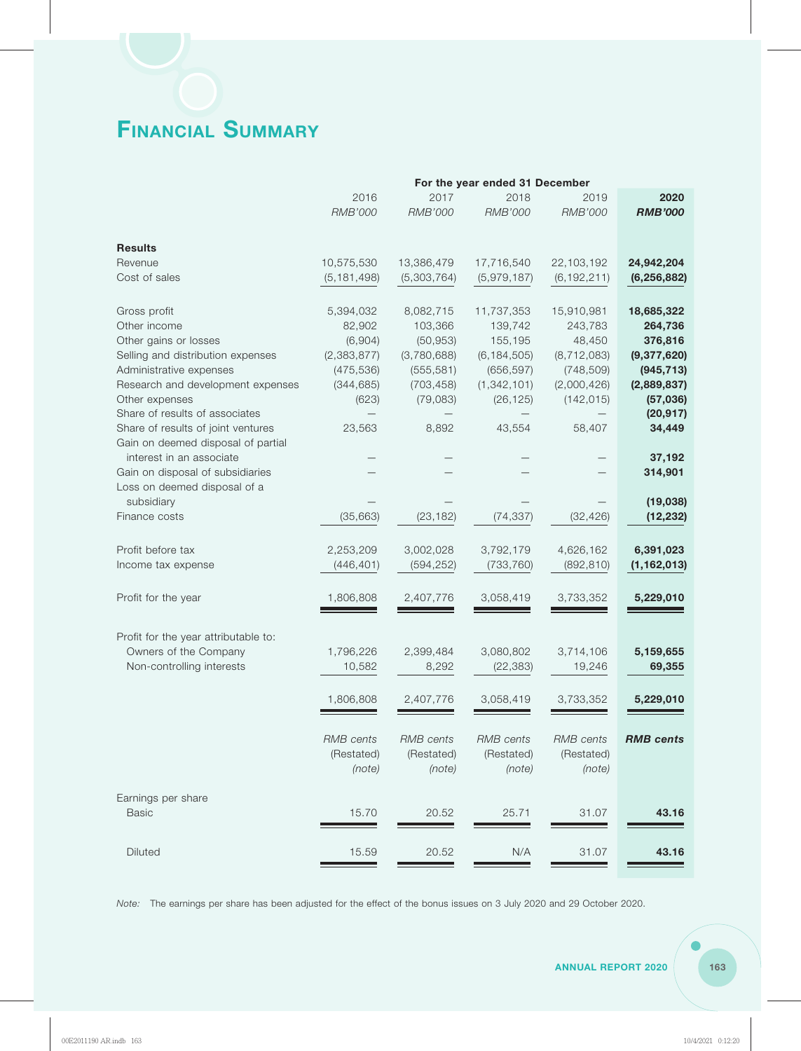# Financial Summary

| | For the year ended 31 December | | | | |
|---|---|---|---|---|---|
| | 2016 | 2017 | 2018 | 2019 | **2020** |
| | *RMB'000* | *RMB'000* | *RMB'000* | *RMB'000* | ***RMB'000*** |
| **Results** | | | | | |
| Revenue | 10,575,530 | 13,386,479 | 17,716,540 | 22,103,192 | **24,942,204** |
| Cost of sales | (5,181,498) | (5,303,764) | (5,979,187) | (6,192,211) | **(6,256,882)** |
| Gross profit | 5,394,032 | 8,082,715 | 11,737,353 | 15,910,981 | **18,685,322** |
| Other income | 82,902 | 103,366 | 139,742 | 243,783 | **264,736** |
| Other gains or losses | (6,904) | (50,953) | 155,195 | 48,450 | **376,816** |
| Selling and distribution expenses | (2,383,877) | (3,780,688) | (6,184,505) | (8,712,083) | **(9,377,620)** |
| Administrative expenses | (475,536) | (555,581) | (656,597) | (748,509) | **(945,713)** |
| Research and development expenses | (344,685) | (703,458) | (1,342,101) | (2,000,426) | **(2,889,837)** |
| Other expenses | (623) | (79,083) | (26,125) | (142,015) | **(57,036)** |
| Share of results of associates | — | — | — | — | **(20,917)** |
| Share of results of joint ventures | 23,563 | 8,892 | 43,554 | 58,407 | **34,449** |
| Gain on deemed disposal of partial interest in an associate | — | — | — | — | **37,192** |
| Gain on disposal of subsidiaries | — | — | — | — | **314,901** |
| Loss on deemed disposal of a subsidiary | — | — | — | — | **(19,038)** |
| Finance costs | (35,663) | (23,182) | (74,337) | (32,426) | **(12,232)** |
| Profit before tax | 2,253,209 | 3,002,028 | 3,792,179 | 4,626,162 | **6,391,023** |
| Income tax expense | (446,401) | (594,252) | (733,760) | (892,810) | **(1,162,013)** |
| Profit for the year | 1,806,808 | 2,407,776 | 3,058,419 | 3,733,352 | **5,229,010** |
| Profit for the year attributable to: | | | | | |
| Owners of the Company | 1,796,226 | 2,399,484 | 3,080,802 | 3,714,106 | **5,159,655** |
| Non-controlling interests | 10,582 | 8,292 | (22,383) | 19,246 | **69,355** |
| | 1,806,808 | 2,407,776 | 3,058,419 | 3,733,352 | **5,229,010** |
| | *RMB cents* (Restated) *(note)* | *RMB cents* (Restated) *(note)* | *RMB cents* (Restated) *(note)* | *RMB cents* (Restated) *(note)* | ***RMB cents*** |
| Earnings per share | | | | | |
| Basic | 15.70 | 20.52 | 25.71 | 31.07 | **43.16** |
| Diluted | 15.59 | 20.52 | N/A | 31.07 | **43.16** |

*Note:* The earnings per share has been adjusted for the effect of the bonus issues on 3 July 2020 and 29 October 2020.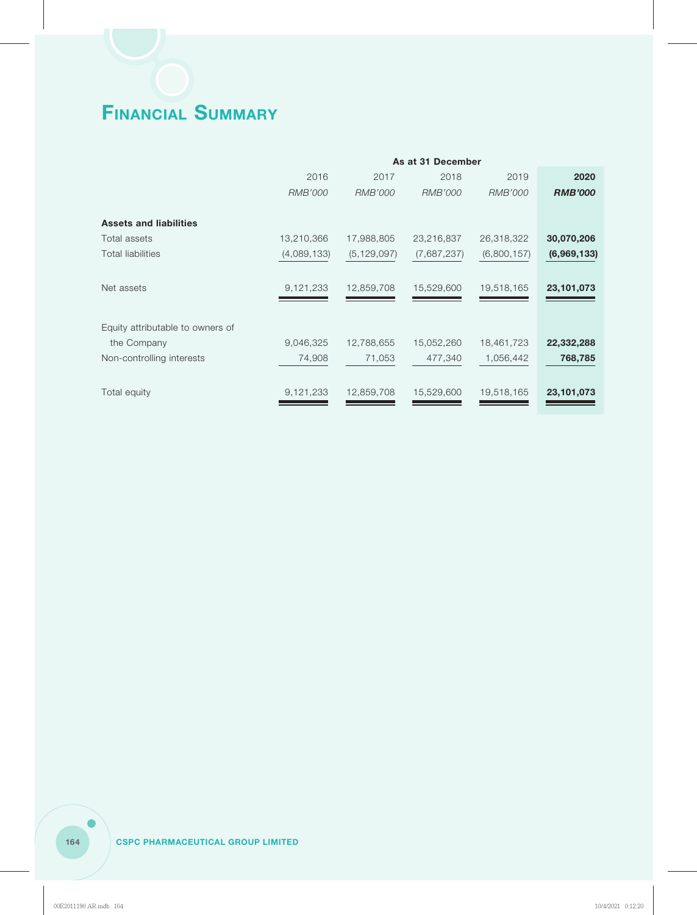# Financial Summary

| | As at 31 December | | | | |
|---|---|---|---|---|---|
| | 2016 | 2017 | 2018 | 2019 | **2020** |
| | *RMB'000* | *RMB'000* | *RMB'000* | *RMB'000* | ***RMB'000*** |
| **Assets and liabilities** | | | | | |
| Total assets | 13,210,366 | 17,988,805 | 23,216,837 | 26,318,322 | **30,070,206** |
| Total liabilities | (4,089,133) | (5,129,097) | (7,687,237) | (6,800,157) | **(6,969,133)** |
| Net assets | 9,121,233 | 12,859,708 | 15,529,600 | 19,518,165 | **23,101,073** |
| Equity attributable to owners of the Company | 9,046,325 | 12,788,655 | 15,052,260 | 18,461,723 | **22,332,288** |
| Non-controlling interests | 74,908 | 71,053 | 477,340 | 1,056,442 | **768,785** |
| Total equity | 9,121,233 | 12,859,708 | 15,529,600 | 19,518,165 | **23,101,073** |